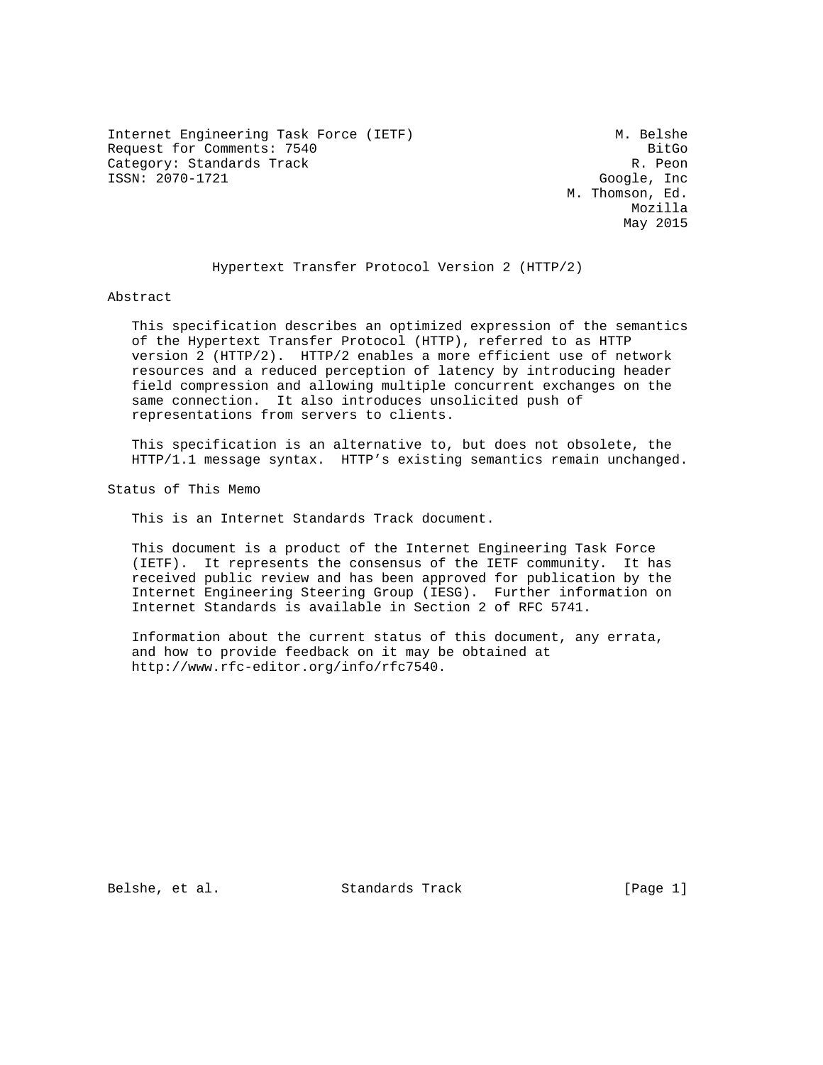Internet Engineering Task Force (IETF)  
Request for Comments: 7540  
Category: Standards Track  
ISSN: 2070-1721

M. Belshe  
BitGo  
R. Peon  
Google, Inc  
M. Thomson, Ed.  
Mozilla  
May 2015

# Hypertext Transfer Protocol Version 2 (HTTP/2)

## Abstract

This specification describes an optimized expression of the semantics of the Hypertext Transfer Protocol (HTTP), referred to as HTTP version 2 (HTTP/2). HTTP/2 enables a more efficient use of network resources and a reduced perception of latency by introducing header field compression and allowing multiple concurrent exchanges on the same connection. It also introduces unsolicited push of representations from servers to clients.

This specification is an alternative to, but does not obsolete, the HTTP/1.1 message syntax. HTTP's existing semantics remain unchanged.

## Status of This Memo

This is an Internet Standards Track document.

This document is a product of the Internet Engineering Task Force (IETF). It represents the consensus of the IETF community. It has received public review and has been approved for publication by the Internet Engineering Steering Group (IESG). Further information on Internet Standards is available in Section 2 of RFC 5741.

Information about the current status of this document, any errata, and how to provide feedback on it may be obtained at http://www.rfc-editor.org/info/rfc7540.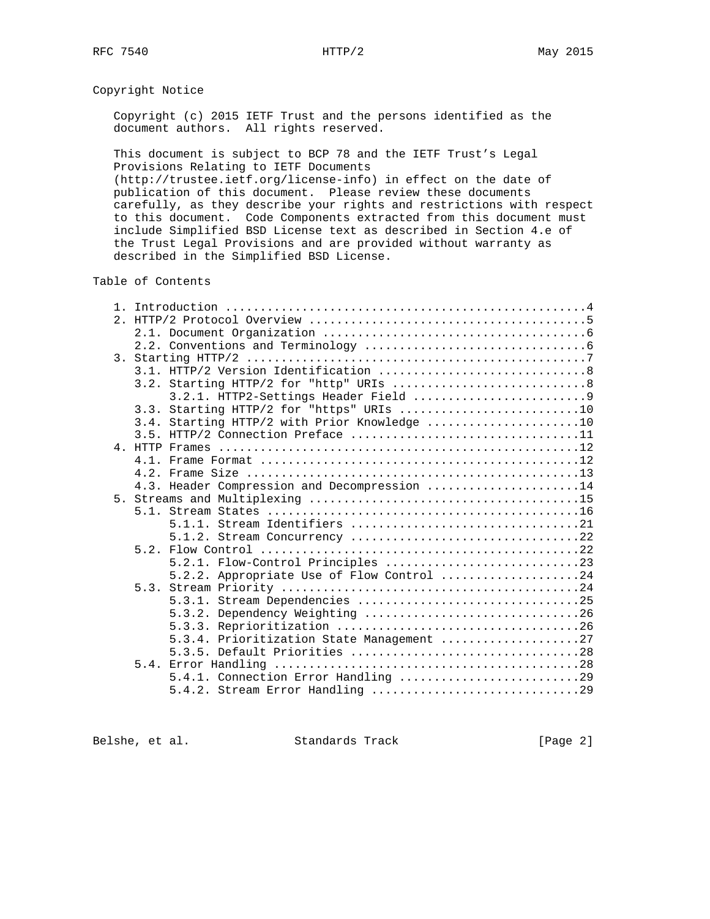## Copyright Notice

Copyright (c) 2015 IETF Trust and the persons identified as the document authors. All rights reserved.

This document is subject to BCP 78 and the IETF Trust's Legal Provisions Relating to IETF Documents (http://trustee.ietf.org/license-info) in effect on the date of publication of this document. Please review these documents carefully, as they describe your rights and restrictions with respect to this document. Code Components extracted from this document must include Simplified BSD License text as described in Section 4.e of the Trust Legal Provisions and are provided without warranty as described in the Simplified BSD License.

## Table of Contents

```
   1. Introduction ....................................................4
   2. HTTP/2 Protocol Overview ........................................5
      2.1. Document Organization ......................................6
      2.2. Conventions and Terminology ................................6
   3. Starting HTTP/2 .................................................7
      3.1. HTTP/2 Version Identification ..............................8
      3.2. Starting HTTP/2 for "http" URIs ............................8
           3.2.1. HTTP2-Settings Header Field .........................9
      3.3. Starting HTTP/2 for "https" URIs ..........................10
      3.4. Starting HTTP/2 with Prior Knowledge ......................10
      3.5. HTTP/2 Connection Preface .................................11
   4. HTTP Frames ....................................................12
      4.1. Frame Format ..............................................12
      4.2. Frame Size ................................................13
      4.3. Header Compression and Decompression ......................14
   5. Streams and Multiplexing .......................................15
      5.1. Stream States .............................................16
           5.1.1. Stream Identifiers .................................21
           5.1.2. Stream Concurrency .................................22
      5.2. Flow Control ..............................................22
           5.2.1. Flow-Control Principles ............................23
           5.2.2. Appropriate Use of Flow Control ....................24
      5.3. Stream Priority ...........................................24
           5.3.1. Stream Dependencies ................................25
           5.3.2. Dependency Weighting ...............................26
           5.3.3. Reprioritization ...................................26
           5.3.4. Prioritization State Management ....................27
           5.3.5. Default Priorities .................................28
      5.4. Error Handling ............................................28
           5.4.1. Connection Error Handling ..........................29
           5.4.2. Stream Error Handling ..............................29
```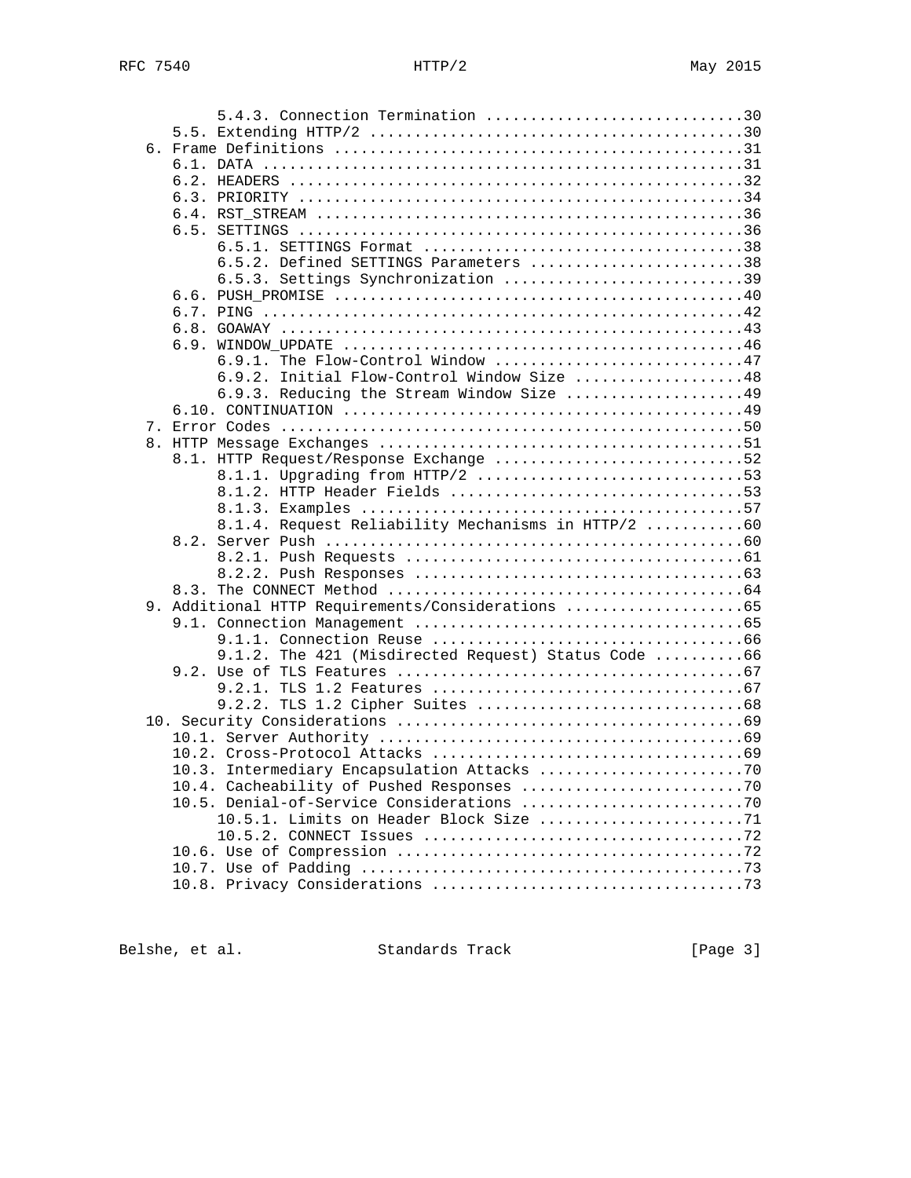```
         5.4.3. Connection Termination ............................30
      5.5. Extending HTTP/2 .........................................30
   6. Frame Definitions .............................................31
      6.1. DATA .....................................................31
      6.2. HEADERS ..................................................32
      6.3. PRIORITY .................................................34
      6.4. RST_STREAM ...............................................36
      6.5. SETTINGS .................................................36
           6.5.1. SETTINGS Format ...................................38
           6.5.2. Defined SETTINGS Parameters .......................38
           6.5.3. Settings Synchronization ..........................39
      6.6. PUSH_PROMISE .............................................40
      6.7. PING .....................................................42
      6.8. GOAWAY ...................................................43
      6.9. WINDOW_UPDATE ............................................46
           6.9.1. The Flow-Control Window ...........................47
           6.9.2. Initial Flow-Control Window Size ..................48
           6.9.3. Reducing the Stream Window Size ...................49
      6.10. CONTINUATION ............................................49
   7. Error Codes ...................................................50
   8. HTTP Message Exchanges ........................................51
      8.1. HTTP Request/Response Exchange ...........................52
           8.1.1. Upgrading from HTTP/2 .............................53
           8.1.2. HTTP Header Fields ................................53
           8.1.3. Examples ..........................................57
           8.1.4. Request Reliability Mechanisms in HTTP/2 ..........60
      8.2. Server Push ..............................................60
           8.2.1. Push Requests .....................................61
           8.2.2. Push Responses ....................................63
      8.3. The CONNECT Method .......................................64
   9. Additional HTTP Requirements/Considerations ...................65
      9.1. Connection Management ....................................65
           9.1.1. Connection Reuse ..................................66
           9.1.2. The 421 (Misdirected Request) Status Code .........66
      9.2. Use of TLS Features ......................................67
           9.2.1. TLS 1.2 Features ..................................67
           9.2.2. TLS 1.2 Cipher Suites .............................68
   10. Security Considerations ......................................69
      10.1. Server Authority ........................................69
      10.2. Cross-Protocol Attacks ..................................69
      10.3. Intermediary Encapsulation Attacks ......................70
      10.4. Cacheability of Pushed Responses ........................70
      10.5. Denial-of-Service Considerations ........................70
           10.5.1. Limits on Header Block Size ......................71
           10.5.2. CONNECT Issues ...................................72
      10.6. Use of Compression ......................................72
      10.7. Use of Padding ..........................................73
      10.8. Privacy Considerations ..................................73
```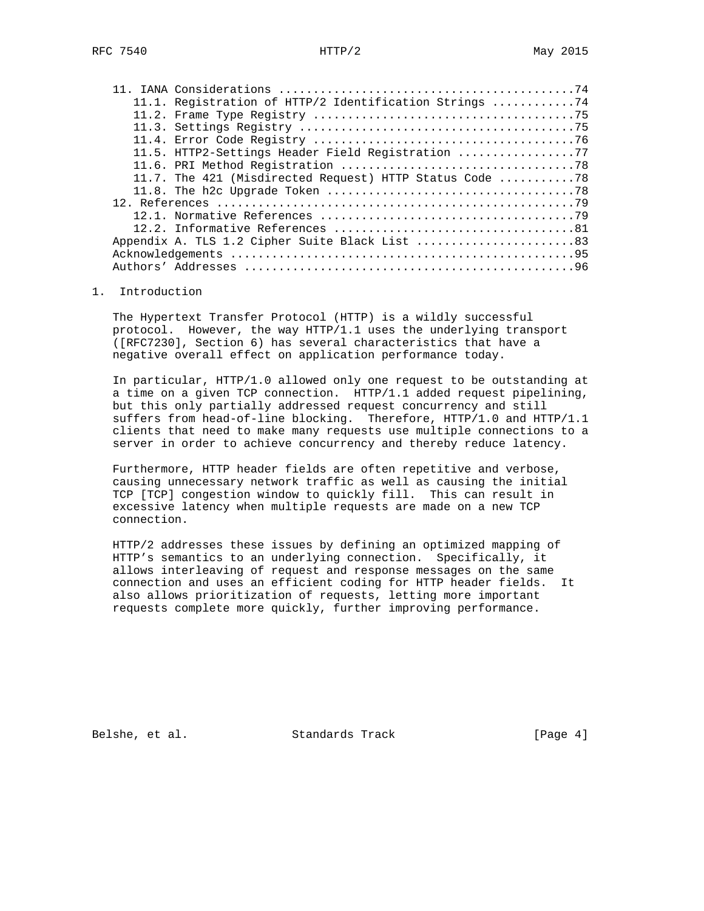11. IANA Considerations ..........................................74
   11.1. Registration of HTTP/2 Identification Strings ...........74
   11.2. Frame Type Registry .....................................75
   11.3. Settings Registry .......................................75
   11.4. Error Code Registry .....................................76
   11.5. HTTP2-Settings Header Field Registration ................77
   11.6. PRI Method Registration .................................78
   11.7. The 421 (Misdirected Request) HTTP Status Code ..........78
   11.8. The h2c Upgrade Token ...................................78
12. References ...................................................79
   12.1. Normative References ....................................79
   12.2. Informative References ..................................81
Appendix A. TLS 1.2 Cipher Suite Black List ......................83
Acknowledgements .................................................95
Authors' Addresses ...............................................96

# 1. Introduction

The Hypertext Transfer Protocol (HTTP) is a wildly successful protocol. However, the way HTTP/1.1 uses the underlying transport ([RFC7230], Section 6) has several characteristics that have a negative overall effect on application performance today.

In particular, HTTP/1.0 allowed only one request to be outstanding at a time on a given TCP connection. HTTP/1.1 added request pipelining, but this only partially addressed request concurrency and still suffers from head-of-line blocking. Therefore, HTTP/1.0 and HTTP/1.1 clients that need to make many requests use multiple connections to a server in order to achieve concurrency and thereby reduce latency.

Furthermore, HTTP header fields are often repetitive and verbose, causing unnecessary network traffic as well as causing the initial TCP [TCP] congestion window to quickly fill. This can result in excessive latency when multiple requests are made on a new TCP connection.

HTTP/2 addresses these issues by defining an optimized mapping of HTTP's semantics to an underlying connection. Specifically, it allows interleaving of request and response messages on the same connection and uses an efficient coding for HTTP header fields. It also allows prioritization of requests, letting more important requests complete more quickly, further improving performance.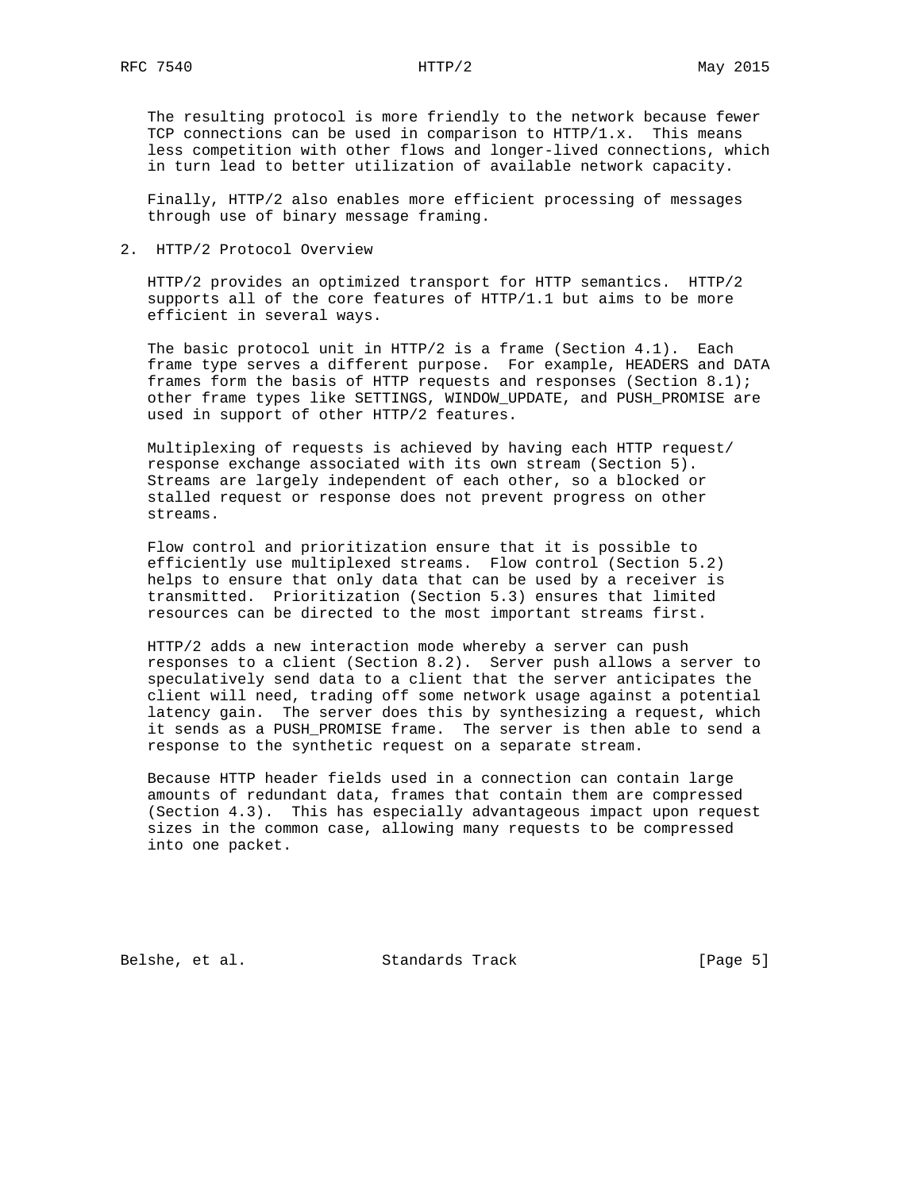The resulting protocol is more friendly to the network because fewer TCP connections can be used in comparison to HTTP/1.x. This means less competition with other flows and longer-lived connections, which in turn lead to better utilization of available network capacity.

Finally, HTTP/2 also enables more efficient processing of messages through use of binary message framing.

## 2. HTTP/2 Protocol Overview

HTTP/2 provides an optimized transport for HTTP semantics. HTTP/2 supports all of the core features of HTTP/1.1 but aims to be more efficient in several ways.

The basic protocol unit in HTTP/2 is a frame (Section 4.1). Each frame type serves a different purpose. For example, HEADERS and DATA frames form the basis of HTTP requests and responses (Section 8.1); other frame types like SETTINGS, WINDOW_UPDATE, and PUSH_PROMISE are used in support of other HTTP/2 features.

Multiplexing of requests is achieved by having each HTTP request/response exchange associated with its own stream (Section 5). Streams are largely independent of each other, so a blocked or stalled request or response does not prevent progress on other streams.

Flow control and prioritization ensure that it is possible to efficiently use multiplexed streams. Flow control (Section 5.2) helps to ensure that only data that can be used by a receiver is transmitted. Prioritization (Section 5.3) ensures that limited resources can be directed to the most important streams first.

HTTP/2 adds a new interaction mode whereby a server can push responses to a client (Section 8.2). Server push allows a server to speculatively send data to a client that the server anticipates the client will need, trading off some network usage against a potential latency gain. The server does this by synthesizing a request, which it sends as a PUSH_PROMISE frame. The server is then able to send a response to the synthetic request on a separate stream.

Because HTTP header fields used in a connection can contain large amounts of redundant data, frames that contain them are compressed (Section 4.3). This has especially advantageous impact upon request sizes in the common case, allowing many requests to be compressed into one packet.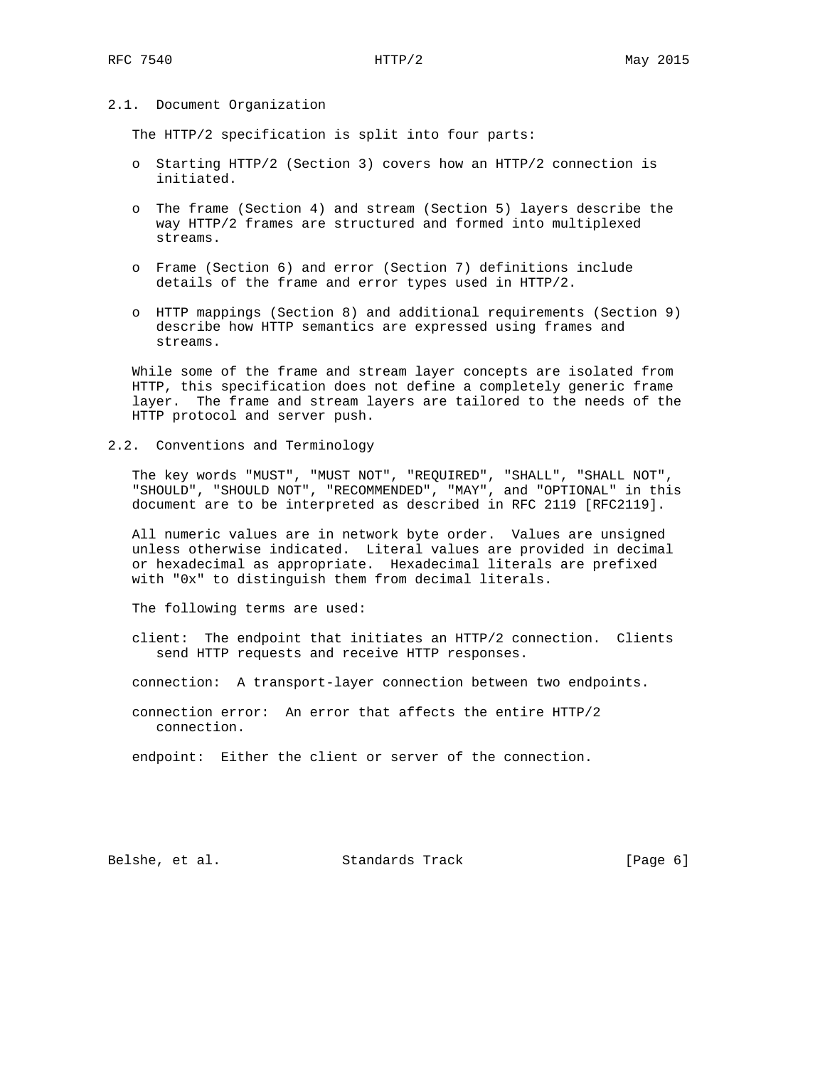## 2.1. Document Organization

The HTTP/2 specification is split into four parts:

- Starting HTTP/2 (Section 3) covers how an HTTP/2 connection is initiated.
- The frame (Section 4) and stream (Section 5) layers describe the way HTTP/2 frames are structured and formed into multiplexed streams.
- Frame (Section 6) and error (Section 7) definitions include details of the frame and error types used in HTTP/2.
- HTTP mappings (Section 8) and additional requirements (Section 9) describe how HTTP semantics are expressed using frames and streams.

While some of the frame and stream layer concepts are isolated from HTTP, this specification does not define a completely generic frame layer. The frame and stream layers are tailored to the needs of the HTTP protocol and server push.

## 2.2. Conventions and Terminology

The key words "MUST", "MUST NOT", "REQUIRED", "SHALL", "SHALL NOT", "SHOULD", "SHOULD NOT", "RECOMMENDED", "MAY", and "OPTIONAL" in this document are to be interpreted as described in RFC 2119 [RFC2119].

All numeric values are in network byte order. Values are unsigned unless otherwise indicated. Literal values are provided in decimal or hexadecimal as appropriate. Hexadecimal literals are prefixed with "0x" to distinguish them from decimal literals.

The following terms are used:

client: The endpoint that initiates an HTTP/2 connection. Clients send HTTP requests and receive HTTP responses.

connection: A transport-layer connection between two endpoints.

connection error: An error that affects the entire HTTP/2 connection.

endpoint: Either the client or server of the connection.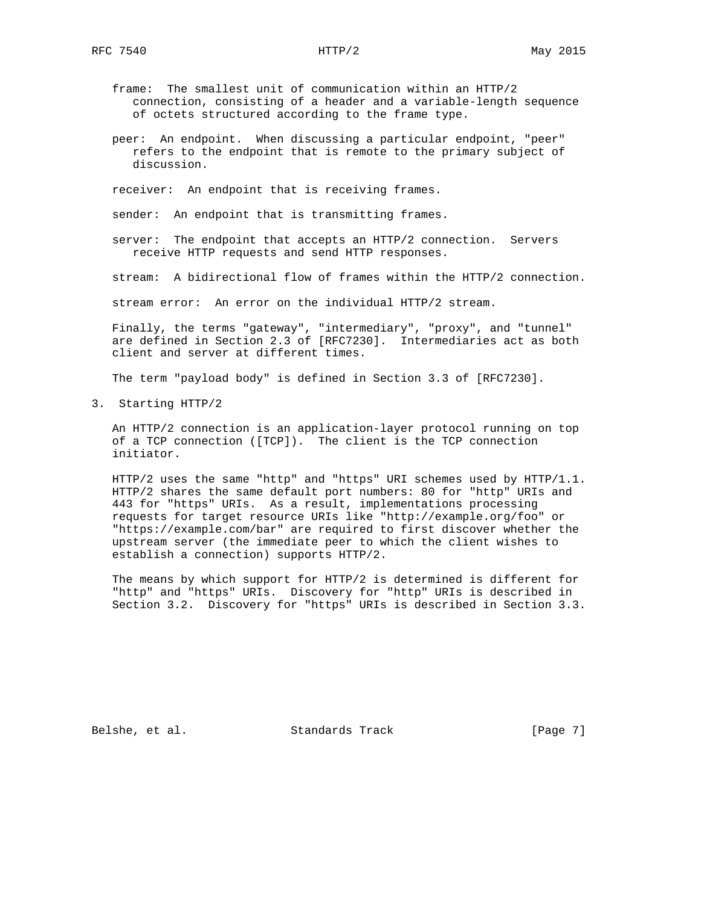frame: The smallest unit of communication within an HTTP/2 connection, consisting of a header and a variable-length sequence of octets structured according to the frame type.

peer: An endpoint. When discussing a particular endpoint, "peer" refers to the endpoint that is remote to the primary subject of discussion.

receiver: An endpoint that is receiving frames.

sender: An endpoint that is transmitting frames.

server: The endpoint that accepts an HTTP/2 connection. Servers receive HTTP requests and send HTTP responses.

stream: A bidirectional flow of frames within the HTTP/2 connection.

stream error: An error on the individual HTTP/2 stream.

Finally, the terms "gateway", "intermediary", "proxy", and "tunnel" are defined in Section 2.3 of [RFC7230]. Intermediaries act as both client and server at different times.

The term "payload body" is defined in Section 3.3 of [RFC7230].

## 3. Starting HTTP/2

An HTTP/2 connection is an application-layer protocol running on top of a TCP connection ([TCP]). The client is the TCP connection initiator.

HTTP/2 uses the same "http" and "https" URI schemes used by HTTP/1.1. HTTP/2 shares the same default port numbers: 80 for "http" URIs and 443 for "https" URIs. As a result, implementations processing requests for target resource URIs like "http://example.org/foo" or "https://example.com/bar" are required to first discover whether the upstream server (the immediate peer to which the client wishes to establish a connection) supports HTTP/2.

The means by which support for HTTP/2 is determined is different for "http" and "https" URIs. Discovery for "http" URIs is described in Section 3.2. Discovery for "https" URIs is described in Section 3.3.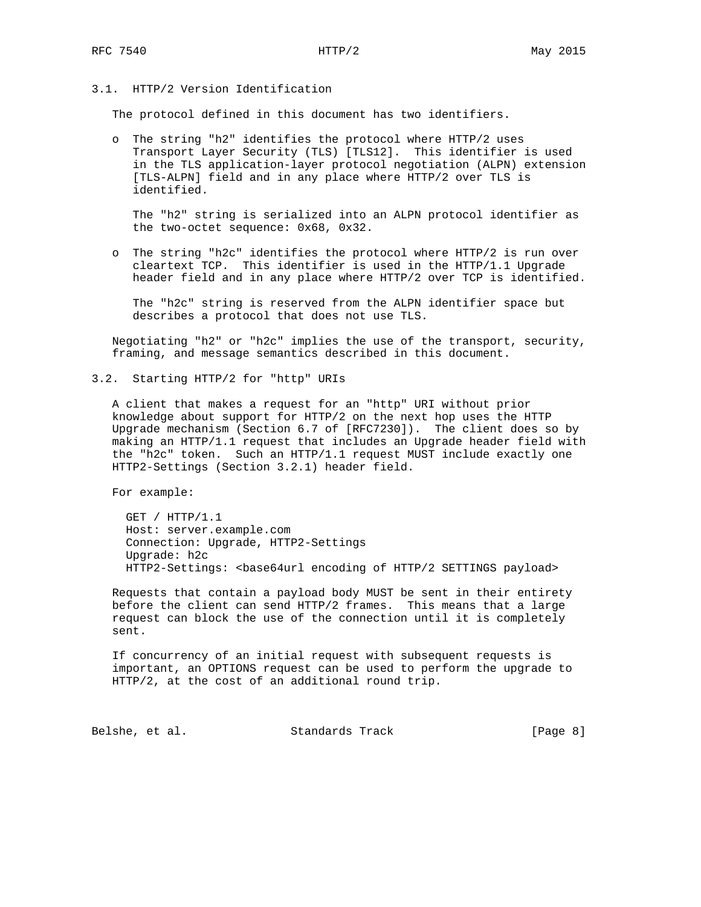### 3.1. HTTP/2 Version Identification

The protocol defined in this document has two identifiers.

- The string "h2" identifies the protocol where HTTP/2 uses Transport Layer Security (TLS) [TLS12]. This identifier is used in the TLS application-layer protocol negotiation (ALPN) extension [TLS-ALPN] field and in any place where HTTP/2 over TLS is identified.

  The "h2" string is serialized into an ALPN protocol identifier as the two-octet sequence: 0x68, 0x32.

- The string "h2c" identifies the protocol where HTTP/2 is run over cleartext TCP. This identifier is used in the HTTP/1.1 Upgrade header field and in any place where HTTP/2 over TCP is identified.

  The "h2c" string is reserved from the ALPN identifier space but describes a protocol that does not use TLS.

Negotiating "h2" or "h2c" implies the use of the transport, security, framing, and message semantics described in this document.

### 3.2. Starting HTTP/2 for "http" URIs

A client that makes a request for an "http" URI without prior knowledge about support for HTTP/2 on the next hop uses the HTTP Upgrade mechanism (Section 6.7 of [RFC7230]). The client does so by making an HTTP/1.1 request that includes an Upgrade header field with the "h2c" token. Such an HTTP/1.1 request MUST include exactly one HTTP2-Settings (Section 3.2.1) header field.

For example:

```
GET / HTTP/1.1
Host: server.example.com
Connection: Upgrade, HTTP2-Settings
Upgrade: h2c
HTTP2-Settings: <base64url encoding of HTTP/2 SETTINGS payload>
```

Requests that contain a payload body MUST be sent in their entirety before the client can send HTTP/2 frames. This means that a large request can block the use of the connection until it is completely sent.

If concurrency of an initial request with subsequent requests is important, an OPTIONS request can be used to perform the upgrade to HTTP/2, at the cost of an additional round trip.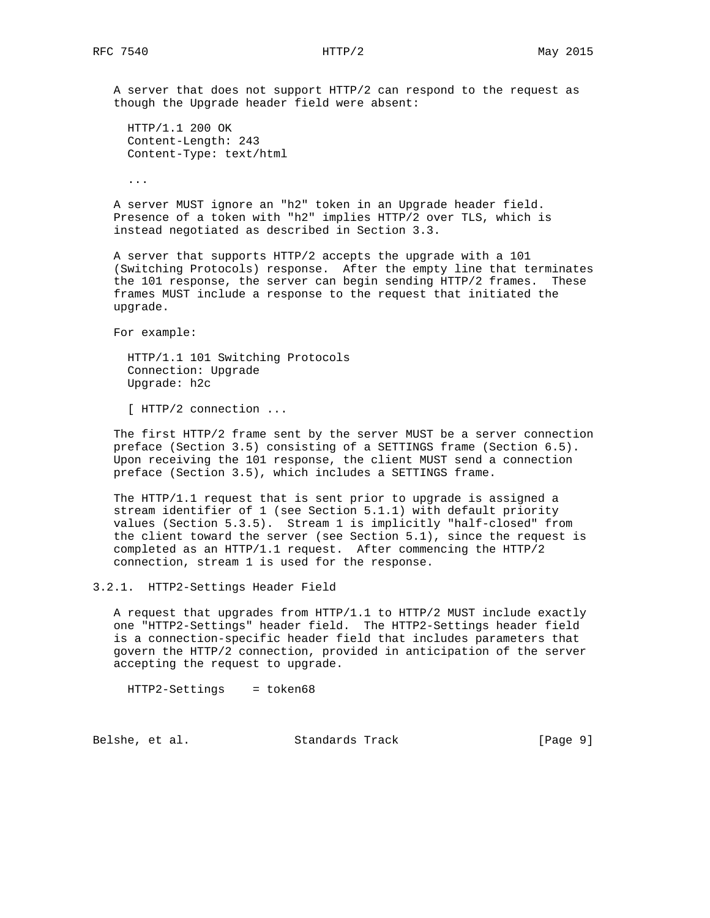A server that does not support HTTP/2 can respond to the request as though the Upgrade header field were absent:

```
HTTP/1.1 200 OK
Content-Length: 243
Content-Type: text/html

...
```

A server MUST ignore an "h2" token in an Upgrade header field. Presence of a token with "h2" implies HTTP/2 over TLS, which is instead negotiated as described in Section 3.3.

A server that supports HTTP/2 accepts the upgrade with a 101 (Switching Protocols) response. After the empty line that terminates the 101 response, the server can begin sending HTTP/2 frames. These frames MUST include a response to the request that initiated the upgrade.

For example:

```
HTTP/1.1 101 Switching Protocols
Connection: Upgrade
Upgrade: h2c

[ HTTP/2 connection ...
```

The first HTTP/2 frame sent by the server MUST be a server connection preface (Section 3.5) consisting of a SETTINGS frame (Section 6.5). Upon receiving the 101 response, the client MUST send a connection preface (Section 3.5), which includes a SETTINGS frame.

The HTTP/1.1 request that is sent prior to upgrade is assigned a stream identifier of 1 (see Section 5.1.1) with default priority values (Section 5.3.5). Stream 1 is implicitly "half-closed" from the client toward the server (see Section 5.1), since the request is completed as an HTTP/1.1 request. After commencing the HTTP/2 connection, stream 1 is used for the response.

### 3.2.1. HTTP2-Settings Header Field

A request that upgrades from HTTP/1.1 to HTTP/2 MUST include exactly one "HTTP2-Settings" header field. The HTTP2-Settings header field is a connection-specific header field that includes parameters that govern the HTTP/2 connection, provided in anticipation of the server accepting the request to upgrade.

```
HTTP2-Settings    = token68
```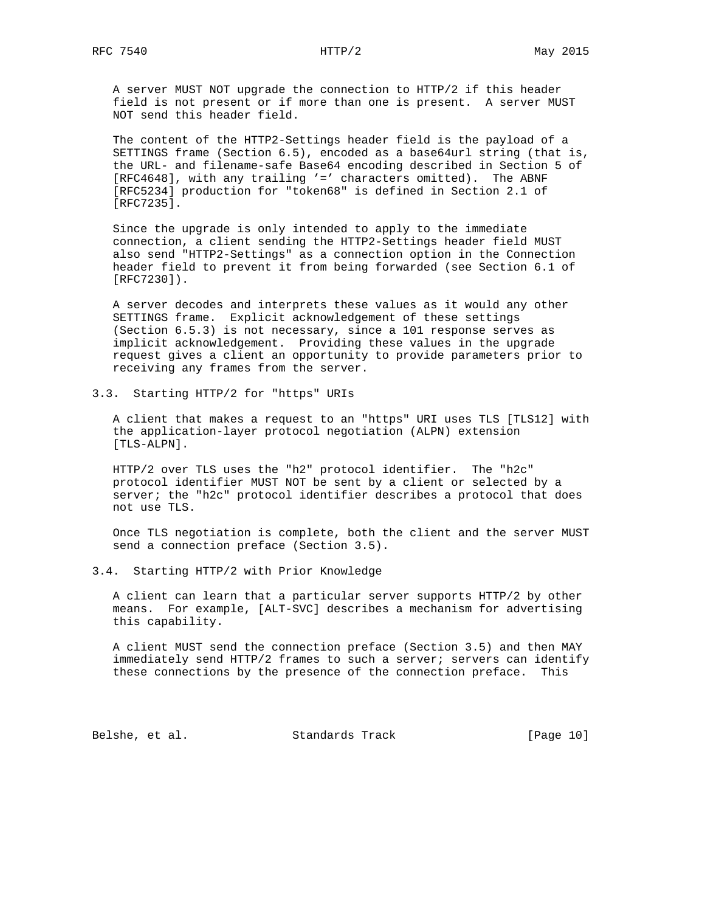A server MUST NOT upgrade the connection to HTTP/2 if this header field is not present or if more than one is present. A server MUST NOT send this header field.

The content of the HTTP2-Settings header field is the payload of a SETTINGS frame (Section 6.5), encoded as a base64url string (that is, the URL- and filename-safe Base64 encoding described in Section 5 of [RFC4648], with any trailing '=' characters omitted). The ABNF [RFC5234] production for "token68" is defined in Section 2.1 of [RFC7235].

Since the upgrade is only intended to apply to the immediate connection, a client sending the HTTP2-Settings header field MUST also send "HTTP2-Settings" as a connection option in the Connection header field to prevent it from being forwarded (see Section 6.1 of [RFC7230]).

A server decodes and interprets these values as it would any other SETTINGS frame. Explicit acknowledgement of these settings (Section 6.5.3) is not necessary, since a 101 response serves as implicit acknowledgement. Providing these values in the upgrade request gives a client an opportunity to provide parameters prior to receiving any frames from the server.

## 3.3. Starting HTTP/2 for "https" URIs

A client that makes a request to an "https" URI uses TLS [TLS12] with the application-layer protocol negotiation (ALPN) extension [TLS-ALPN].

HTTP/2 over TLS uses the "h2" protocol identifier. The "h2c" protocol identifier MUST NOT be sent by a client or selected by a server; the "h2c" protocol identifier describes a protocol that does not use TLS.

Once TLS negotiation is complete, both the client and the server MUST send a connection preface (Section 3.5).

## 3.4. Starting HTTP/2 with Prior Knowledge

A client can learn that a particular server supports HTTP/2 by other means. For example, [ALT-SVC] describes a mechanism for advertising this capability.

A client MUST send the connection preface (Section 3.5) and then MAY immediately send HTTP/2 frames to such a server; servers can identify these connections by the presence of the connection preface. This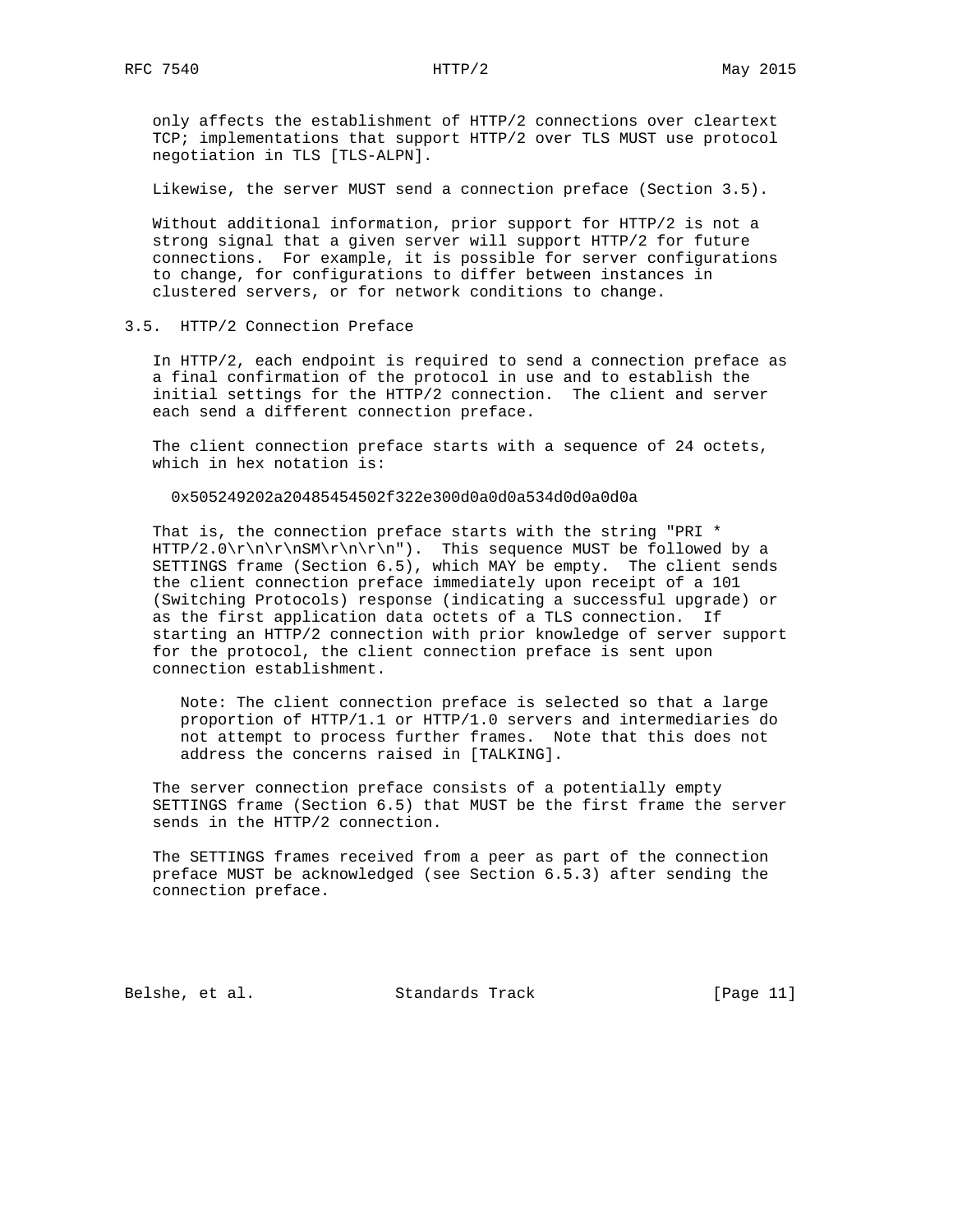only affects the establishment of HTTP/2 connections over cleartext TCP; implementations that support HTTP/2 over TLS MUST use protocol negotiation in TLS [TLS-ALPN].

Likewise, the server MUST send a connection preface (Section 3.5).

Without additional information, prior support for HTTP/2 is not a strong signal that a given server will support HTTP/2 for future connections. For example, it is possible for server configurations to change, for configurations to differ between instances in clustered servers, or for network conditions to change.

### 3.5. HTTP/2 Connection Preface

In HTTP/2, each endpoint is required to send a connection preface as a final confirmation of the protocol in use and to establish the initial settings for the HTTP/2 connection. The client and server each send a different connection preface.

The client connection preface starts with a sequence of 24 octets, which in hex notation is:

```
0x505249202a20485454502f322e300d0a0d0a534d0d0a0d0a
```

That is, the connection preface starts with the string "PRI * HTTP/2.0\r\n\r\nSM\r\n\r\n"). This sequence MUST be followed by a SETTINGS frame (Section 6.5), which MAY be empty. The client sends the client connection preface immediately upon receipt of a 101 (Switching Protocols) response (indicating a successful upgrade) or as the first application data octets of a TLS connection. If starting an HTTP/2 connection with prior knowledge of server support for the protocol, the client connection preface is sent upon connection establishment.

> Note: The client connection preface is selected so that a large proportion of HTTP/1.1 or HTTP/1.0 servers and intermediaries do not attempt to process further frames. Note that this does not address the concerns raised in [TALKING].

The server connection preface consists of a potentially empty SETTINGS frame (Section 6.5) that MUST be the first frame the server sends in the HTTP/2 connection.

The SETTINGS frames received from a peer as part of the connection preface MUST be acknowledged (see Section 6.5.3) after sending the connection preface.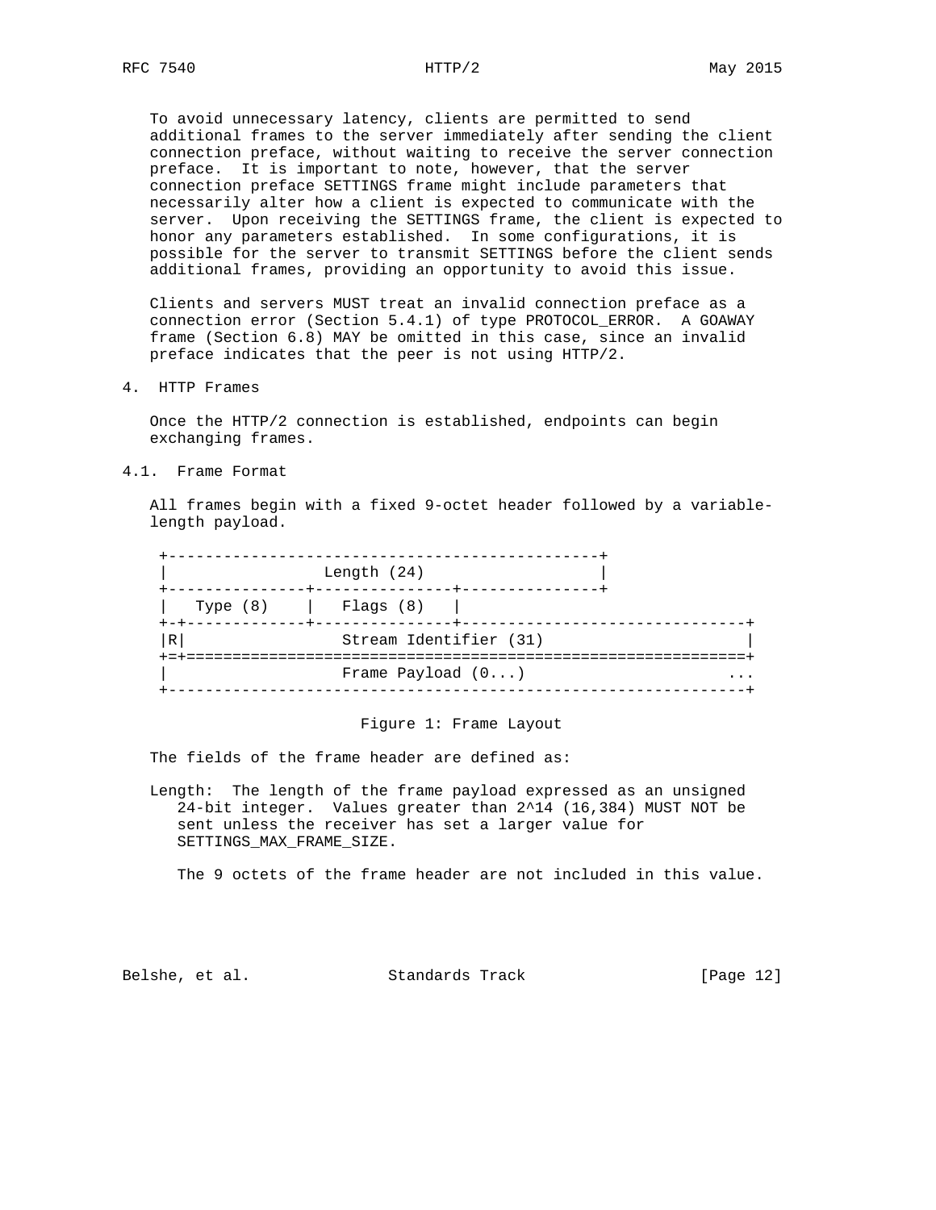To avoid unnecessary latency, clients are permitted to send additional frames to the server immediately after sending the client connection preface, without waiting to receive the server connection preface. It is important to note, however, that the server connection preface SETTINGS frame might include parameters that necessarily alter how a client is expected to communicate with the server. Upon receiving the SETTINGS frame, the client is expected to honor any parameters established. In some configurations, it is possible for the server to transmit SETTINGS before the client sends additional frames, providing an opportunity to avoid this issue.

Clients and servers MUST treat an invalid connection preface as a connection error (Section 5.4.1) of type PROTOCOL_ERROR. A GOAWAY frame (Section 6.8) MAY be omitted in this case, since an invalid preface indicates that the peer is not using HTTP/2.

## 4. HTTP Frames

Once the HTTP/2 connection is established, endpoints can begin exchanging frames.

### 4.1. Frame Format

All frames begin with a fixed 9-octet header followed by a variable-length payload.

```
+-----------------------------------------------+
|                 Length (24)                   |
+---------------+---------------+---------------+
|   Type (8)    |   Flags (8)   |
+-+-------------+---------------+-------------------------------+
|R|                 Stream Identifier (31)                      |
+=+=============================================================+
|                   Frame Payload (0...)                      ...
+---------------------------------------------------------------+
```

Figure 1: Frame Layout

The fields of the frame header are defined as:

Length: The length of the frame payload expressed as an unsigned 24-bit integer. Values greater than $2^{14}$ (16,384) MUST NOT be sent unless the receiver has set a larger value for SETTINGS_MAX_FRAME_SIZE.

The 9 octets of the frame header are not included in this value.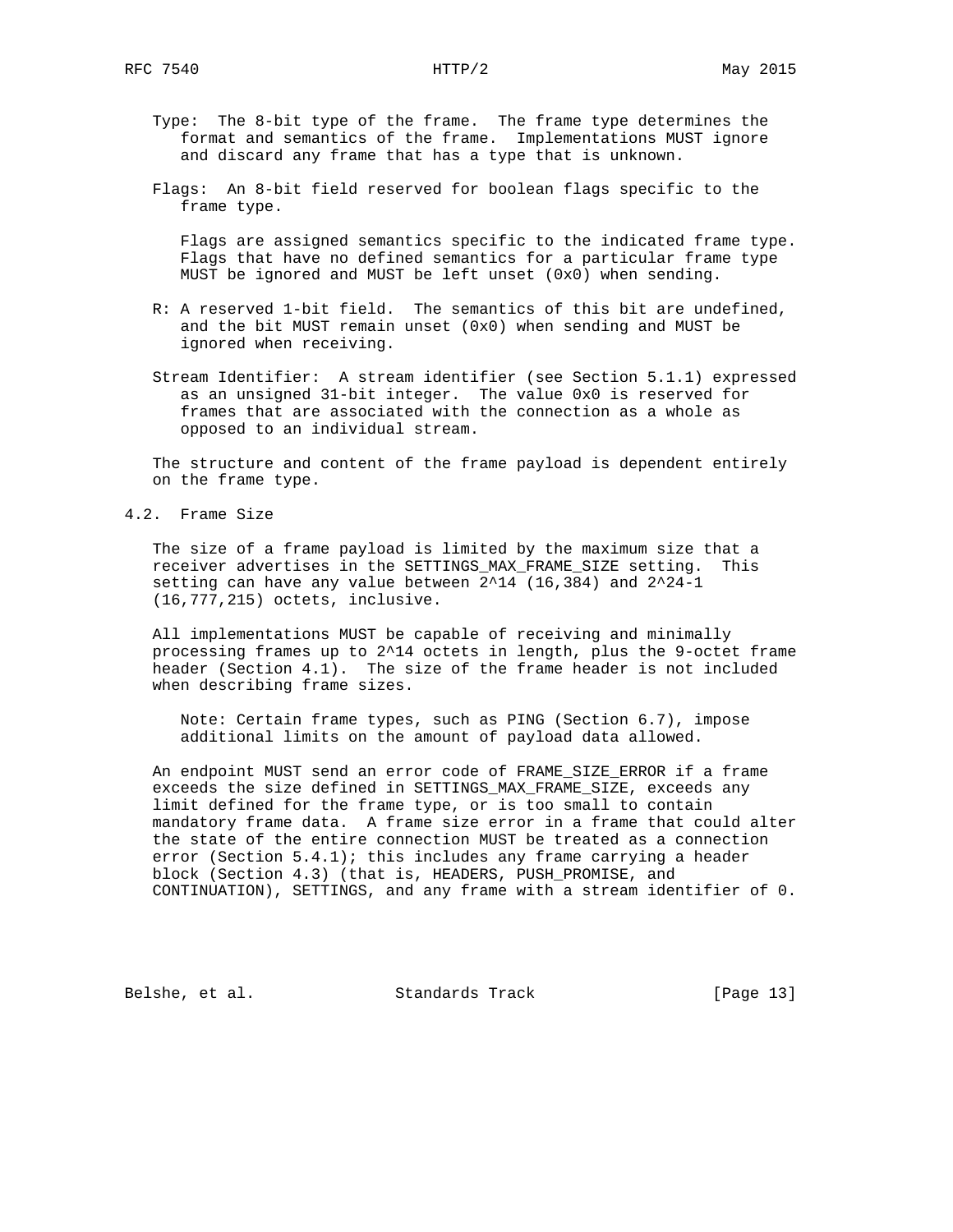Type: The 8-bit type of the frame. The frame type determines the format and semantics of the frame. Implementations MUST ignore and discard any frame that has a type that is unknown.

Flags: An 8-bit field reserved for boolean flags specific to the frame type.

Flags are assigned semantics specific to the indicated frame type. Flags that have no defined semantics for a particular frame type MUST be ignored and MUST be left unset (0x0) when sending.

R: A reserved 1-bit field. The semantics of this bit are undefined, and the bit MUST remain unset (0x0) when sending and MUST be ignored when receiving.

Stream Identifier: A stream identifier (see Section 5.1.1) expressed as an unsigned 31-bit integer. The value 0x0 is reserved for frames that are associated with the connection as a whole as opposed to an individual stream.

The structure and content of the frame payload is dependent entirely on the frame type.

## 4.2. Frame Size

The size of a frame payload is limited by the maximum size that a receiver advertises in the SETTINGS_MAX_FRAME_SIZE setting. This setting can have any value between $2^{14}$ (16,384) and $2^{24}-1$ (16,777,215) octets, inclusive.

All implementations MUST be capable of receiving and minimally processing frames up to $2^{14}$ octets in length, plus the 9-octet frame header (Section 4.1). The size of the frame header is not included when describing frame sizes.

> Note: Certain frame types, such as PING (Section 6.7), impose additional limits on the amount of payload data allowed.

An endpoint MUST send an error code of FRAME_SIZE_ERROR if a frame exceeds the size defined in SETTINGS_MAX_FRAME_SIZE, exceeds any limit defined for the frame type, or is too small to contain mandatory frame data. A frame size error in a frame that could alter the state of the entire connection MUST be treated as a connection error (Section 5.4.1); this includes any frame carrying a header block (Section 4.3) (that is, HEADERS, PUSH_PROMISE, and CONTINUATION), SETTINGS, and any frame with a stream identifier of 0.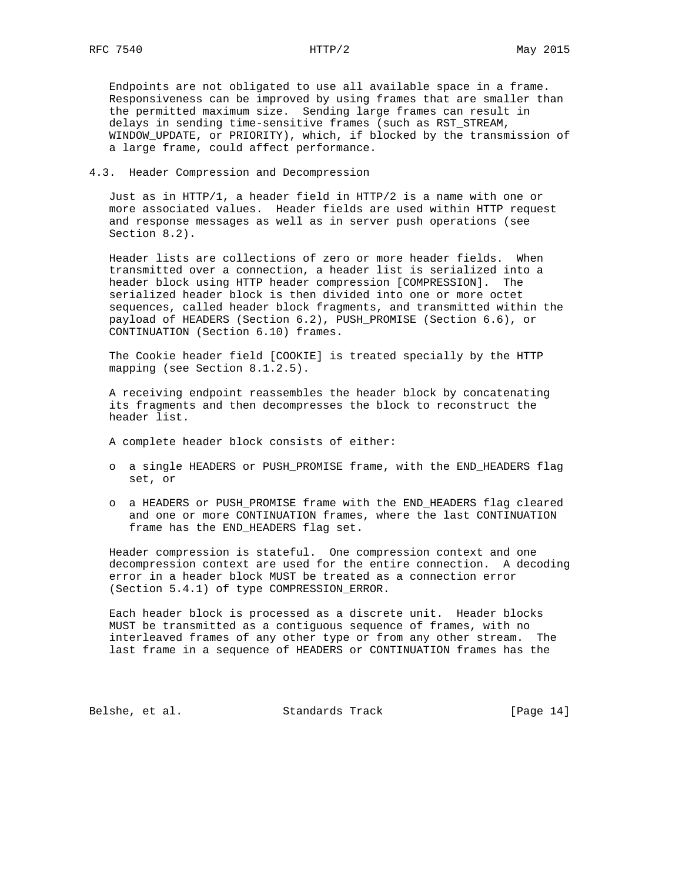Endpoints are not obligated to use all available space in a frame. Responsiveness can be improved by using frames that are smaller than the permitted maximum size. Sending large frames can result in delays in sending time-sensitive frames (such as RST_STREAM, WINDOW_UPDATE, or PRIORITY), which, if blocked by the transmission of a large frame, could affect performance.

### 4.3. Header Compression and Decompression

Just as in HTTP/1, a header field in HTTP/2 is a name with one or more associated values. Header fields are used within HTTP request and response messages as well as in server push operations (see Section 8.2).

Header lists are collections of zero or more header fields. When transmitted over a connection, a header list is serialized into a header block using HTTP header compression [COMPRESSION]. The serialized header block is then divided into one or more octet sequences, called header block fragments, and transmitted within the payload of HEADERS (Section 6.2), PUSH_PROMISE (Section 6.6), or CONTINUATION (Section 6.10) frames.

The Cookie header field [COOKIE] is treated specially by the HTTP mapping (see Section 8.1.2.5).

A receiving endpoint reassembles the header block by concatenating its fragments and then decompresses the block to reconstruct the header list.

A complete header block consists of either:

- a single HEADERS or PUSH_PROMISE frame, with the END_HEADERS flag set, or
- a HEADERS or PUSH_PROMISE frame with the END_HEADERS flag cleared and one or more CONTINUATION frames, where the last CONTINUATION frame has the END_HEADERS flag set.

Header compression is stateful. One compression context and one decompression context are used for the entire connection. A decoding error in a header block MUST be treated as a connection error (Section 5.4.1) of type COMPRESSION_ERROR.

Each header block is processed as a discrete unit. Header blocks MUST be transmitted as a contiguous sequence of frames, with no interleaved frames of any other type or from any other stream. The last frame in a sequence of HEADERS or CONTINUATION frames has the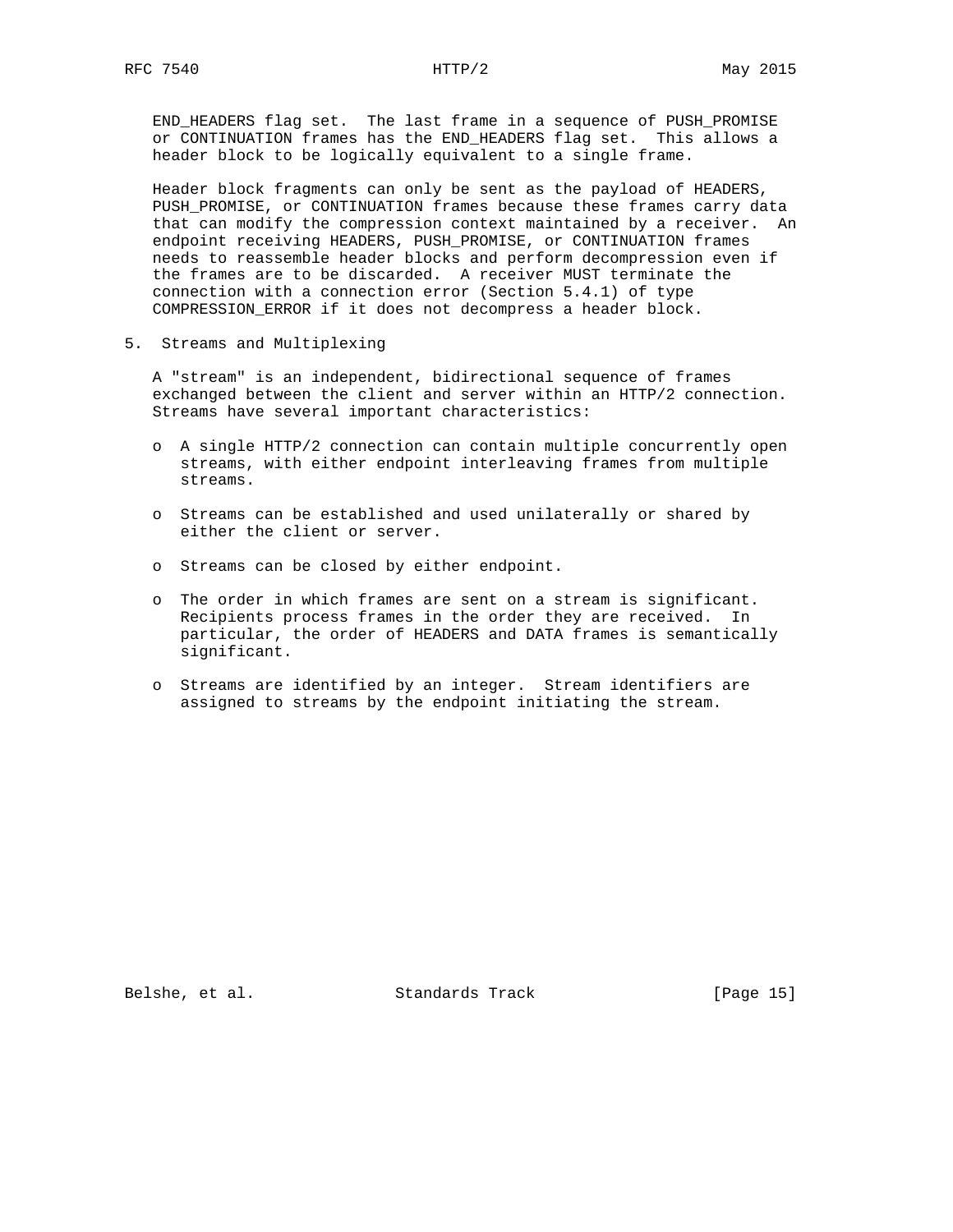END_HEADERS flag set. The last frame in a sequence of PUSH_PROMISE or CONTINUATION frames has the END_HEADERS flag set. This allows a header block to be logically equivalent to a single frame.

Header block fragments can only be sent as the payload of HEADERS, PUSH_PROMISE, or CONTINUATION frames because these frames carry data that can modify the compression context maintained by a receiver. An endpoint receiving HEADERS, PUSH_PROMISE, or CONTINUATION frames needs to reassemble header blocks and perform decompression even if the frames are to be discarded. A receiver MUST terminate the connection with a connection error (Section 5.4.1) of type COMPRESSION_ERROR if it does not decompress a header block.

# 5. Streams and Multiplexing

A "stream" is an independent, bidirectional sequence of frames exchanged between the client and server within an HTTP/2 connection. Streams have several important characteristics:

- A single HTTP/2 connection can contain multiple concurrently open streams, with either endpoint interleaving frames from multiple streams.
- Streams can be established and used unilaterally or shared by either the client or server.
- Streams can be closed by either endpoint.
- The order in which frames are sent on a stream is significant. Recipients process frames in the order they are received. In particular, the order of HEADERS and DATA frames is semantically significant.
- Streams are identified by an integer. Stream identifiers are assigned to streams by the endpoint initiating the stream.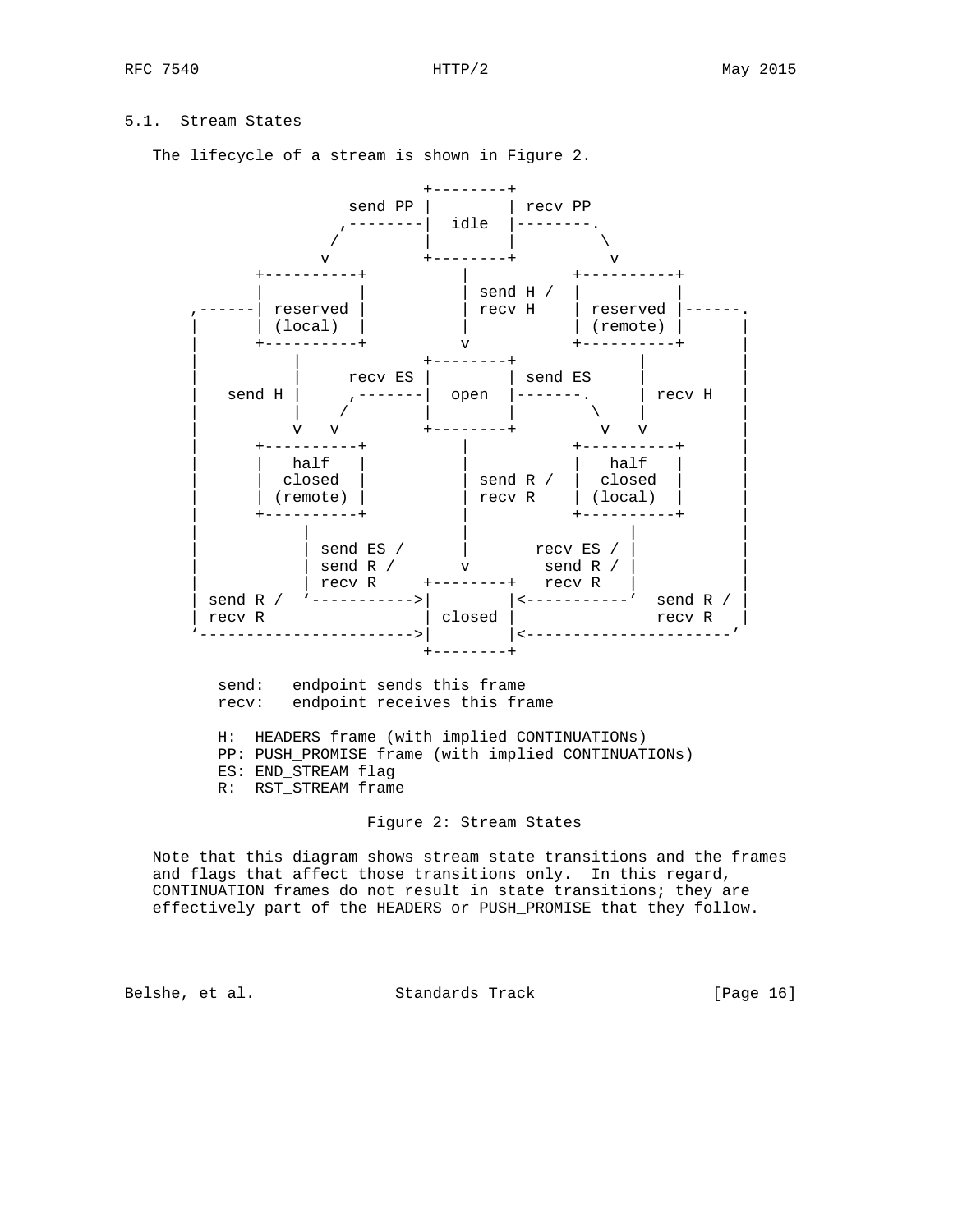## 5.1. Stream States

The lifecycle of a stream is shown in Figure 2.

```
                                +--------+
                        send PP |        | recv PP
                       ,--------|  idle  |--------.
                      /         |        |         \
                     v          +--------+          v
              +----------+          |           +----------+
              |          |          | send H /  |          |
       ,------| reserved |          | recv H    | reserved |------.
       |      | (local)  |          |           | (remote) |      |
       |      +----------+          v           +----------+      |
       |          |             +--------+             |          |
       |          |     recv ES |        | send ES     |          |
       |   send H |     ,-------|  open  |-------.     | recv H   |
       |          |    /        |        |        \    |          |
       |          v   v         +--------+         v   v          |
       |      +----------+          |           +----------+      |
       |      |   half   |          |           |   half   |      |
       |      |  closed  |          | send R /  |  closed  |      |
       |      | (remote) |          | recv R    | (local)  |      |
       |      +----------+          |           +----------+      |
       |           |                |                 |           |
       |           | send ES /      |       recv ES / |           |
       |           | send R /       v        send R / |           |
       |           | recv R     +--------+   recv R   |           |
       | send R /  `----------->|        |<-----------'  send R / |
       | recv R                 | closed |               recv R   |
       `----------------------->|        |<----------------------'
                                +--------+

          send:   endpoint sends this frame
          recv:   endpoint receives this frame

          H:  HEADERS frame (with implied CONTINUATIONs)
          PP: PUSH_PROMISE frame (with implied CONTINUATIONs)
          ES: END_STREAM flag
          R:  RST_STREAM frame
```

Figure 2: Stream States

Note that this diagram shows stream state transitions and the frames and flags that affect those transitions only. In this regard, CONTINUATION frames do not result in state transitions; they are effectively part of the HEADERS or PUSH_PROMISE that they follow.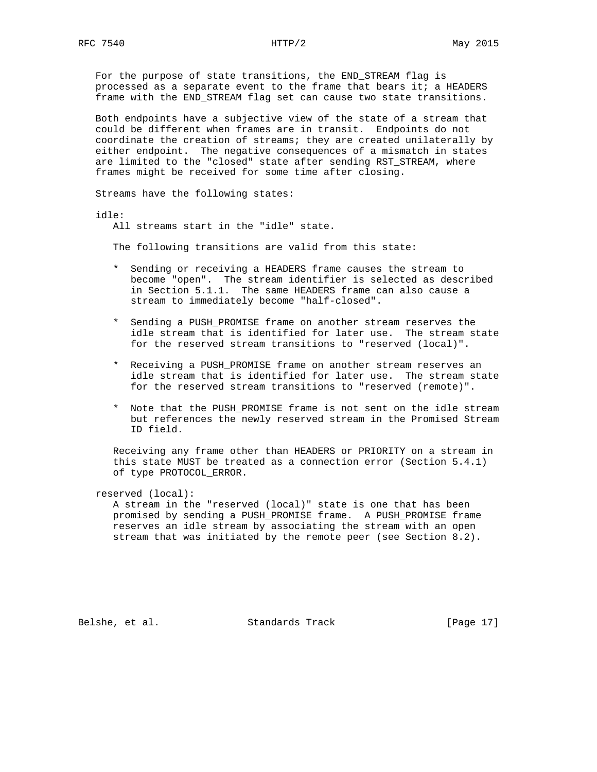For the purpose of state transitions, the END_STREAM flag is processed as a separate event to the frame that bears it; a HEADERS frame with the END_STREAM flag set can cause two state transitions.

Both endpoints have a subjective view of the state of a stream that could be different when frames are in transit. Endpoints do not coordinate the creation of streams; they are created unilaterally by either endpoint. The negative consequences of a mismatch in states are limited to the "closed" state after sending RST_STREAM, where frames might be received for some time after closing.

Streams have the following states:

idle:
All streams start in the "idle" state.

The following transitions are valid from this state:

* Sending or receiving a HEADERS frame causes the stream to become "open". The stream identifier is selected as described in Section 5.1.1. The same HEADERS frame can also cause a stream to immediately become "half-closed".

* Sending a PUSH_PROMISE frame on another stream reserves the idle stream that is identified for later use. The stream state for the reserved stream transitions to "reserved (local)".

* Receiving a PUSH_PROMISE frame on another stream reserves an idle stream that is identified for later use. The stream state for the reserved stream transitions to "reserved (remote)".

* Note that the PUSH_PROMISE frame is not sent on the idle stream but references the newly reserved stream in the Promised Stream ID field.

Receiving any frame other than HEADERS or PRIORITY on a stream in this state MUST be treated as a connection error (Section 5.4.1) of type PROTOCOL_ERROR.

reserved (local):
A stream in the "reserved (local)" state is one that has been promised by sending a PUSH_PROMISE frame. A PUSH_PROMISE frame reserves an idle stream by associating the stream with an open stream that was initiated by the remote peer (see Section 8.2).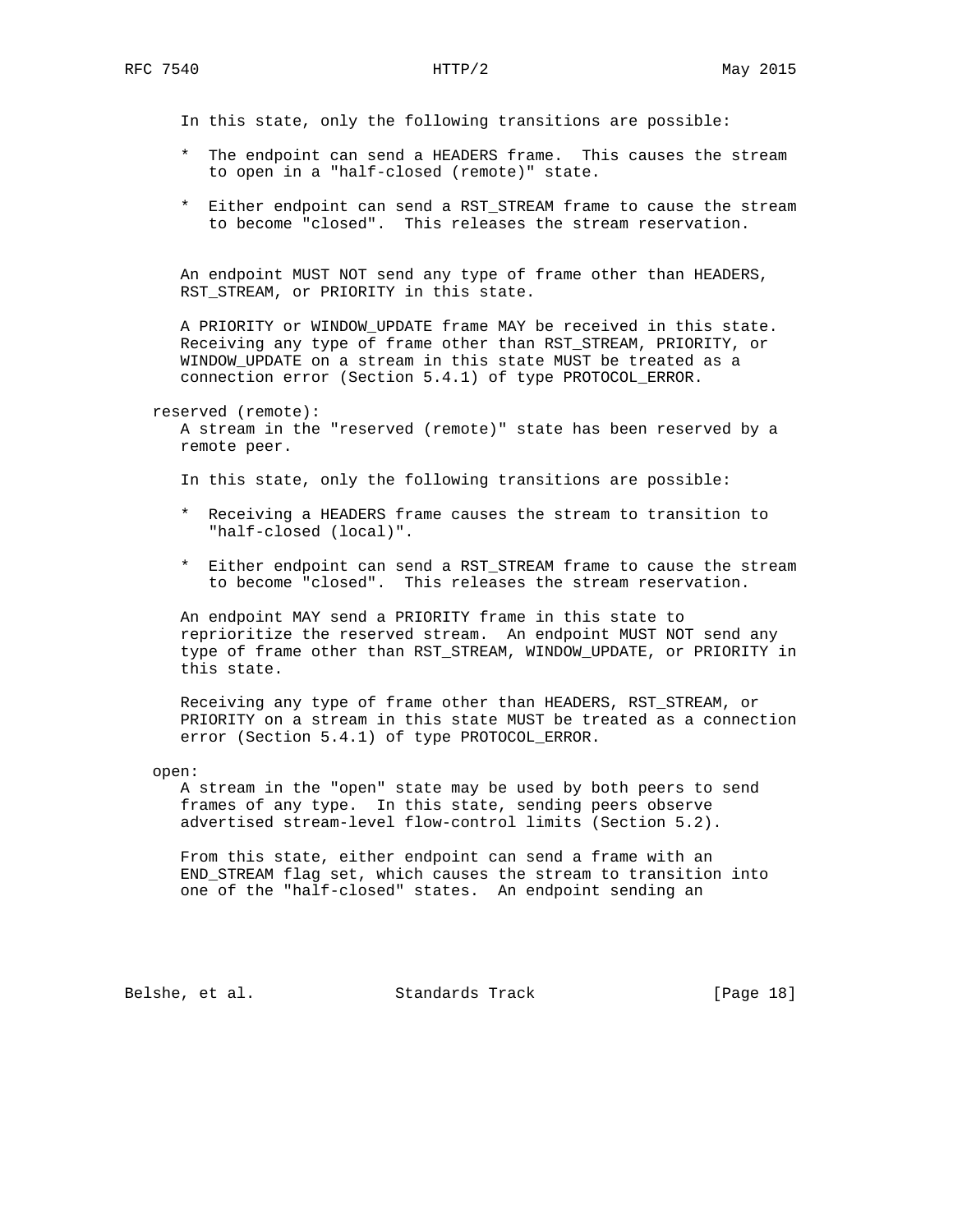In this state, only the following transitions are possible:

* The endpoint can send a HEADERS frame. This causes the stream to open in a "half-closed (remote)" state.

* Either endpoint can send a RST_STREAM frame to cause the stream to become "closed". This releases the stream reservation.

An endpoint MUST NOT send any type of frame other than HEADERS, RST_STREAM, or PRIORITY in this state.

A PRIORITY or WINDOW_UPDATE frame MAY be received in this state. Receiving any type of frame other than RST_STREAM, PRIORITY, or WINDOW_UPDATE on a stream in this state MUST be treated as a connection error (Section 5.4.1) of type PROTOCOL_ERROR.

reserved (remote):
A stream in the "reserved (remote)" state has been reserved by a remote peer.

In this state, only the following transitions are possible:

* Receiving a HEADERS frame causes the stream to transition to "half-closed (local)".

* Either endpoint can send a RST_STREAM frame to cause the stream to become "closed". This releases the stream reservation.

An endpoint MAY send a PRIORITY frame in this state to reprioritize the reserved stream. An endpoint MUST NOT send any type of frame other than RST_STREAM, WINDOW_UPDATE, or PRIORITY in this state.

Receiving any type of frame other than HEADERS, RST_STREAM, or PRIORITY on a stream in this state MUST be treated as a connection error (Section 5.4.1) of type PROTOCOL_ERROR.

open:
A stream in the "open" state may be used by both peers to send frames of any type. In this state, sending peers observe advertised stream-level flow-control limits (Section 5.2).

From this state, either endpoint can send a frame with an END_STREAM flag set, which causes the stream to transition into one of the "half-closed" states. An endpoint sending an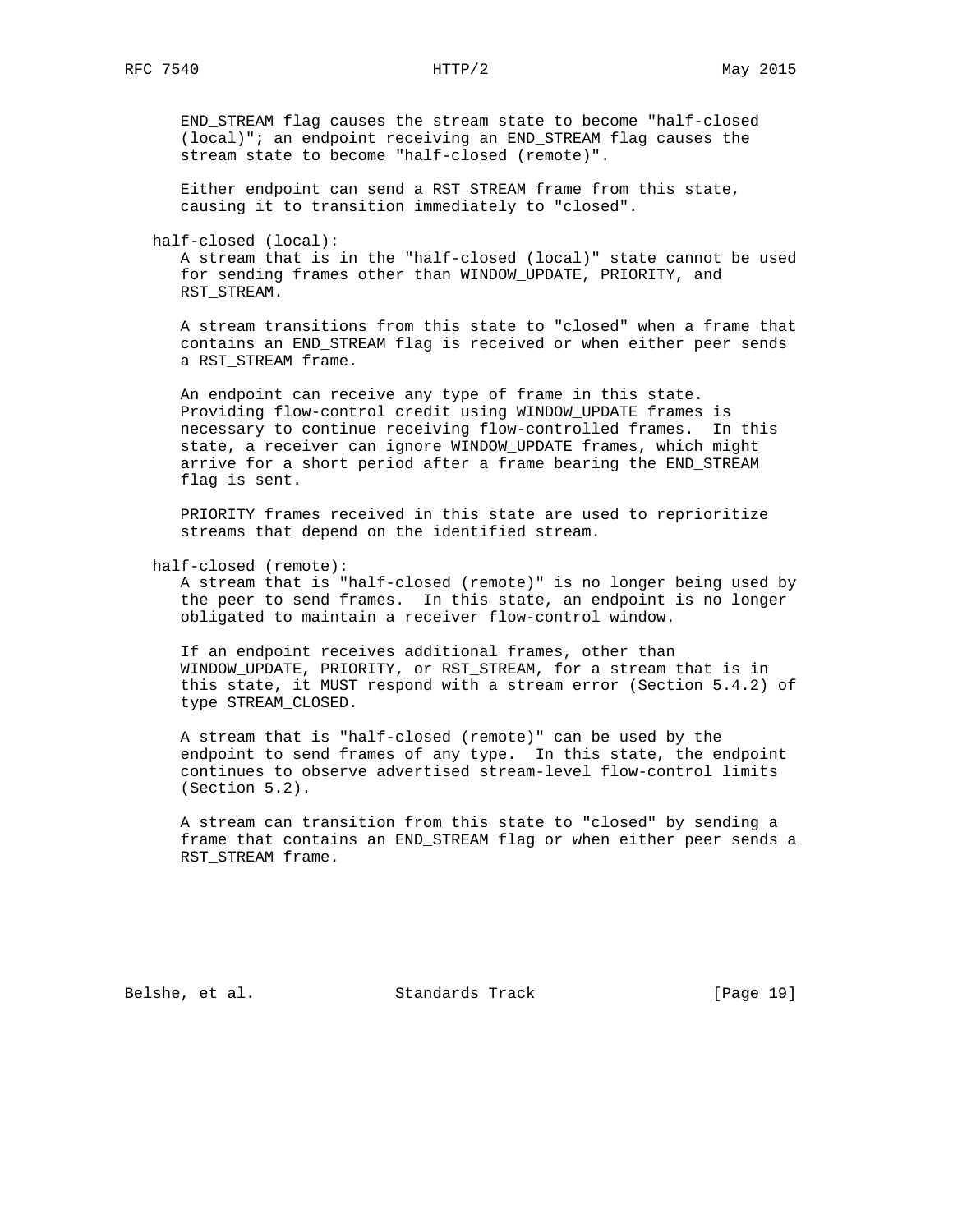END_STREAM flag causes the stream state to become "half-closed (local)"; an endpoint receiving an END_STREAM flag causes the stream state to become "half-closed (remote)".

Either endpoint can send a RST_STREAM frame from this state, causing it to transition immediately to "closed".

half-closed (local):
A stream that is in the "half-closed (local)" state cannot be used for sending frames other than WINDOW_UPDATE, PRIORITY, and RST_STREAM.

A stream transitions from this state to "closed" when a frame that contains an END_STREAM flag is received or when either peer sends a RST_STREAM frame.

An endpoint can receive any type of frame in this state. Providing flow-control credit using WINDOW_UPDATE frames is necessary to continue receiving flow-controlled frames. In this state, a receiver can ignore WINDOW_UPDATE frames, which might arrive for a short period after a frame bearing the END_STREAM flag is sent.

PRIORITY frames received in this state are used to reprioritize streams that depend on the identified stream.

half-closed (remote):
A stream that is "half-closed (remote)" is no longer being used by the peer to send frames. In this state, an endpoint is no longer obligated to maintain a receiver flow-control window.

If an endpoint receives additional frames, other than WINDOW_UPDATE, PRIORITY, or RST_STREAM, for a stream that is in this state, it MUST respond with a stream error (Section 5.4.2) of type STREAM_CLOSED.

A stream that is "half-closed (remote)" can be used by the endpoint to send frames of any type. In this state, the endpoint continues to observe advertised stream-level flow-control limits (Section 5.2).

A stream can transition from this state to "closed" by sending a frame that contains an END_STREAM flag or when either peer sends a RST_STREAM frame.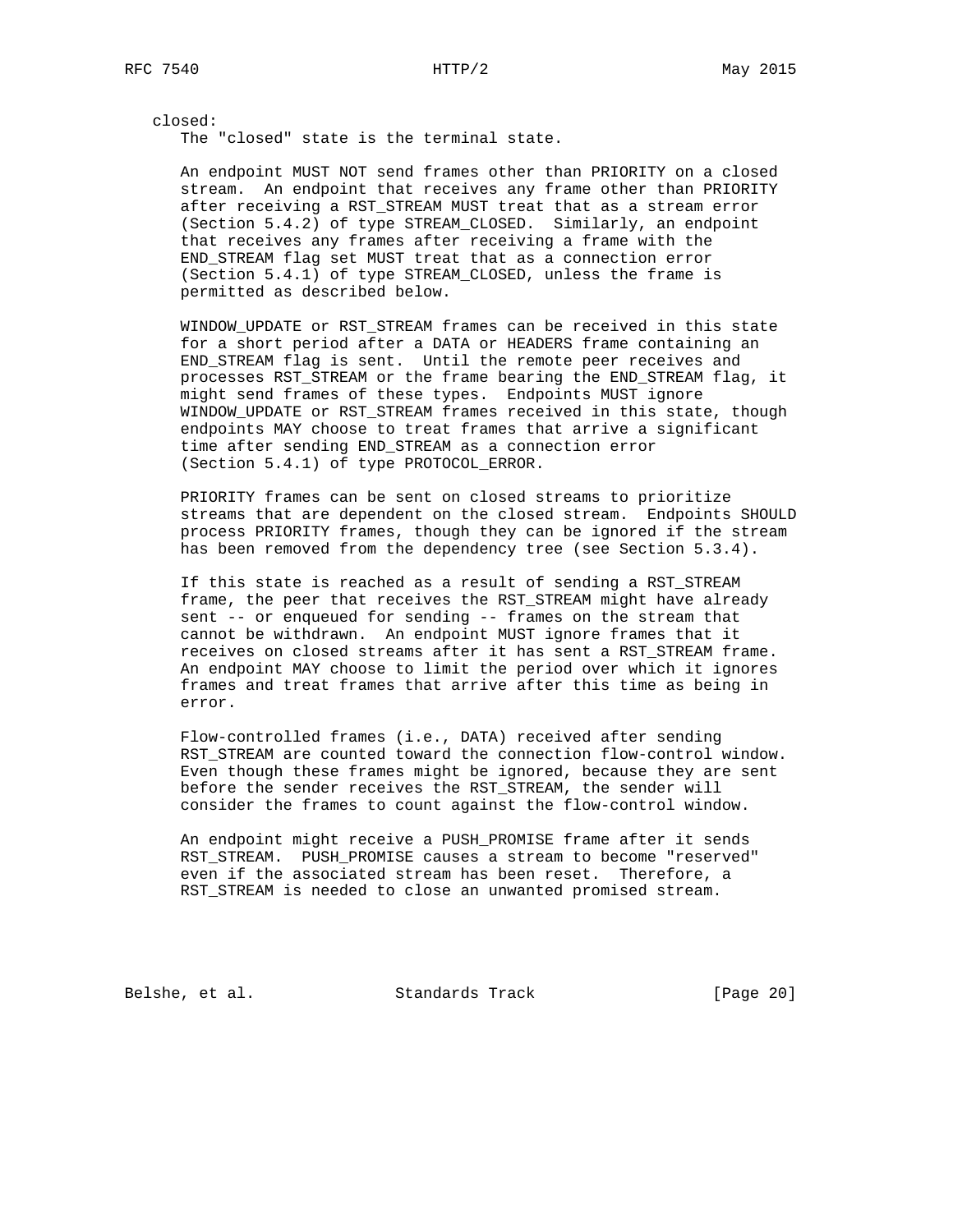closed:

The "closed" state is the terminal state.

An endpoint MUST NOT send frames other than PRIORITY on a closed stream. An endpoint that receives any frame other than PRIORITY after receiving a RST_STREAM MUST treat that as a stream error (Section 5.4.2) of type STREAM_CLOSED. Similarly, an endpoint that receives any frames after receiving a frame with the END_STREAM flag set MUST treat that as a connection error (Section 5.4.1) of type STREAM_CLOSED, unless the frame is permitted as described below.

WINDOW_UPDATE or RST_STREAM frames can be received in this state for a short period after a DATA or HEADERS frame containing an END_STREAM flag is sent. Until the remote peer receives and processes RST_STREAM or the frame bearing the END_STREAM flag, it might send frames of these types. Endpoints MUST ignore WINDOW_UPDATE or RST_STREAM frames received in this state, though endpoints MAY choose to treat frames that arrive a significant time after sending END_STREAM as a connection error (Section 5.4.1) of type PROTOCOL_ERROR.

PRIORITY frames can be sent on closed streams to prioritize streams that are dependent on the closed stream. Endpoints SHOULD process PRIORITY frames, though they can be ignored if the stream has been removed from the dependency tree (see Section 5.3.4).

If this state is reached as a result of sending a RST_STREAM frame, the peer that receives the RST_STREAM might have already sent -- or enqueued for sending -- frames on the stream that cannot be withdrawn. An endpoint MUST ignore frames that it receives on closed streams after it has sent a RST_STREAM frame. An endpoint MAY choose to limit the period over which it ignores frames and treat frames that arrive after this time as being in error.

Flow-controlled frames (i.e., DATA) received after sending RST_STREAM are counted toward the connection flow-control window. Even though these frames might be ignored, because they are sent before the sender receives the RST_STREAM, the sender will consider the frames to count against the flow-control window.

An endpoint might receive a PUSH_PROMISE frame after it sends RST_STREAM. PUSH_PROMISE causes a stream to become "reserved" even if the associated stream has been reset. Therefore, a RST_STREAM is needed to close an unwanted promised stream.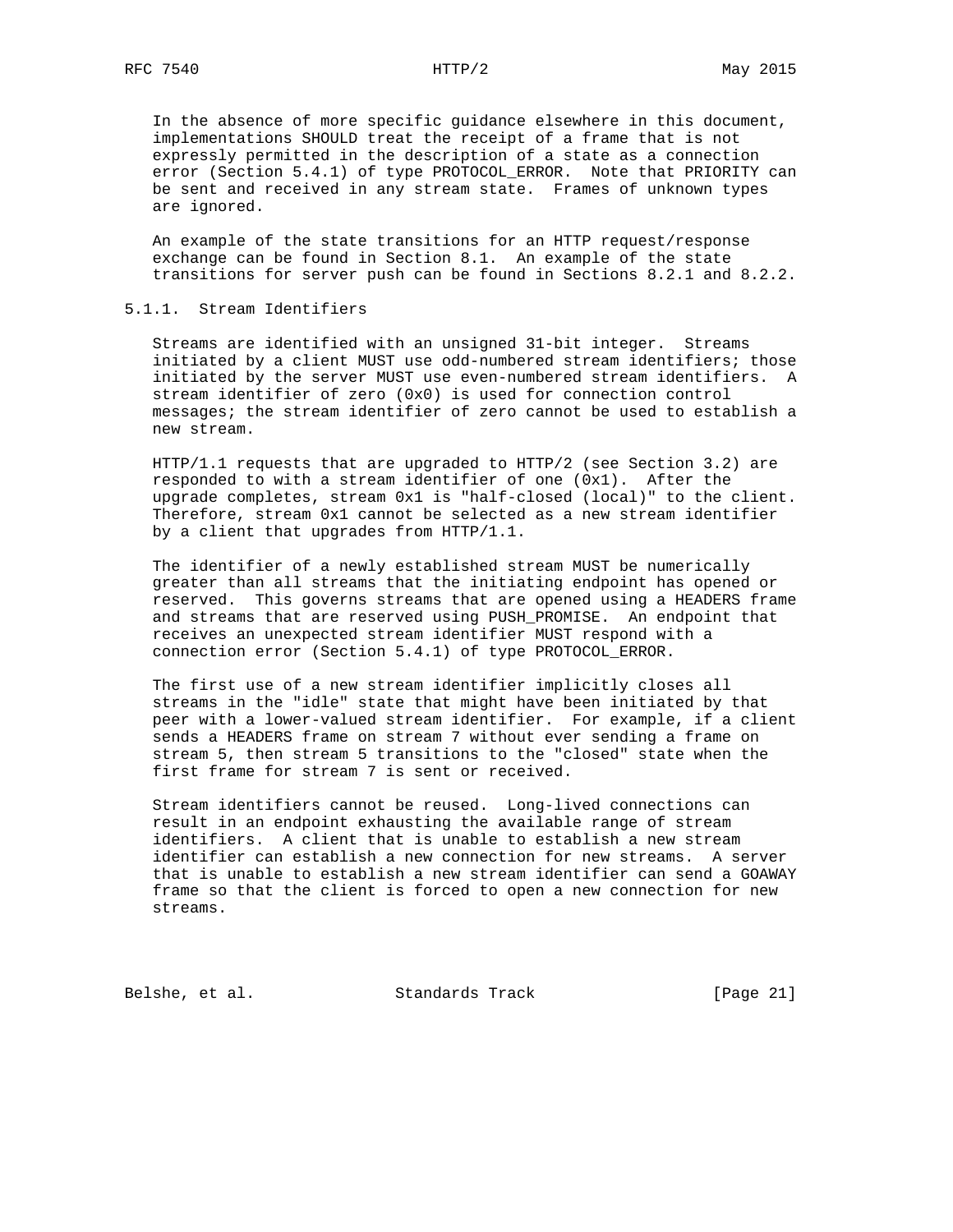In the absence of more specific guidance elsewhere in this document, implementations SHOULD treat the receipt of a frame that is not expressly permitted in the description of a state as a connection error (Section 5.4.1) of type PROTOCOL_ERROR. Note that PRIORITY can be sent and received in any stream state. Frames of unknown types are ignored.

An example of the state transitions for an HTTP request/response exchange can be found in Section 8.1. An example of the state transitions for server push can be found in Sections 8.2.1 and 8.2.2.

### 5.1.1. Stream Identifiers

Streams are identified with an unsigned 31-bit integer. Streams initiated by a client MUST use odd-numbered stream identifiers; those initiated by the server MUST use even-numbered stream identifiers. A stream identifier of zero (0x0) is used for connection control messages; the stream identifier of zero cannot be used to establish a new stream.

HTTP/1.1 requests that are upgraded to HTTP/2 (see Section 3.2) are responded to with a stream identifier of one (0x1). After the upgrade completes, stream 0x1 is "half-closed (local)" to the client. Therefore, stream 0x1 cannot be selected as a new stream identifier by a client that upgrades from HTTP/1.1.

The identifier of a newly established stream MUST be numerically greater than all streams that the initiating endpoint has opened or reserved. This governs streams that are opened using a HEADERS frame and streams that are reserved using PUSH_PROMISE. An endpoint that receives an unexpected stream identifier MUST respond with a connection error (Section 5.4.1) of type PROTOCOL_ERROR.

The first use of a new stream identifier implicitly closes all streams in the "idle" state that might have been initiated by that peer with a lower-valued stream identifier. For example, if a client sends a HEADERS frame on stream 7 without ever sending a frame on stream 5, then stream 5 transitions to the "closed" state when the first frame for stream 7 is sent or received.

Stream identifiers cannot be reused. Long-lived connections can result in an endpoint exhausting the available range of stream identifiers. A client that is unable to establish a new stream identifier can establish a new connection for new streams. A server that is unable to establish a new stream identifier can send a GOAWAY frame so that the client is forced to open a new connection for new streams.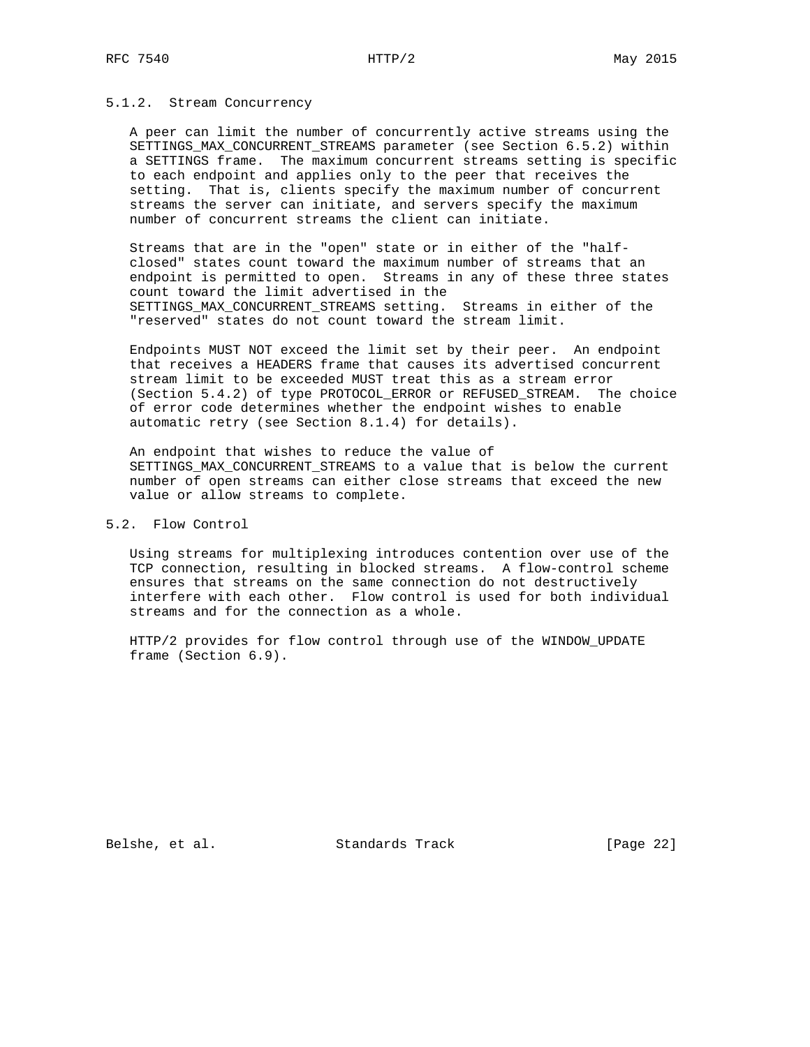#### 5.1.2. Stream Concurrency

A peer can limit the number of concurrently active streams using the SETTINGS_MAX_CONCURRENT_STREAMS parameter (see Section 6.5.2) within a SETTINGS frame. The maximum concurrent streams setting is specific to each endpoint and applies only to the peer that receives the setting. That is, clients specify the maximum number of concurrent streams the server can initiate, and servers specify the maximum number of concurrent streams the client can initiate.

Streams that are in the "open" state or in either of the "half-closed" states count toward the maximum number of streams that an endpoint is permitted to open. Streams in any of these three states count toward the limit advertised in the SETTINGS_MAX_CONCURRENT_STREAMS setting. Streams in either of the "reserved" states do not count toward the stream limit.

Endpoints MUST NOT exceed the limit set by their peer. An endpoint that receives a HEADERS frame that causes its advertised concurrent stream limit to be exceeded MUST treat this as a stream error (Section 5.4.2) of type PROTOCOL_ERROR or REFUSED_STREAM. The choice of error code determines whether the endpoint wishes to enable automatic retry (see Section 8.1.4) for details).

An endpoint that wishes to reduce the value of SETTINGS_MAX_CONCURRENT_STREAMS to a value that is below the current number of open streams can either close streams that exceed the new value or allow streams to complete.

### 5.2. Flow Control

Using streams for multiplexing introduces contention over use of the TCP connection, resulting in blocked streams. A flow-control scheme ensures that streams on the same connection do not destructively interfere with each other. Flow control is used for both individual streams and for the connection as a whole.

HTTP/2 provides for flow control through use of the WINDOW_UPDATE frame (Section 6.9).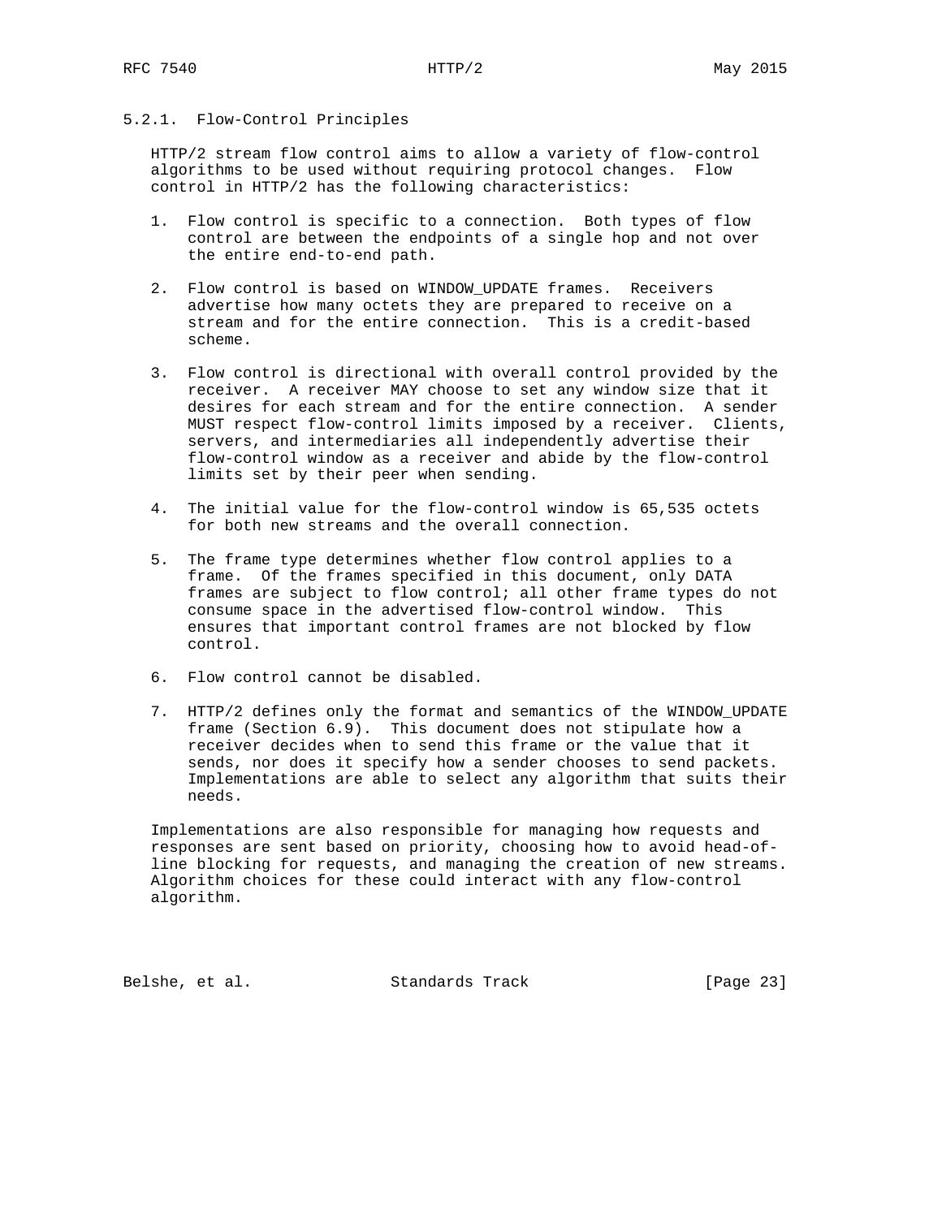### 5.2.1. Flow-Control Principles

HTTP/2 stream flow control aims to allow a variety of flow-control algorithms to be used without requiring protocol changes. Flow control in HTTP/2 has the following characteristics:

1. Flow control is specific to a connection. Both types of flow control are between the endpoints of a single hop and not over the entire end-to-end path.

2. Flow control is based on WINDOW_UPDATE frames. Receivers advertise how many octets they are prepared to receive on a stream and for the entire connection. This is a credit-based scheme.

3. Flow control is directional with overall control provided by the receiver. A receiver MAY choose to set any window size that it desires for each stream and for the entire connection. A sender MUST respect flow-control limits imposed by a receiver. Clients, servers, and intermediaries all independently advertise their flow-control window as a receiver and abide by the flow-control limits set by their peer when sending.

4. The initial value for the flow-control window is 65,535 octets for both new streams and the overall connection.

5. The frame type determines whether flow control applies to a frame. Of the frames specified in this document, only DATA frames are subject to flow control; all other frame types do not consume space in the advertised flow-control window. This ensures that important control frames are not blocked by flow control.

6. Flow control cannot be disabled.

7. HTTP/2 defines only the format and semantics of the WINDOW_UPDATE frame (Section 6.9). This document does not stipulate how a receiver decides when to send this frame or the value that it sends, nor does it specify how a sender chooses to send packets. Implementations are able to select any algorithm that suits their needs.

Implementations are also responsible for managing how requests and responses are sent based on priority, choosing how to avoid head-of-line blocking for requests, and managing the creation of new streams. Algorithm choices for these could interact with any flow-control algorithm.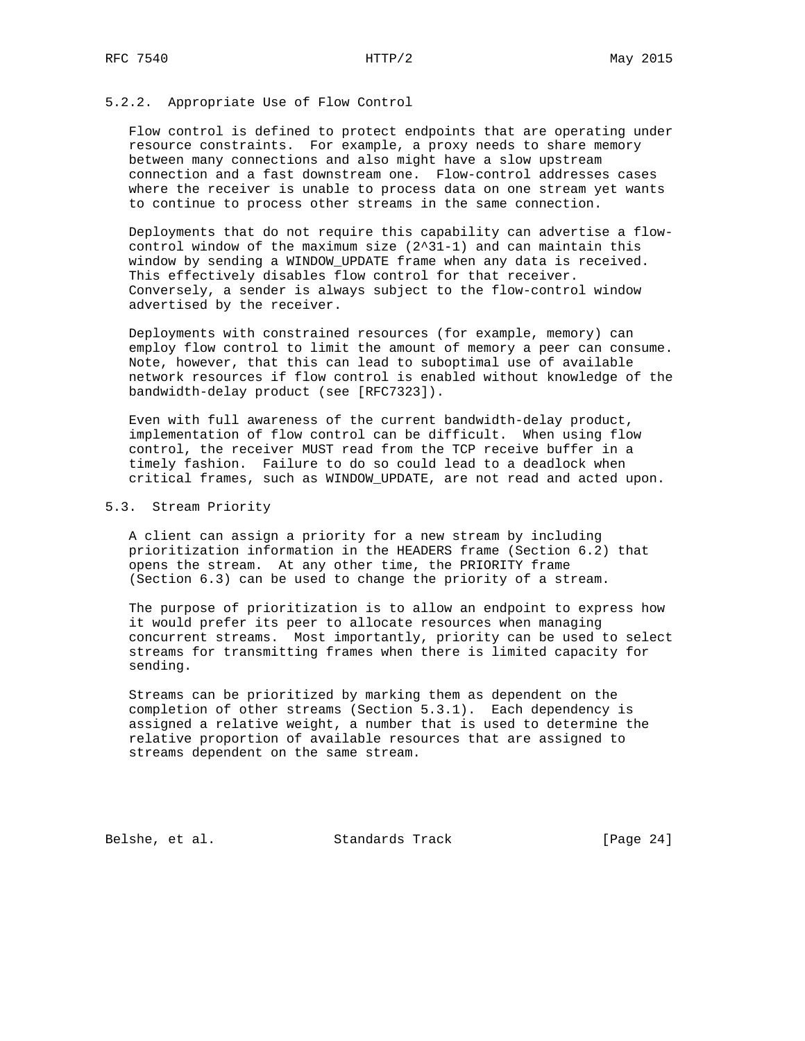### 5.2.2. Appropriate Use of Flow Control

Flow control is defined to protect endpoints that are operating under resource constraints. For example, a proxy needs to share memory between many connections and also might have a slow upstream connection and a fast downstream one. Flow-control addresses cases where the receiver is unable to process data on one stream yet wants to continue to process other streams in the same connection.

Deployments that do not require this capability can advertise a flow-control window of the maximum size ($2^{31}-1$) and can maintain this window by sending a WINDOW_UPDATE frame when any data is received. This effectively disables flow control for that receiver. Conversely, a sender is always subject to the flow-control window advertised by the receiver.

Deployments with constrained resources (for example, memory) can employ flow control to limit the amount of memory a peer can consume. Note, however, that this can lead to suboptimal use of available network resources if flow control is enabled without knowledge of the bandwidth-delay product (see [RFC7323]).

Even with full awareness of the current bandwidth-delay product, implementation of flow control can be difficult. When using flow control, the receiver MUST read from the TCP receive buffer in a timely fashion. Failure to do so could lead to a deadlock when critical frames, such as WINDOW_UPDATE, are not read and acted upon.

## 5.3. Stream Priority

A client can assign a priority for a new stream by including prioritization information in the HEADERS frame (Section 6.2) that opens the stream. At any other time, the PRIORITY frame (Section 6.3) can be used to change the priority of a stream.

The purpose of prioritization is to allow an endpoint to express how it would prefer its peer to allocate resources when managing concurrent streams. Most importantly, priority can be used to select streams for transmitting frames when there is limited capacity for sending.

Streams can be prioritized by marking them as dependent on the completion of other streams (Section 5.3.1). Each dependency is assigned a relative weight, a number that is used to determine the relative proportion of available resources that are assigned to streams dependent on the same stream.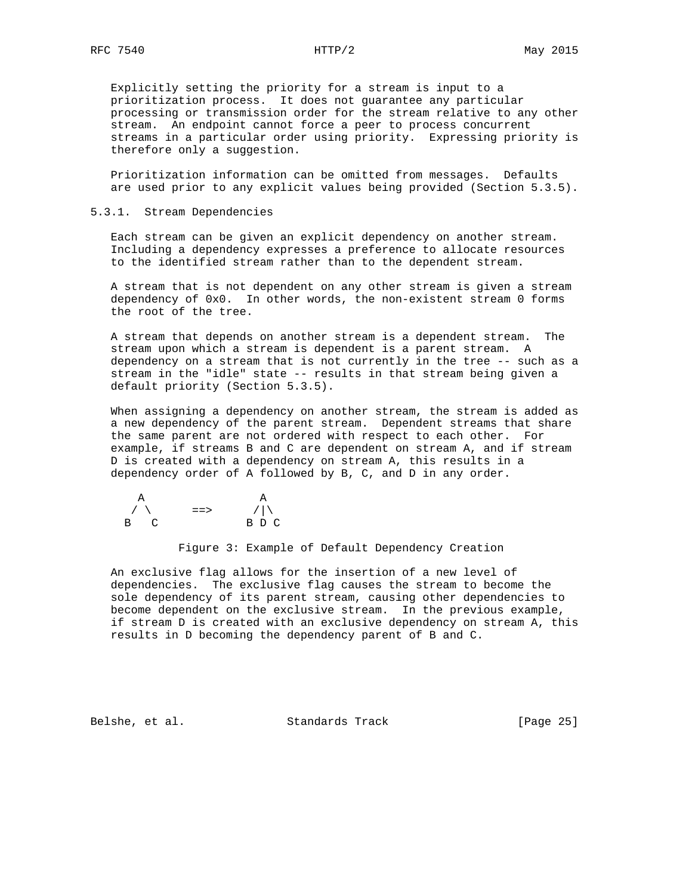Explicitly setting the priority for a stream is input to a prioritization process. It does not guarantee any particular processing or transmission order for the stream relative to any other stream. An endpoint cannot force a peer to process concurrent streams in a particular order using priority. Expressing priority is therefore only a suggestion.

Prioritization information can be omitted from messages. Defaults are used prior to any explicit values being provided (Section 5.3.5).

### 5.3.1. Stream Dependencies

Each stream can be given an explicit dependency on another stream. Including a dependency expresses a preference to allocate resources to the identified stream rather than to the dependent stream.

A stream that is not dependent on any other stream is given a stream dependency of 0x0. In other words, the non-existent stream 0 forms the root of the tree.

A stream that depends on another stream is a dependent stream. The stream upon which a stream is dependent is a parent stream. A dependency on a stream that is not currently in the tree -- such as a stream in the "idle" state -- results in that stream being given a default priority (Section 5.3.5).

When assigning a dependency on another stream, the stream is added as a new dependency of the parent stream. Dependent streams that share the same parent are not ordered with respect to each other. For example, if streams B and C are dependent on stream A, and if stream D is created with a dependency on stream A, this results in a dependency order of A followed by B, C, and D in any order.

```
    A                 A
   / \      ==>      /|\
  B   C             B D C
```

Figure 3: Example of Default Dependency Creation

An exclusive flag allows for the insertion of a new level of dependencies. The exclusive flag causes the stream to become the sole dependency of its parent stream, causing other dependencies to become dependent on the exclusive stream. In the previous example, if stream D is created with an exclusive dependency on stream A, this results in D becoming the dependency parent of B and C.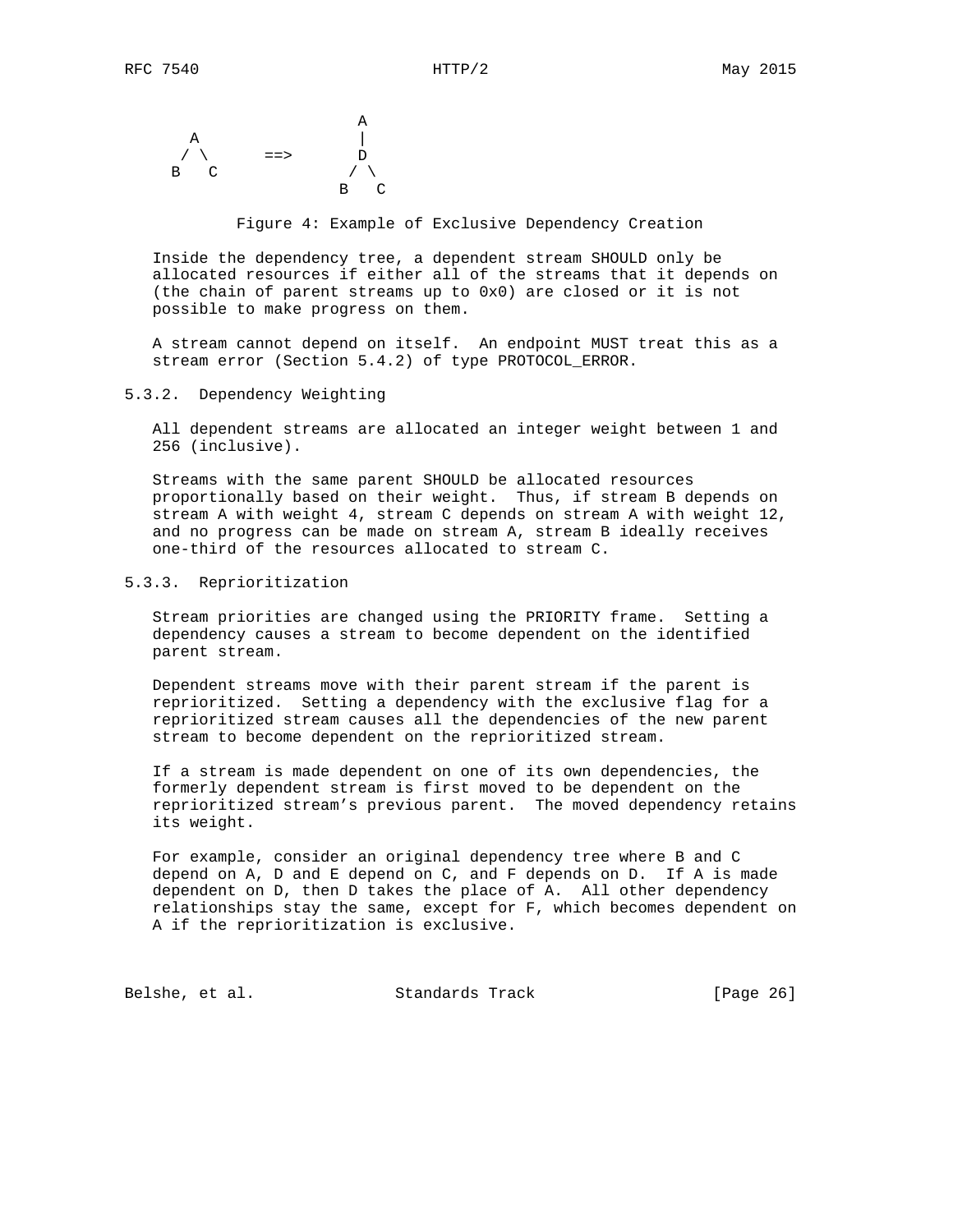```
                        A
    A                   |
   / \      ==>         D
  B   C                / \
                      B   C
```

Figure 4: Example of Exclusive Dependency Creation

Inside the dependency tree, a dependent stream SHOULD only be allocated resources if either all of the streams that it depends on (the chain of parent streams up to 0x0) are closed or it is not possible to make progress on them.

A stream cannot depend on itself. An endpoint MUST treat this as a stream error (Section 5.4.2) of type PROTOCOL_ERROR.

### 5.3.2. Dependency Weighting

All dependent streams are allocated an integer weight between 1 and 256 (inclusive).

Streams with the same parent SHOULD be allocated resources proportionally based on their weight. Thus, if stream B depends on stream A with weight 4, stream C depends on stream A with weight 12, and no progress can be made on stream A, stream B ideally receives one-third of the resources allocated to stream C.

### 5.3.3. Reprioritization

Stream priorities are changed using the PRIORITY frame. Setting a dependency causes a stream to become dependent on the identified parent stream.

Dependent streams move with their parent stream if the parent is reprioritized. Setting a dependency with the exclusive flag for a reprioritized stream causes all the dependencies of the new parent stream to become dependent on the reprioritized stream.

If a stream is made dependent on one of its own dependencies, the formerly dependent stream is first moved to be dependent on the reprioritized stream's previous parent. The moved dependency retains its weight.

For example, consider an original dependency tree where B and C depend on A, D and E depend on C, and F depends on D. If A is made dependent on D, then D takes the place of A. All other dependency relationships stay the same, except for F, which becomes dependent on A if the reprioritization is exclusive.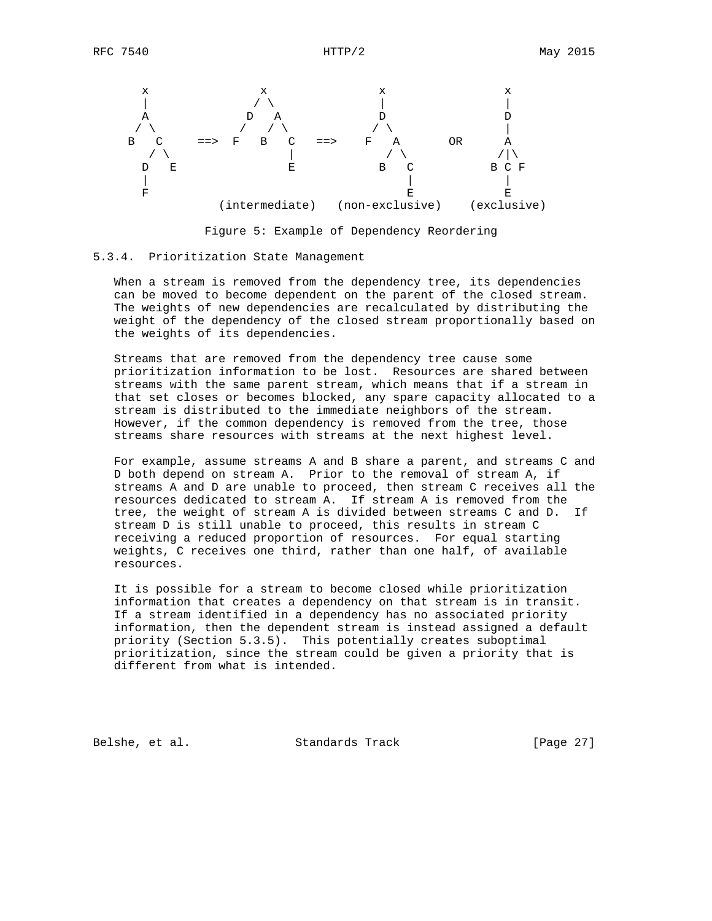```
    x                x                x                 x
    |               / \               |                 |
    A              D   A              D                 D
   / \            /   / \            / \                |
  B   C     ==>  F   B   C   ==>    F   A       OR      A
     / \                 |             / \             /|\
    D   E                E            B   C           B C F
    |                                     |             |
    F                                     E             E
               (intermediate)   (non-exclusive)    (exclusive)
```

Figure 5: Example of Dependency Reordering

### 5.3.4. Prioritization State Management

When a stream is removed from the dependency tree, its dependencies can be moved to become dependent on the parent of the closed stream. The weights of new dependencies are recalculated by distributing the weight of the dependency of the closed stream proportionally based on the weights of its dependencies.

Streams that are removed from the dependency tree cause some prioritization information to be lost. Resources are shared between streams with the same parent stream, which means that if a stream in that set closes or becomes blocked, any spare capacity allocated to a stream is distributed to the immediate neighbors of the stream. However, if the common dependency is removed from the tree, those streams share resources with streams at the next highest level.

For example, assume streams A and B share a parent, and streams C and D both depend on stream A. Prior to the removal of stream A, if streams A and D are unable to proceed, then stream C receives all the resources dedicated to stream A. If stream A is removed from the tree, the weight of stream A is divided between streams C and D. If stream D is still unable to proceed, this results in stream C receiving a reduced proportion of resources. For equal starting weights, C receives one third, rather than one half, of available resources.

It is possible for a stream to become closed while prioritization information that creates a dependency on that stream is in transit. If a stream identified in a dependency has no associated priority information, then the dependent stream is instead assigned a default priority (Section 5.3.5). This potentially creates suboptimal prioritization, since the stream could be given a priority that is different from what is intended.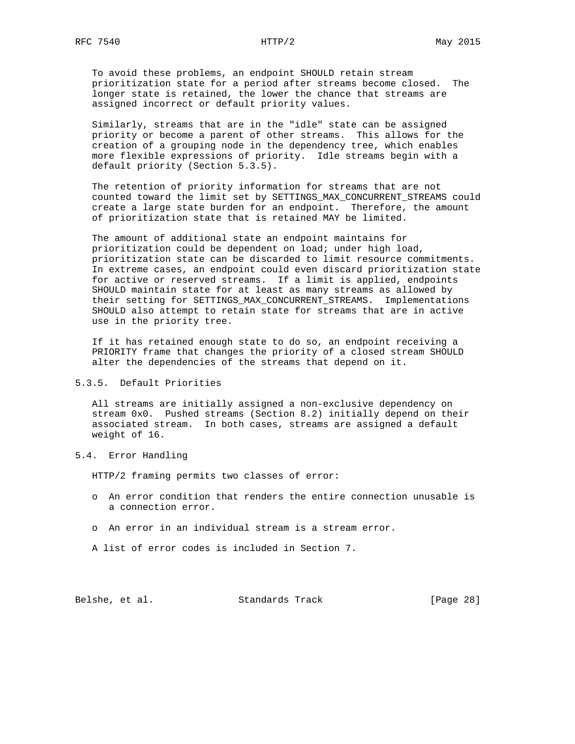To avoid these problems, an endpoint SHOULD retain stream prioritization state for a period after streams become closed. The longer state is retained, the lower the chance that streams are assigned incorrect or default priority values.

Similarly, streams that are in the "idle" state can be assigned priority or become a parent of other streams. This allows for the creation of a grouping node in the dependency tree, which enables more flexible expressions of priority. Idle streams begin with a default priority (Section 5.3.5).

The retention of priority information for streams that are not counted toward the limit set by SETTINGS_MAX_CONCURRENT_STREAMS could create a large state burden for an endpoint. Therefore, the amount of prioritization state that is retained MAY be limited.

The amount of additional state an endpoint maintains for prioritization could be dependent on load; under high load, prioritization state can be discarded to limit resource commitments. In extreme cases, an endpoint could even discard prioritization state for active or reserved streams. If a limit is applied, endpoints SHOULD maintain state for at least as many streams as allowed by their setting for SETTINGS_MAX_CONCURRENT_STREAMS. Implementations SHOULD also attempt to retain state for streams that are in active use in the priority tree.

If it has retained enough state to do so, an endpoint receiving a PRIORITY frame that changes the priority of a closed stream SHOULD alter the dependencies of the streams that depend on it.

#### 5.3.5. Default Priorities

All streams are initially assigned a non-exclusive dependency on stream 0x0. Pushed streams (Section 8.2) initially depend on their associated stream. In both cases, streams are assigned a default weight of 16.

### 5.4. Error Handling

HTTP/2 framing permits two classes of error:

- An error condition that renders the entire connection unusable is a connection error.
- An error in an individual stream is a stream error.

A list of error codes is included in Section 7.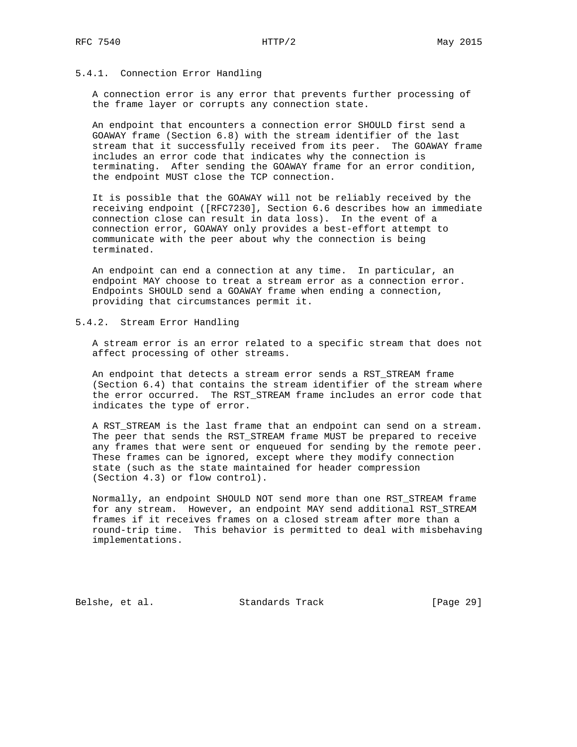### 5.4.1. Connection Error Handling

A connection error is any error that prevents further processing of the frame layer or corrupts any connection state.

An endpoint that encounters a connection error SHOULD first send a GOAWAY frame (Section 6.8) with the stream identifier of the last stream that it successfully received from its peer. The GOAWAY frame includes an error code that indicates why the connection is terminating. After sending the GOAWAY frame for an error condition, the endpoint MUST close the TCP connection.

It is possible that the GOAWAY will not be reliably received by the receiving endpoint ([RFC7230], Section 6.6 describes how an immediate connection close can result in data loss). In the event of a connection error, GOAWAY only provides a best-effort attempt to communicate with the peer about why the connection is being terminated.

An endpoint can end a connection at any time. In particular, an endpoint MAY choose to treat a stream error as a connection error. Endpoints SHOULD send a GOAWAY frame when ending a connection, providing that circumstances permit it.

### 5.4.2. Stream Error Handling

A stream error is an error related to a specific stream that does not affect processing of other streams.

An endpoint that detects a stream error sends a RST_STREAM frame (Section 6.4) that contains the stream identifier of the stream where the error occurred. The RST_STREAM frame includes an error code that indicates the type of error.

A RST_STREAM is the last frame that an endpoint can send on a stream. The peer that sends the RST_STREAM frame MUST be prepared to receive any frames that were sent or enqueued for sending by the remote peer. These frames can be ignored, except where they modify connection state (such as the state maintained for header compression (Section 4.3) or flow control).

Normally, an endpoint SHOULD NOT send more than one RST_STREAM frame for any stream. However, an endpoint MAY send additional RST_STREAM frames if it receives frames on a closed stream after more than a round-trip time. This behavior is permitted to deal with misbehaving implementations.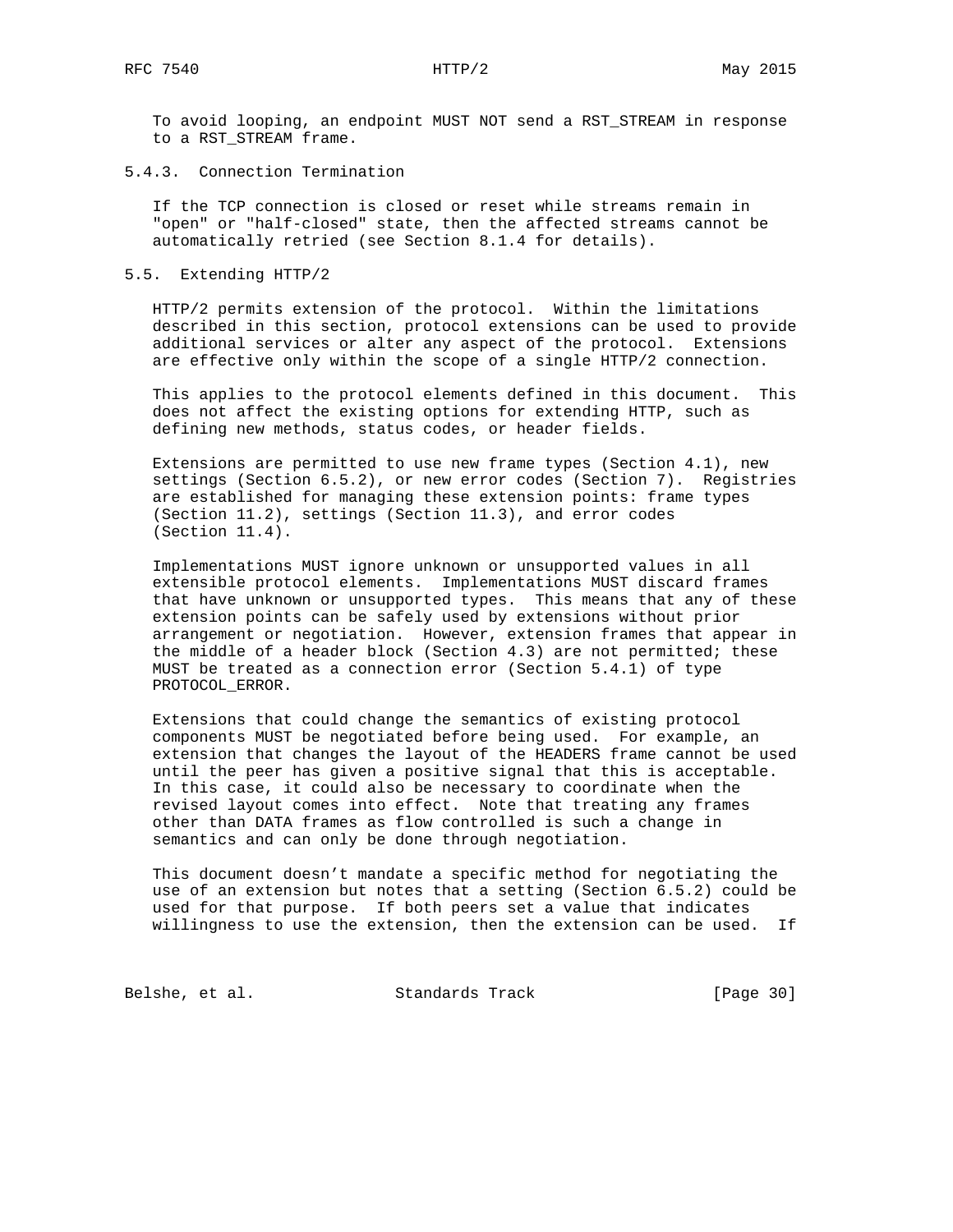To avoid looping, an endpoint MUST NOT send a RST_STREAM in response to a RST_STREAM frame.

### 5.4.3. Connection Termination

If the TCP connection is closed or reset while streams remain in "open" or "half-closed" state, then the affected streams cannot be automatically retried (see Section 8.1.4 for details).

## 5.5. Extending HTTP/2

HTTP/2 permits extension of the protocol. Within the limitations described in this section, protocol extensions can be used to provide additional services or alter any aspect of the protocol. Extensions are effective only within the scope of a single HTTP/2 connection.

This applies to the protocol elements defined in this document. This does not affect the existing options for extending HTTP, such as defining new methods, status codes, or header fields.

Extensions are permitted to use new frame types (Section 4.1), new settings (Section 6.5.2), or new error codes (Section 7). Registries are established for managing these extension points: frame types (Section 11.2), settings (Section 11.3), and error codes (Section 11.4).

Implementations MUST ignore unknown or unsupported values in all extensible protocol elements. Implementations MUST discard frames that have unknown or unsupported types. This means that any of these extension points can be safely used by extensions without prior arrangement or negotiation. However, extension frames that appear in the middle of a header block (Section 4.3) are not permitted; these MUST be treated as a connection error (Section 5.4.1) of type PROTOCOL_ERROR.

Extensions that could change the semantics of existing protocol components MUST be negotiated before being used. For example, an extension that changes the layout of the HEADERS frame cannot be used until the peer has given a positive signal that this is acceptable. In this case, it could also be necessary to coordinate when the revised layout comes into effect. Note that treating any frames other than DATA frames as flow controlled is such a change in semantics and can only be done through negotiation.

This document doesn't mandate a specific method for negotiating the use of an extension but notes that a setting (Section 6.5.2) could be used for that purpose. If both peers set a value that indicates willingness to use the extension, then the extension can be used. If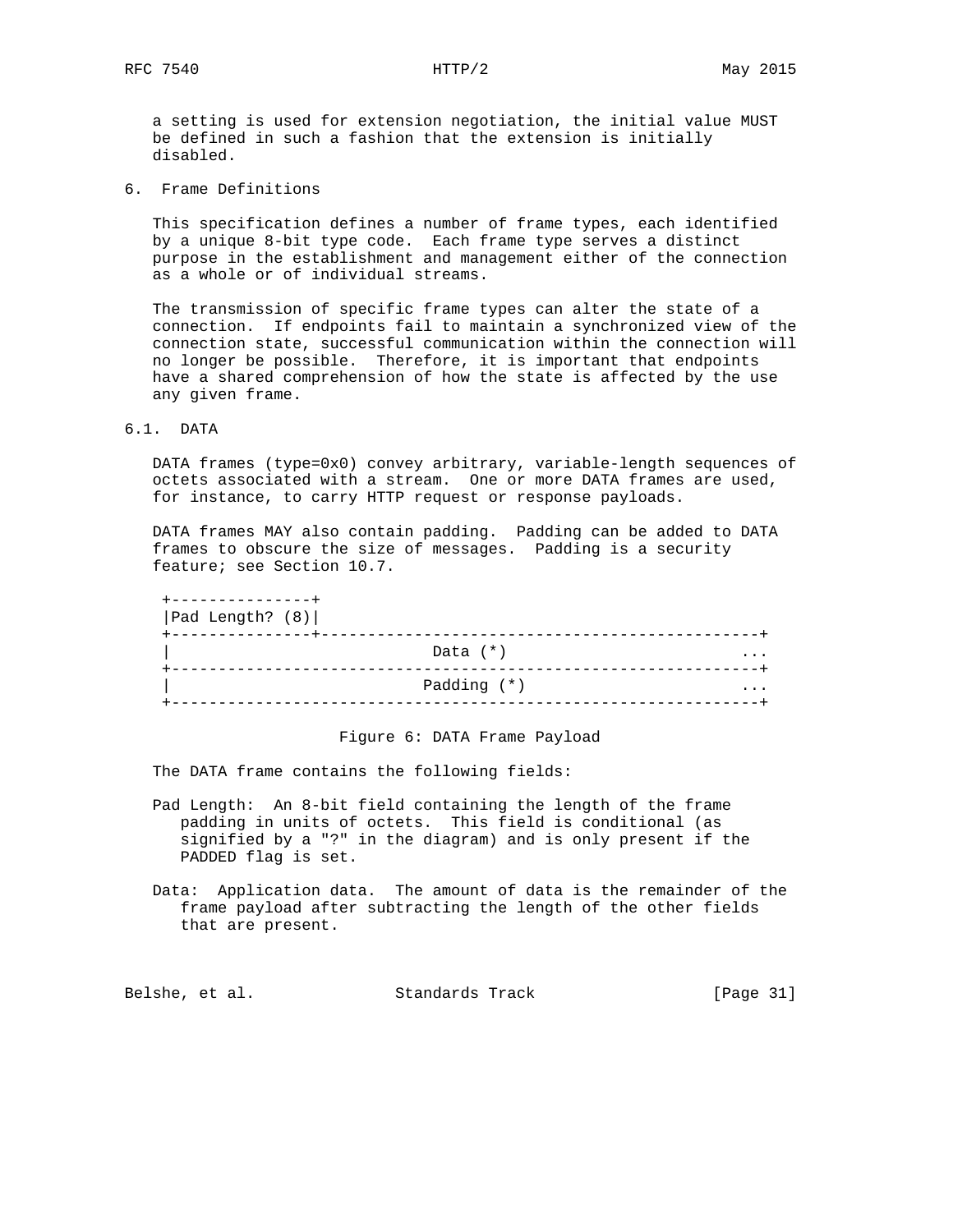a setting is used for extension negotiation, the initial value MUST be defined in such a fashion that the extension is initially disabled.

## 6. Frame Definitions

This specification defines a number of frame types, each identified by a unique 8-bit type code. Each frame type serves a distinct purpose in the establishment and management either of the connection as a whole or of individual streams.

The transmission of specific frame types can alter the state of a connection. If endpoints fail to maintain a synchronized view of the connection state, successful communication within the connection will no longer be possible. Therefore, it is important that endpoints have a shared comprehension of how the state is affected by the use any given frame.

### 6.1. DATA

DATA frames (type=0x0) convey arbitrary, variable-length sequences of octets associated with a stream. One or more DATA frames are used, for instance, to carry HTTP request or response payloads.

DATA frames MAY also contain padding. Padding can be added to DATA frames to obscure the size of messages. Padding is a security feature; see Section 10.7.

```
 +---------------+
 |Pad Length? (8)|
 +---------------+-----------------------------------------------+
 |                            Data (*)                         ...
 +---------------------------------------------------------------+
 |                           Padding (*)                       ...
 +---------------------------------------------------------------+
```

Figure 6: DATA Frame Payload

The DATA frame contains the following fields:

Pad Length: An 8-bit field containing the length of the frame padding in units of octets. This field is conditional (as signified by a "?" in the diagram) and is only present if the PADDED flag is set.

Data: Application data. The amount of data is the remainder of the frame payload after subtracting the length of the other fields that are present.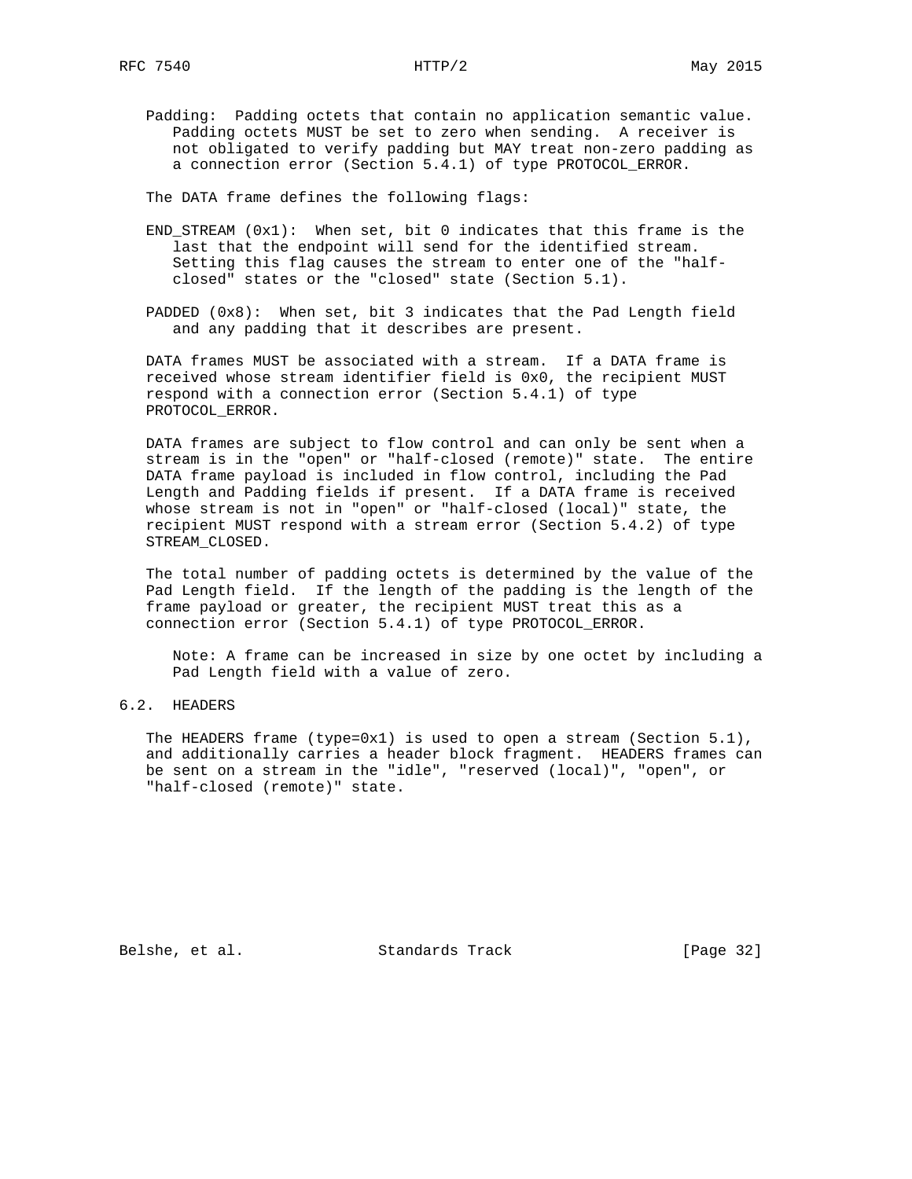Padding: Padding octets that contain no application semantic value. Padding octets MUST be set to zero when sending. A receiver is not obligated to verify padding but MAY treat non-zero padding as a connection error (Section 5.4.1) of type PROTOCOL_ERROR.

The DATA frame defines the following flags:

END_STREAM (0x1): When set, bit 0 indicates that this frame is the last that the endpoint will send for the identified stream. Setting this flag causes the stream to enter one of the "half-closed" states or the "closed" state (Section 5.1).

PADDED (0x8): When set, bit 3 indicates that the Pad Length field and any padding that it describes are present.

DATA frames MUST be associated with a stream. If a DATA frame is received whose stream identifier field is 0x0, the recipient MUST respond with a connection error (Section 5.4.1) of type PROTOCOL_ERROR.

DATA frames are subject to flow control and can only be sent when a stream is in the "open" or "half-closed (remote)" state. The entire DATA frame payload is included in flow control, including the Pad Length and Padding fields if present. If a DATA frame is received whose stream is not in "open" or "half-closed (local)" state, the recipient MUST respond with a stream error (Section 5.4.2) of type STREAM_CLOSED.

The total number of padding octets is determined by the value of the Pad Length field. If the length of the padding is the length of the frame payload or greater, the recipient MUST treat this as a connection error (Section 5.4.1) of type PROTOCOL_ERROR.

> Note: A frame can be increased in size by one octet by including a Pad Length field with a value of zero.

## 6.2. HEADERS

The HEADERS frame (type=0x1) is used to open a stream (Section 5.1), and additionally carries a header block fragment. HEADERS frames can be sent on a stream in the "idle", "reserved (local)", "open", or "half-closed (remote)" state.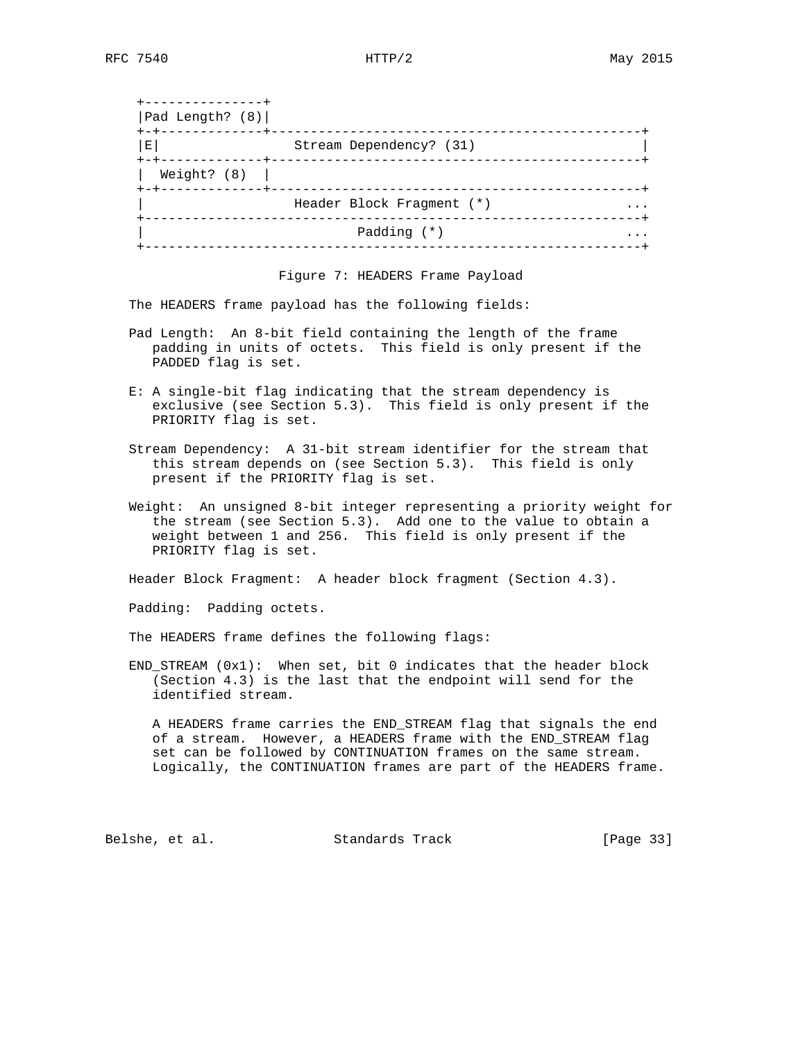```
 +---------------+
 |Pad Length? (8)|
 +-+-------------+-----------------------------------------------+
 |E|                 Stream Dependency? (31)                     |
 +-+-------------+-----------------------------------------------+
 |  Weight? (8)  |
 +-+-------------+-----------------------------------------------+
 |                   Header Block Fragment (*)                 ...
 +---------------------------------------------------------------+
 |                           Padding (*)                       ...
 +---------------------------------------------------------------+
```

Figure 7: HEADERS Frame Payload

The HEADERS frame payload has the following fields:

Pad Length: An 8-bit field containing the length of the frame padding in units of octets. This field is only present if the PADDED flag is set.

E: A single-bit flag indicating that the stream dependency is exclusive (see Section 5.3). This field is only present if the PRIORITY flag is set.

Stream Dependency: A 31-bit stream identifier for the stream that this stream depends on (see Section 5.3). This field is only present if the PRIORITY flag is set.

Weight: An unsigned 8-bit integer representing a priority weight for the stream (see Section 5.3). Add one to the value to obtain a weight between 1 and 256. This field is only present if the PRIORITY flag is set.

Header Block Fragment: A header block fragment (Section 4.3).

Padding: Padding octets.

The HEADERS frame defines the following flags:

END_STREAM (0x1): When set, bit 0 indicates that the header block (Section 4.3) is the last that the endpoint will send for the identified stream.

A HEADERS frame carries the END_STREAM flag that signals the end of a stream. However, a HEADERS frame with the END_STREAM flag set can be followed by CONTINUATION frames on the same stream. Logically, the CONTINUATION frames are part of the HEADERS frame.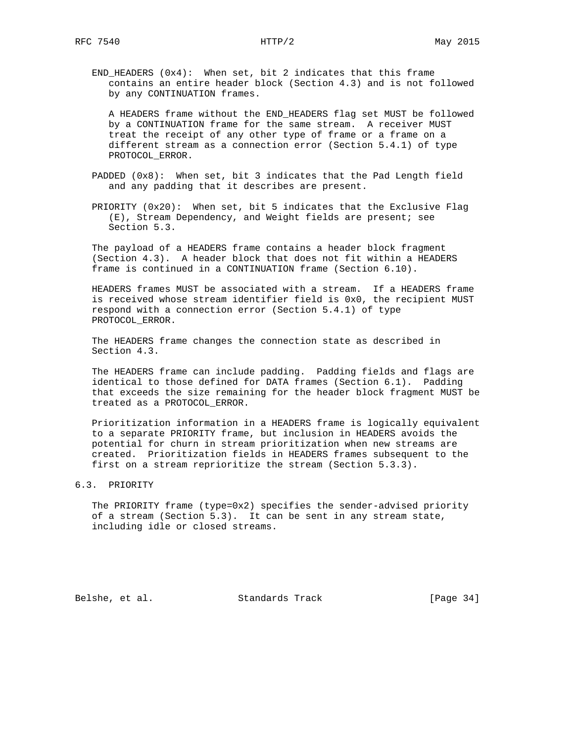END_HEADERS (0x4): When set, bit 2 indicates that this frame contains an entire header block (Section 4.3) and is not followed by any CONTINUATION frames.

A HEADERS frame without the END_HEADERS flag set MUST be followed by a CONTINUATION frame for the same stream. A receiver MUST treat the receipt of any other type of frame or a frame on a different stream as a connection error (Section 5.4.1) of type PROTOCOL_ERROR.

PADDED (0x8): When set, bit 3 indicates that the Pad Length field and any padding that it describes are present.

PRIORITY (0x20): When set, bit 5 indicates that the Exclusive Flag (E), Stream Dependency, and Weight fields are present; see Section 5.3.

The payload of a HEADERS frame contains a header block fragment (Section 4.3). A header block that does not fit within a HEADERS frame is continued in a CONTINUATION frame (Section 6.10).

HEADERS frames MUST be associated with a stream. If a HEADERS frame is received whose stream identifier field is 0x0, the recipient MUST respond with a connection error (Section 5.4.1) of type PROTOCOL_ERROR.

The HEADERS frame changes the connection state as described in Section 4.3.

The HEADERS frame can include padding. Padding fields and flags are identical to those defined for DATA frames (Section 6.1). Padding that exceeds the size remaining for the header block fragment MUST be treated as a PROTOCOL_ERROR.

Prioritization information in a HEADERS frame is logically equivalent to a separate PRIORITY frame, but inclusion in HEADERS avoids the potential for churn in stream prioritization when new streams are created. Prioritization fields in HEADERS frames subsequent to the first on a stream reprioritize the stream (Section 5.3.3).

## 6.3. PRIORITY

The PRIORITY frame (type=0x2) specifies the sender-advised priority of a stream (Section 5.3). It can be sent in any stream state, including idle or closed streams.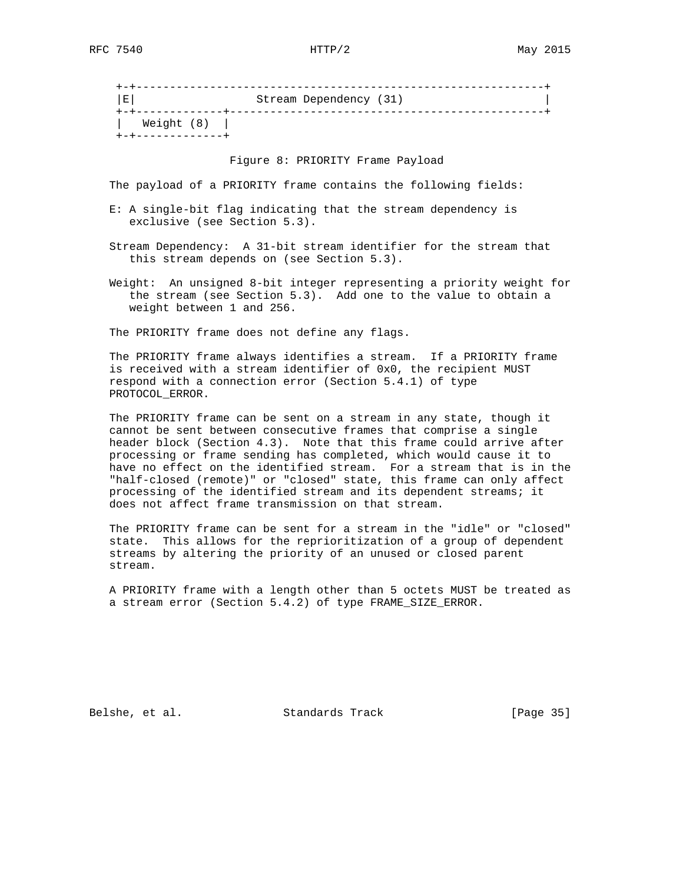```
 +-+-------------------------------------------------------------+
 |E|                  Stream Dependency (31)                     |
 +-+-------------+-----------------------------------------------+
 |   Weight (8)  |
 +-+-------------+
```

Figure 8: PRIORITY Frame Payload

The payload of a PRIORITY frame contains the following fields:

E: A single-bit flag indicating that the stream dependency is exclusive (see Section 5.3).

Stream Dependency: A 31-bit stream identifier for the stream that this stream depends on (see Section 5.3).

Weight: An unsigned 8-bit integer representing a priority weight for the stream (see Section 5.3). Add one to the value to obtain a weight between 1 and 256.

The PRIORITY frame does not define any flags.

The PRIORITY frame always identifies a stream. If a PRIORITY frame is received with a stream identifier of 0x0, the recipient MUST respond with a connection error (Section 5.4.1) of type PROTOCOL_ERROR.

The PRIORITY frame can be sent on a stream in any state, though it cannot be sent between consecutive frames that comprise a single header block (Section 4.3). Note that this frame could arrive after processing or frame sending has completed, which would cause it to have no effect on the identified stream. For a stream that is in the "half-closed (remote)" or "closed" state, this frame can only affect processing of the identified stream and its dependent streams; it does not affect frame transmission on that stream.

The PRIORITY frame can be sent for a stream in the "idle" or "closed" state. This allows for the reprioritization of a group of dependent streams by altering the priority of an unused or closed parent stream.

A PRIORITY frame with a length other than 5 octets MUST be treated as a stream error (Section 5.4.2) of type FRAME_SIZE_ERROR.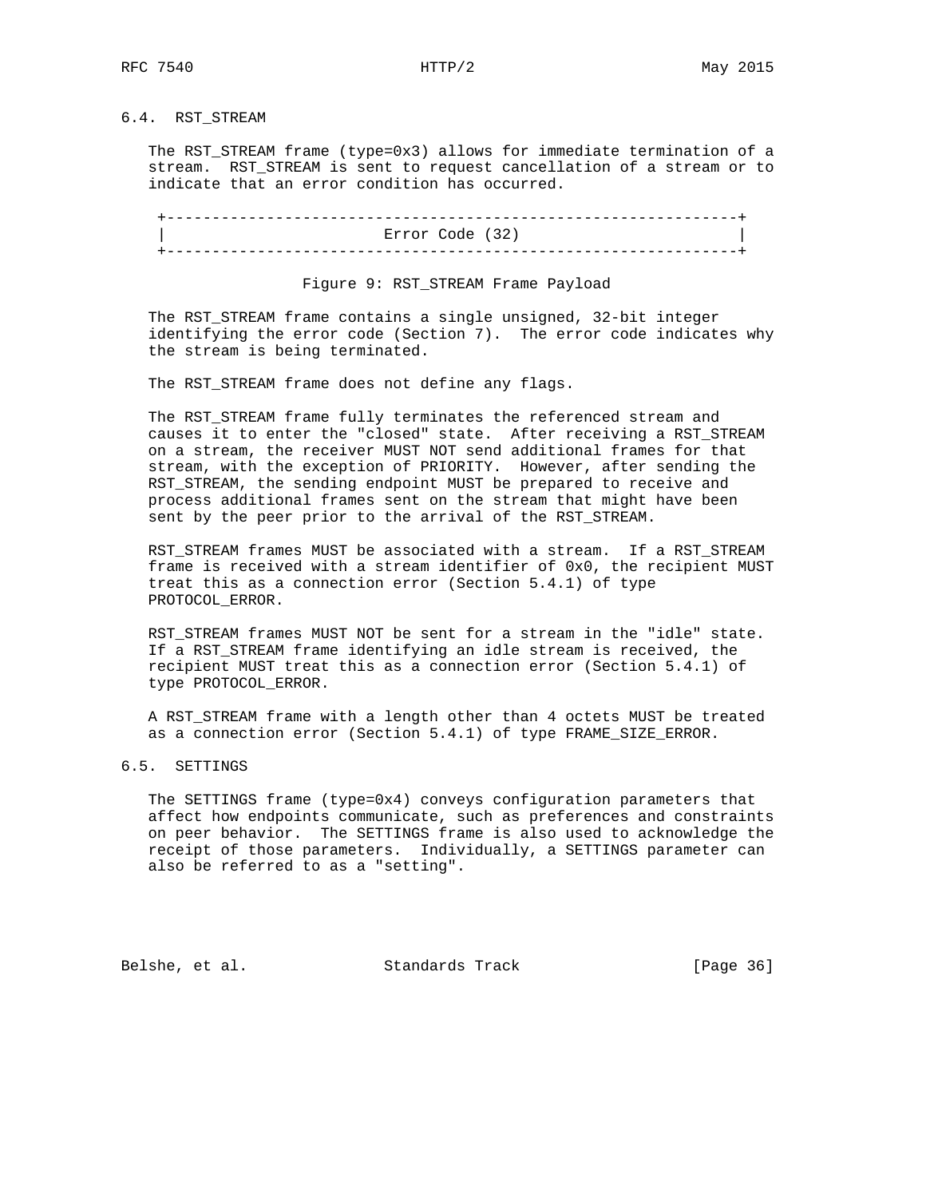### 6.4. RST_STREAM

The RST_STREAM frame (type=0x3) allows for immediate termination of a stream. RST_STREAM is sent to request cancellation of a stream or to indicate that an error condition has occurred.

```
 +---------------------------------------------------------------+
 |                        Error Code (32)                        |
 +---------------------------------------------------------------+
```

Figure 9: RST_STREAM Frame Payload

The RST_STREAM frame contains a single unsigned, 32-bit integer identifying the error code (Section 7). The error code indicates why the stream is being terminated.

The RST_STREAM frame does not define any flags.

The RST_STREAM frame fully terminates the referenced stream and causes it to enter the "closed" state. After receiving a RST_STREAM on a stream, the receiver MUST NOT send additional frames for that stream, with the exception of PRIORITY. However, after sending the RST_STREAM, the sending endpoint MUST be prepared to receive and process additional frames sent on the stream that might have been sent by the peer prior to the arrival of the RST_STREAM.

RST_STREAM frames MUST be associated with a stream. If a RST_STREAM frame is received with a stream identifier of 0x0, the recipient MUST treat this as a connection error (Section 5.4.1) of type PROTOCOL_ERROR.

RST_STREAM frames MUST NOT be sent for a stream in the "idle" state. If a RST_STREAM frame identifying an idle stream is received, the recipient MUST treat this as a connection error (Section 5.4.1) of type PROTOCOL_ERROR.

A RST_STREAM frame with a length other than 4 octets MUST be treated as a connection error (Section 5.4.1) of type FRAME_SIZE_ERROR.

### 6.5. SETTINGS

The SETTINGS frame (type=0x4) conveys configuration parameters that affect how endpoints communicate, such as preferences and constraints on peer behavior. The SETTINGS frame is also used to acknowledge the receipt of those parameters. Individually, a SETTINGS parameter can also be referred to as a "setting".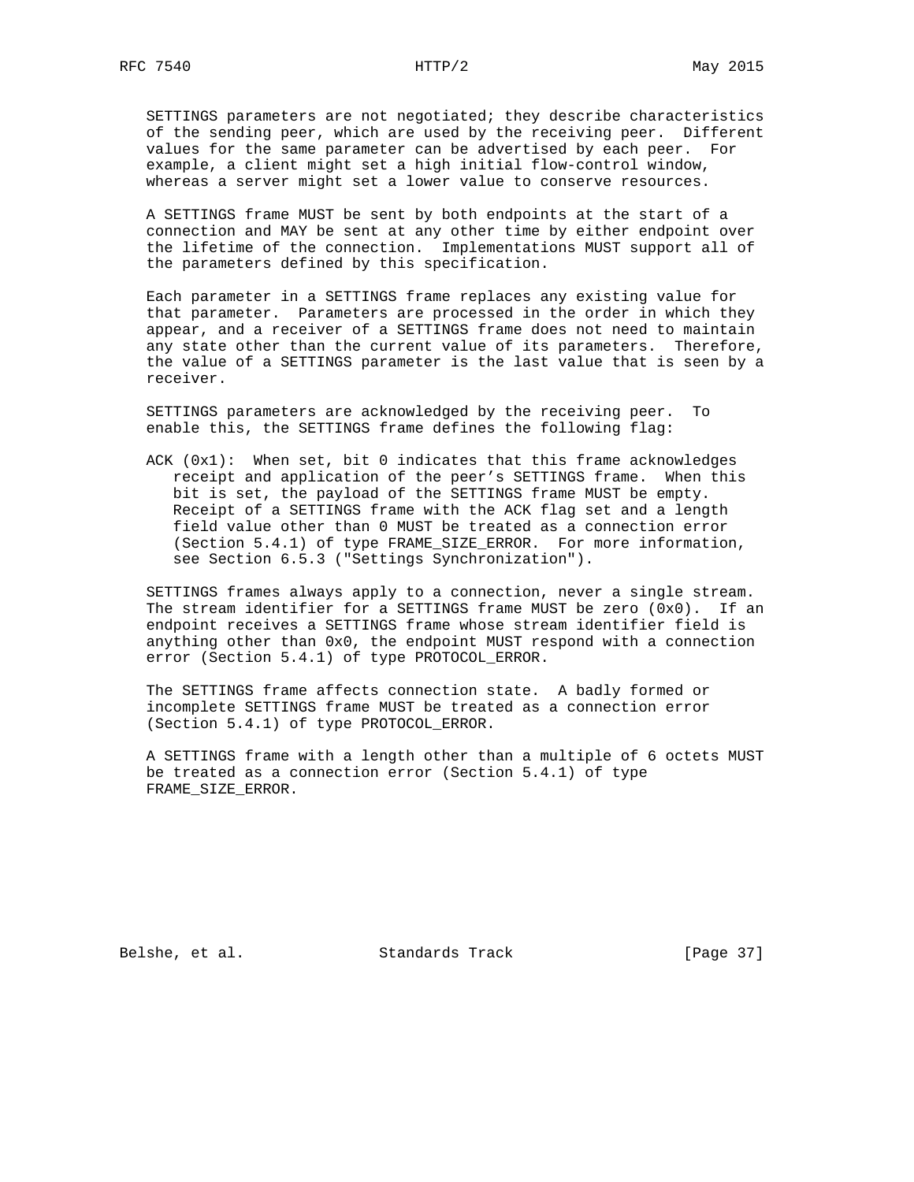SETTINGS parameters are not negotiated; they describe characteristics of the sending peer, which are used by the receiving peer. Different values for the same parameter can be advertised by each peer. For example, a client might set a high initial flow-control window, whereas a server might set a lower value to conserve resources.

A SETTINGS frame MUST be sent by both endpoints at the start of a connection and MAY be sent at any other time by either endpoint over the lifetime of the connection. Implementations MUST support all of the parameters defined by this specification.

Each parameter in a SETTINGS frame replaces any existing value for that parameter. Parameters are processed in the order in which they appear, and a receiver of a SETTINGS frame does not need to maintain any state other than the current value of its parameters. Therefore, the value of a SETTINGS parameter is the last value that is seen by a receiver.

SETTINGS parameters are acknowledged by the receiving peer. To enable this, the SETTINGS frame defines the following flag:

ACK (0x1): When set, bit 0 indicates that this frame acknowledges receipt and application of the peer's SETTINGS frame. When this bit is set, the payload of the SETTINGS frame MUST be empty. Receipt of a SETTINGS frame with the ACK flag set and a length field value other than 0 MUST be treated as a connection error (Section 5.4.1) of type FRAME_SIZE_ERROR. For more information, see Section 6.5.3 ("Settings Synchronization").

SETTINGS frames always apply to a connection, never a single stream. The stream identifier for a SETTINGS frame MUST be zero (0x0). If an endpoint receives a SETTINGS frame whose stream identifier field is anything other than 0x0, the endpoint MUST respond with a connection error (Section 5.4.1) of type PROTOCOL_ERROR.

The SETTINGS frame affects connection state. A badly formed or incomplete SETTINGS frame MUST be treated as a connection error (Section 5.4.1) of type PROTOCOL_ERROR.

A SETTINGS frame with a length other than a multiple of 6 octets MUST be treated as a connection error (Section 5.4.1) of type FRAME_SIZE_ERROR.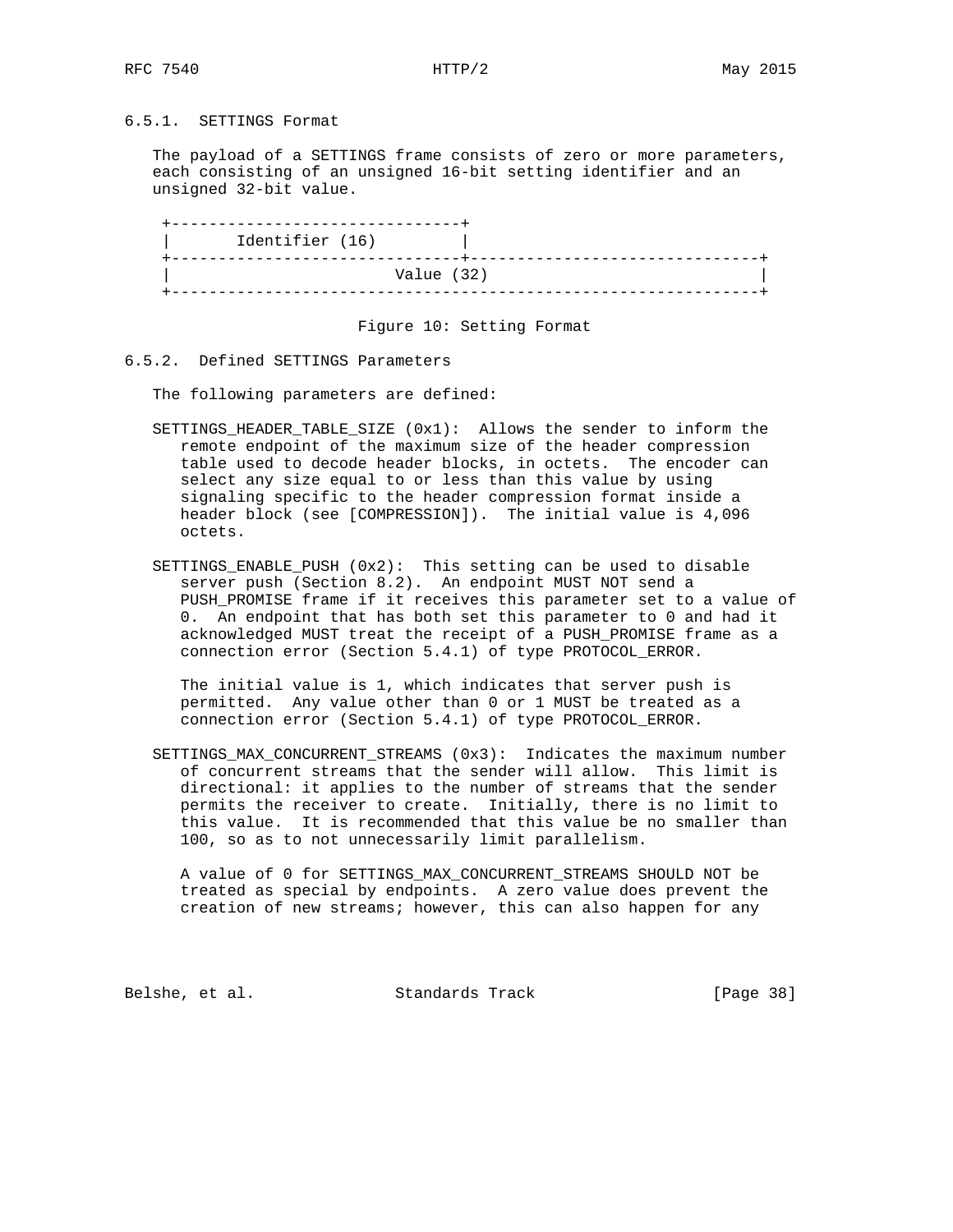### 6.5.1. SETTINGS Format

The payload of a SETTINGS frame consists of zero or more parameters, each consisting of an unsigned 16-bit setting identifier and an unsigned 32-bit value.

```
 +-------------------------------+
 |       Identifier (16)         |
 +-------------------------------+-------------------------------+
 |                        Value (32)                             |
 +---------------------------------------------------------------+
```

Figure 10: Setting Format

### 6.5.2. Defined SETTINGS Parameters

The following parameters are defined:

SETTINGS_HEADER_TABLE_SIZE (0x1): Allows the sender to inform the remote endpoint of the maximum size of the header compression table used to decode header blocks, in octets. The encoder can select any size equal to or less than this value by using signaling specific to the header compression format inside a header block (see [COMPRESSION]). The initial value is 4,096 octets.

SETTINGS_ENABLE_PUSH (0x2): This setting can be used to disable server push (Section 8.2). An endpoint MUST NOT send a PUSH_PROMISE frame if it receives this parameter set to a value of 0. An endpoint that has both set this parameter to 0 and had it acknowledged MUST treat the receipt of a PUSH_PROMISE frame as a connection error (Section 5.4.1) of type PROTOCOL_ERROR.

The initial value is 1, which indicates that server push is permitted. Any value other than 0 or 1 MUST be treated as a connection error (Section 5.4.1) of type PROTOCOL_ERROR.

SETTINGS_MAX_CONCURRENT_STREAMS (0x3): Indicates the maximum number of concurrent streams that the sender will allow. This limit is directional: it applies to the number of streams that the sender permits the receiver to create. Initially, there is no limit to this value. It is recommended that this value be no smaller than 100, so as to not unnecessarily limit parallelism.

A value of 0 for SETTINGS_MAX_CONCURRENT_STREAMS SHOULD NOT be treated as special by endpoints. A zero value does prevent the creation of new streams; however, this can also happen for any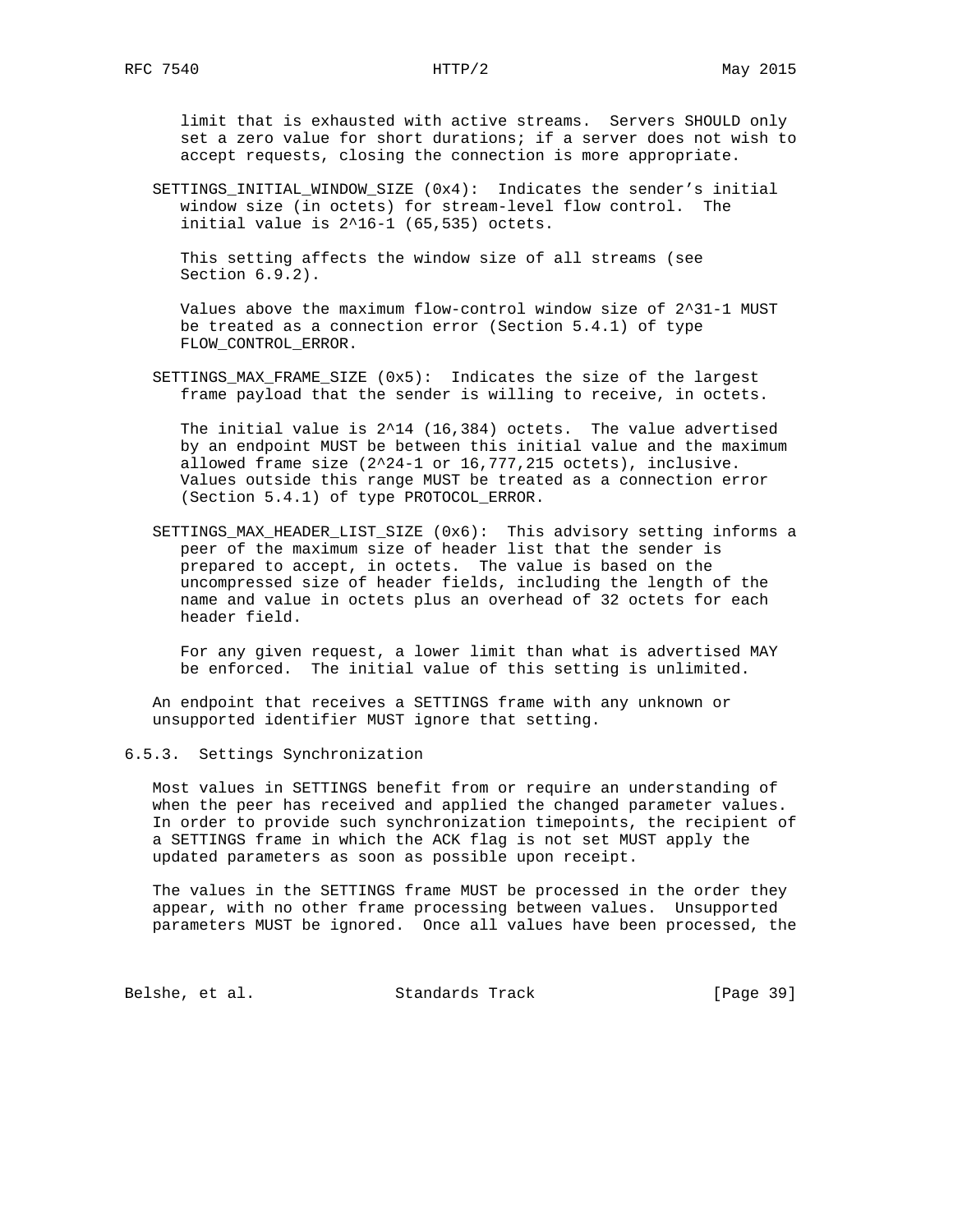limit that is exhausted with active streams. Servers SHOULD only set a zero value for short durations; if a server does not wish to accept requests, closing the connection is more appropriate.

SETTINGS_INITIAL_WINDOW_SIZE (0x4): Indicates the sender's initial window size (in octets) for stream-level flow control. The initial value is $2^{16}-1$ (65,535) octets.

This setting affects the window size of all streams (see Section 6.9.2).

Values above the maximum flow-control window size of $2^{31}-1$ MUST be treated as a connection error (Section 5.4.1) of type FLOW_CONTROL_ERROR.

SETTINGS_MAX_FRAME_SIZE (0x5): Indicates the size of the largest frame payload that the sender is willing to receive, in octets.

The initial value is $2^{14}$ (16,384) octets. The value advertised by an endpoint MUST be between this initial value and the maximum allowed frame size ($2^{24}-1$ or 16,777,215 octets), inclusive. Values outside this range MUST be treated as a connection error (Section 5.4.1) of type PROTOCOL_ERROR.

SETTINGS_MAX_HEADER_LIST_SIZE (0x6): This advisory setting informs a peer of the maximum size of header list that the sender is prepared to accept, in octets. The value is based on the uncompressed size of header fields, including the length of the name and value in octets plus an overhead of 32 octets for each header field.

For any given request, a lower limit than what is advertised MAY be enforced. The initial value of this setting is unlimited.

An endpoint that receives a SETTINGS frame with any unknown or unsupported identifier MUST ignore that setting.

### 6.5.3. Settings Synchronization

Most values in SETTINGS benefit from or require an understanding of when the peer has received and applied the changed parameter values. In order to provide such synchronization timepoints, the recipient of a SETTINGS frame in which the ACK flag is not set MUST apply the updated parameters as soon as possible upon receipt.

The values in the SETTINGS frame MUST be processed in the order they appear, with no other frame processing between values. Unsupported parameters MUST be ignored. Once all values have been processed, the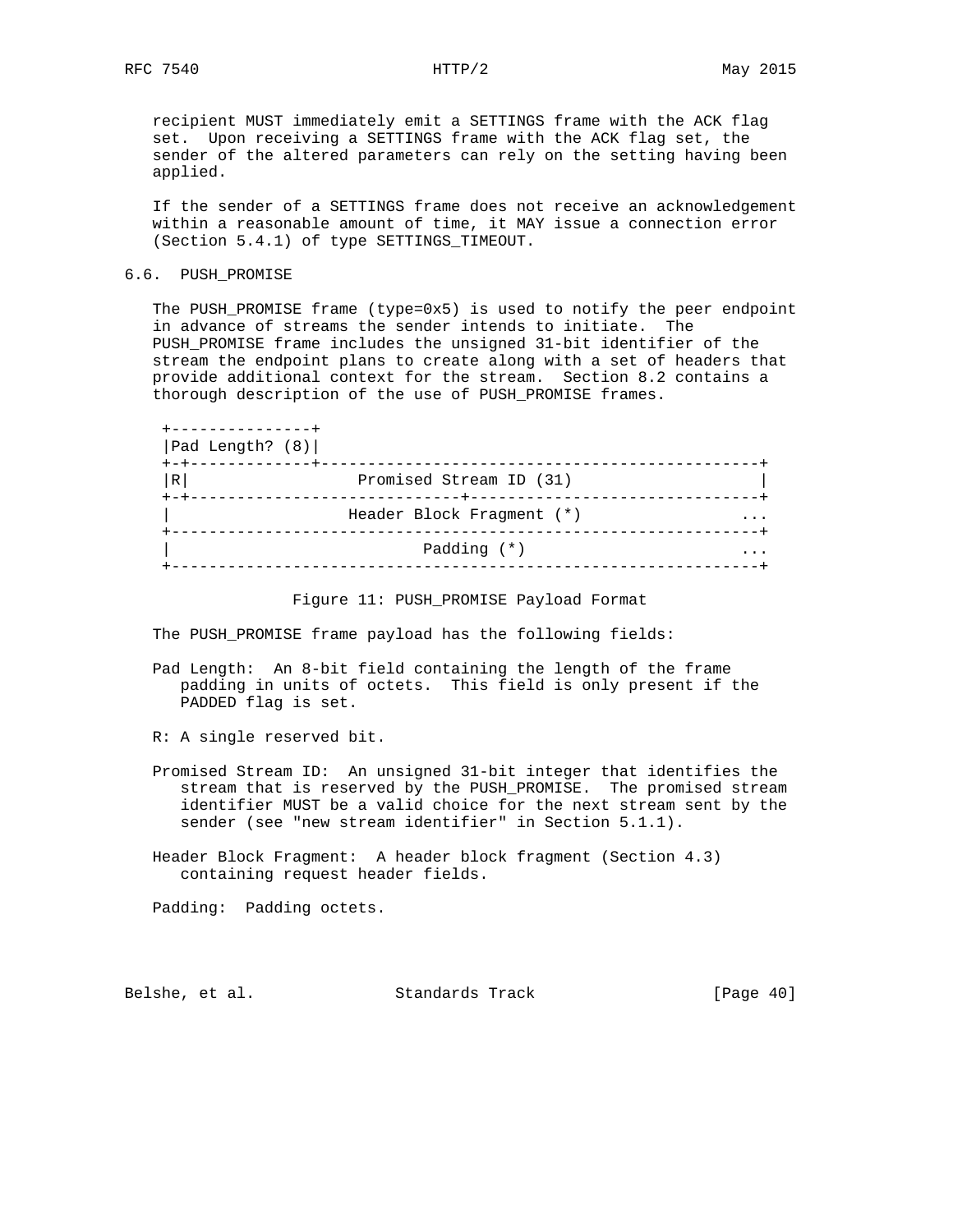recipient MUST immediately emit a SETTINGS frame with the ACK flag set. Upon receiving a SETTINGS frame with the ACK flag set, the sender of the altered parameters can rely on the setting having been applied.

If the sender of a SETTINGS frame does not receive an acknowledgement within a reasonable amount of time, it MAY issue a connection error (Section 5.4.1) of type SETTINGS_TIMEOUT.

## 6.6. PUSH_PROMISE

The PUSH_PROMISE frame (type=0x5) is used to notify the peer endpoint in advance of streams the sender intends to initiate. The PUSH_PROMISE frame includes the unsigned 31-bit identifier of the stream the endpoint plans to create along with a set of headers that provide additional context for the stream. Section 8.2 contains a thorough description of the use of PUSH_PROMISE frames.

```
 +---------------+
 |Pad Length? (8)|
 +-+-------------+-----------------------------------------------+
 |R|                  Promised Stream ID (31)                    |
 +-+-----------------------------+-------------------------------+
 |                   Header Block Fragment (*)                 ...
 +---------------------------------------------------------------+
 |                           Padding (*)                       ...
 +---------------------------------------------------------------+
```

Figure 11: PUSH_PROMISE Payload Format

The PUSH_PROMISE frame payload has the following fields:

Pad Length: An 8-bit field containing the length of the frame padding in units of octets. This field is only present if the PADDED flag is set.

R: A single reserved bit.

Promised Stream ID: An unsigned 31-bit integer that identifies the stream that is reserved by the PUSH_PROMISE. The promised stream identifier MUST be a valid choice for the next stream sent by the sender (see "new stream identifier" in Section 5.1.1).

Header Block Fragment: A header block fragment (Section 4.3) containing request header fields.

Padding: Padding octets.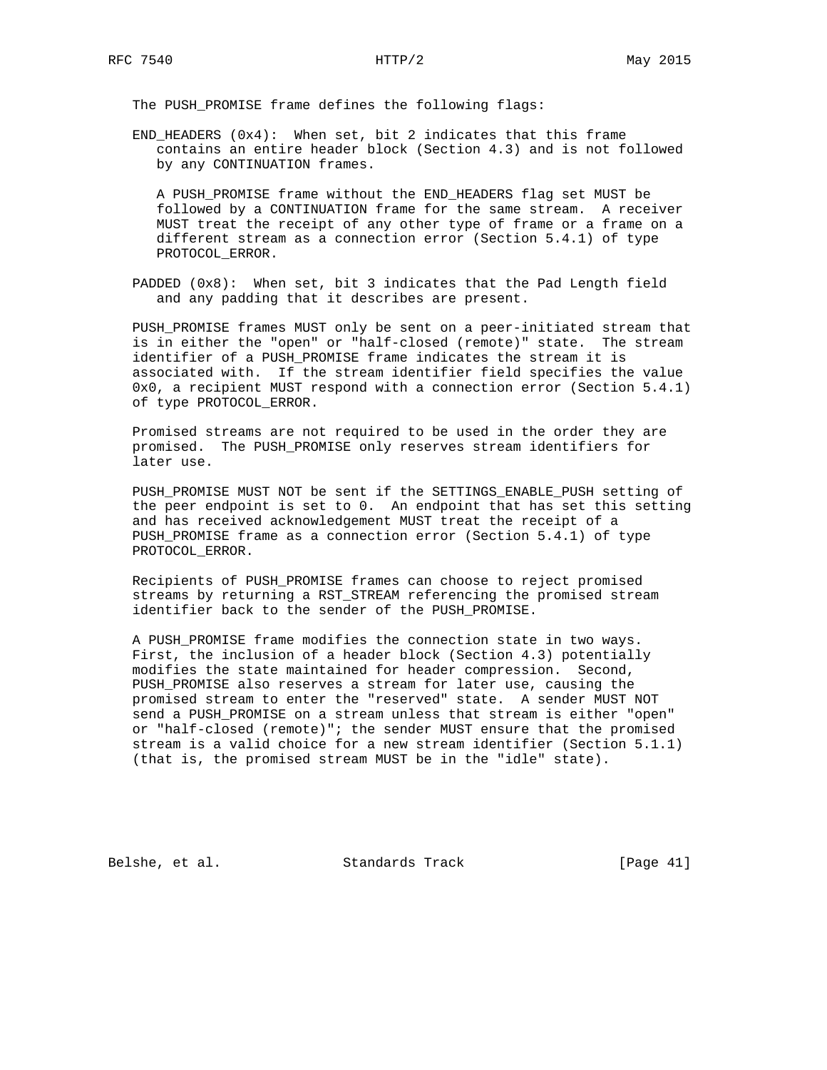The PUSH_PROMISE frame defines the following flags:

END_HEADERS (0x4): When set, bit 2 indicates that this frame contains an entire header block (Section 4.3) and is not followed by any CONTINUATION frames.

A PUSH_PROMISE frame without the END_HEADERS flag set MUST be followed by a CONTINUATION frame for the same stream. A receiver MUST treat the receipt of any other type of frame or a frame on a different stream as a connection error (Section 5.4.1) of type PROTOCOL_ERROR.

PADDED (0x8): When set, bit 3 indicates that the Pad Length field and any padding that it describes are present.

PUSH_PROMISE frames MUST only be sent on a peer-initiated stream that is in either the "open" or "half-closed (remote)" state. The stream identifier of a PUSH_PROMISE frame indicates the stream it is associated with. If the stream identifier field specifies the value 0x0, a recipient MUST respond with a connection error (Section 5.4.1) of type PROTOCOL_ERROR.

Promised streams are not required to be used in the order they are promised. The PUSH_PROMISE only reserves stream identifiers for later use.

PUSH_PROMISE MUST NOT be sent if the SETTINGS_ENABLE_PUSH setting of the peer endpoint is set to 0. An endpoint that has set this setting and has received acknowledgement MUST treat the receipt of a PUSH_PROMISE frame as a connection error (Section 5.4.1) of type PROTOCOL_ERROR.

Recipients of PUSH_PROMISE frames can choose to reject promised streams by returning a RST_STREAM referencing the promised stream identifier back to the sender of the PUSH_PROMISE.

A PUSH_PROMISE frame modifies the connection state in two ways. First, the inclusion of a header block (Section 4.3) potentially modifies the state maintained for header compression. Second, PUSH_PROMISE also reserves a stream for later use, causing the promised stream to enter the "reserved" state. A sender MUST NOT send a PUSH_PROMISE on a stream unless that stream is either "open" or "half-closed (remote)"; the sender MUST ensure that the promised stream is a valid choice for a new stream identifier (Section 5.1.1) (that is, the promised stream MUST be in the "idle" state).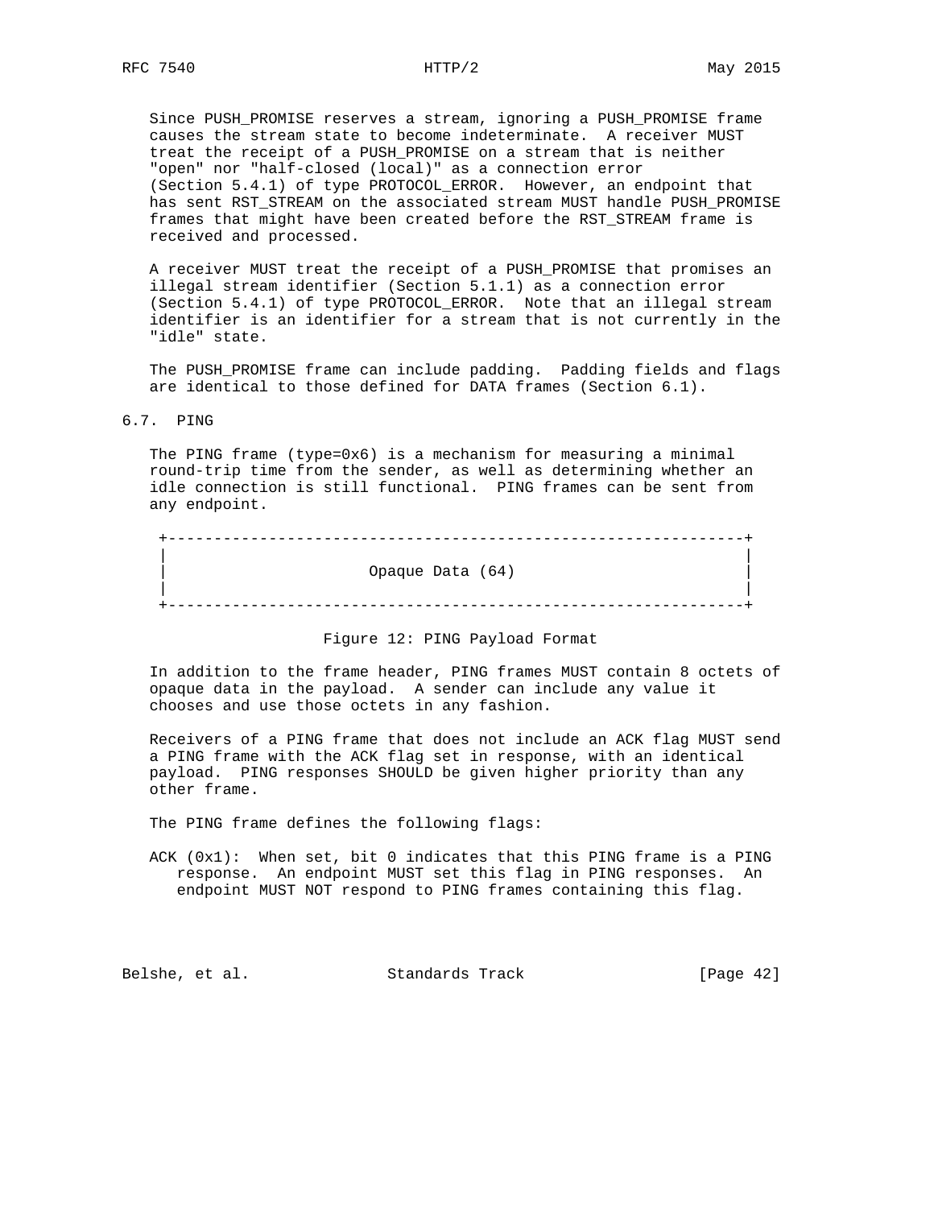Since PUSH_PROMISE reserves a stream, ignoring a PUSH_PROMISE frame causes the stream state to become indeterminate. A receiver MUST treat the receipt of a PUSH_PROMISE on a stream that is neither "open" nor "half-closed (local)" as a connection error (Section 5.4.1) of type PROTOCOL_ERROR. However, an endpoint that has sent RST_STREAM on the associated stream MUST handle PUSH_PROMISE frames that might have been created before the RST_STREAM frame is received and processed.

A receiver MUST treat the receipt of a PUSH_PROMISE that promises an illegal stream identifier (Section 5.1.1) as a connection error (Section 5.4.1) of type PROTOCOL_ERROR. Note that an illegal stream identifier is an identifier for a stream that is not currently in the "idle" state.

The PUSH_PROMISE frame can include padding. Padding fields and flags are identical to those defined for DATA frames (Section 6.1).

## 6.7. PING

The PING frame (type=0x6) is a mechanism for measuring a minimal round-trip time from the sender, as well as determining whether an idle connection is still functional. PING frames can be sent from any endpoint.

```
 +---------------------------------------------------------------+
 |                                                               |
 |                      Opaque Data (64)                         |
 |                                                               |
 +---------------------------------------------------------------+
```

Figure 12: PING Payload Format

In addition to the frame header, PING frames MUST contain 8 octets of opaque data in the payload. A sender can include any value it chooses and use those octets in any fashion.

Receivers of a PING frame that does not include an ACK flag MUST send a PING frame with the ACK flag set in response, with an identical payload. PING responses SHOULD be given higher priority than any other frame.

The PING frame defines the following flags:

ACK (0x1): When set, bit 0 indicates that this PING frame is a PING response. An endpoint MUST set this flag in PING responses. An endpoint MUST NOT respond to PING frames containing this flag.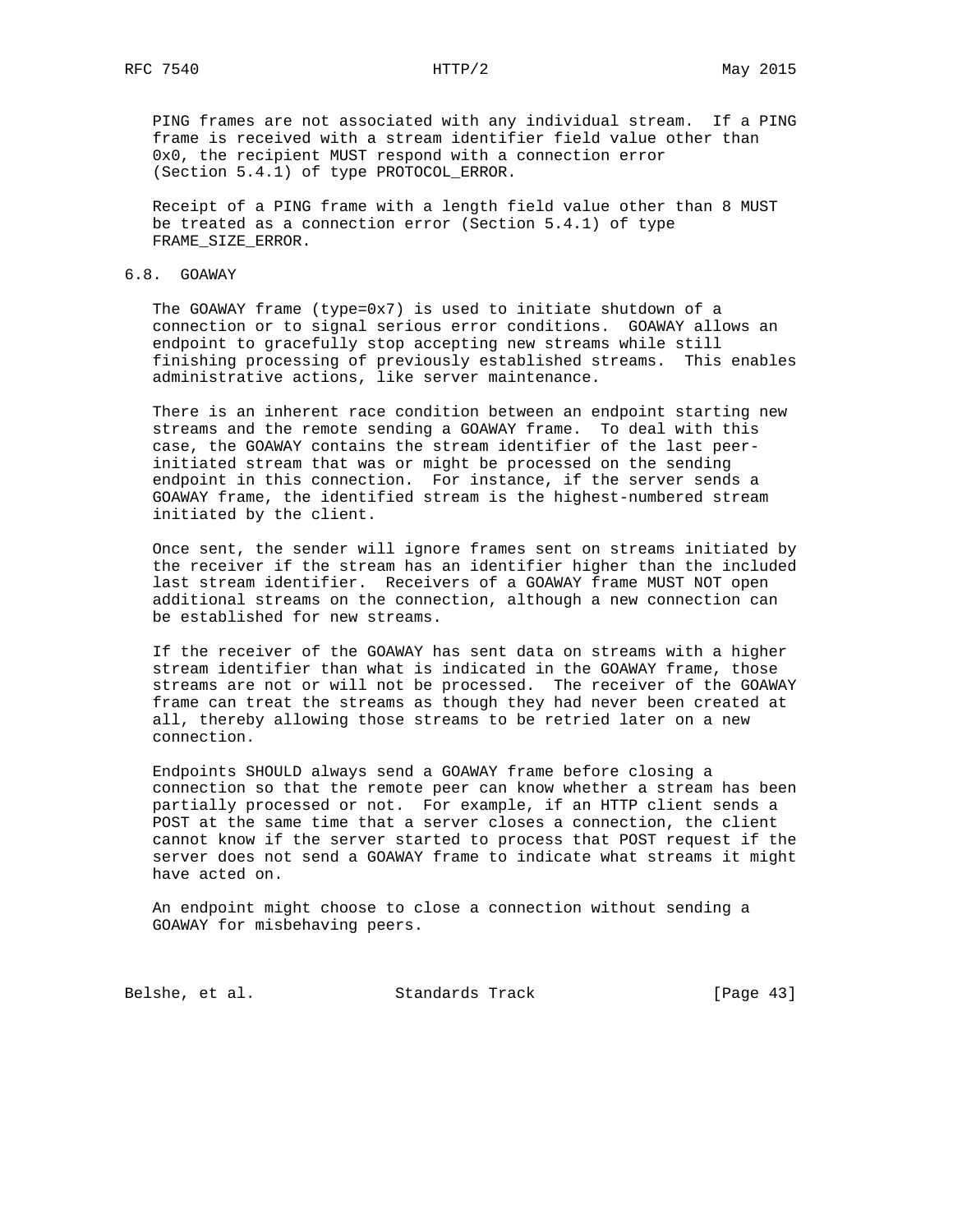PING frames are not associated with any individual stream. If a PING frame is received with a stream identifier field value other than 0x0, the recipient MUST respond with a connection error (Section 5.4.1) of type PROTOCOL_ERROR.

Receipt of a PING frame with a length field value other than 8 MUST be treated as a connection error (Section 5.4.1) of type FRAME_SIZE_ERROR.

### 6.8. GOAWAY

The GOAWAY frame (type=0x7) is used to initiate shutdown of a connection or to signal serious error conditions. GOAWAY allows an endpoint to gracefully stop accepting new streams while still finishing processing of previously established streams. This enables administrative actions, like server maintenance.

There is an inherent race condition between an endpoint starting new streams and the remote sending a GOAWAY frame. To deal with this case, the GOAWAY contains the stream identifier of the last peer-initiated stream that was or might be processed on the sending endpoint in this connection. For instance, if the server sends a GOAWAY frame, the identified stream is the highest-numbered stream initiated by the client.

Once sent, the sender will ignore frames sent on streams initiated by the receiver if the stream has an identifier higher than the included last stream identifier. Receivers of a GOAWAY frame MUST NOT open additional streams on the connection, although a new connection can be established for new streams.

If the receiver of the GOAWAY has sent data on streams with a higher stream identifier than what is indicated in the GOAWAY frame, those streams are not or will not be processed. The receiver of the GOAWAY frame can treat the streams as though they had never been created at all, thereby allowing those streams to be retried later on a new connection.

Endpoints SHOULD always send a GOAWAY frame before closing a connection so that the remote peer can know whether a stream has been partially processed or not. For example, if an HTTP client sends a POST at the same time that a server closes a connection, the client cannot know if the server started to process that POST request if the server does not send a GOAWAY frame to indicate what streams it might have acted on.

An endpoint might choose to close a connection without sending a GOAWAY for misbehaving peers.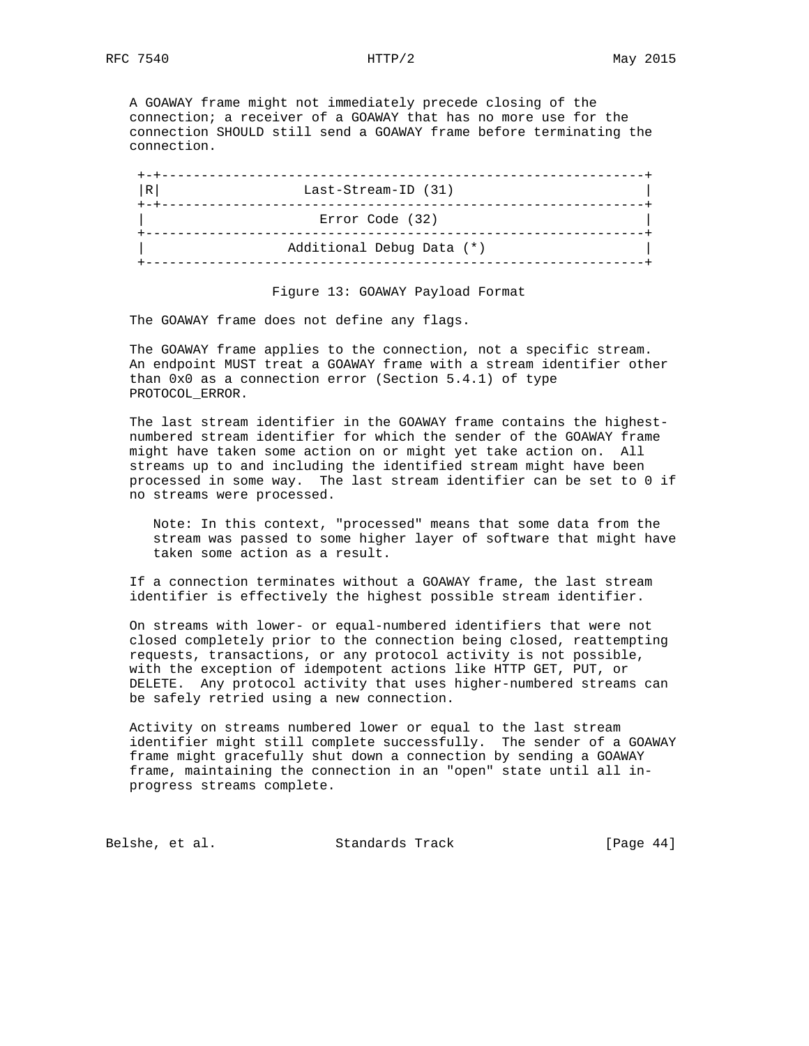A GOAWAY frame might not immediately precede closing of the connection; a receiver of a GOAWAY that has no more use for the connection SHOULD still send a GOAWAY frame before terminating the connection.

```
 +-+-------------------------------------------------------------+
 |R|                  Last-Stream-ID (31)                        |
 +-+-------------------------------------------------------------+
 |                      Error Code (32)                          |
 +---------------------------------------------------------------+
 |                  Additional Debug Data (*)                    |
 +---------------------------------------------------------------+
```

Figure 13: GOAWAY Payload Format

The GOAWAY frame does not define any flags.

The GOAWAY frame applies to the connection, not a specific stream. An endpoint MUST treat a GOAWAY frame with a stream identifier other than 0x0 as a connection error (Section 5.4.1) of type PROTOCOL_ERROR.

The last stream identifier in the GOAWAY frame contains the highest-numbered stream identifier for which the sender of the GOAWAY frame might have taken some action on or might yet take action on. All streams up to and including the identified stream might have been processed in some way. The last stream identifier can be set to 0 if no streams were processed.

> Note: In this context, "processed" means that some data from the stream was passed to some higher layer of software that might have taken some action as a result.

If a connection terminates without a GOAWAY frame, the last stream identifier is effectively the highest possible stream identifier.

On streams with lower- or equal-numbered identifiers that were not closed completely prior to the connection being closed, reattempting requests, transactions, or any protocol activity is not possible, with the exception of idempotent actions like HTTP GET, PUT, or DELETE. Any protocol activity that uses higher-numbered streams can be safely retried using a new connection.

Activity on streams numbered lower or equal to the last stream identifier might still complete successfully. The sender of a GOAWAY frame might gracefully shut down a connection by sending a GOAWAY frame, maintaining the connection in an "open" state until all in-progress streams complete.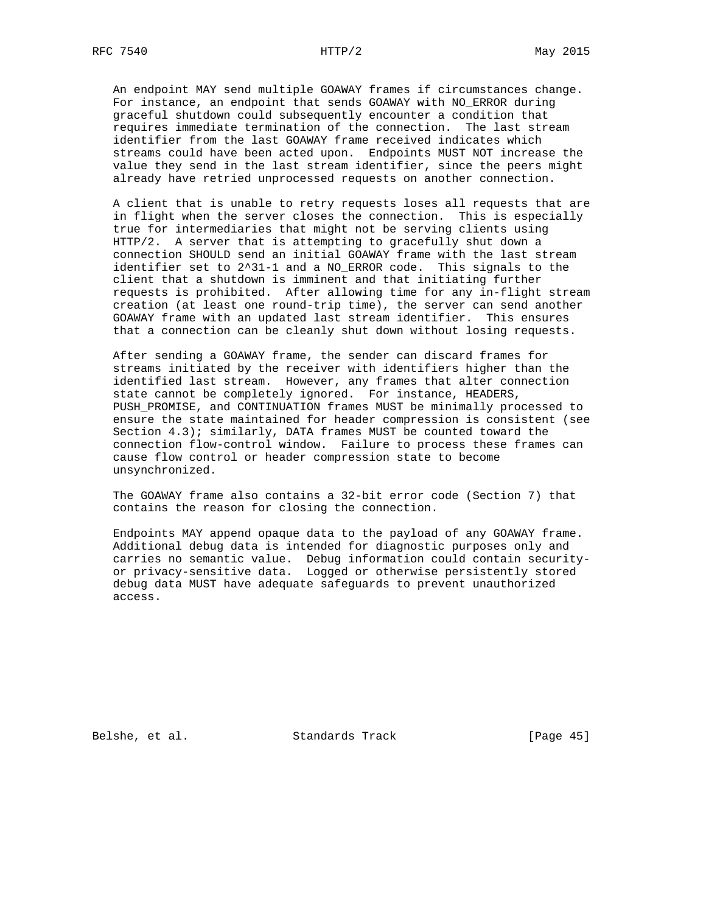An endpoint MAY send multiple GOAWAY frames if circumstances change. For instance, an endpoint that sends GOAWAY with NO_ERROR during graceful shutdown could subsequently encounter a condition that requires immediate termination of the connection. The last stream identifier from the last GOAWAY frame received indicates which streams could have been acted upon. Endpoints MUST NOT increase the value they send in the last stream identifier, since the peers might already have retried unprocessed requests on another connection.

A client that is unable to retry requests loses all requests that are in flight when the server closes the connection. This is especially true for intermediaries that might not be serving clients using HTTP/2. A server that is attempting to gracefully shut down a connection SHOULD send an initial GOAWAY frame with the last stream identifier set to 2^31-1 and a NO_ERROR code. This signals to the client that a shutdown is imminent and that initiating further requests is prohibited. After allowing time for any in-flight stream creation (at least one round-trip time), the server can send another GOAWAY frame with an updated last stream identifier. This ensures that a connection can be cleanly shut down without losing requests.

After sending a GOAWAY frame, the sender can discard frames for streams initiated by the receiver with identifiers higher than the identified last stream. However, any frames that alter connection state cannot be completely ignored. For instance, HEADERS, PUSH_PROMISE, and CONTINUATION frames MUST be minimally processed to ensure the state maintained for header compression is consistent (see Section 4.3); similarly, DATA frames MUST be counted toward the connection flow-control window. Failure to process these frames can cause flow control or header compression state to become unsynchronized.

The GOAWAY frame also contains a 32-bit error code (Section 7) that contains the reason for closing the connection.

Endpoints MAY append opaque data to the payload of any GOAWAY frame. Additional debug data is intended for diagnostic purposes only and carries no semantic value. Debug information could contain security- or privacy-sensitive data. Logged or otherwise persistently stored debug data MUST have adequate safeguards to prevent unauthorized access.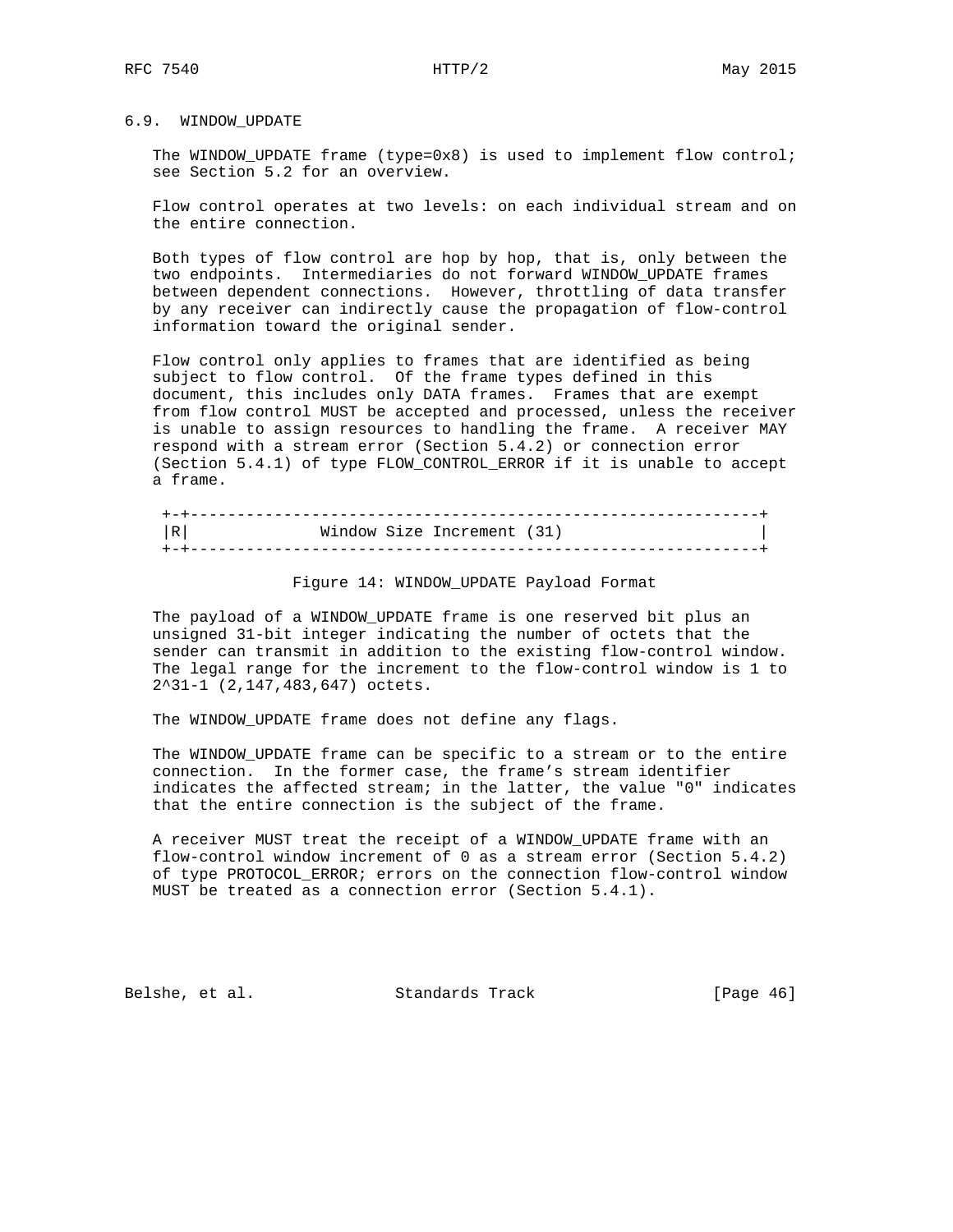### 6.9. WINDOW_UPDATE

The WINDOW_UPDATE frame (type=0x8) is used to implement flow control; see Section 5.2 for an overview.

Flow control operates at two levels: on each individual stream and on the entire connection.

Both types of flow control are hop by hop, that is, only between the two endpoints. Intermediaries do not forward WINDOW_UPDATE frames between dependent connections. However, throttling of data transfer by any receiver can indirectly cause the propagation of flow-control information toward the original sender.

Flow control only applies to frames that are identified as being subject to flow control. Of the frame types defined in this document, this includes only DATA frames. Frames that are exempt from flow control MUST be accepted and processed, unless the receiver is unable to assign resources to handling the frame. A receiver MAY respond with a stream error (Section 5.4.2) or connection error (Section 5.4.1) of type FLOW_CONTROL_ERROR if it is unable to accept a frame.

```
 +-+-------------------------------------------------------------+
 |R|              Window Size Increment (31)                     |
 +-+-------------------------------------------------------------+
```

Figure 14: WINDOW_UPDATE Payload Format

The payload of a WINDOW_UPDATE frame is one reserved bit plus an unsigned 31-bit integer indicating the number of octets that the sender can transmit in addition to the existing flow-control window. The legal range for the increment to the flow-control window is 1 to 2^31-1 (2,147,483,647) octets.

The WINDOW_UPDATE frame does not define any flags.

The WINDOW_UPDATE frame can be specific to a stream or to the entire connection. In the former case, the frame's stream identifier indicates the affected stream; in the latter, the value "0" indicates that the entire connection is the subject of the frame.

A receiver MUST treat the receipt of a WINDOW_UPDATE frame with an flow-control window increment of 0 as a stream error (Section 5.4.2) of type PROTOCOL_ERROR; errors on the connection flow-control window MUST be treated as a connection error (Section 5.4.1).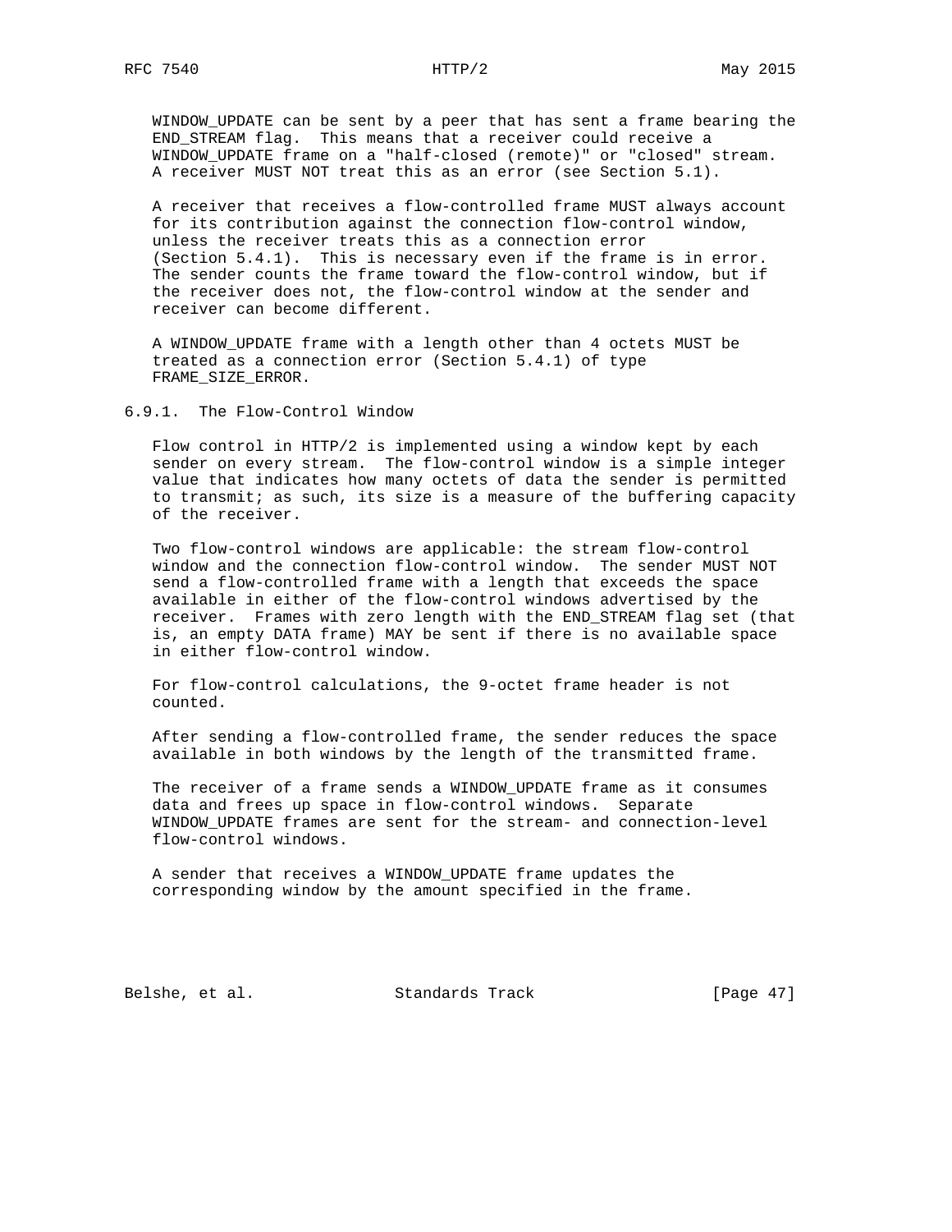WINDOW_UPDATE can be sent by a peer that has sent a frame bearing the END_STREAM flag. This means that a receiver could receive a WINDOW_UPDATE frame on a "half-closed (remote)" or "closed" stream. A receiver MUST NOT treat this as an error (see Section 5.1).

A receiver that receives a flow-controlled frame MUST always account for its contribution against the connection flow-control window, unless the receiver treats this as a connection error (Section 5.4.1). This is necessary even if the frame is in error. The sender counts the frame toward the flow-control window, but if the receiver does not, the flow-control window at the sender and receiver can become different.

A WINDOW_UPDATE frame with a length other than 4 octets MUST be treated as a connection error (Section 5.4.1) of type FRAME_SIZE_ERROR.

### 6.9.1. The Flow-Control Window

Flow control in HTTP/2 is implemented using a window kept by each sender on every stream. The flow-control window is a simple integer value that indicates how many octets of data the sender is permitted to transmit; as such, its size is a measure of the buffering capacity of the receiver.

Two flow-control windows are applicable: the stream flow-control window and the connection flow-control window. The sender MUST NOT send a flow-controlled frame with a length that exceeds the space available in either of the flow-control windows advertised by the receiver. Frames with zero length with the END_STREAM flag set (that is, an empty DATA frame) MAY be sent if there is no available space in either flow-control window.

For flow-control calculations, the 9-octet frame header is not counted.

After sending a flow-controlled frame, the sender reduces the space available in both windows by the length of the transmitted frame.

The receiver of a frame sends a WINDOW_UPDATE frame as it consumes data and frees up space in flow-control windows. Separate WINDOW_UPDATE frames are sent for the stream- and connection-level flow-control windows.

A sender that receives a WINDOW_UPDATE frame updates the corresponding window by the amount specified in the frame.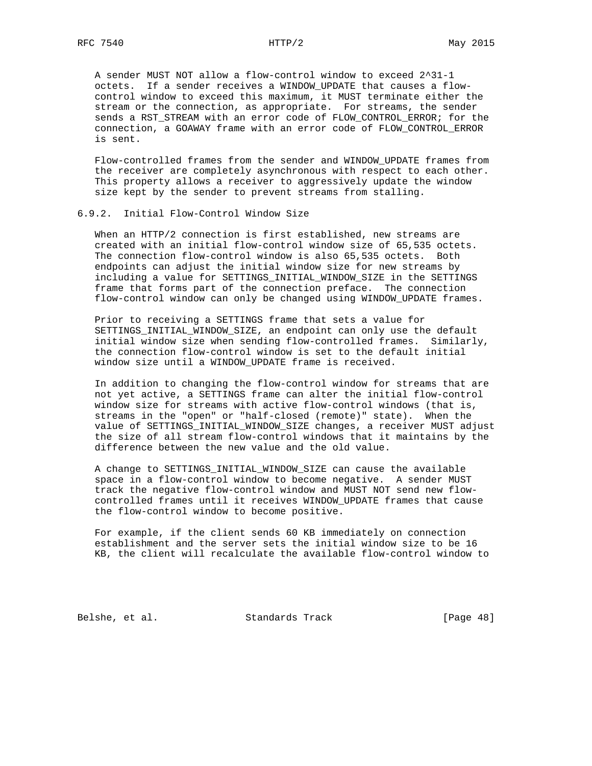A sender MUST NOT allow a flow-control window to exceed $2^{31}-1$ octets. If a sender receives a WINDOW_UPDATE that causes a flow-control window to exceed this maximum, it MUST terminate either the stream or the connection, as appropriate. For streams, the sender sends a RST_STREAM with an error code of FLOW_CONTROL_ERROR; for the connection, a GOAWAY frame with an error code of FLOW_CONTROL_ERROR is sent.

Flow-controlled frames from the sender and WINDOW_UPDATE frames from the receiver are completely asynchronous with respect to each other. This property allows a receiver to aggressively update the window size kept by the sender to prevent streams from stalling.

### 6.9.2. Initial Flow-Control Window Size

When an HTTP/2 connection is first established, new streams are created with an initial flow-control window size of 65,535 octets. The connection flow-control window is also 65,535 octets. Both endpoints can adjust the initial window size for new streams by including a value for SETTINGS_INITIAL_WINDOW_SIZE in the SETTINGS frame that forms part of the connection preface. The connection flow-control window can only be changed using WINDOW_UPDATE frames.

Prior to receiving a SETTINGS frame that sets a value for SETTINGS_INITIAL_WINDOW_SIZE, an endpoint can only use the default initial window size when sending flow-controlled frames. Similarly, the connection flow-control window is set to the default initial window size until a WINDOW_UPDATE frame is received.

In addition to changing the flow-control window for streams that are not yet active, a SETTINGS frame can alter the initial flow-control window size for streams with active flow-control windows (that is, streams in the "open" or "half-closed (remote)" state). When the value of SETTINGS_INITIAL_WINDOW_SIZE changes, a receiver MUST adjust the size of all stream flow-control windows that it maintains by the difference between the new value and the old value.

A change to SETTINGS_INITIAL_WINDOW_SIZE can cause the available space in a flow-control window to become negative. A sender MUST track the negative flow-control window and MUST NOT send new flow-controlled frames until it receives WINDOW_UPDATE frames that cause the flow-control window to become positive.

For example, if the client sends 60 KB immediately on connection establishment and the server sets the initial window size to be 16 KB, the client will recalculate the available flow-control window to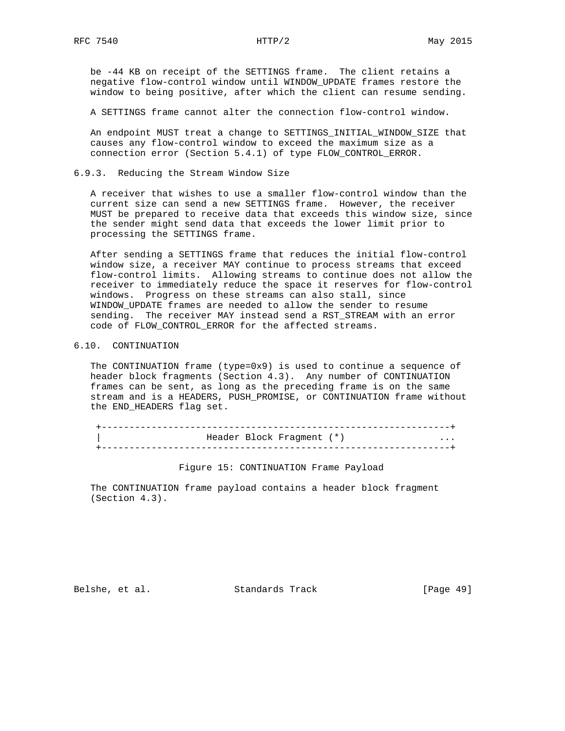be -44 KB on receipt of the SETTINGS frame. The client retains a negative flow-control window until WINDOW_UPDATE frames restore the window to being positive, after which the client can resume sending.

A SETTINGS frame cannot alter the connection flow-control window.

An endpoint MUST treat a change to SETTINGS_INITIAL_WINDOW_SIZE that causes any flow-control window to exceed the maximum size as a connection error (Section 5.4.1) of type FLOW_CONTROL_ERROR.

### 6.9.3. Reducing the Stream Window Size

A receiver that wishes to use a smaller flow-control window than the current size can send a new SETTINGS frame. However, the receiver MUST be prepared to receive data that exceeds this window size, since the sender might send data that exceeds the lower limit prior to processing the SETTINGS frame.

After sending a SETTINGS frame that reduces the initial flow-control window size, a receiver MAY continue to process streams that exceed flow-control limits. Allowing streams to continue does not allow the receiver to immediately reduce the space it reserves for flow-control windows. Progress on these streams can also stall, since WINDOW_UPDATE frames are needed to allow the sender to resume sending. The receiver MAY instead send a RST_STREAM with an error code of FLOW_CONTROL_ERROR for the affected streams.

## 6.10. CONTINUATION

The CONTINUATION frame (type=0x9) is used to continue a sequence of header block fragments (Section 4.3). Any number of CONTINUATION frames can be sent, as long as the preceding frame is on the same stream and is a HEADERS, PUSH_PROMISE, or CONTINUATION frame without the END_HEADERS flag set.

```
 +---------------------------------------------------------------+
 |                   Header Block Fragment (*)                 ...
 +---------------------------------------------------------------+
```

Figure 15: CONTINUATION Frame Payload

The CONTINUATION frame payload contains a header block fragment (Section 4.3).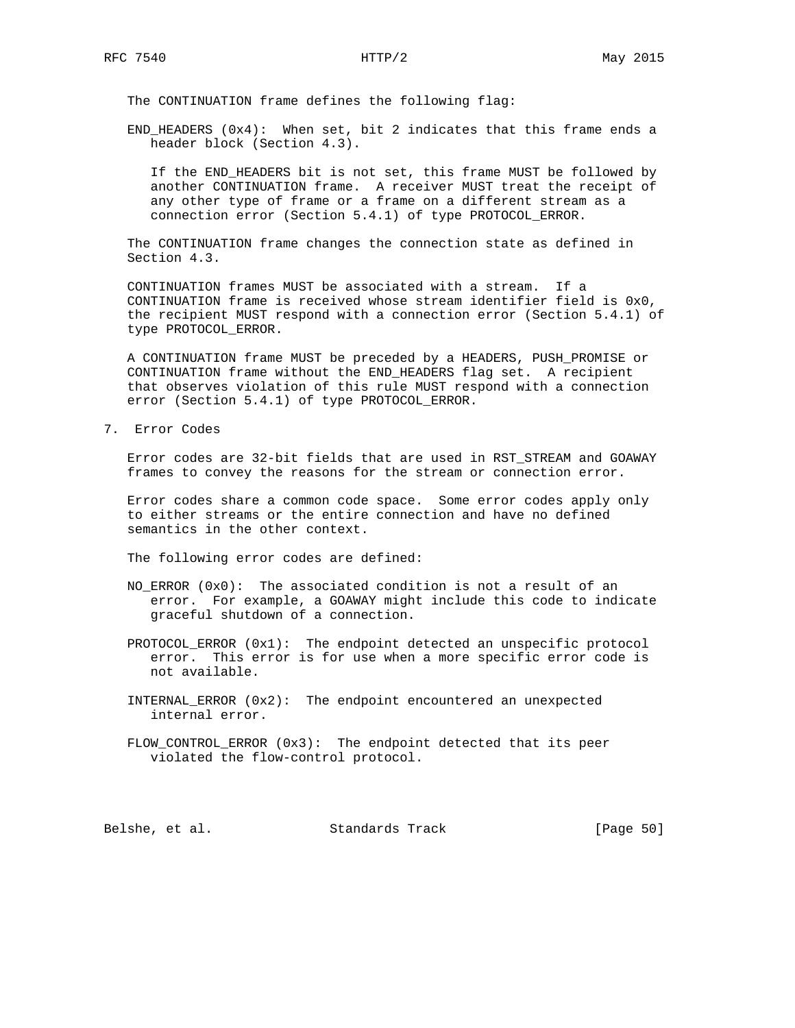The CONTINUATION frame defines the following flag:

END_HEADERS (0x4): When set, bit 2 indicates that this frame ends a header block (Section 4.3).

If the END_HEADERS bit is not set, this frame MUST be followed by another CONTINUATION frame. A receiver MUST treat the receipt of any other type of frame or a frame on a different stream as a connection error (Section 5.4.1) of type PROTOCOL_ERROR.

The CONTINUATION frame changes the connection state as defined in Section 4.3.

CONTINUATION frames MUST be associated with a stream. If a CONTINUATION frame is received whose stream identifier field is 0x0, the recipient MUST respond with a connection error (Section 5.4.1) of type PROTOCOL_ERROR.

A CONTINUATION frame MUST be preceded by a HEADERS, PUSH_PROMISE or CONTINUATION frame without the END_HEADERS flag set. A recipient that observes violation of this rule MUST respond with a connection error (Section 5.4.1) of type PROTOCOL_ERROR.

# 7. Error Codes

Error codes are 32-bit fields that are used in RST_STREAM and GOAWAY frames to convey the reasons for the stream or connection error.

Error codes share a common code space. Some error codes apply only to either streams or the entire connection and have no defined semantics in the other context.

The following error codes are defined:

NO_ERROR (0x0): The associated condition is not a result of an error. For example, a GOAWAY might include this code to indicate graceful shutdown of a connection.

PROTOCOL_ERROR (0x1): The endpoint detected an unspecific protocol error. This error is for use when a more specific error code is not available.

INTERNAL_ERROR (0x2): The endpoint encountered an unexpected internal error.

FLOW_CONTROL_ERROR (0x3): The endpoint detected that its peer violated the flow-control protocol.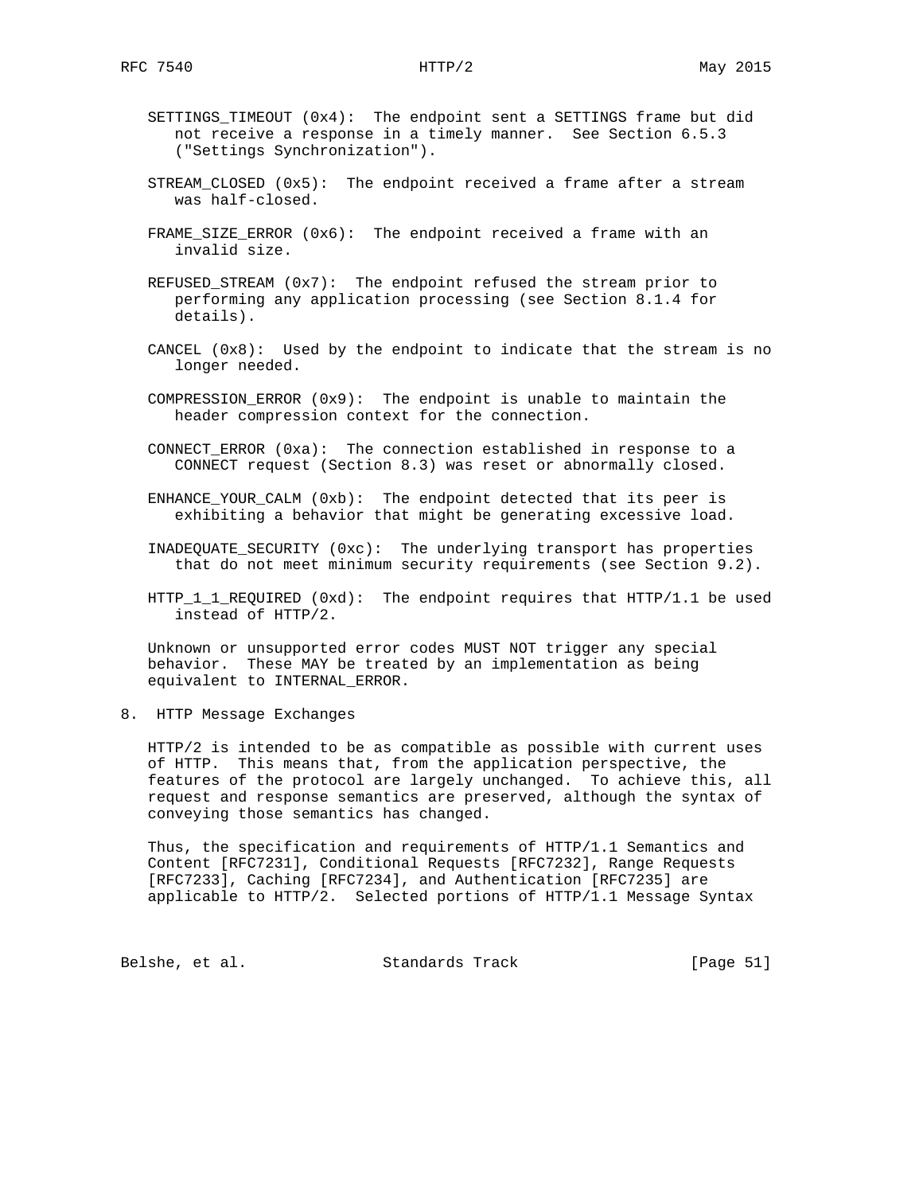SETTINGS_TIMEOUT (0x4): The endpoint sent a SETTINGS frame but did not receive a response in a timely manner. See Section 6.5.3 ("Settings Synchronization").

STREAM_CLOSED (0x5): The endpoint received a frame after a stream was half-closed.

FRAME_SIZE_ERROR (0x6): The endpoint received a frame with an invalid size.

REFUSED_STREAM (0x7): The endpoint refused the stream prior to performing any application processing (see Section 8.1.4 for details).

CANCEL (0x8): Used by the endpoint to indicate that the stream is no longer needed.

COMPRESSION_ERROR (0x9): The endpoint is unable to maintain the header compression context for the connection.

CONNECT_ERROR (0xa): The connection established in response to a CONNECT request (Section 8.3) was reset or abnormally closed.

ENHANCE_YOUR_CALM (0xb): The endpoint detected that its peer is exhibiting a behavior that might be generating excessive load.

INADEQUATE_SECURITY (0xc): The underlying transport has properties that do not meet minimum security requirements (see Section 9.2).

HTTP_1_1_REQUIRED (0xd): The endpoint requires that HTTP/1.1 be used instead of HTTP/2.

Unknown or unsupported error codes MUST NOT trigger any special behavior. These MAY be treated by an implementation as being equivalent to INTERNAL_ERROR.

# 8. HTTP Message Exchanges

HTTP/2 is intended to be as compatible as possible with current uses of HTTP. This means that, from the application perspective, the features of the protocol are largely unchanged. To achieve this, all request and response semantics are preserved, although the syntax of conveying those semantics has changed.

Thus, the specification and requirements of HTTP/1.1 Semantics and Content [RFC7231], Conditional Requests [RFC7232], Range Requests [RFC7233], Caching [RFC7234], and Authentication [RFC7235] are applicable to HTTP/2. Selected portions of HTTP/1.1 Message Syntax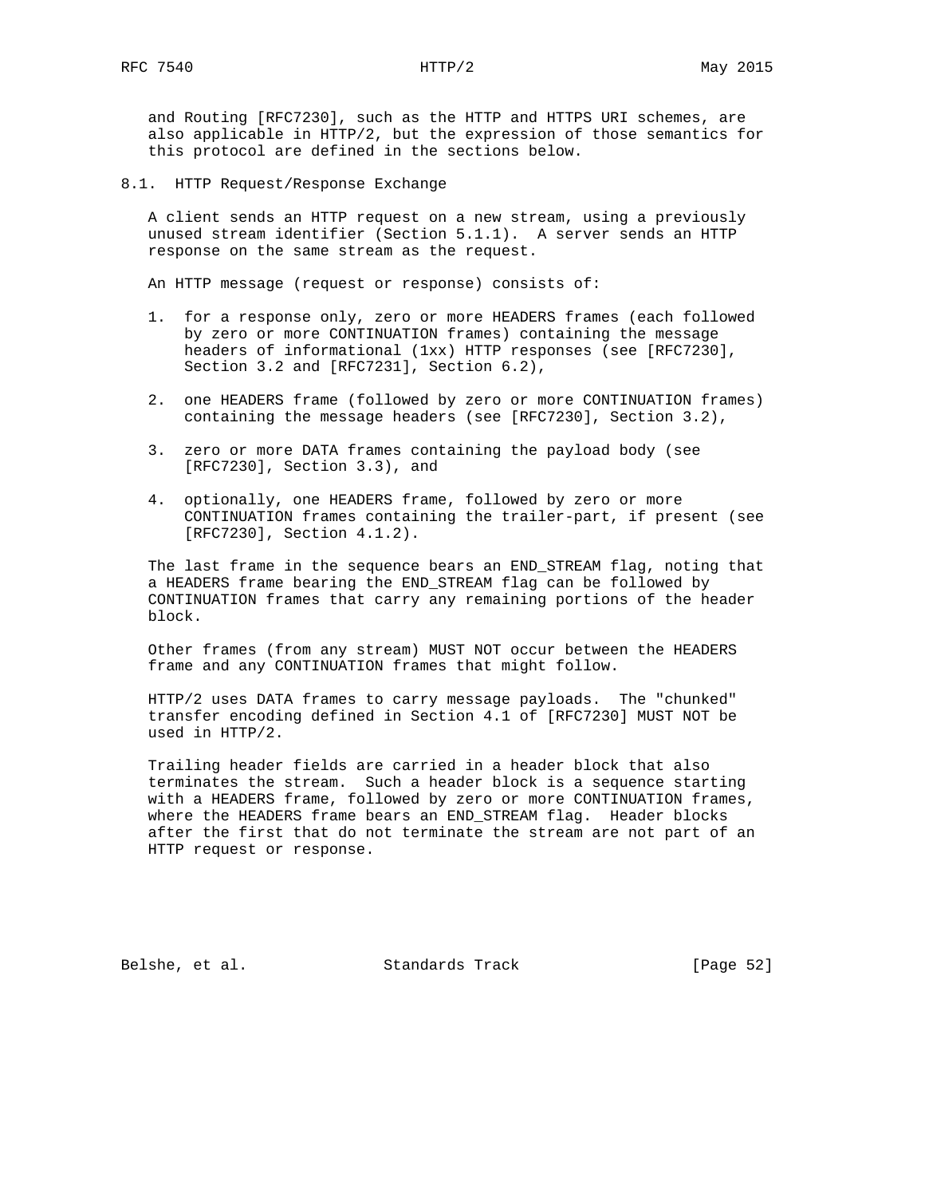and Routing [RFC7230], such as the HTTP and HTTPS URI schemes, are also applicable in HTTP/2, but the expression of those semantics for this protocol are defined in the sections below.

## 8.1. HTTP Request/Response Exchange

A client sends an HTTP request on a new stream, using a previously unused stream identifier (Section 5.1.1). A server sends an HTTP response on the same stream as the request.

An HTTP message (request or response) consists of:

1. for a response only, zero or more HEADERS frames (each followed by zero or more CONTINUATION frames) containing the message headers of informational (1xx) HTTP responses (see [RFC7230], Section 3.2 and [RFC7231], Section 6.2),

2. one HEADERS frame (followed by zero or more CONTINUATION frames) containing the message headers (see [RFC7230], Section 3.2),

3. zero or more DATA frames containing the payload body (see [RFC7230], Section 3.3), and

4. optionally, one HEADERS frame, followed by zero or more CONTINUATION frames containing the trailer-part, if present (see [RFC7230], Section 4.1.2).

The last frame in the sequence bears an END_STREAM flag, noting that a HEADERS frame bearing the END_STREAM flag can be followed by CONTINUATION frames that carry any remaining portions of the header block.

Other frames (from any stream) MUST NOT occur between the HEADERS frame and any CONTINUATION frames that might follow.

HTTP/2 uses DATA frames to carry message payloads. The "chunked" transfer encoding defined in Section 4.1 of [RFC7230] MUST NOT be used in HTTP/2.

Trailing header fields are carried in a header block that also terminates the stream. Such a header block is a sequence starting with a HEADERS frame, followed by zero or more CONTINUATION frames, where the HEADERS frame bears an END_STREAM flag. Header blocks after the first that do not terminate the stream are not part of an HTTP request or response.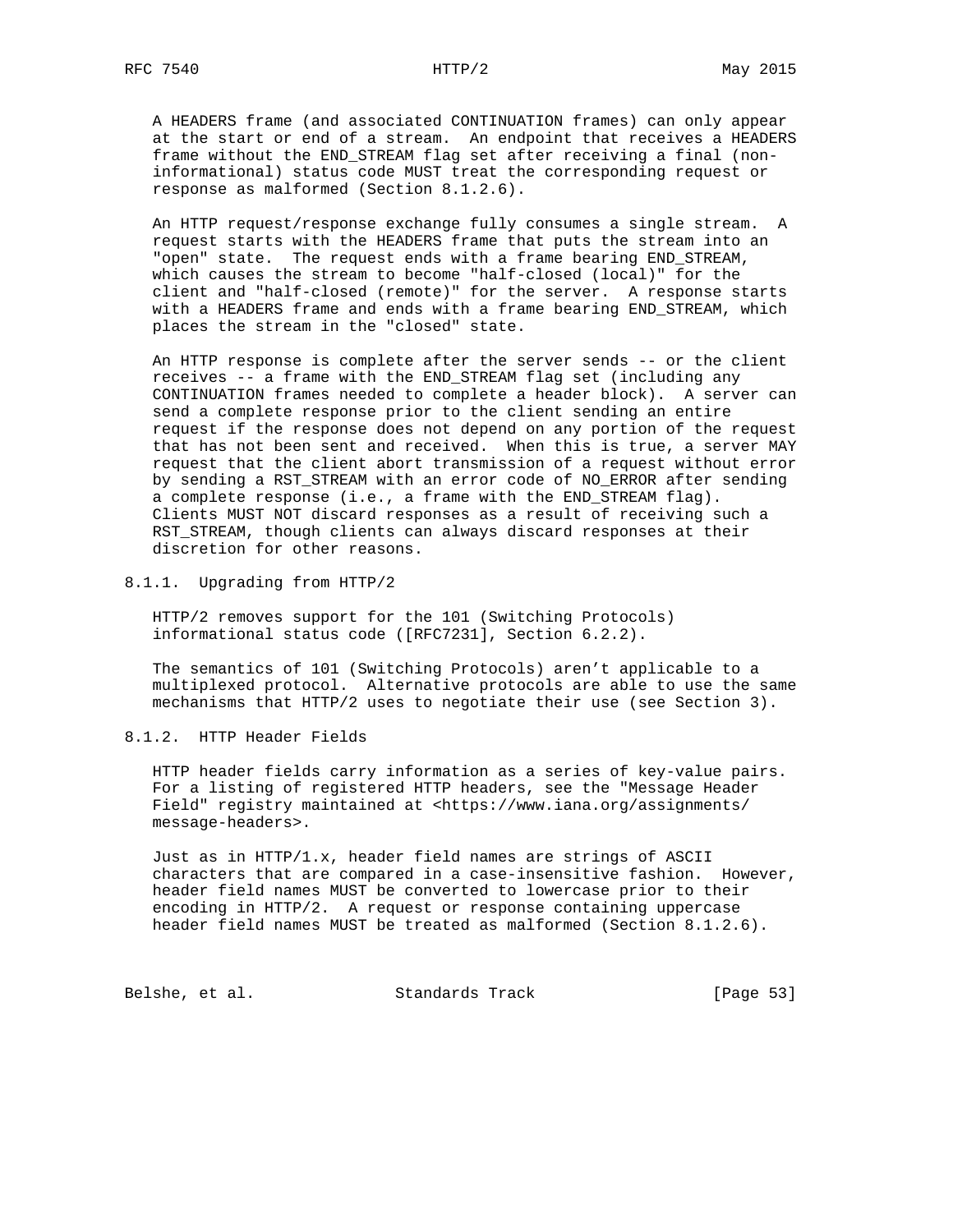A HEADERS frame (and associated CONTINUATION frames) can only appear at the start or end of a stream. An endpoint that receives a HEADERS frame without the END_STREAM flag set after receiving a final (non-informational) status code MUST treat the corresponding request or response as malformed (Section 8.1.2.6).

An HTTP request/response exchange fully consumes a single stream. A request starts with the HEADERS frame that puts the stream into an "open" state. The request ends with a frame bearing END_STREAM, which causes the stream to become "half-closed (local)" for the client and "half-closed (remote)" for the server. A response starts with a HEADERS frame and ends with a frame bearing END_STREAM, which places the stream in the "closed" state.

An HTTP response is complete after the server sends -- or the client receives -- a frame with the END_STREAM flag set (including any CONTINUATION frames needed to complete a header block). A server can send a complete response prior to the client sending an entire request if the response does not depend on any portion of the request that has not been sent and received. When this is true, a server MAY request that the client abort transmission of a request without error by sending a RST_STREAM with an error code of NO_ERROR after sending a complete response (i.e., a frame with the END_STREAM flag). Clients MUST NOT discard responses as a result of receiving such a RST_STREAM, though clients can always discard responses at their discretion for other reasons.

### 8.1.1. Upgrading from HTTP/2

HTTP/2 removes support for the 101 (Switching Protocols) informational status code ([RFC7231], Section 6.2.2).

The semantics of 101 (Switching Protocols) aren't applicable to a multiplexed protocol. Alternative protocols are able to use the same mechanisms that HTTP/2 uses to negotiate their use (see Section 3).

### 8.1.2. HTTP Header Fields

HTTP header fields carry information as a series of key-value pairs. For a listing of registered HTTP headers, see the "Message Header Field" registry maintained at <https://www.iana.org/assignments/message-headers>.

Just as in HTTP/1.x, header field names are strings of ASCII characters that are compared in a case-insensitive fashion. However, header field names MUST be converted to lowercase prior to their encoding in HTTP/2. A request or response containing uppercase header field names MUST be treated as malformed (Section 8.1.2.6).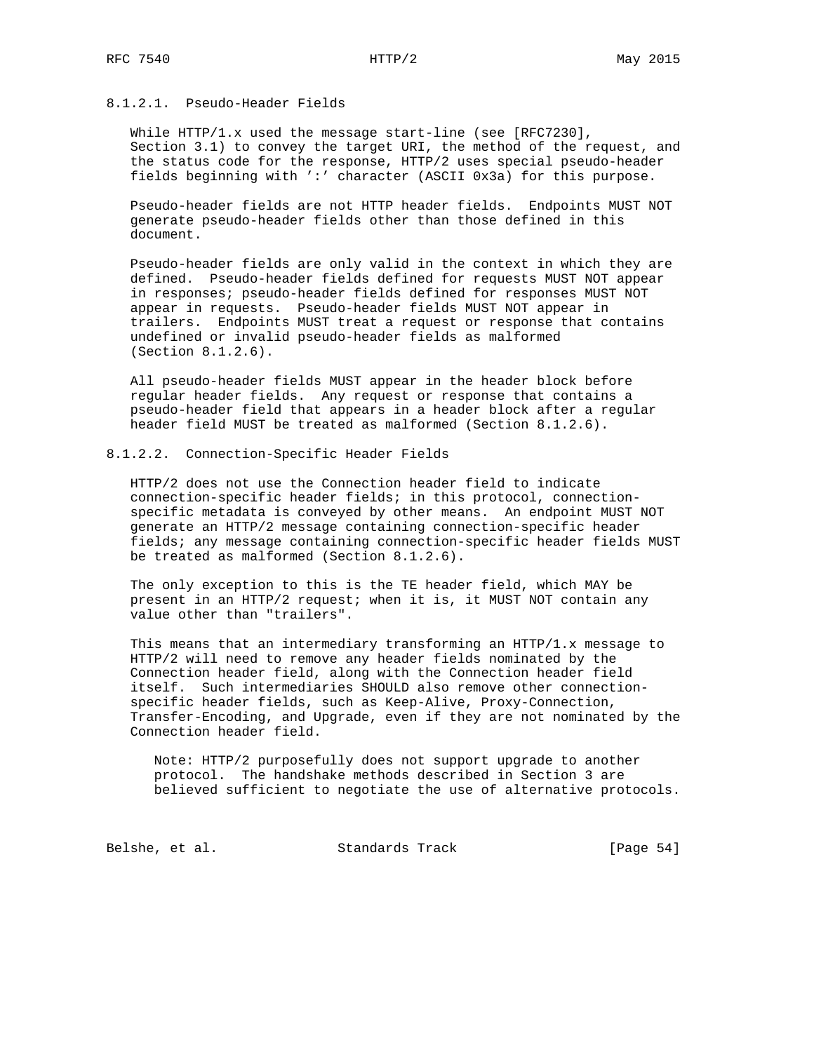#### 8.1.2.1. Pseudo-Header Fields

While HTTP/1.x used the message start-line (see [RFC7230], Section 3.1) to convey the target URI, the method of the request, and the status code for the response, HTTP/2 uses special pseudo-header fields beginning with ':' character (ASCII 0x3a) for this purpose.

Pseudo-header fields are not HTTP header fields. Endpoints MUST NOT generate pseudo-header fields other than those defined in this document.

Pseudo-header fields are only valid in the context in which they are defined. Pseudo-header fields defined for requests MUST NOT appear in responses; pseudo-header fields defined for responses MUST NOT appear in requests. Pseudo-header fields MUST NOT appear in trailers. Endpoints MUST treat a request or response that contains undefined or invalid pseudo-header fields as malformed (Section 8.1.2.6).

All pseudo-header fields MUST appear in the header block before regular header fields. Any request or response that contains a pseudo-header field that appears in a header block after a regular header field MUST be treated as malformed (Section 8.1.2.6).

#### 8.1.2.2. Connection-Specific Header Fields

HTTP/2 does not use the Connection header field to indicate connection-specific header fields; in this protocol, connection-specific metadata is conveyed by other means. An endpoint MUST NOT generate an HTTP/2 message containing connection-specific header fields; any message containing connection-specific header fields MUST be treated as malformed (Section 8.1.2.6).

The only exception to this is the TE header field, which MAY be present in an HTTP/2 request; when it is, it MUST NOT contain any value other than "trailers".

This means that an intermediary transforming an HTTP/1.x message to HTTP/2 will need to remove any header fields nominated by the Connection header field, along with the Connection header field itself. Such intermediaries SHOULD also remove other connection-specific header fields, such as Keep-Alive, Proxy-Connection, Transfer-Encoding, and Upgrade, even if they are not nominated by the Connection header field.

> Note: HTTP/2 purposefully does not support upgrade to another protocol. The handshake methods described in Section 3 are believed sufficient to negotiate the use of alternative protocols.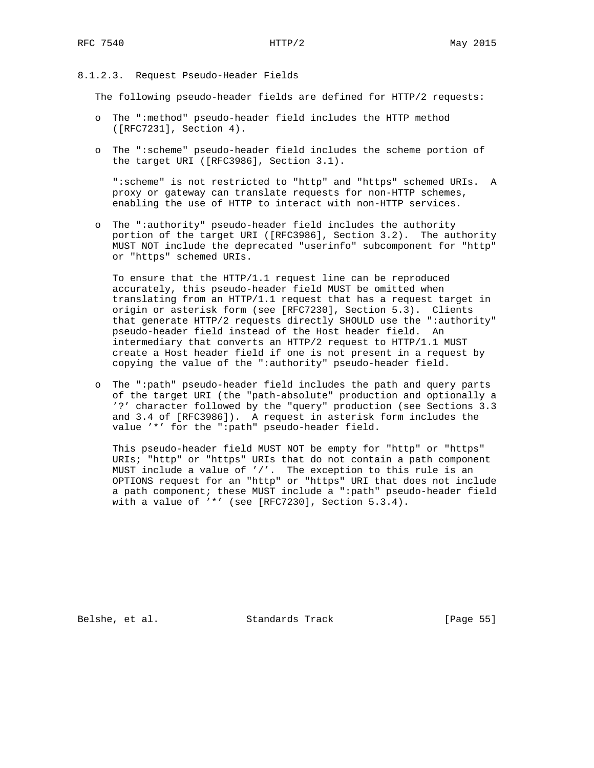#### 8.1.2.3. Request Pseudo-Header Fields

The following pseudo-header fields are defined for HTTP/2 requests:

- The ":method" pseudo-header field includes the HTTP method ([RFC7231], Section 4).

- The ":scheme" pseudo-header field includes the scheme portion of the target URI ([RFC3986], Section 3.1).

  ":scheme" is not restricted to "http" and "https" schemed URIs. A proxy or gateway can translate requests for non-HTTP schemes, enabling the use of HTTP to interact with non-HTTP services.

- The ":authority" pseudo-header field includes the authority portion of the target URI ([RFC3986], Section 3.2). The authority MUST NOT include the deprecated "userinfo" subcomponent for "http" or "https" schemed URIs.

  To ensure that the HTTP/1.1 request line can be reproduced accurately, this pseudo-header field MUST be omitted when translating from an HTTP/1.1 request that has a request target in origin or asterisk form (see [RFC7230], Section 5.3). Clients that generate HTTP/2 requests directly SHOULD use the ":authority" pseudo-header field instead of the Host header field. An intermediary that converts an HTTP/2 request to HTTP/1.1 MUST create a Host header field if one is not present in a request by copying the value of the ":authority" pseudo-header field.

- The ":path" pseudo-header field includes the path and query parts of the target URI (the "path-absolute" production and optionally a '?' character followed by the "query" production (see Sections 3.3 and 3.4 of [RFC3986]). A request in asterisk form includes the value '*' for the ":path" pseudo-header field.

  This pseudo-header field MUST NOT be empty for "http" or "https" URIs; "http" or "https" URIs that do not contain a path component MUST include a value of '/'. The exception to this rule is an OPTIONS request for an "http" or "https" URI that does not include a path component; these MUST include a ":path" pseudo-header field with a value of '*' (see [RFC7230], Section 5.3.4).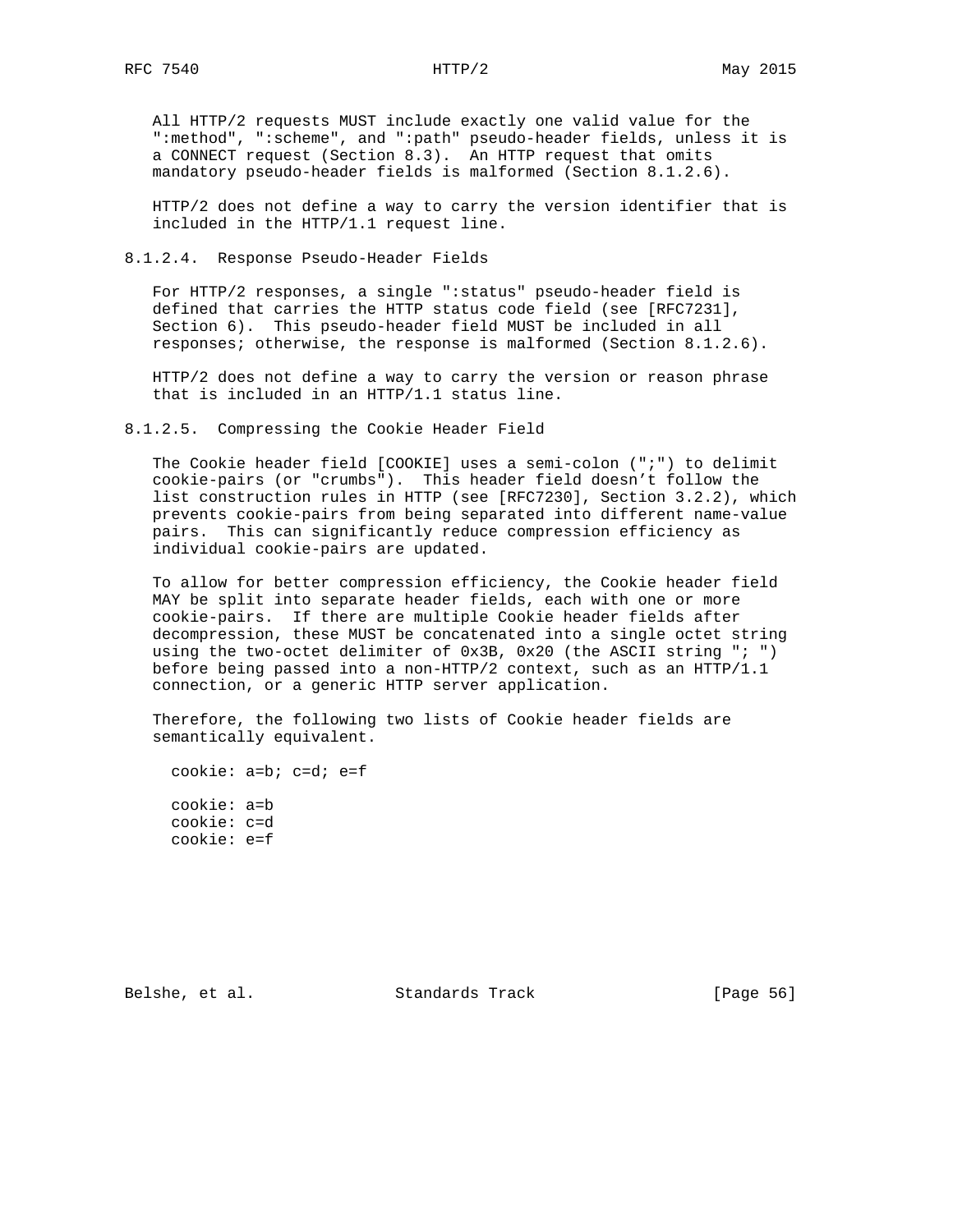All HTTP/2 requests MUST include exactly one valid value for the ":method", ":scheme", and ":path" pseudo-header fields, unless it is a CONNECT request (Section 8.3). An HTTP request that omits mandatory pseudo-header fields is malformed (Section 8.1.2.6).

HTTP/2 does not define a way to carry the version identifier that is included in the HTTP/1.1 request line.

#### 8.1.2.4. Response Pseudo-Header Fields

For HTTP/2 responses, a single ":status" pseudo-header field is defined that carries the HTTP status code field (see [RFC7231], Section 6). This pseudo-header field MUST be included in all responses; otherwise, the response is malformed (Section 8.1.2.6).

HTTP/2 does not define a way to carry the version or reason phrase that is included in an HTTP/1.1 status line.

#### 8.1.2.5. Compressing the Cookie Header Field

The Cookie header field [COOKIE] uses a semi-colon (";") to delimit cookie-pairs (or "crumbs"). This header field doesn't follow the list construction rules in HTTP (see [RFC7230], Section 3.2.2), which prevents cookie-pairs from being separated into different name-value pairs. This can significantly reduce compression efficiency as individual cookie-pairs are updated.

To allow for better compression efficiency, the Cookie header field MAY be split into separate header fields, each with one or more cookie-pairs. If there are multiple Cookie header fields after decompression, these MUST be concatenated into a single octet string using the two-octet delimiter of 0x3B, 0x20 (the ASCII string "; ") before being passed into a non-HTTP/2 context, such as an HTTP/1.1 connection, or a generic HTTP server application.

Therefore, the following two lists of Cookie header fields are semantically equivalent.

```
cookie: a=b; c=d; e=f

cookie: a=b
cookie: c=d
cookie: e=f
```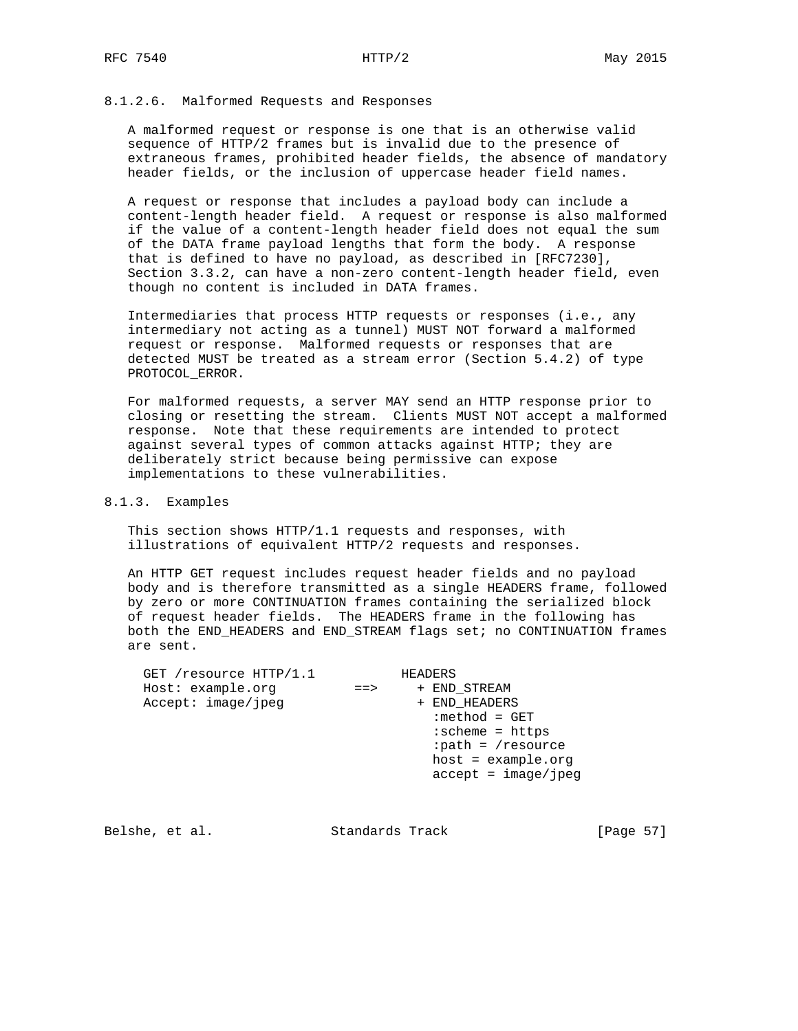#### 8.1.2.6. Malformed Requests and Responses

A malformed request or response is one that is an otherwise valid sequence of HTTP/2 frames but is invalid due to the presence of extraneous frames, prohibited header fields, the absence of mandatory header fields, or the inclusion of uppercase header field names.

A request or response that includes a payload body can include a content-length header field. A request or response is also malformed if the value of a content-length header field does not equal the sum of the DATA frame payload lengths that form the body. A response that is defined to have no payload, as described in [RFC7230], Section 3.3.2, can have a non-zero content-length header field, even though no content is included in DATA frames.

Intermediaries that process HTTP requests or responses (i.e., any intermediary not acting as a tunnel) MUST NOT forward a malformed request or response. Malformed requests or responses that are detected MUST be treated as a stream error (Section 5.4.2) of type PROTOCOL_ERROR.

For malformed requests, a server MAY send an HTTP response prior to closing or resetting the stream. Clients MUST NOT accept a malformed response. Note that these requirements are intended to protect against several types of common attacks against HTTP; they are deliberately strict because being permissive can expose implementations to these vulnerabilities.

### 8.1.3. Examples

This section shows HTTP/1.1 requests and responses, with illustrations of equivalent HTTP/2 requests and responses.

An HTTP GET request includes request header fields and no payload body and is therefore transmitted as a single HEADERS frame, followed by zero or more CONTINUATION frames containing the serialized block of request header fields. The HEADERS frame in the following has both the END_HEADERS and END_STREAM flags set; no CONTINUATION frames are sent.

```
  GET /resource HTTP/1.1           HEADERS
  Host: example.org          ==>     + END_STREAM
  Accept: image/jpeg                 + END_HEADERS
                                       :method = GET
                                       :scheme = https
                                       :path = /resource
                                       host = example.org
                                       accept = image/jpeg
```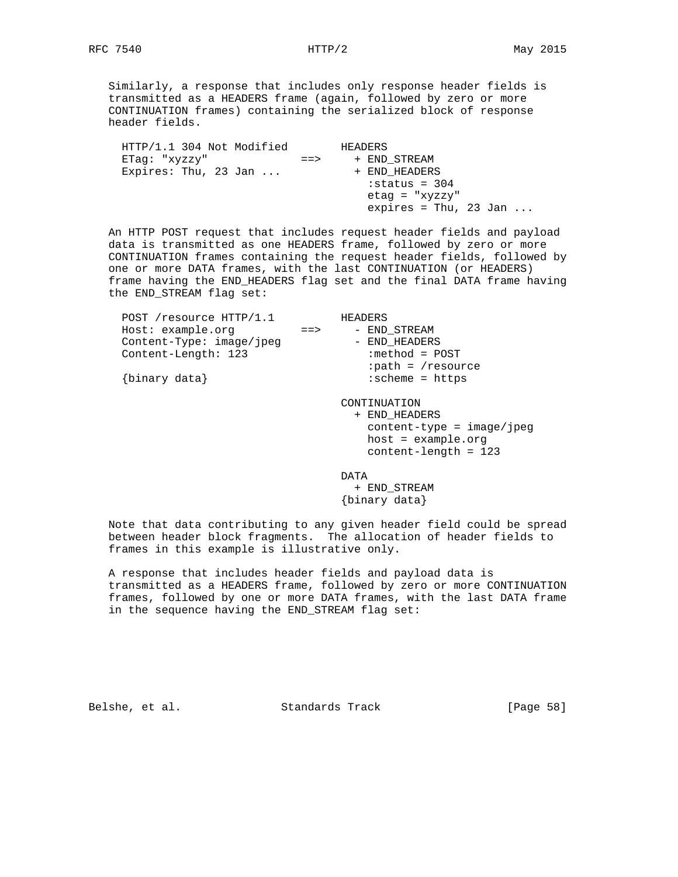Similarly, a response that includes only response header fields is transmitted as a HEADERS frame (again, followed by zero or more CONTINUATION frames) containing the serialized block of response header fields.

```
  HTTP/1.1 304 Not Modified        HEADERS
  ETag: "xyzzy"             ==>     + END_STREAM
  Expires: Thu, 23 Jan ...          + END_HEADERS
                                      :status = 304
                                      etag = "xyzzy"
                                      expires = Thu, 23 Jan ...
```

An HTTP POST request that includes request header fields and payload data is transmitted as one HEADERS frame, followed by zero or more CONTINUATION frames containing the request header fields, followed by one or more DATA frames, with the last CONTINUATION (or HEADERS) frame having the END_HEADERS flag set and the final DATA frame having the END_STREAM flag set:

```
  POST /resource HTTP/1.1          HEADERS
  Host: example.org         ==>     - END_STREAM
  Content-Type: image/jpeg          - END_HEADERS
  Content-Length: 123                 :method = POST
                                      :path = /resource
  {binary data}                       :scheme = https

                                   CONTINUATION
                                     + END_HEADERS
                                       content-type = image/jpeg
                                       host = example.org
                                       content-length = 123

                                   DATA
                                     + END_STREAM
                                   {binary data}
```

Note that data contributing to any given header field could be spread between header block fragments. The allocation of header fields to frames in this example is illustrative only.

A response that includes header fields and payload data is transmitted as a HEADERS frame, followed by zero or more CONTINUATION frames, followed by one or more DATA frames, with the last DATA frame in the sequence having the END_STREAM flag set: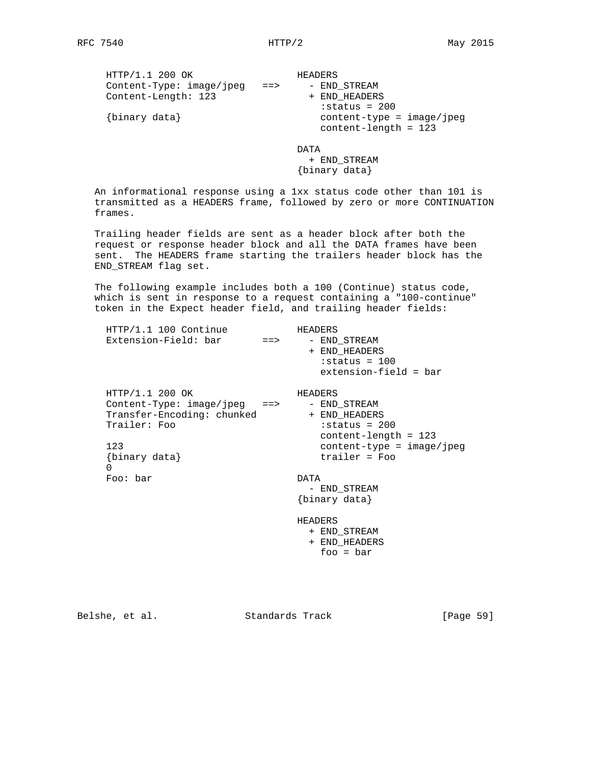```
  HTTP/1.1 200 OK                  HEADERS
  Content-Type: image/jpeg   ==>     - END_STREAM
  Content-Length: 123                + END_HEADERS
                                       :status = 200
  {binary data}                        content-type = image/jpeg
                                       content-length = 123

                                   DATA
                                     + END_STREAM
                                   {binary data}
```

An informational response using a 1xx status code other than 101 is transmitted as a HEADERS frame, followed by zero or more CONTINUATION frames.

Trailing header fields are sent as a header block after both the request or response header block and all the DATA frames have been sent. The HEADERS frame starting the trailers header block has the END_STREAM flag set.

The following example includes both a 100 (Continue) status code, which is sent in response to a request containing a "100-continue" token in the Expect header field, and trailing header fields:

```
  HTTP/1.1 100 Continue            HEADERS
  Extension-Field: bar       ==>     - END_STREAM
                                     + END_HEADERS
                                       :status = 100
                                       extension-field = bar

  HTTP/1.1 200 OK                  HEADERS
  Content-Type: image/jpeg   ==>     - END_STREAM
  Transfer-Encoding: chunked         + END_HEADERS
  Trailer: Foo                         :status = 200
                                       content-length = 123
  123                                  content-type = image/jpeg
  {binary data}                        trailer = Foo
  0
  Foo: bar                         DATA
                                     - END_STREAM
                                   {binary data}

                                   HEADERS
                                     + END_STREAM
                                     + END_HEADERS
                                       foo = bar
```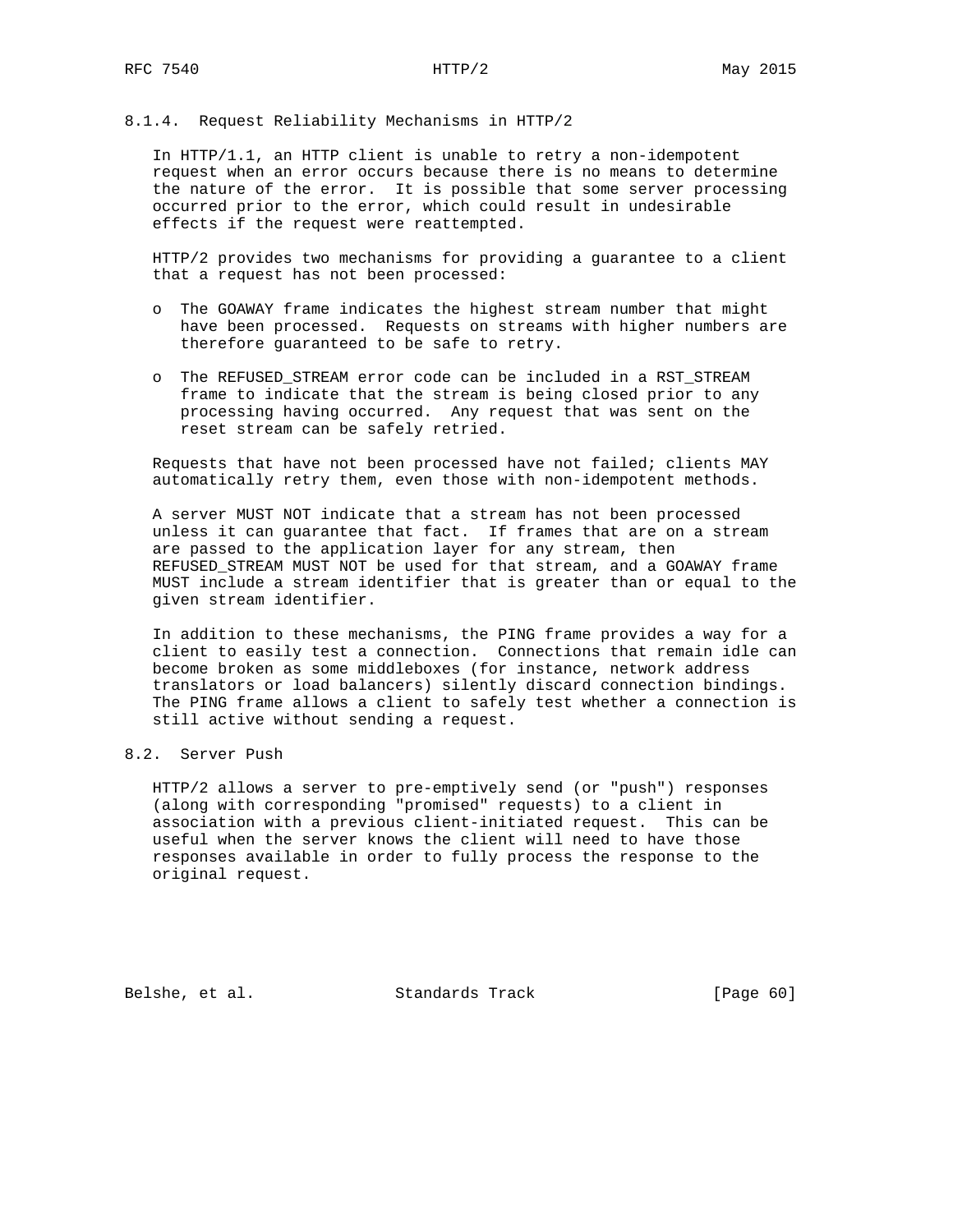#### 8.1.4. Request Reliability Mechanisms in HTTP/2

In HTTP/1.1, an HTTP client is unable to retry a non-idempotent request when an error occurs because there is no means to determine the nature of the error. It is possible that some server processing occurred prior to the error, which could result in undesirable effects if the request were reattempted.

HTTP/2 provides two mechanisms for providing a guarantee to a client that a request has not been processed:

- The GOAWAY frame indicates the highest stream number that might have been processed. Requests on streams with higher numbers are therefore guaranteed to be safe to retry.
- The REFUSED_STREAM error code can be included in a RST_STREAM frame to indicate that the stream is being closed prior to any processing having occurred. Any request that was sent on the reset stream can be safely retried.

Requests that have not been processed have not failed; clients MAY automatically retry them, even those with non-idempotent methods.

A server MUST NOT indicate that a stream has not been processed unless it can guarantee that fact. If frames that are on a stream are passed to the application layer for any stream, then REFUSED_STREAM MUST NOT be used for that stream, and a GOAWAY frame MUST include a stream identifier that is greater than or equal to the given stream identifier.

In addition to these mechanisms, the PING frame provides a way for a client to easily test a connection. Connections that remain idle can become broken as some middleboxes (for instance, network address translators or load balancers) silently discard connection bindings. The PING frame allows a client to safely test whether a connection is still active without sending a request.

### 8.2. Server Push

HTTP/2 allows a server to pre-emptively send (or "push") responses (along with corresponding "promised" requests) to a client in association with a previous client-initiated request. This can be useful when the server knows the client will need to have those responses available in order to fully process the response to the original request.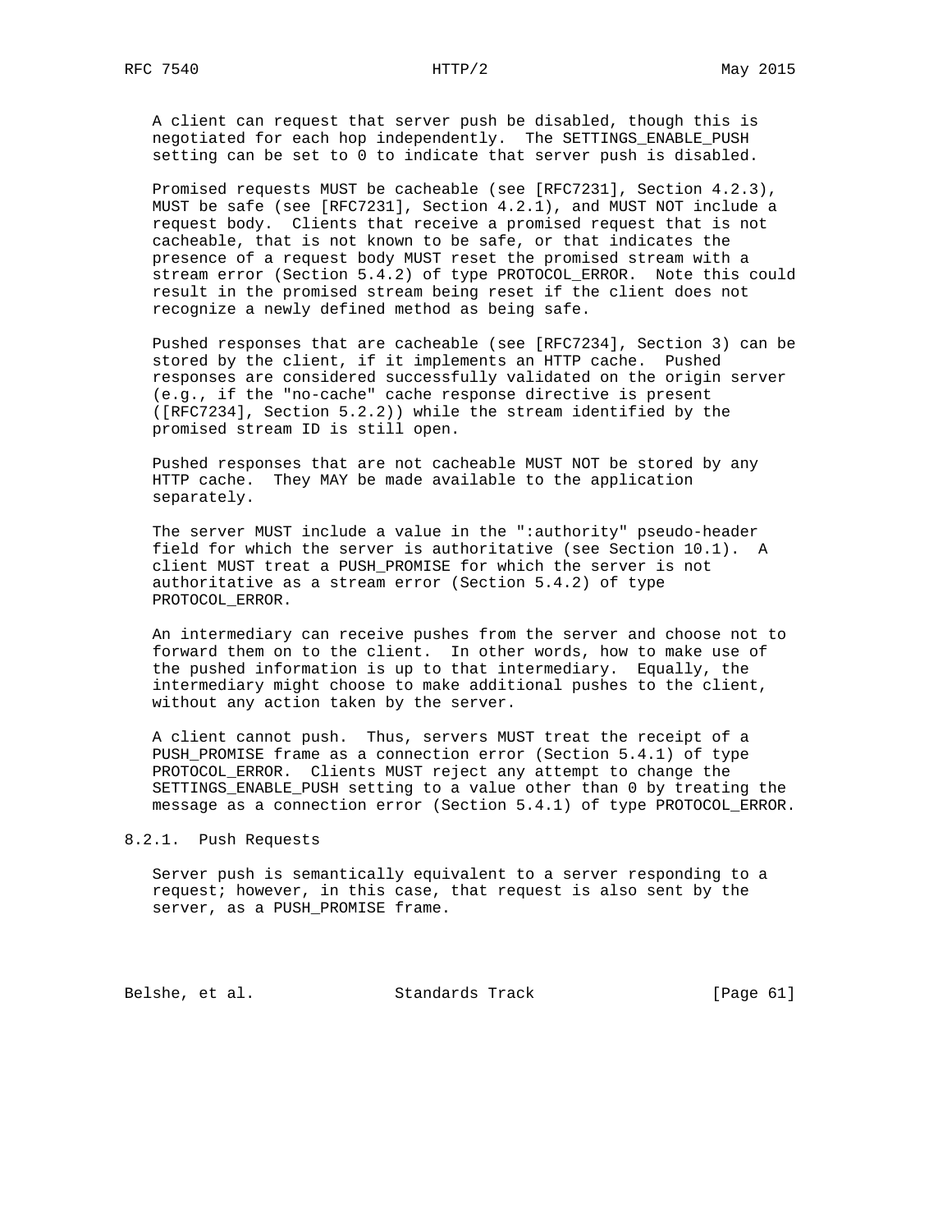A client can request that server push be disabled, though this is negotiated for each hop independently. The SETTINGS_ENABLE_PUSH setting can be set to 0 to indicate that server push is disabled.

Promised requests MUST be cacheable (see [RFC7231], Section 4.2.3), MUST be safe (see [RFC7231], Section 4.2.1), and MUST NOT include a request body. Clients that receive a promised request that is not cacheable, that is not known to be safe, or that indicates the presence of a request body MUST reset the promised stream with a stream error (Section 5.4.2) of type PROTOCOL_ERROR. Note this could result in the promised stream being reset if the client does not recognize a newly defined method as being safe.

Pushed responses that are cacheable (see [RFC7234], Section 3) can be stored by the client, if it implements an HTTP cache. Pushed responses are considered successfully validated on the origin server (e.g., if the "no-cache" cache response directive is present ([RFC7234], Section 5.2.2)) while the stream identified by the promised stream ID is still open.

Pushed responses that are not cacheable MUST NOT be stored by any HTTP cache. They MAY be made available to the application separately.

The server MUST include a value in the ":authority" pseudo-header field for which the server is authoritative (see Section 10.1). A client MUST treat a PUSH_PROMISE for which the server is not authoritative as a stream error (Section 5.4.2) of type PROTOCOL_ERROR.

An intermediary can receive pushes from the server and choose not to forward them on to the client. In other words, how to make use of the pushed information is up to that intermediary. Equally, the intermediary might choose to make additional pushes to the client, without any action taken by the server.

A client cannot push. Thus, servers MUST treat the receipt of a PUSH_PROMISE frame as a connection error (Section 5.4.1) of type PROTOCOL_ERROR. Clients MUST reject any attempt to change the SETTINGS_ENABLE_PUSH setting to a value other than 0 by treating the message as a connection error (Section 5.4.1) of type PROTOCOL_ERROR.

### 8.2.1. Push Requests

Server push is semantically equivalent to a server responding to a request; however, in this case, that request is also sent by the server, as a PUSH_PROMISE frame.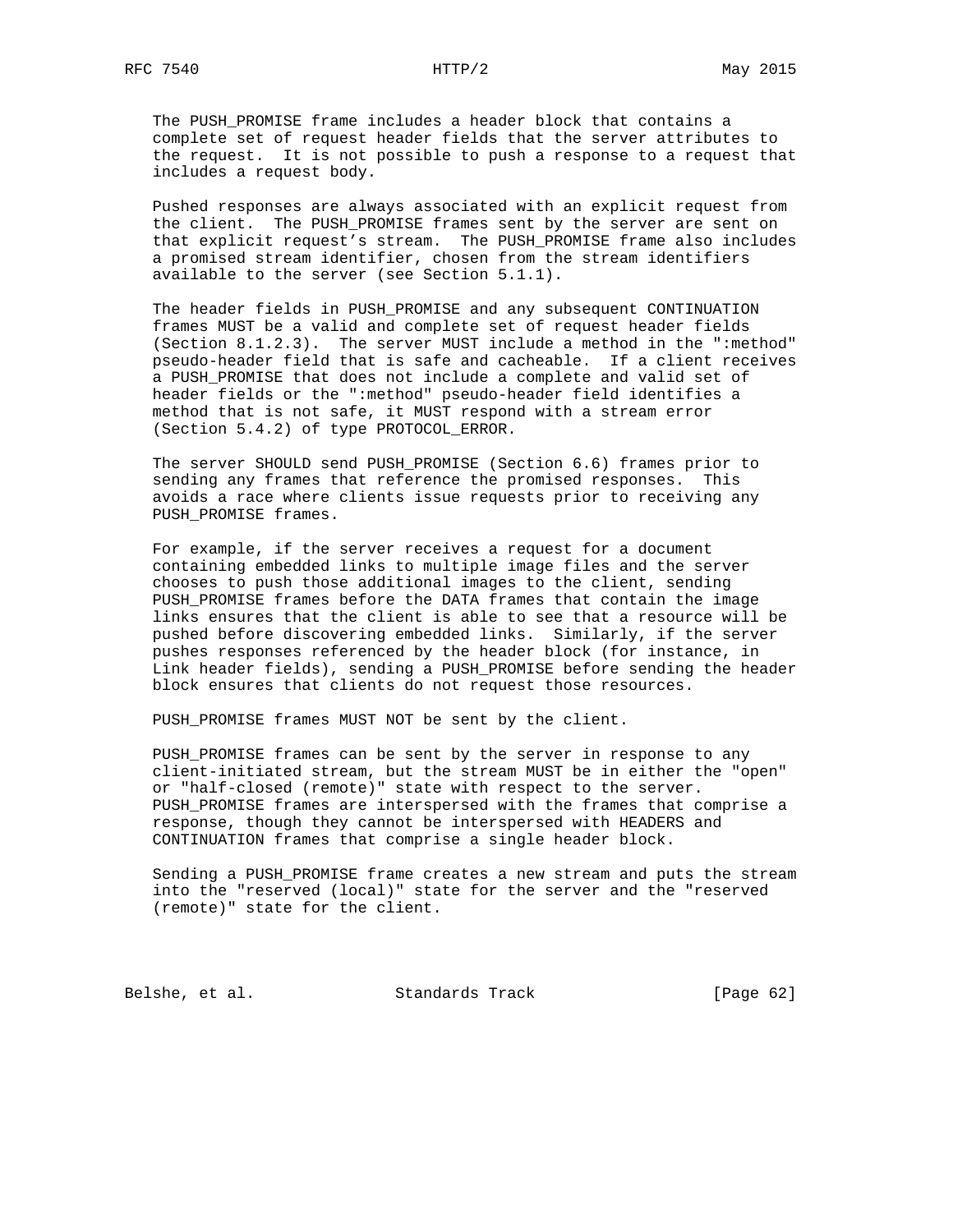The PUSH_PROMISE frame includes a header block that contains a complete set of request header fields that the server attributes to the request. It is not possible to push a response to a request that includes a request body.

Pushed responses are always associated with an explicit request from the client. The PUSH_PROMISE frames sent by the server are sent on that explicit request's stream. The PUSH_PROMISE frame also includes a promised stream identifier, chosen from the stream identifiers available to the server (see Section 5.1.1).

The header fields in PUSH_PROMISE and any subsequent CONTINUATION frames MUST be a valid and complete set of request header fields (Section 8.1.2.3). The server MUST include a method in the ":method" pseudo-header field that is safe and cacheable. If a client receives a PUSH_PROMISE that does not include a complete and valid set of header fields or the ":method" pseudo-header field identifies a method that is not safe, it MUST respond with a stream error (Section 5.4.2) of type PROTOCOL_ERROR.

The server SHOULD send PUSH_PROMISE (Section 6.6) frames prior to sending any frames that reference the promised responses. This avoids a race where clients issue requests prior to receiving any PUSH_PROMISE frames.

For example, if the server receives a request for a document containing embedded links to multiple image files and the server chooses to push those additional images to the client, sending PUSH_PROMISE frames before the DATA frames that contain the image links ensures that the client is able to see that a resource will be pushed before discovering embedded links. Similarly, if the server pushes responses referenced by the header block (for instance, in Link header fields), sending a PUSH_PROMISE before sending the header block ensures that clients do not request those resources.

PUSH_PROMISE frames MUST NOT be sent by the client.

PUSH_PROMISE frames can be sent by the server in response to any client-initiated stream, but the stream MUST be in either the "open" or "half-closed (remote)" state with respect to the server. PUSH_PROMISE frames are interspersed with the frames that comprise a response, though they cannot be interspersed with HEADERS and CONTINUATION frames that comprise a single header block.

Sending a PUSH_PROMISE frame creates a new stream and puts the stream into the "reserved (local)" state for the server and the "reserved (remote)" state for the client.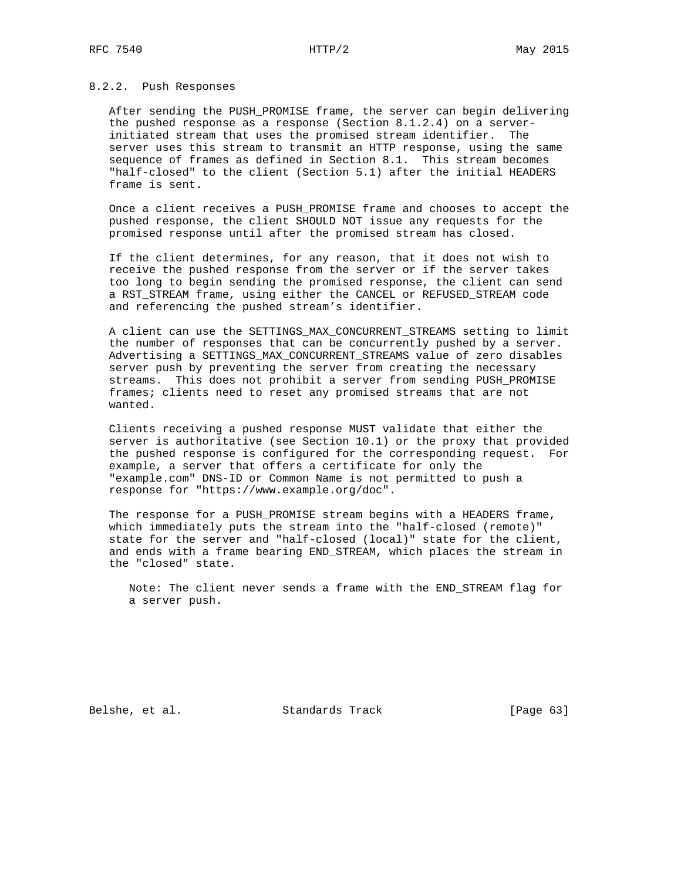### 8.2.2. Push Responses

After sending the PUSH_PROMISE frame, the server can begin delivering the pushed response as a response (Section 8.1.2.4) on a server-initiated stream that uses the promised stream identifier. The server uses this stream to transmit an HTTP response, using the same sequence of frames as defined in Section 8.1. This stream becomes "half-closed" to the client (Section 5.1) after the initial HEADERS frame is sent.

Once a client receives a PUSH_PROMISE frame and chooses to accept the pushed response, the client SHOULD NOT issue any requests for the promised response until after the promised stream has closed.

If the client determines, for any reason, that it does not wish to receive the pushed response from the server or if the server takes too long to begin sending the promised response, the client can send a RST_STREAM frame, using either the CANCEL or REFUSED_STREAM code and referencing the pushed stream's identifier.

A client can use the SETTINGS_MAX_CONCURRENT_STREAMS setting to limit the number of responses that can be concurrently pushed by a server. Advertising a SETTINGS_MAX_CONCURRENT_STREAMS value of zero disables server push by preventing the server from creating the necessary streams. This does not prohibit a server from sending PUSH_PROMISE frames; clients need to reset any promised streams that are not wanted.

Clients receiving a pushed response MUST validate that either the server is authoritative (see Section 10.1) or the proxy that provided the pushed response is configured for the corresponding request. For example, a server that offers a certificate for only the "example.com" DNS-ID or Common Name is not permitted to push a response for "https://www.example.org/doc".

The response for a PUSH_PROMISE stream begins with a HEADERS frame, which immediately puts the stream into the "half-closed (remote)" state for the server and "half-closed (local)" state for the client, and ends with a frame bearing END_STREAM, which places the stream in the "closed" state.

> Note: The client never sends a frame with the END_STREAM flag for a server push.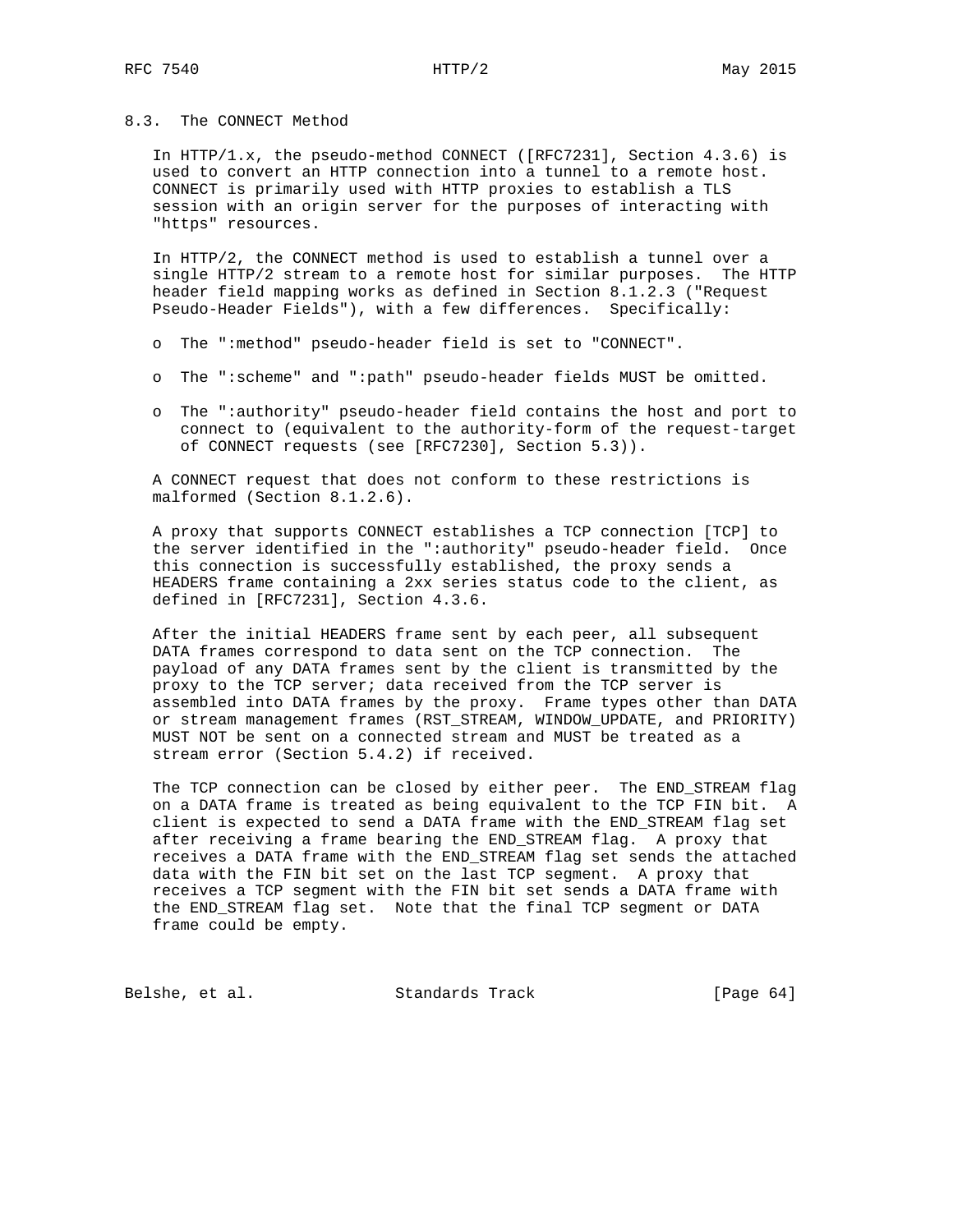### 8.3. The CONNECT Method

In HTTP/1.x, the pseudo-method CONNECT ([RFC7231], Section 4.3.6) is used to convert an HTTP connection into a tunnel to a remote host. CONNECT is primarily used with HTTP proxies to establish a TLS session with an origin server for the purposes of interacting with "https" resources.

In HTTP/2, the CONNECT method is used to establish a tunnel over a single HTTP/2 stream to a remote host for similar purposes. The HTTP header field mapping works as defined in Section 8.1.2.3 ("Request Pseudo-Header Fields"), with a few differences. Specifically:

- The ":method" pseudo-header field is set to "CONNECT".
- The ":scheme" and ":path" pseudo-header fields MUST be omitted.
- The ":authority" pseudo-header field contains the host and port to connect to (equivalent to the authority-form of the request-target of CONNECT requests (see [RFC7230], Section 5.3)).

A CONNECT request that does not conform to these restrictions is malformed (Section 8.1.2.6).

A proxy that supports CONNECT establishes a TCP connection [TCP] to the server identified in the ":authority" pseudo-header field. Once this connection is successfully established, the proxy sends a HEADERS frame containing a 2xx series status code to the client, as defined in [RFC7231], Section 4.3.6.

After the initial HEADERS frame sent by each peer, all subsequent DATA frames correspond to data sent on the TCP connection. The payload of any DATA frames sent by the client is transmitted by the proxy to the TCP server; data received from the TCP server is assembled into DATA frames by the proxy. Frame types other than DATA or stream management frames (RST_STREAM, WINDOW_UPDATE, and PRIORITY) MUST NOT be sent on a connected stream and MUST be treated as a stream error (Section 5.4.2) if received.

The TCP connection can be closed by either peer. The END_STREAM flag on a DATA frame is treated as being equivalent to the TCP FIN bit. A client is expected to send a DATA frame with the END_STREAM flag set after receiving a frame bearing the END_STREAM flag. A proxy that receives a DATA frame with the END_STREAM flag set sends the attached data with the FIN bit set on the last TCP segment. A proxy that receives a TCP segment with the FIN bit set sends a DATA frame with the END_STREAM flag set. Note that the final TCP segment or DATA frame could be empty.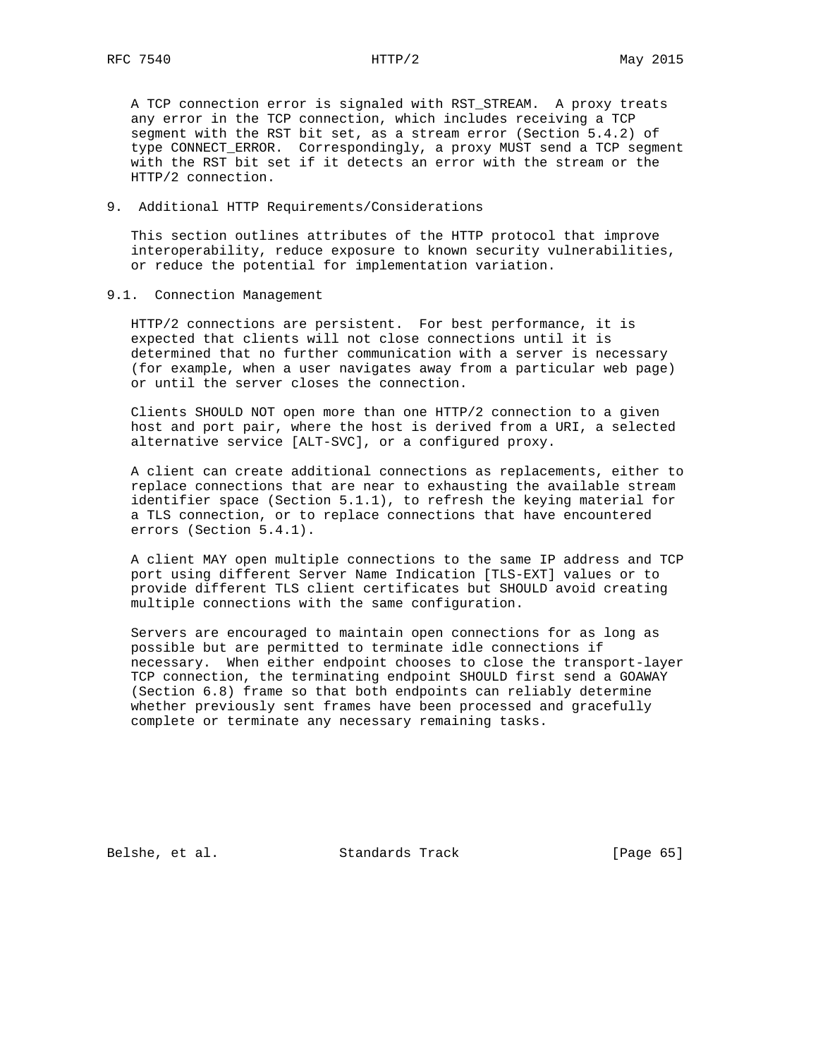A TCP connection error is signaled with RST_STREAM. A proxy treats any error in the TCP connection, which includes receiving a TCP segment with the RST bit set, as a stream error (Section 5.4.2) of type CONNECT_ERROR. Correspondingly, a proxy MUST send a TCP segment with the RST bit set if it detects an error with the stream or the HTTP/2 connection.

# 9. Additional HTTP Requirements/Considerations

This section outlines attributes of the HTTP protocol that improve interoperability, reduce exposure to known security vulnerabilities, or reduce the potential for implementation variation.

## 9.1. Connection Management

HTTP/2 connections are persistent. For best performance, it is expected that clients will not close connections until it is determined that no further communication with a server is necessary (for example, when a user navigates away from a particular web page) or until the server closes the connection.

Clients SHOULD NOT open more than one HTTP/2 connection to a given host and port pair, where the host is derived from a URI, a selected alternative service [ALT-SVC], or a configured proxy.

A client can create additional connections as replacements, either to replace connections that are near to exhausting the available stream identifier space (Section 5.1.1), to refresh the keying material for a TLS connection, or to replace connections that have encountered errors (Section 5.4.1).

A client MAY open multiple connections to the same IP address and TCP port using different Server Name Indication [TLS-EXT] values or to provide different TLS client certificates but SHOULD avoid creating multiple connections with the same configuration.

Servers are encouraged to maintain open connections for as long as possible but are permitted to terminate idle connections if necessary. When either endpoint chooses to close the transport-layer TCP connection, the terminating endpoint SHOULD first send a GOAWAY (Section 6.8) frame so that both endpoints can reliably determine whether previously sent frames have been processed and gracefully complete or terminate any necessary remaining tasks.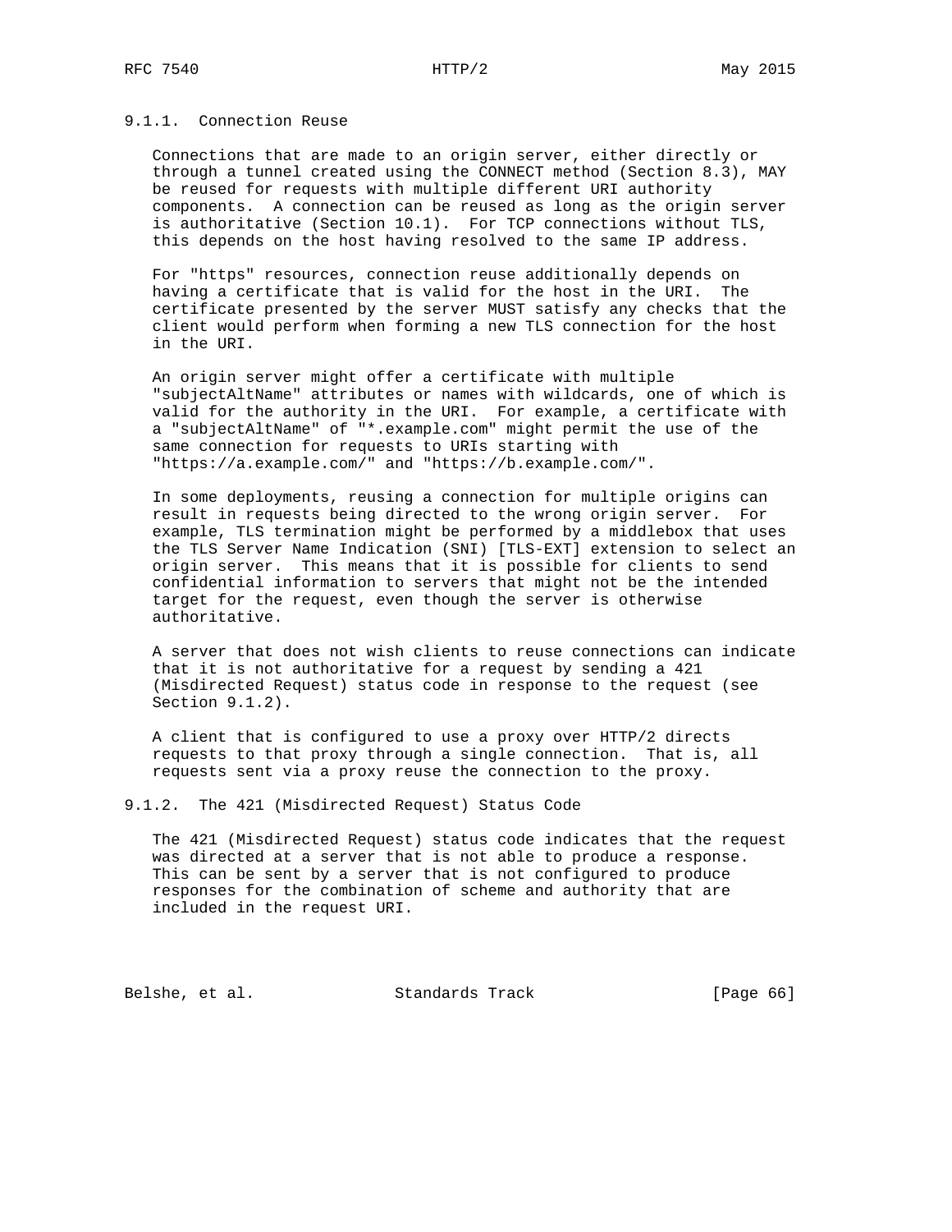#### 9.1.1. Connection Reuse

Connections that are made to an origin server, either directly or through a tunnel created using the CONNECT method (Section 8.3), MAY be reused for requests with multiple different URI authority components. A connection can be reused as long as the origin server is authoritative (Section 10.1). For TCP connections without TLS, this depends on the host having resolved to the same IP address.

For "https" resources, connection reuse additionally depends on having a certificate that is valid for the host in the URI. The certificate presented by the server MUST satisfy any checks that the client would perform when forming a new TLS connection for the host in the URI.

An origin server might offer a certificate with multiple "subjectAltName" attributes or names with wildcards, one of which is valid for the authority in the URI. For example, a certificate with a "subjectAltName" of "*.example.com" might permit the use of the same connection for requests to URIs starting with "https://a.example.com/" and "https://b.example.com/".

In some deployments, reusing a connection for multiple origins can result in requests being directed to the wrong origin server. For example, TLS termination might be performed by a middlebox that uses the TLS Server Name Indication (SNI) [TLS-EXT] extension to select an origin server. This means that it is possible for clients to send confidential information to servers that might not be the intended target for the request, even though the server is otherwise authoritative.

A server that does not wish clients to reuse connections can indicate that it is not authoritative for a request by sending a 421 (Misdirected Request) status code in response to the request (see Section 9.1.2).

A client that is configured to use a proxy over HTTP/2 directs requests to that proxy through a single connection. That is, all requests sent via a proxy reuse the connection to the proxy.

#### 9.1.2. The 421 (Misdirected Request) Status Code

The 421 (Misdirected Request) status code indicates that the request was directed at a server that is not able to produce a response. This can be sent by a server that is not configured to produce responses for the combination of scheme and authority that are included in the request URI.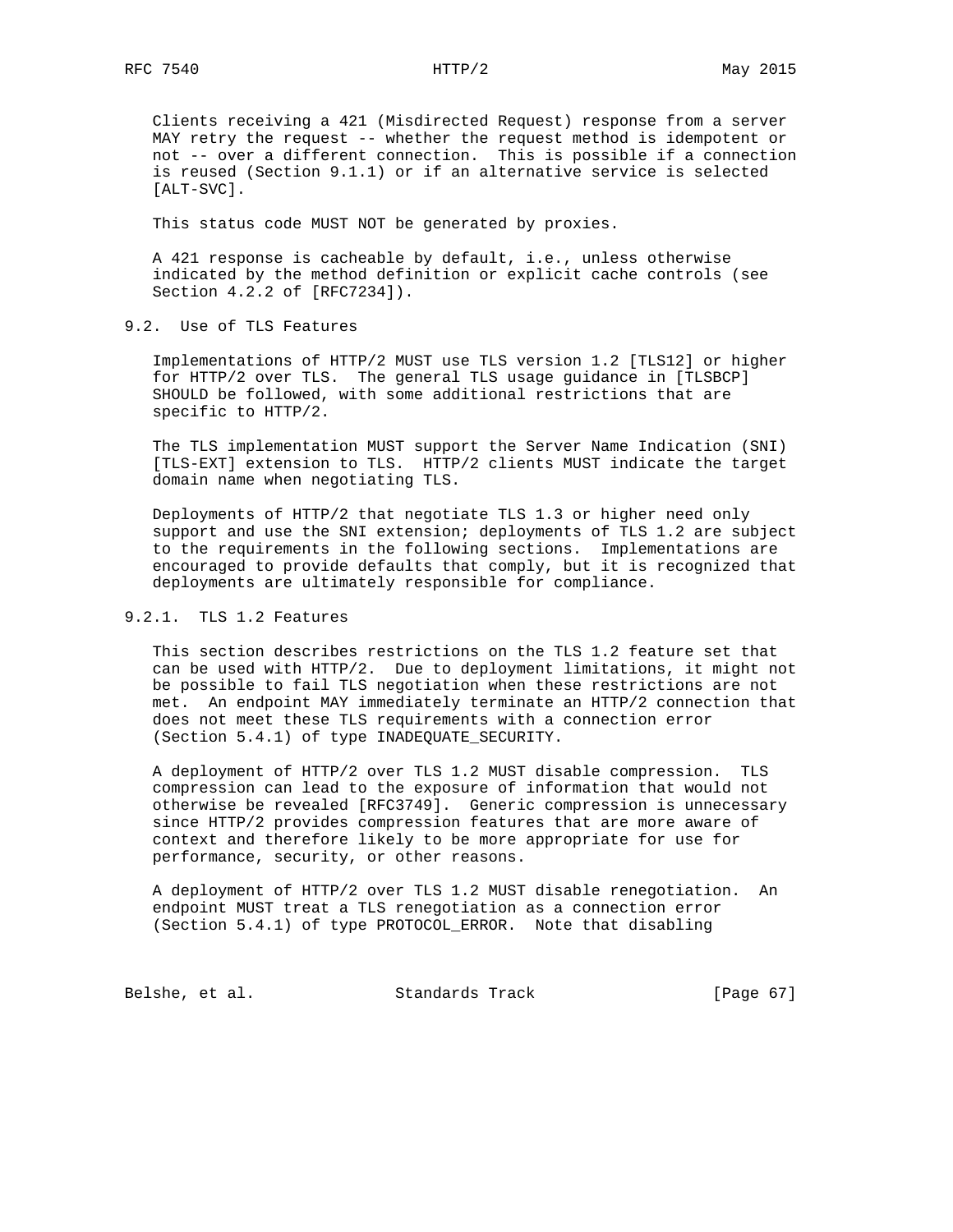Clients receiving a 421 (Misdirected Request) response from a server MAY retry the request -- whether the request method is idempotent or not -- over a different connection. This is possible if a connection is reused (Section 9.1.1) or if an alternative service is selected [ALT-SVC].

This status code MUST NOT be generated by proxies.

A 421 response is cacheable by default, i.e., unless otherwise indicated by the method definition or explicit cache controls (see Section 4.2.2 of [RFC7234]).

### 9.2. Use of TLS Features

Implementations of HTTP/2 MUST use TLS version 1.2 [TLS12] or higher for HTTP/2 over TLS. The general TLS usage guidance in [TLSBCP] SHOULD be followed, with some additional restrictions that are specific to HTTP/2.

The TLS implementation MUST support the Server Name Indication (SNI) [TLS-EXT] extension to TLS. HTTP/2 clients MUST indicate the target domain name when negotiating TLS.

Deployments of HTTP/2 that negotiate TLS 1.3 or higher need only support and use the SNI extension; deployments of TLS 1.2 are subject to the requirements in the following sections. Implementations are encouraged to provide defaults that comply, but it is recognized that deployments are ultimately responsible for compliance.

#### 9.2.1. TLS 1.2 Features

This section describes restrictions on the TLS 1.2 feature set that can be used with HTTP/2. Due to deployment limitations, it might not be possible to fail TLS negotiation when these restrictions are not met. An endpoint MAY immediately terminate an HTTP/2 connection that does not meet these TLS requirements with a connection error (Section 5.4.1) of type INADEQUATE_SECURITY.

A deployment of HTTP/2 over TLS 1.2 MUST disable compression. TLS compression can lead to the exposure of information that would not otherwise be revealed [RFC3749]. Generic compression is unnecessary since HTTP/2 provides compression features that are more aware of context and therefore likely to be more appropriate for use for performance, security, or other reasons.

A deployment of HTTP/2 over TLS 1.2 MUST disable renegotiation. An endpoint MUST treat a TLS renegotiation as a connection error (Section 5.4.1) of type PROTOCOL_ERROR. Note that disabling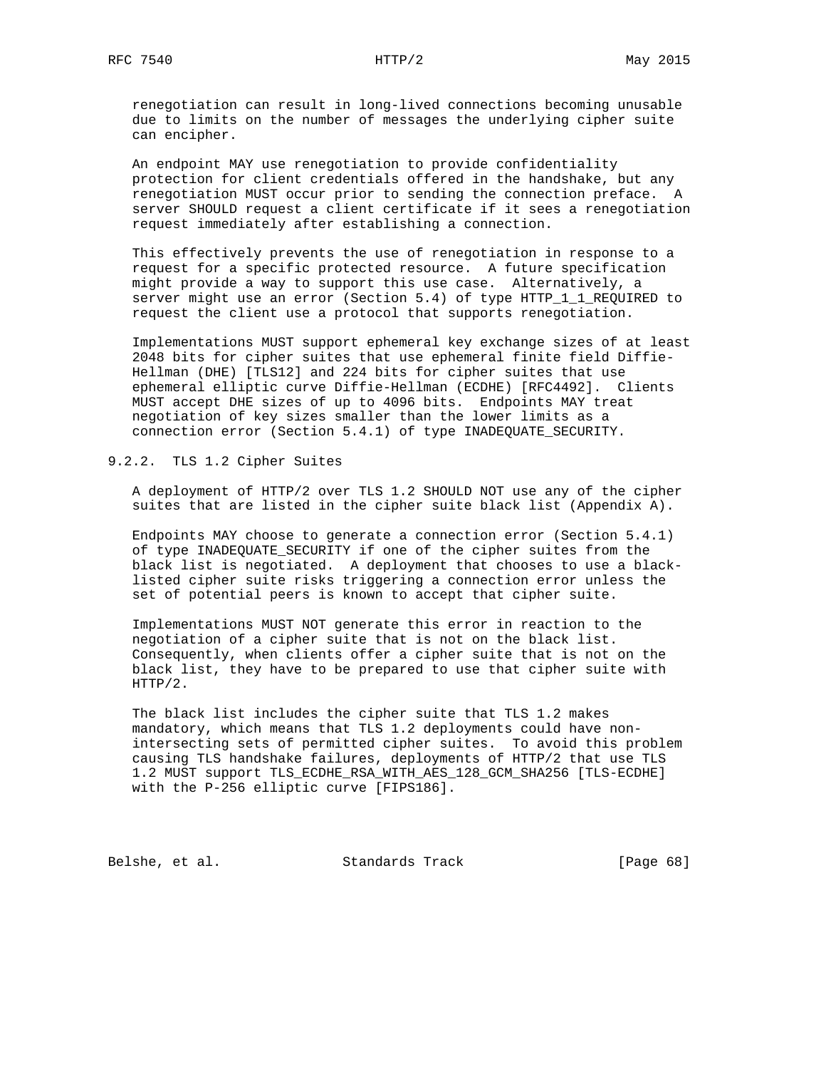renegotiation can result in long-lived connections becoming unusable due to limits on the number of messages the underlying cipher suite can encipher.

An endpoint MAY use renegotiation to provide confidentiality protection for client credentials offered in the handshake, but any renegotiation MUST occur prior to sending the connection preface. A server SHOULD request a client certificate if it sees a renegotiation request immediately after establishing a connection.

This effectively prevents the use of renegotiation in response to a request for a specific protected resource. A future specification might provide a way to support this use case. Alternatively, a server might use an error (Section 5.4) of type HTTP_1_1_REQUIRED to request the client use a protocol that supports renegotiation.

Implementations MUST support ephemeral key exchange sizes of at least 2048 bits for cipher suites that use ephemeral finite field Diffie-Hellman (DHE) [TLS12] and 224 bits for cipher suites that use ephemeral elliptic curve Diffie-Hellman (ECDHE) [RFC4492]. Clients MUST accept DHE sizes of up to 4096 bits. Endpoints MAY treat negotiation of key sizes smaller than the lower limits as a connection error (Section 5.4.1) of type INADEQUATE_SECURITY.

### 9.2.2. TLS 1.2 Cipher Suites

A deployment of HTTP/2 over TLS 1.2 SHOULD NOT use any of the cipher suites that are listed in the cipher suite black list (Appendix A).

Endpoints MAY choose to generate a connection error (Section 5.4.1) of type INADEQUATE_SECURITY if one of the cipher suites from the black list is negotiated. A deployment that chooses to use a black-listed cipher suite risks triggering a connection error unless the set of potential peers is known to accept that cipher suite.

Implementations MUST NOT generate this error in reaction to the negotiation of a cipher suite that is not on the black list. Consequently, when clients offer a cipher suite that is not on the black list, they have to be prepared to use that cipher suite with HTTP/2.

The black list includes the cipher suite that TLS 1.2 makes mandatory, which means that TLS 1.2 deployments could have non-intersecting sets of permitted cipher suites. To avoid this problem causing TLS handshake failures, deployments of HTTP/2 that use TLS 1.2 MUST support TLS_ECDHE_RSA_WITH_AES_128_GCM_SHA256 [TLS-ECDHE] with the P-256 elliptic curve [FIPS186].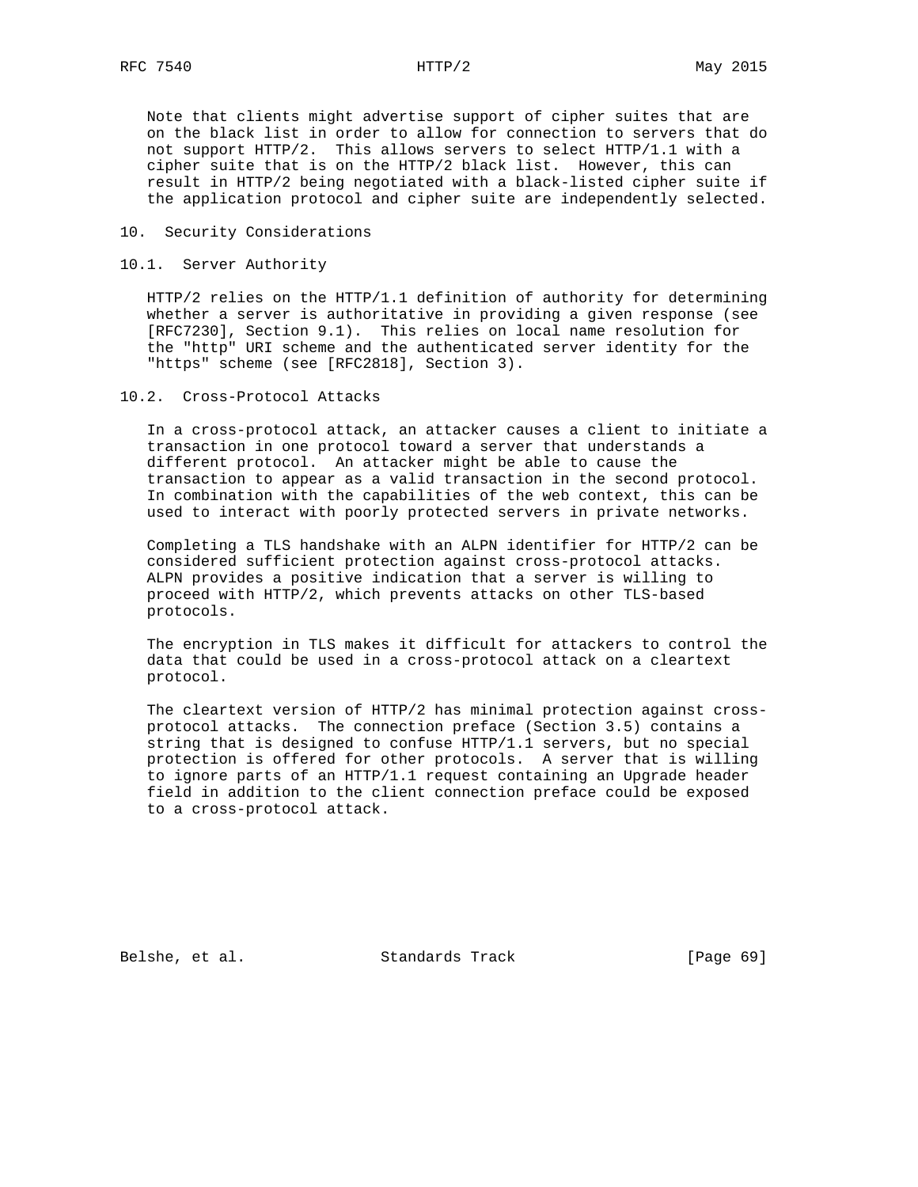Note that clients might advertise support of cipher suites that are on the black list in order to allow for connection to servers that do not support HTTP/2. This allows servers to select HTTP/1.1 with a cipher suite that is on the HTTP/2 black list. However, this can result in HTTP/2 being negotiated with a black-listed cipher suite if the application protocol and cipher suite are independently selected.

# 10. Security Considerations

## 10.1. Server Authority

HTTP/2 relies on the HTTP/1.1 definition of authority for determining whether a server is authoritative in providing a given response (see [RFC7230], Section 9.1). This relies on local name resolution for the "http" URI scheme and the authenticated server identity for the "https" scheme (see [RFC2818], Section 3).

## 10.2. Cross-Protocol Attacks

In a cross-protocol attack, an attacker causes a client to initiate a transaction in one protocol toward a server that understands a different protocol. An attacker might be able to cause the transaction to appear as a valid transaction in the second protocol. In combination with the capabilities of the web context, this can be used to interact with poorly protected servers in private networks.

Completing a TLS handshake with an ALPN identifier for HTTP/2 can be considered sufficient protection against cross-protocol attacks. ALPN provides a positive indication that a server is willing to proceed with HTTP/2, which prevents attacks on other TLS-based protocols.

The encryption in TLS makes it difficult for attackers to control the data that could be used in a cross-protocol attack on a cleartext protocol.

The cleartext version of HTTP/2 has minimal protection against cross-protocol attacks. The connection preface (Section 3.5) contains a string that is designed to confuse HTTP/1.1 servers, but no special protection is offered for other protocols. A server that is willing to ignore parts of an HTTP/1.1 request containing an Upgrade header field in addition to the client connection preface could be exposed to a cross-protocol attack.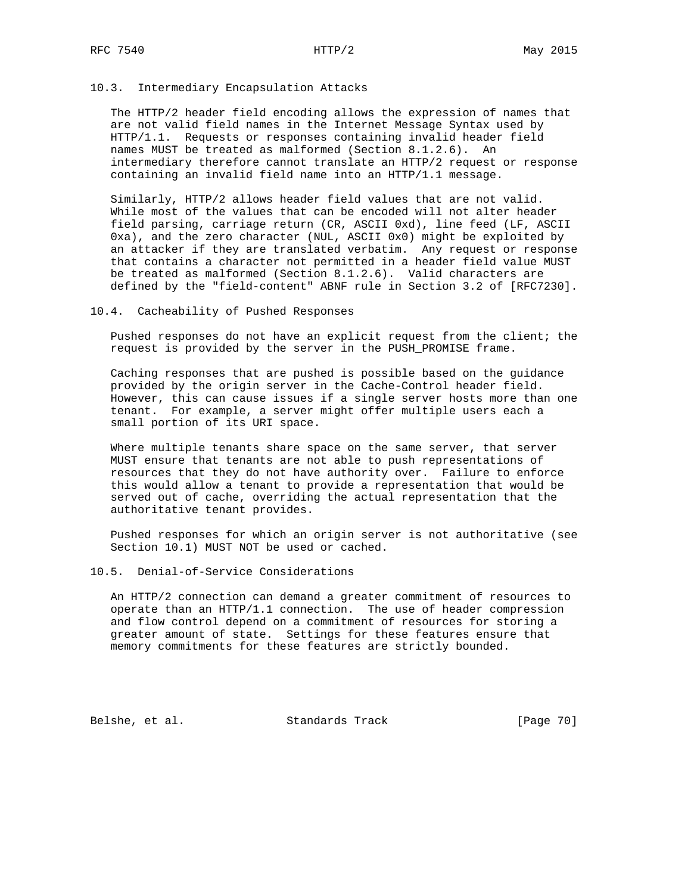### 10.3. Intermediary Encapsulation Attacks

The HTTP/2 header field encoding allows the expression of names that are not valid field names in the Internet Message Syntax used by HTTP/1.1. Requests or responses containing invalid header field names MUST be treated as malformed (Section 8.1.2.6). An intermediary therefore cannot translate an HTTP/2 request or response containing an invalid field name into an HTTP/1.1 message.

Similarly, HTTP/2 allows header field values that are not valid. While most of the values that can be encoded will not alter header field parsing, carriage return (CR, ASCII 0xd), line feed (LF, ASCII 0xa), and the zero character (NUL, ASCII 0x0) might be exploited by an attacker if they are translated verbatim. Any request or response that contains a character not permitted in a header field value MUST be treated as malformed (Section 8.1.2.6). Valid characters are defined by the "field-content" ABNF rule in Section 3.2 of [RFC7230].

### 10.4. Cacheability of Pushed Responses

Pushed responses do not have an explicit request from the client; the request is provided by the server in the PUSH_PROMISE frame.

Caching responses that are pushed is possible based on the guidance provided by the origin server in the Cache-Control header field. However, this can cause issues if a single server hosts more than one tenant. For example, a server might offer multiple users each a small portion of its URI space.

Where multiple tenants share space on the same server, that server MUST ensure that tenants are not able to push representations of resources that they do not have authority over. Failure to enforce this would allow a tenant to provide a representation that would be served out of cache, overriding the actual representation that the authoritative tenant provides.

Pushed responses for which an origin server is not authoritative (see Section 10.1) MUST NOT be used or cached.

### 10.5. Denial-of-Service Considerations

An HTTP/2 connection can demand a greater commitment of resources to operate than an HTTP/1.1 connection. The use of header compression and flow control depend on a commitment of resources for storing a greater amount of state. Settings for these features ensure that memory commitments for these features are strictly bounded.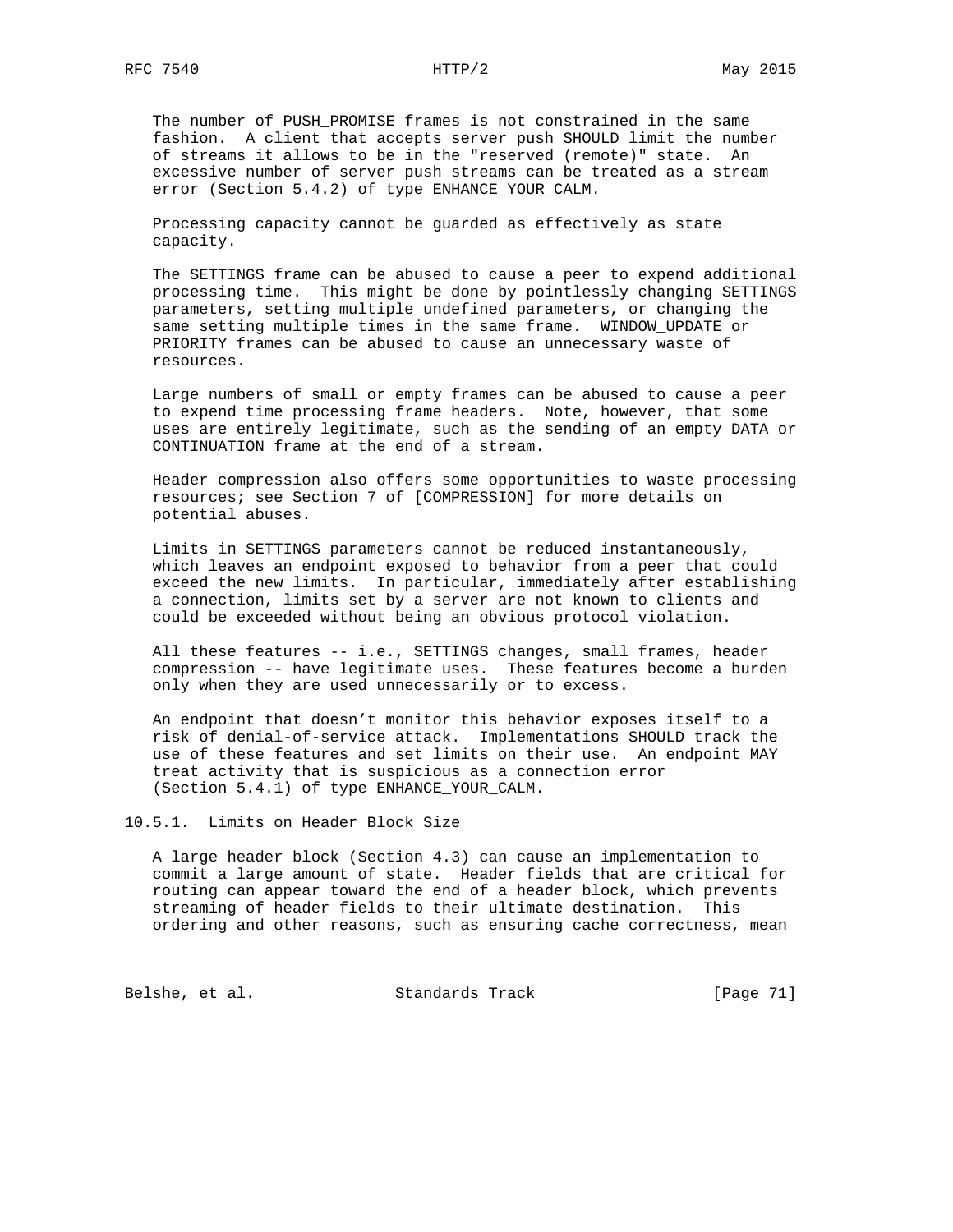The number of PUSH_PROMISE frames is not constrained in the same fashion. A client that accepts server push SHOULD limit the number of streams it allows to be in the "reserved (remote)" state. An excessive number of server push streams can be treated as a stream error (Section 5.4.2) of type ENHANCE_YOUR_CALM.

Processing capacity cannot be guarded as effectively as state capacity.

The SETTINGS frame can be abused to cause a peer to expend additional processing time. This might be done by pointlessly changing SETTINGS parameters, setting multiple undefined parameters, or changing the same setting multiple times in the same frame. WINDOW_UPDATE or PRIORITY frames can be abused to cause an unnecessary waste of resources.

Large numbers of small or empty frames can be abused to cause a peer to expend time processing frame headers. Note, however, that some uses are entirely legitimate, such as the sending of an empty DATA or CONTINUATION frame at the end of a stream.

Header compression also offers some opportunities to waste processing resources; see Section 7 of [COMPRESSION] for more details on potential abuses.

Limits in SETTINGS parameters cannot be reduced instantaneously, which leaves an endpoint exposed to behavior from a peer that could exceed the new limits. In particular, immediately after establishing a connection, limits set by a server are not known to clients and could be exceeded without being an obvious protocol violation.

All these features -- i.e., SETTINGS changes, small frames, header compression -- have legitimate uses. These features become a burden only when they are used unnecessarily or to excess.

An endpoint that doesn’t monitor this behavior exposes itself to a risk of denial-of-service attack. Implementations SHOULD track the use of these features and set limits on their use. An endpoint MAY treat activity that is suspicious as a connection error (Section 5.4.1) of type ENHANCE_YOUR_CALM.

### 10.5.1. Limits on Header Block Size

A large header block (Section 4.3) can cause an implementation to commit a large amount of state. Header fields that are critical for routing can appear toward the end of a header block, which prevents streaming of header fields to their ultimate destination. This ordering and other reasons, such as ensuring cache correctness, mean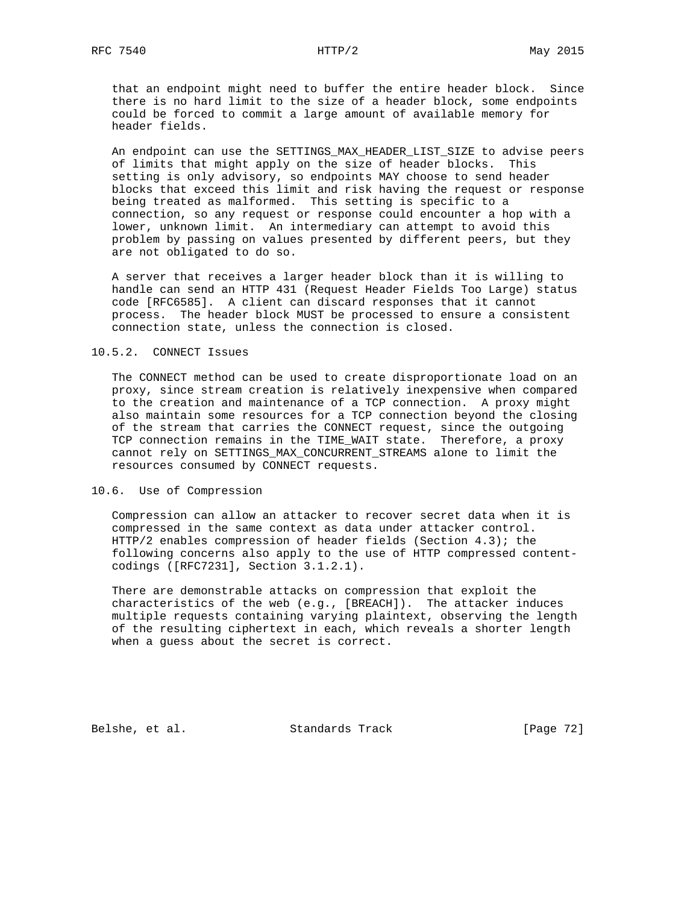that an endpoint might need to buffer the entire header block. Since there is no hard limit to the size of a header block, some endpoints could be forced to commit a large amount of available memory for header fields.

An endpoint can use the SETTINGS_MAX_HEADER_LIST_SIZE to advise peers of limits that might apply on the size of header blocks. This setting is only advisory, so endpoints MAY choose to send header blocks that exceed this limit and risk having the request or response being treated as malformed. This setting is specific to a connection, so any request or response could encounter a hop with a lower, unknown limit. An intermediary can attempt to avoid this problem by passing on values presented by different peers, but they are not obligated to do so.

A server that receives a larger header block than it is willing to handle can send an HTTP 431 (Request Header Fields Too Large) status code [RFC6585]. A client can discard responses that it cannot process. The header block MUST be processed to ensure a consistent connection state, unless the connection is closed.

#### 10.5.2. CONNECT Issues

The CONNECT method can be used to create disproportionate load on an proxy, since stream creation is relatively inexpensive when compared to the creation and maintenance of a TCP connection. A proxy might also maintain some resources for a TCP connection beyond the closing of the stream that carries the CONNECT request, since the outgoing TCP connection remains in the TIME_WAIT state. Therefore, a proxy cannot rely on SETTINGS_MAX_CONCURRENT_STREAMS alone to limit the resources consumed by CONNECT requests.

### 10.6. Use of Compression

Compression can allow an attacker to recover secret data when it is compressed in the same context as data under attacker control. HTTP/2 enables compression of header fields (Section 4.3); the following concerns also apply to the use of HTTP compressed content-codings ([RFC7231], Section 3.1.2.1).

There are demonstrable attacks on compression that exploit the characteristics of the web (e.g., [BREACH]). The attacker induces multiple requests containing varying plaintext, observing the length of the resulting ciphertext in each, which reveals a shorter length when a guess about the secret is correct.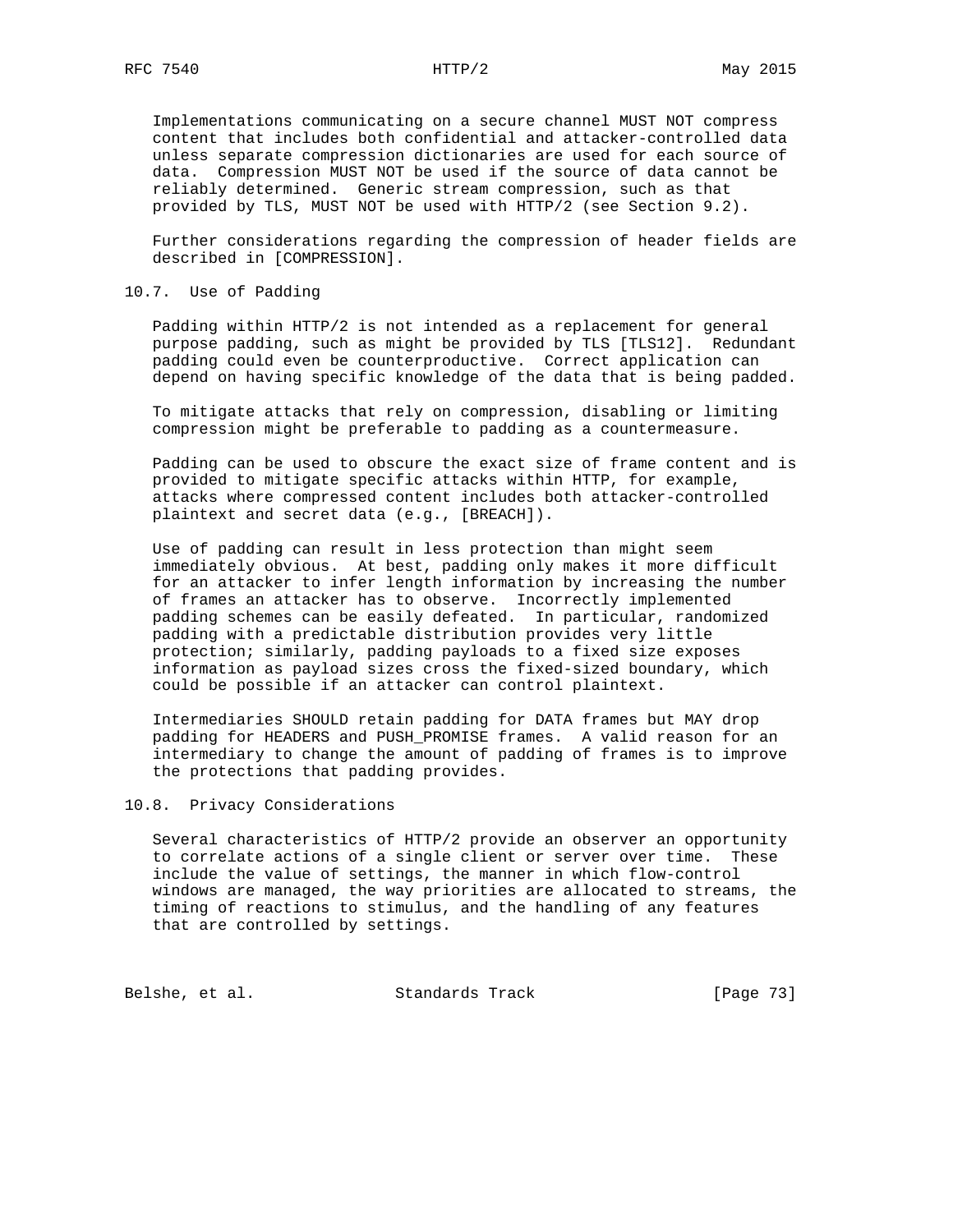Implementations communicating on a secure channel MUST NOT compress content that includes both confidential and attacker-controlled data unless separate compression dictionaries are used for each source of data. Compression MUST NOT be used if the source of data cannot be reliably determined. Generic stream compression, such as that provided by TLS, MUST NOT be used with HTTP/2 (see Section 9.2).

Further considerations regarding the compression of header fields are described in [COMPRESSION].

## 10.7. Use of Padding

Padding within HTTP/2 is not intended as a replacement for general purpose padding, such as might be provided by TLS [TLS12]. Redundant padding could even be counterproductive. Correct application can depend on having specific knowledge of the data that is being padded.

To mitigate attacks that rely on compression, disabling or limiting compression might be preferable to padding as a countermeasure.

Padding can be used to obscure the exact size of frame content and is provided to mitigate specific attacks within HTTP, for example, attacks where compressed content includes both attacker-controlled plaintext and secret data (e.g., [BREACH]).

Use of padding can result in less protection than might seem immediately obvious. At best, padding only makes it more difficult for an attacker to infer length information by increasing the number of frames an attacker has to observe. Incorrectly implemented padding schemes can be easily defeated. In particular, randomized padding with a predictable distribution provides very little protection; similarly, padding payloads to a fixed size exposes information as payload sizes cross the fixed-sized boundary, which could be possible if an attacker can control plaintext.

Intermediaries SHOULD retain padding for DATA frames but MAY drop padding for HEADERS and PUSH_PROMISE frames. A valid reason for an intermediary to change the amount of padding of frames is to improve the protections that padding provides.

## 10.8. Privacy Considerations

Several characteristics of HTTP/2 provide an observer an opportunity to correlate actions of a single client or server over time. These include the value of settings, the manner in which flow-control windows are managed, the way priorities are allocated to streams, the timing of reactions to stimulus, and the handling of any features that are controlled by settings.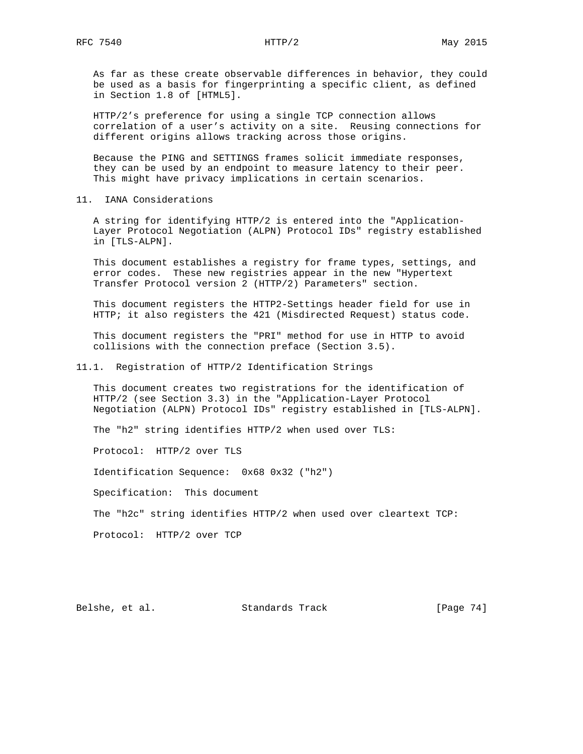As far as these create observable differences in behavior, they could be used as a basis for fingerprinting a specific client, as defined in Section 1.8 of [HTML5].

HTTP/2's preference for using a single TCP connection allows correlation of a user's activity on a site. Reusing connections for different origins allows tracking across those origins.

Because the PING and SETTINGS frames solicit immediate responses, they can be used by an endpoint to measure latency to their peer. This might have privacy implications in certain scenarios.

## 11. IANA Considerations

A string for identifying HTTP/2 is entered into the "Application-Layer Protocol Negotiation (ALPN) Protocol IDs" registry established in [TLS-ALPN].

This document establishes a registry for frame types, settings, and error codes. These new registries appear in the new "Hypertext Transfer Protocol version 2 (HTTP/2) Parameters" section.

This document registers the HTTP2-Settings header field for use in HTTP; it also registers the 421 (Misdirected Request) status code.

This document registers the "PRI" method for use in HTTP to avoid collisions with the connection preface (Section 3.5).

### 11.1. Registration of HTTP/2 Identification Strings

This document creates two registrations for the identification of HTTP/2 (see Section 3.3) in the "Application-Layer Protocol Negotiation (ALPN) Protocol IDs" registry established in [TLS-ALPN].

The "h2" string identifies HTTP/2 when used over TLS:

Protocol: HTTP/2 over TLS

Identification Sequence: 0x68 0x32 ("h2")

Specification: This document

The "h2c" string identifies HTTP/2 when used over cleartext TCP:

Protocol: HTTP/2 over TCP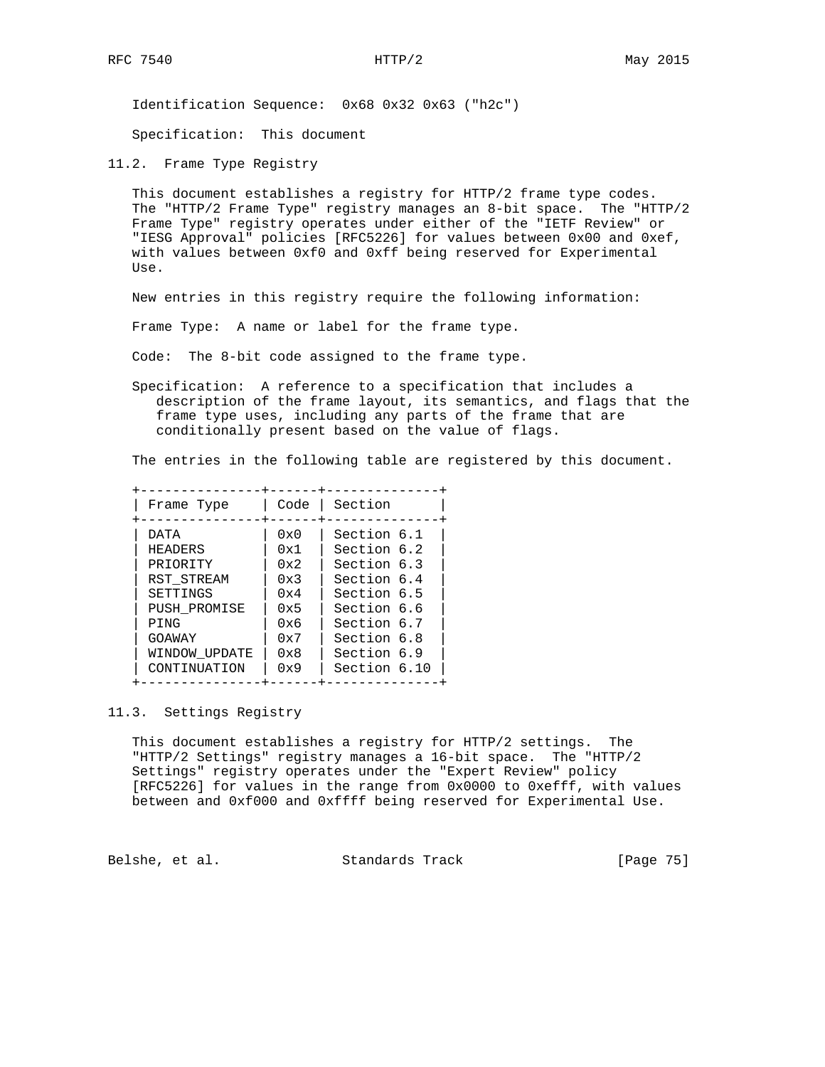Identification Sequence: 0x68 0x32 0x63 ("h2c")

Specification: This document

## 11.2. Frame Type Registry

This document establishes a registry for HTTP/2 frame type codes. The "HTTP/2 Frame Type" registry manages an 8-bit space. The "HTTP/2 Frame Type" registry operates under either of the "IETF Review" or "IESG Approval" policies [RFC5226] for values between 0x00 and 0xef, with values between 0xf0 and 0xff being reserved for Experimental Use.

New entries in this registry require the following information:

Frame Type: A name or label for the frame type.

Code: The 8-bit code assigned to the frame type.

Specification: A reference to a specification that includes a description of the frame layout, its semantics, and flags that the frame type uses, including any parts of the frame that are conditionally present based on the value of flags.

The entries in the following table are registered by this document.

| Frame Type | Code | Section |
|---|---|---|
| DATA | 0x0 | Section 6.1 |
| HEADERS | 0x1 | Section 6.2 |
| PRIORITY | 0x2 | Section 6.3 |
| RST_STREAM | 0x3 | Section 6.4 |
| SETTINGS | 0x4 | Section 6.5 |
| PUSH_PROMISE | 0x5 | Section 6.6 |
| PING | 0x6 | Section 6.7 |
| GOAWAY | 0x7 | Section 6.8 |
| WINDOW_UPDATE | 0x8 | Section 6.9 |
| CONTINUATION | 0x9 | Section 6.10 |

## 11.3. Settings Registry

This document establishes a registry for HTTP/2 settings. The "HTTP/2 Settings" registry manages a 16-bit space. The "HTTP/2 Settings" registry operates under the "Expert Review" policy [RFC5226] for values in the range from 0x0000 to 0xefff, with values between and 0xf000 and 0xffff being reserved for Experimental Use.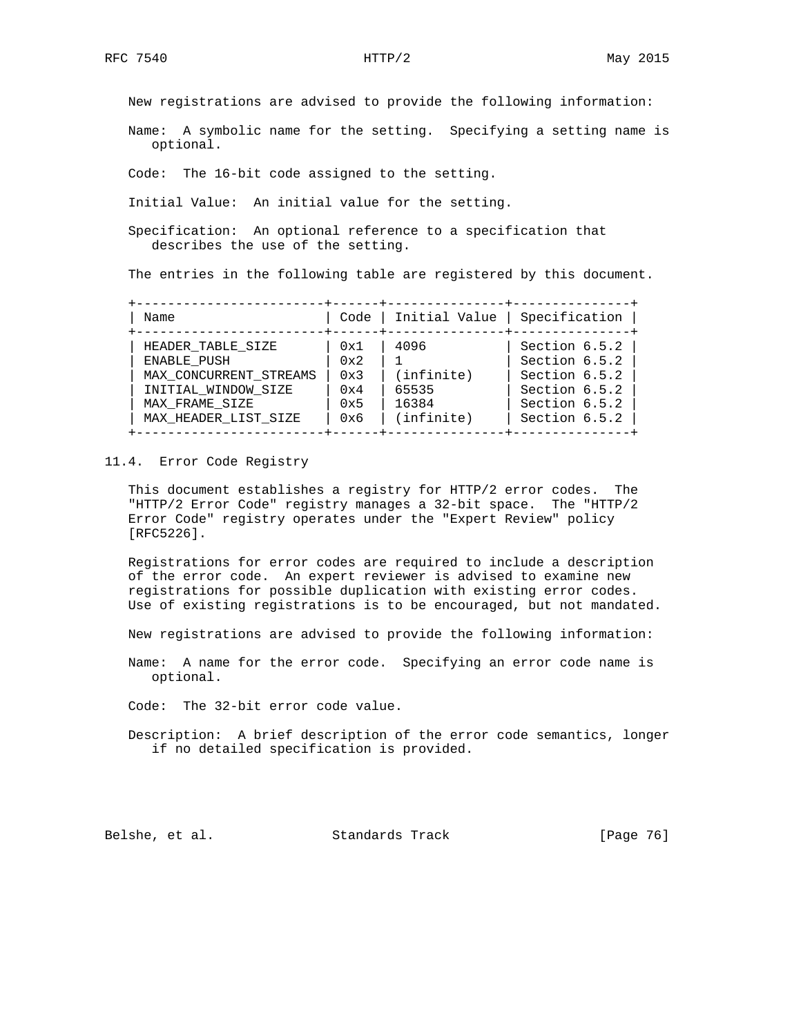New registrations are advised to provide the following information:

Name: A symbolic name for the setting. Specifying a setting name is optional.

Code: The 16-bit code assigned to the setting.

Initial Value: An initial value for the setting.

Specification: An optional reference to a specification that describes the use of the setting.

The entries in the following table are registered by this document.

| Name | Code | Initial Value | Specification |
|---|---|---|---|
| HEADER_TABLE_SIZE | 0x1 | 4096 | Section 6.5.2 |
| ENABLE_PUSH | 0x2 | 1 | Section 6.5.2 |
| MAX_CONCURRENT_STREAMS | 0x3 | (infinite) | Section 6.5.2 |
| INITIAL_WINDOW_SIZE | 0x4 | 65535 | Section 6.5.2 |
| MAX_FRAME_SIZE | 0x5 | 16384 | Section 6.5.2 |
| MAX_HEADER_LIST_SIZE | 0x6 | (infinite) | Section 6.5.2 |

## 11.4. Error Code Registry

This document establishes a registry for HTTP/2 error codes. The "HTTP/2 Error Code" registry manages a 32-bit space. The "HTTP/2 Error Code" registry operates under the "Expert Review" policy [RFC5226].

Registrations for error codes are required to include a description of the error code. An expert reviewer is advised to examine new registrations for possible duplication with existing error codes. Use of existing registrations is to be encouraged, but not mandated.

New registrations are advised to provide the following information:

Name: A name for the error code. Specifying an error code name is optional.

Code: The 32-bit error code value.

Description: A brief description of the error code semantics, longer if no detailed specification is provided.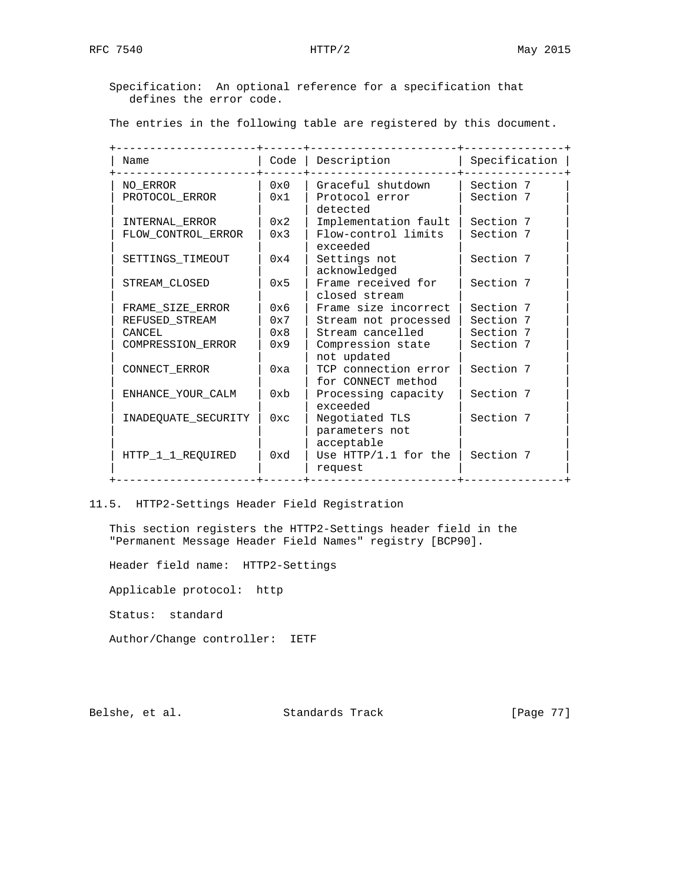Specification: An optional reference for a specification that defines the error code.

The entries in the following table are registered by this document.

| Name | Code | Description | Specification |
|---|---|---|---|
| NO_ERROR | 0x0 | Graceful shutdown | Section 7 |
| PROTOCOL_ERROR | 0x1 | Protocol error detected | Section 7 |
| INTERNAL_ERROR | 0x2 | Implementation fault | Section 7 |
| FLOW_CONTROL_ERROR | 0x3 | Flow-control limits exceeded | Section 7 |
| SETTINGS_TIMEOUT | 0x4 | Settings not acknowledged | Section 7 |
| STREAM_CLOSED | 0x5 | Frame received for closed stream | Section 7 |
| FRAME_SIZE_ERROR | 0x6 | Frame size incorrect | Section 7 |
| REFUSED_STREAM | 0x7 | Stream not processed | Section 7 |
| CANCEL | 0x8 | Stream cancelled | Section 7 |
| COMPRESSION_ERROR | 0x9 | Compression state not updated | Section 7 |
| CONNECT_ERROR | 0xa | TCP connection error for CONNECT method | Section 7 |
| ENHANCE_YOUR_CALM | 0xb | Processing capacity exceeded | Section 7 |
| INADEQUATE_SECURITY | 0xc | Negotiated TLS parameters not acceptable | Section 7 |
| HTTP_1_1_REQUIRED | 0xd | Use HTTP/1.1 for the request | Section 7 |

## 11.5. HTTP2-Settings Header Field Registration

This section registers the HTTP2-Settings header field in the "Permanent Message Header Field Names" registry [BCP90].

Header field name: HTTP2-Settings

Applicable protocol: http

Status: standard

Author/Change controller: IETF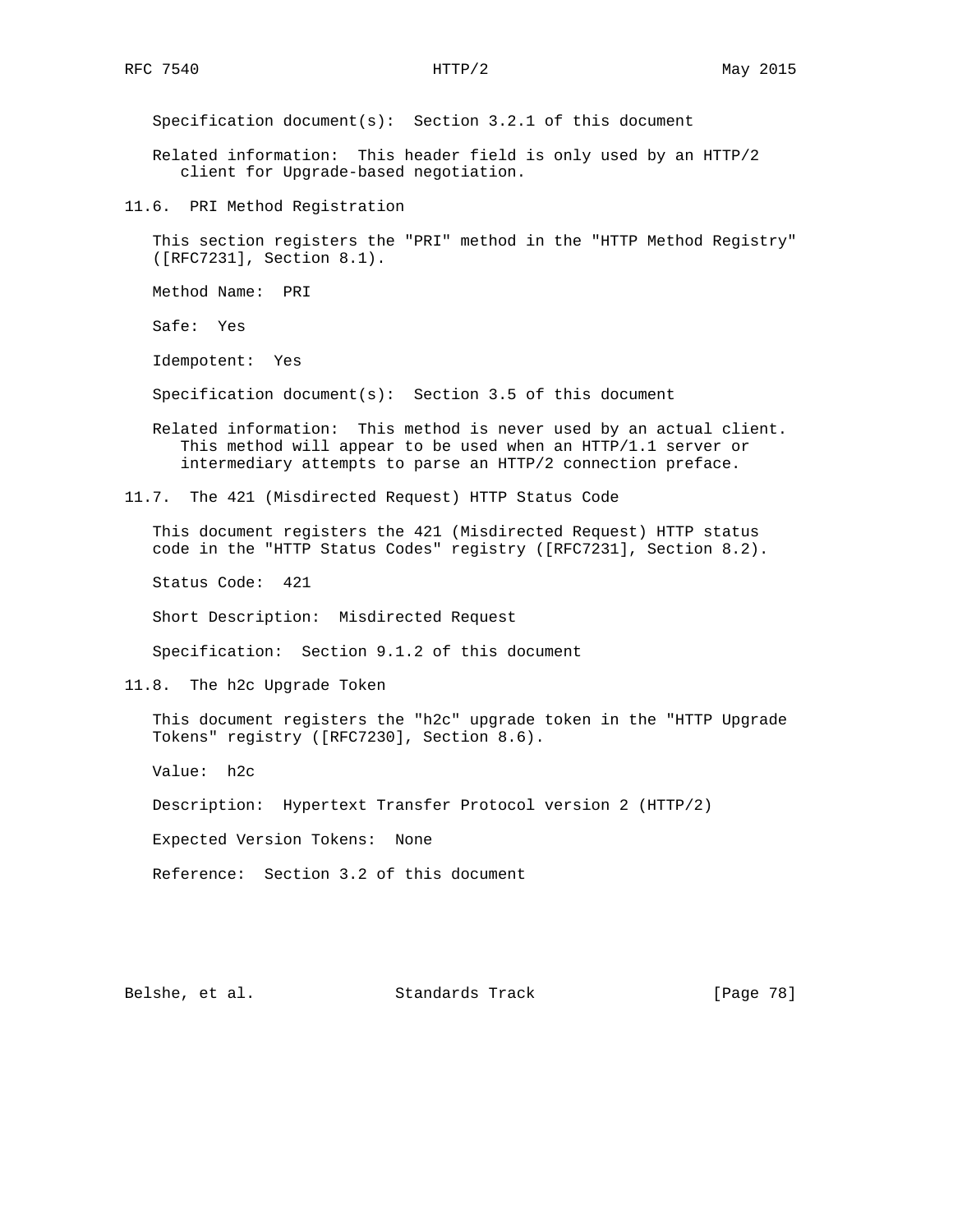Specification document(s): Section 3.2.1 of this document

Related information: This header field is only used by an HTTP/2 client for Upgrade-based negotiation.

## 11.6. PRI Method Registration

This section registers the "PRI" method in the "HTTP Method Registry" ([RFC7231], Section 8.1).

Method Name: PRI

Safe: Yes

Idempotent: Yes

Specification document(s): Section 3.5 of this document

Related information: This method is never used by an actual client. This method will appear to be used when an HTTP/1.1 server or intermediary attempts to parse an HTTP/2 connection preface.

## 11.7. The 421 (Misdirected Request) HTTP Status Code

This document registers the 421 (Misdirected Request) HTTP status code in the "HTTP Status Codes" registry ([RFC7231], Section 8.2).

Status Code: 421

Short Description: Misdirected Request

Specification: Section 9.1.2 of this document

## 11.8. The h2c Upgrade Token

This document registers the "h2c" upgrade token in the "HTTP Upgrade Tokens" registry ([RFC7230], Section 8.6).

Value: h2c

Description: Hypertext Transfer Protocol version 2 (HTTP/2)

Expected Version Tokens: None

Reference: Section 3.2 of this document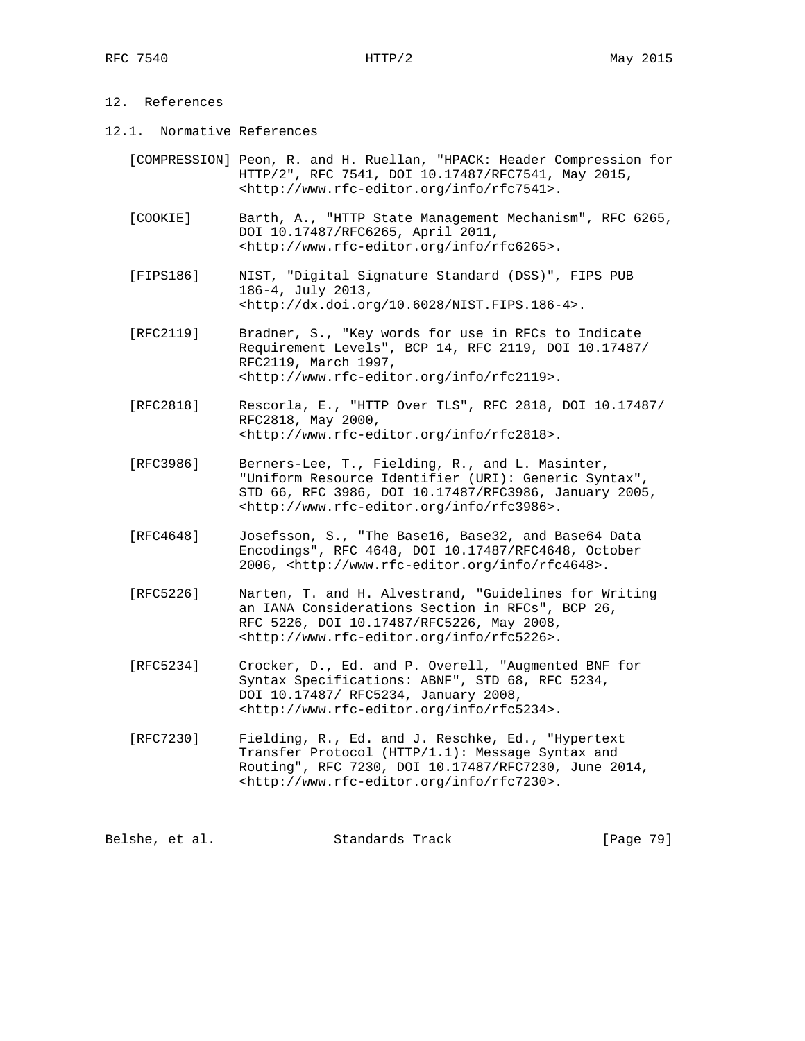## 12. References

### 12.1. Normative References

[COMPRESSION] Peon, R. and H. Ruellan, "HPACK: Header Compression for HTTP/2", RFC 7541, DOI 10.17487/RFC7541, May 2015, <http://www.rfc-editor.org/info/rfc7541>.

[COOKIE] Barth, A., "HTTP State Management Mechanism", RFC 6265, DOI 10.17487/RFC6265, April 2011, <http://www.rfc-editor.org/info/rfc6265>.

[FIPS186] NIST, "Digital Signature Standard (DSS)", FIPS PUB 186-4, July 2013, <http://dx.doi.org/10.6028/NIST.FIPS.186-4>.

[RFC2119] Bradner, S., "Key words for use in RFCs to Indicate Requirement Levels", BCP 14, RFC 2119, DOI 10.17487/ RFC2119, March 1997, <http://www.rfc-editor.org/info/rfc2119>.

[RFC2818] Rescorla, E., "HTTP Over TLS", RFC 2818, DOI 10.17487/ RFC2818, May 2000, <http://www.rfc-editor.org/info/rfc2818>.

[RFC3986] Berners-Lee, T., Fielding, R., and L. Masinter, "Uniform Resource Identifier (URI): Generic Syntax", STD 66, RFC 3986, DOI 10.17487/RFC3986, January 2005, <http://www.rfc-editor.org/info/rfc3986>.

[RFC4648] Josefsson, S., "The Base16, Base32, and Base64 Data Encodings", RFC 4648, DOI 10.17487/RFC4648, October 2006, <http://www.rfc-editor.org/info/rfc4648>.

[RFC5226] Narten, T. and H. Alvestrand, "Guidelines for Writing an IANA Considerations Section in RFCs", BCP 26, RFC 5226, DOI 10.17487/RFC5226, May 2008, <http://www.rfc-editor.org/info/rfc5226>.

[RFC5234] Crocker, D., Ed. and P. Overell, "Augmented BNF for Syntax Specifications: ABNF", STD 68, RFC 5234, DOI 10.17487/ RFC5234, January 2008, <http://www.rfc-editor.org/info/rfc5234>.

[RFC7230] Fielding, R., Ed. and J. Reschke, Ed., "Hypertext Transfer Protocol (HTTP/1.1): Message Syntax and Routing", RFC 7230, DOI 10.17487/RFC7230, June 2014, <http://www.rfc-editor.org/info/rfc7230>.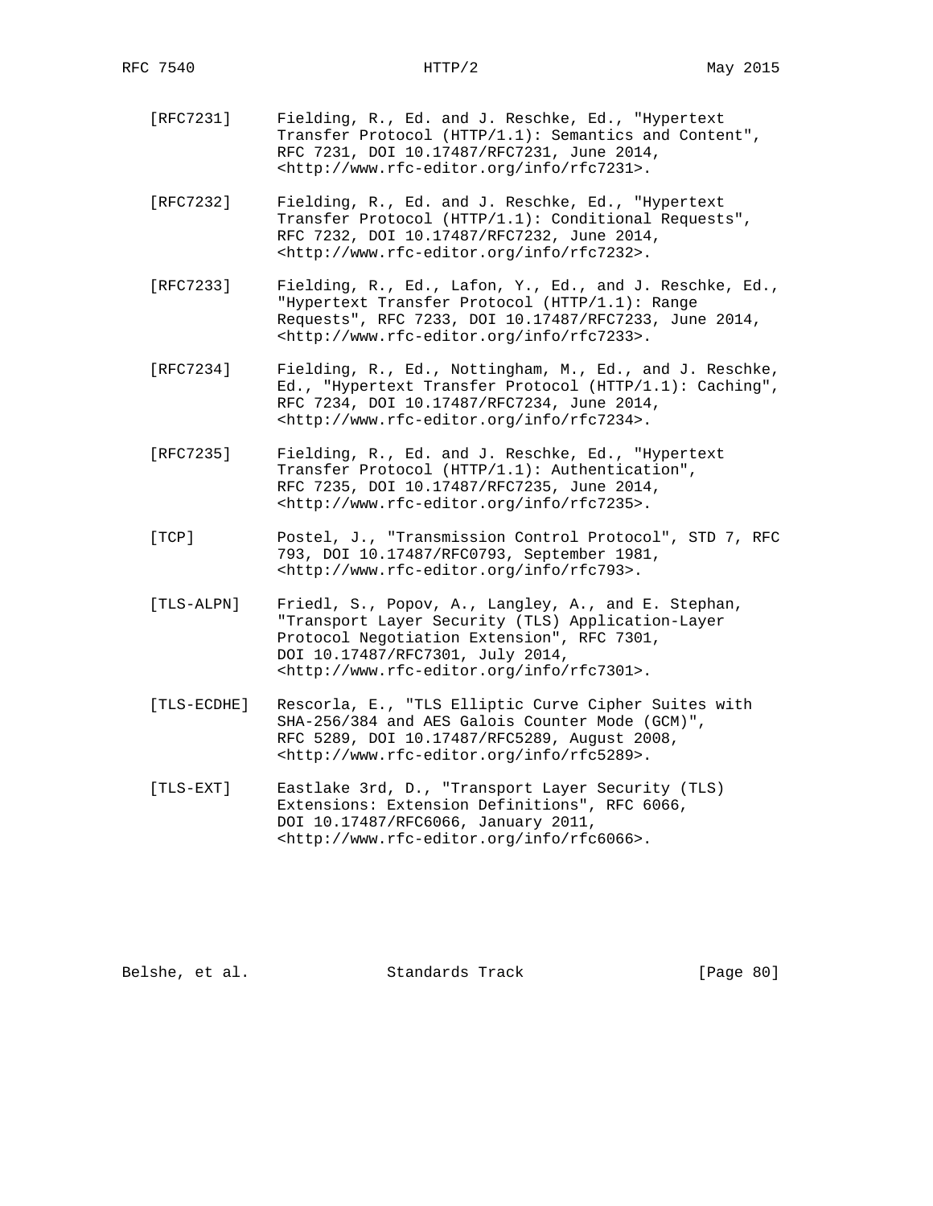[RFC7231] Fielding, R., Ed. and J. Reschke, Ed., "Hypertext Transfer Protocol (HTTP/1.1): Semantics and Content", RFC 7231, DOI 10.17487/RFC7231, June 2014, <http://www.rfc-editor.org/info/rfc7231>.

[RFC7232] Fielding, R., Ed. and J. Reschke, Ed., "Hypertext Transfer Protocol (HTTP/1.1): Conditional Requests", RFC 7232, DOI 10.17487/RFC7232, June 2014, <http://www.rfc-editor.org/info/rfc7232>.

[RFC7233] Fielding, R., Ed., Lafon, Y., Ed., and J. Reschke, Ed., "Hypertext Transfer Protocol (HTTP/1.1): Range Requests", RFC 7233, DOI 10.17487/RFC7233, June 2014, <http://www.rfc-editor.org/info/rfc7233>.

[RFC7234] Fielding, R., Ed., Nottingham, M., Ed., and J. Reschke, Ed., "Hypertext Transfer Protocol (HTTP/1.1): Caching", RFC 7234, DOI 10.17487/RFC7234, June 2014, <http://www.rfc-editor.org/info/rfc7234>.

[RFC7235] Fielding, R., Ed. and J. Reschke, Ed., "Hypertext Transfer Protocol (HTTP/1.1): Authentication", RFC 7235, DOI 10.17487/RFC7235, June 2014, <http://www.rfc-editor.org/info/rfc7235>.

[TCP] Postel, J., "Transmission Control Protocol", STD 7, RFC 793, DOI 10.17487/RFC0793, September 1981, <http://www.rfc-editor.org/info/rfc793>.

[TLS-ALPN] Friedl, S., Popov, A., Langley, A., and E. Stephan, "Transport Layer Security (TLS) Application-Layer Protocol Negotiation Extension", RFC 7301, DOI 10.17487/RFC7301, July 2014, <http://www.rfc-editor.org/info/rfc7301>.

[TLS-ECDHE] Rescorla, E., "TLS Elliptic Curve Cipher Suites with SHA-256/384 and AES Galois Counter Mode (GCM)", RFC 5289, DOI 10.17487/RFC5289, August 2008, <http://www.rfc-editor.org/info/rfc5289>.

[TLS-EXT] Eastlake 3rd, D., "Transport Layer Security (TLS) Extensions: Extension Definitions", RFC 6066, DOI 10.17487/RFC6066, January 2011, <http://www.rfc-editor.org/info/rfc6066>.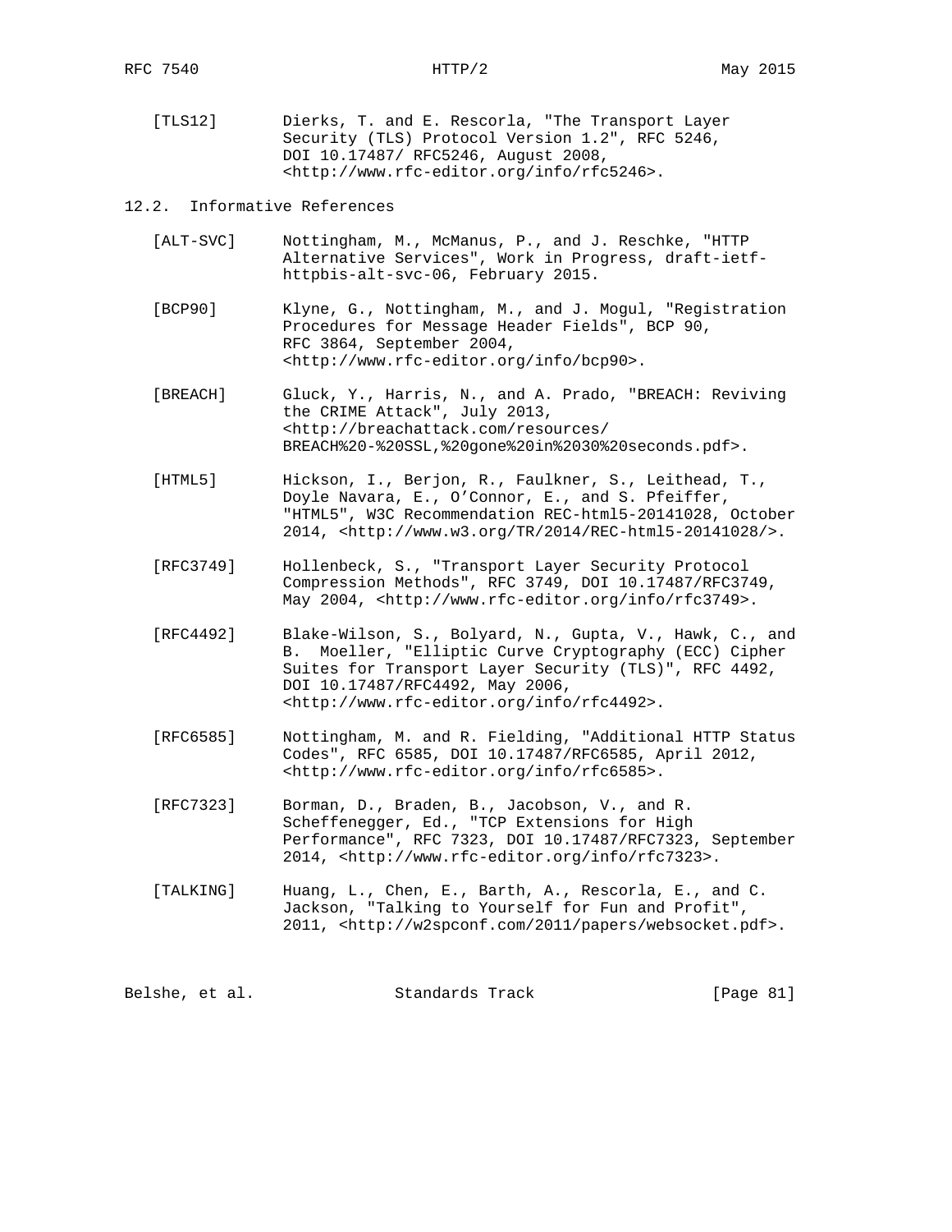[TLS12] Dierks, T. and E. Rescorla, "The Transport Layer Security (TLS) Protocol Version 1.2", RFC 5246, DOI 10.17487/ RFC5246, August 2008, <http://www.rfc-editor.org/info/rfc5246>.

## 12.2. Informative References

[ALT-SVC] Nottingham, M., McManus, P., and J. Reschke, "HTTP Alternative Services", Work in Progress, draft-ietf-httpbis-alt-svc-06, February 2015.

[BCP90] Klyne, G., Nottingham, M., and J. Mogul, "Registration Procedures for Message Header Fields", BCP 90, RFC 3864, September 2004, <http://www.rfc-editor.org/info/bcp90>.

[BREACH] Gluck, Y., Harris, N., and A. Prado, "BREACH: Reviving the CRIME Attack", July 2013, <http://breachattack.com/resources/BREACH%20-%20SSL,%20gone%20in%2030%20seconds.pdf>.

[HTML5] Hickson, I., Berjon, R., Faulkner, S., Leithead, T., Doyle Navara, E., O'Connor, E., and S. Pfeiffer, "HTML5", W3C Recommendation REC-html5-20141028, October 2014, <http://www.w3.org/TR/2014/REC-html5-20141028/>.

[RFC3749] Hollenbeck, S., "Transport Layer Security Protocol Compression Methods", RFC 3749, DOI 10.17487/RFC3749, May 2004, <http://www.rfc-editor.org/info/rfc3749>.

[RFC4492] Blake-Wilson, S., Bolyard, N., Gupta, V., Hawk, C., and B. Moeller, "Elliptic Curve Cryptography (ECC) Cipher Suites for Transport Layer Security (TLS)", RFC 4492, DOI 10.17487/RFC4492, May 2006, <http://www.rfc-editor.org/info/rfc4492>.

[RFC6585] Nottingham, M. and R. Fielding, "Additional HTTP Status Codes", RFC 6585, DOI 10.17487/RFC6585, April 2012, <http://www.rfc-editor.org/info/rfc6585>.

[RFC7323] Borman, D., Braden, B., Jacobson, V., and R. Scheffenegger, Ed., "TCP Extensions for High Performance", RFC 7323, DOI 10.17487/RFC7323, September 2014, <http://www.rfc-editor.org/info/rfc7323>.

[TALKING] Huang, L., Chen, E., Barth, A., Rescorla, E., and C. Jackson, "Talking to Yourself for Fun and Profit", 2011, <http://w2spconf.com/2011/papers/websocket.pdf>.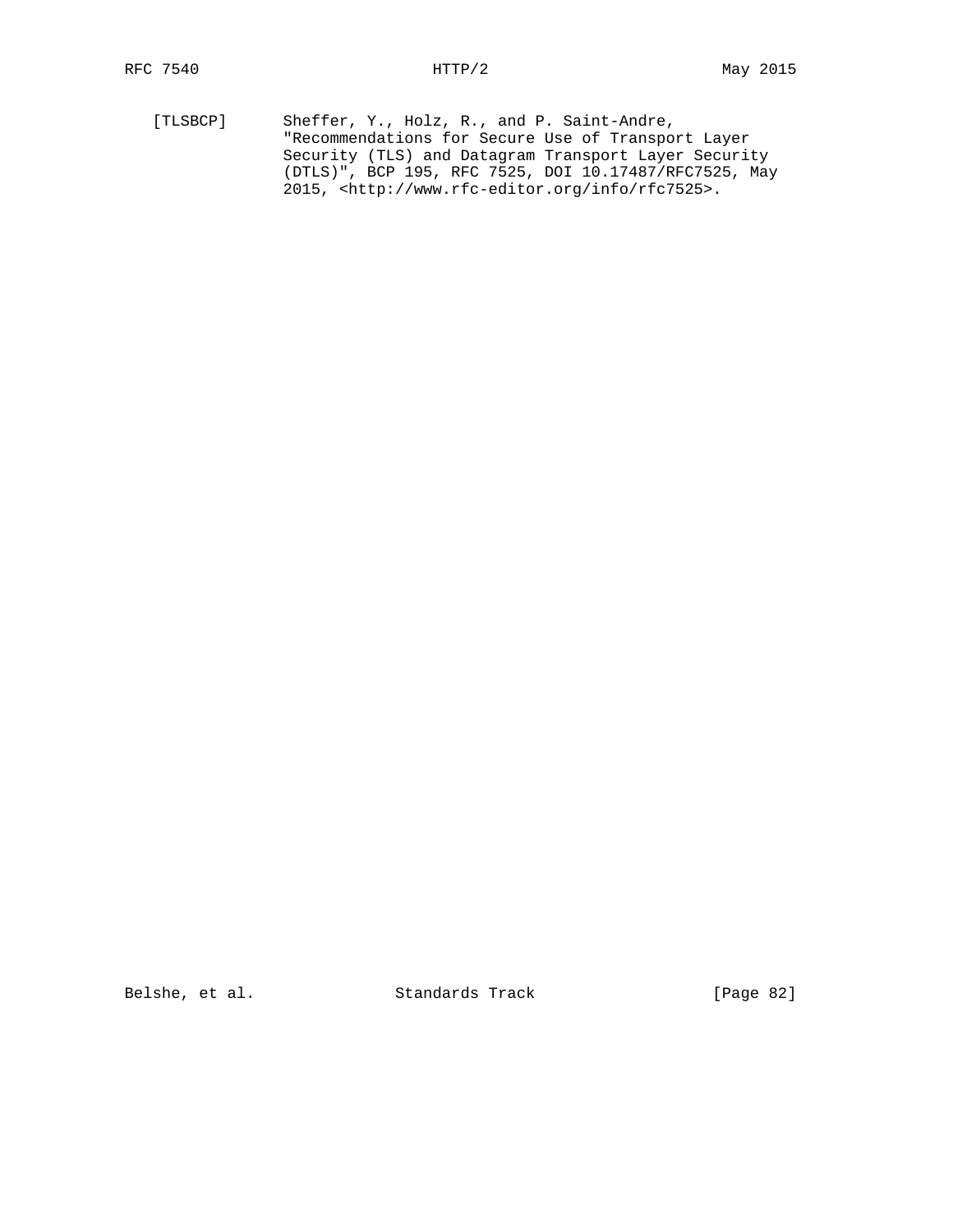[TLSBCP] Sheffer, Y., Holz, R., and P. Saint-Andre, "Recommendations for Secure Use of Transport Layer Security (TLS) and Datagram Transport Layer Security (DTLS)", BCP 195, RFC 7525, DOI 10.17487/RFC7525, May 2015, <http://www.rfc-editor.org/info/rfc7525>.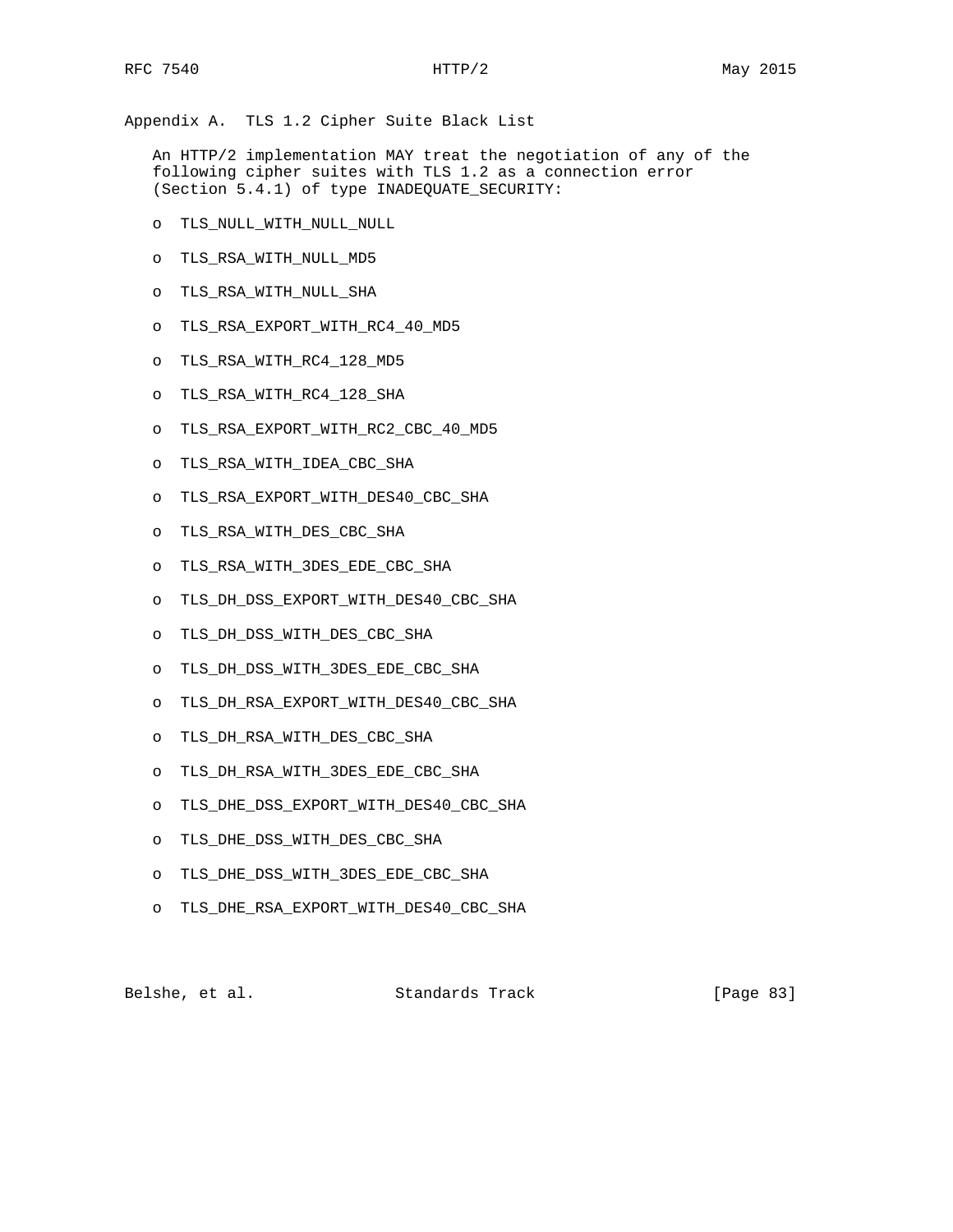## Appendix A. TLS 1.2 Cipher Suite Black List

An HTTP/2 implementation MAY treat the negotiation of any of the following cipher suites with TLS 1.2 as a connection error (Section 5.4.1) of type INADEQUATE_SECURITY:

- TLS_NULL_WITH_NULL_NULL
- TLS_RSA_WITH_NULL_MD5
- TLS_RSA_WITH_NULL_SHA
- TLS_RSA_EXPORT_WITH_RC4_40_MD5
- TLS_RSA_WITH_RC4_128_MD5
- TLS_RSA_WITH_RC4_128_SHA
- TLS_RSA_EXPORT_WITH_RC2_CBC_40_MD5
- TLS_RSA_WITH_IDEA_CBC_SHA
- TLS_RSA_EXPORT_WITH_DES40_CBC_SHA
- TLS_RSA_WITH_DES_CBC_SHA
- TLS_RSA_WITH_3DES_EDE_CBC_SHA
- TLS_DH_DSS_EXPORT_WITH_DES40_CBC_SHA
- TLS_DH_DSS_WITH_DES_CBC_SHA
- TLS_DH_DSS_WITH_3DES_EDE_CBC_SHA
- TLS_DH_RSA_EXPORT_WITH_DES40_CBC_SHA
- TLS_DH_RSA_WITH_DES_CBC_SHA
- TLS_DH_RSA_WITH_3DES_EDE_CBC_SHA
- TLS_DHE_DSS_EXPORT_WITH_DES40_CBC_SHA
- TLS_DHE_DSS_WITH_DES_CBC_SHA
- TLS_DHE_DSS_WITH_3DES_EDE_CBC_SHA
- TLS_DHE_RSA_EXPORT_WITH_DES40_CBC_SHA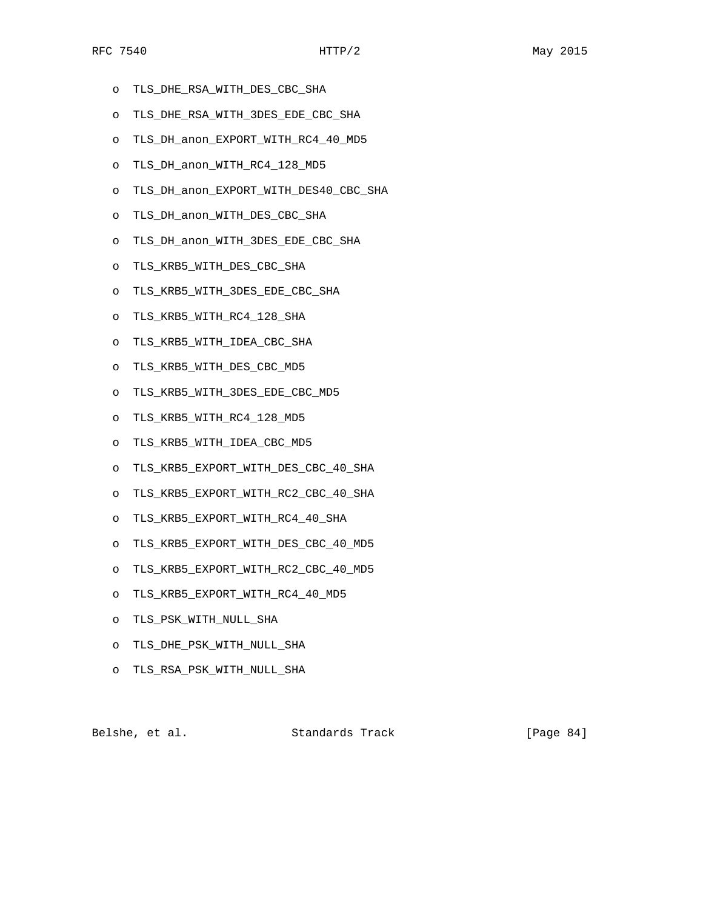- TLS_DHE_RSA_WITH_DES_CBC_SHA
- TLS_DHE_RSA_WITH_3DES_EDE_CBC_SHA
- TLS_DH_anon_EXPORT_WITH_RC4_40_MD5
- TLS_DH_anon_WITH_RC4_128_MD5
- TLS_DH_anon_EXPORT_WITH_DES40_CBC_SHA
- TLS_DH_anon_WITH_DES_CBC_SHA
- TLS_DH_anon_WITH_3DES_EDE_CBC_SHA
- TLS_KRB5_WITH_DES_CBC_SHA
- TLS_KRB5_WITH_3DES_EDE_CBC_SHA
- TLS_KRB5_WITH_RC4_128_SHA
- TLS_KRB5_WITH_IDEA_CBC_SHA
- TLS_KRB5_WITH_DES_CBC_MD5
- TLS_KRB5_WITH_3DES_EDE_CBC_MD5
- TLS_KRB5_WITH_RC4_128_MD5
- TLS_KRB5_WITH_IDEA_CBC_MD5
- TLS_KRB5_EXPORT_WITH_DES_CBC_40_SHA
- TLS_KRB5_EXPORT_WITH_RC2_CBC_40_SHA
- TLS_KRB5_EXPORT_WITH_RC4_40_SHA
- TLS_KRB5_EXPORT_WITH_DES_CBC_40_MD5
- TLS_KRB5_EXPORT_WITH_RC2_CBC_40_MD5
- TLS_KRB5_EXPORT_WITH_RC4_40_MD5
- TLS_PSK_WITH_NULL_SHA
- TLS_DHE_PSK_WITH_NULL_SHA
- TLS_RSA_PSK_WITH_NULL_SHA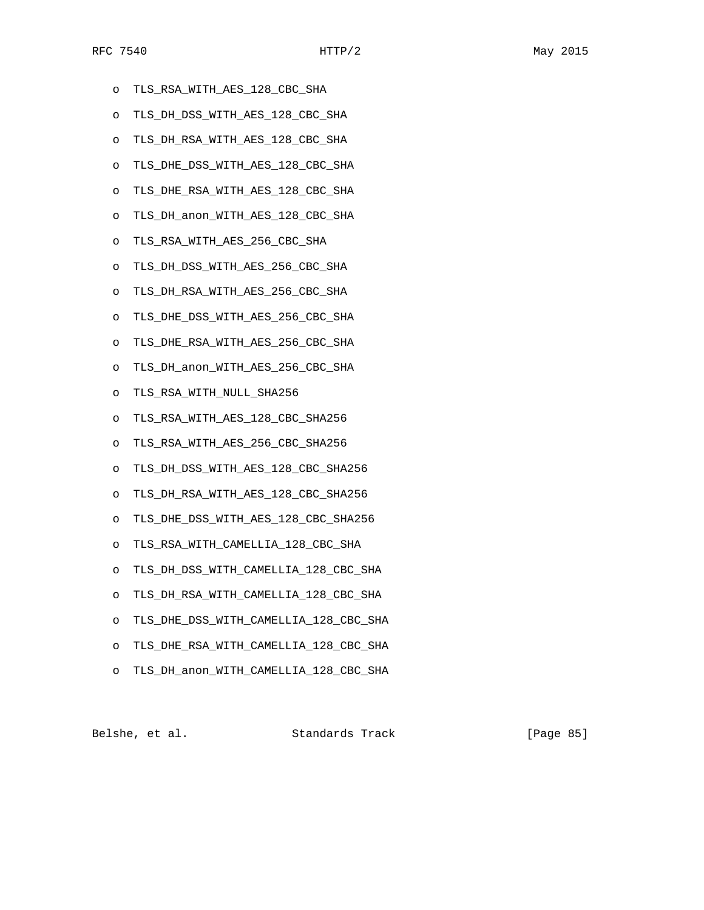- TLS_RSA_WITH_AES_128_CBC_SHA
- TLS_DH_DSS_WITH_AES_128_CBC_SHA
- TLS_DH_RSA_WITH_AES_128_CBC_SHA
- TLS_DHE_DSS_WITH_AES_128_CBC_SHA
- TLS_DHE_RSA_WITH_AES_128_CBC_SHA
- TLS_DH_anon_WITH_AES_128_CBC_SHA
- TLS_RSA_WITH_AES_256_CBC_SHA
- TLS_DH_DSS_WITH_AES_256_CBC_SHA
- TLS_DH_RSA_WITH_AES_256_CBC_SHA
- TLS_DHE_DSS_WITH_AES_256_CBC_SHA
- TLS_DHE_RSA_WITH_AES_256_CBC_SHA
- TLS_DH_anon_WITH_AES_256_CBC_SHA
- TLS_RSA_WITH_NULL_SHA256
- TLS_RSA_WITH_AES_128_CBC_SHA256
- TLS_RSA_WITH_AES_256_CBC_SHA256
- TLS_DH_DSS_WITH_AES_128_CBC_SHA256
- TLS_DH_RSA_WITH_AES_128_CBC_SHA256
- TLS_DHE_DSS_WITH_AES_128_CBC_SHA256
- TLS_RSA_WITH_CAMELLIA_128_CBC_SHA
- TLS_DH_DSS_WITH_CAMELLIA_128_CBC_SHA
- TLS_DH_RSA_WITH_CAMELLIA_128_CBC_SHA
- TLS_DHE_DSS_WITH_CAMELLIA_128_CBC_SHA
- TLS_DHE_RSA_WITH_CAMELLIA_128_CBC_SHA
- TLS_DH_anon_WITH_CAMELLIA_128_CBC_SHA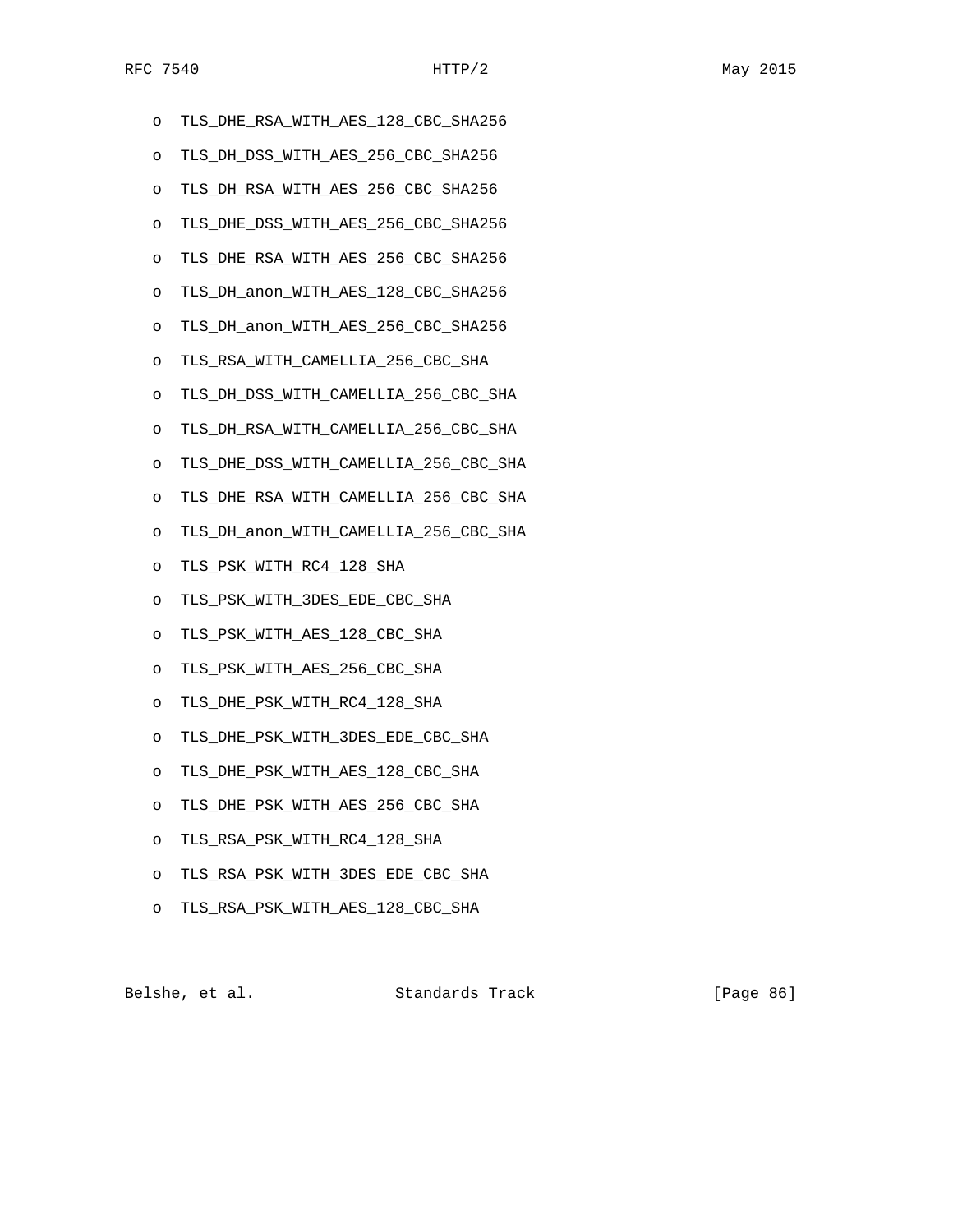- TLS_DHE_RSA_WITH_AES_128_CBC_SHA256
- TLS_DH_DSS_WITH_AES_256_CBC_SHA256
- TLS_DH_RSA_WITH_AES_256_CBC_SHA256
- TLS_DHE_DSS_WITH_AES_256_CBC_SHA256
- TLS_DHE_RSA_WITH_AES_256_CBC_SHA256
- TLS_DH_anon_WITH_AES_128_CBC_SHA256
- TLS_DH_anon_WITH_AES_256_CBC_SHA256
- TLS_RSA_WITH_CAMELLIA_256_CBC_SHA
- TLS_DH_DSS_WITH_CAMELLIA_256_CBC_SHA
- TLS_DH_RSA_WITH_CAMELLIA_256_CBC_SHA
- TLS_DHE_DSS_WITH_CAMELLIA_256_CBC_SHA
- TLS_DHE_RSA_WITH_CAMELLIA_256_CBC_SHA
- TLS_DH_anon_WITH_CAMELLIA_256_CBC_SHA
- TLS_PSK_WITH_RC4_128_SHA
- TLS_PSK_WITH_3DES_EDE_CBC_SHA
- TLS_PSK_WITH_AES_128_CBC_SHA
- TLS_PSK_WITH_AES_256_CBC_SHA
- TLS_DHE_PSK_WITH_RC4_128_SHA
- TLS_DHE_PSK_WITH_3DES_EDE_CBC_SHA
- TLS_DHE_PSK_WITH_AES_128_CBC_SHA
- TLS_DHE_PSK_WITH_AES_256_CBC_SHA
- TLS_RSA_PSK_WITH_RC4_128_SHA
- TLS_RSA_PSK_WITH_3DES_EDE_CBC_SHA
- TLS_RSA_PSK_WITH_AES_128_CBC_SHA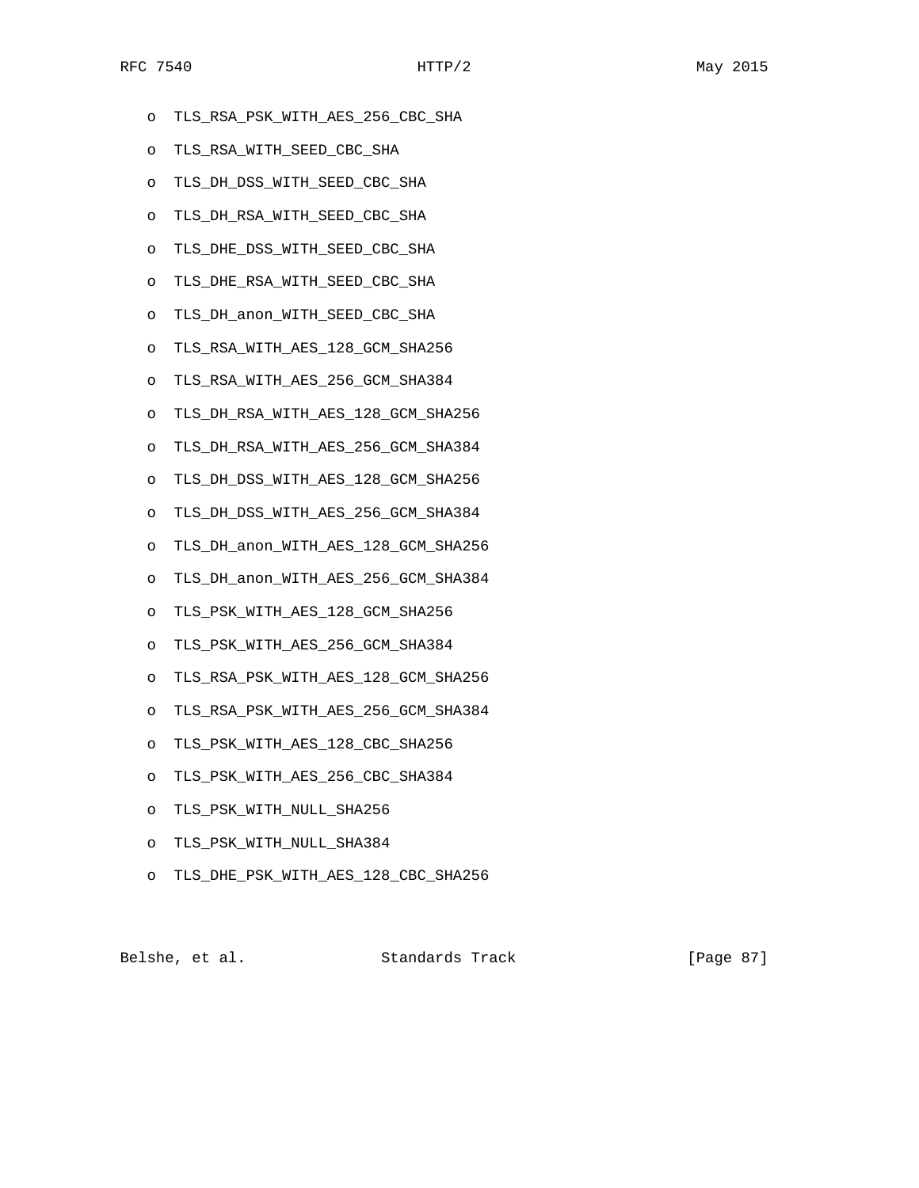- TLS_RSA_PSK_WITH_AES_256_CBC_SHA
- TLS_RSA_WITH_SEED_CBC_SHA
- TLS_DH_DSS_WITH_SEED_CBC_SHA
- TLS_DH_RSA_WITH_SEED_CBC_SHA
- TLS_DHE_DSS_WITH_SEED_CBC_SHA
- TLS_DHE_RSA_WITH_SEED_CBC_SHA
- TLS_DH_anon_WITH_SEED_CBC_SHA
- TLS_RSA_WITH_AES_128_GCM_SHA256
- TLS_RSA_WITH_AES_256_GCM_SHA384
- TLS_DH_RSA_WITH_AES_128_GCM_SHA256
- TLS_DH_RSA_WITH_AES_256_GCM_SHA384
- TLS_DH_DSS_WITH_AES_128_GCM_SHA256
- TLS_DH_DSS_WITH_AES_256_GCM_SHA384
- TLS_DH_anon_WITH_AES_128_GCM_SHA256
- TLS_DH_anon_WITH_AES_256_GCM_SHA384
- TLS_PSK_WITH_AES_128_GCM_SHA256
- TLS_PSK_WITH_AES_256_GCM_SHA384
- TLS_RSA_PSK_WITH_AES_128_GCM_SHA256
- TLS_RSA_PSK_WITH_AES_256_GCM_SHA384
- TLS_PSK_WITH_AES_128_CBC_SHA256
- TLS_PSK_WITH_AES_256_CBC_SHA384
- TLS_PSK_WITH_NULL_SHA256
- TLS_PSK_WITH_NULL_SHA384
- TLS_DHE_PSK_WITH_AES_128_CBC_SHA256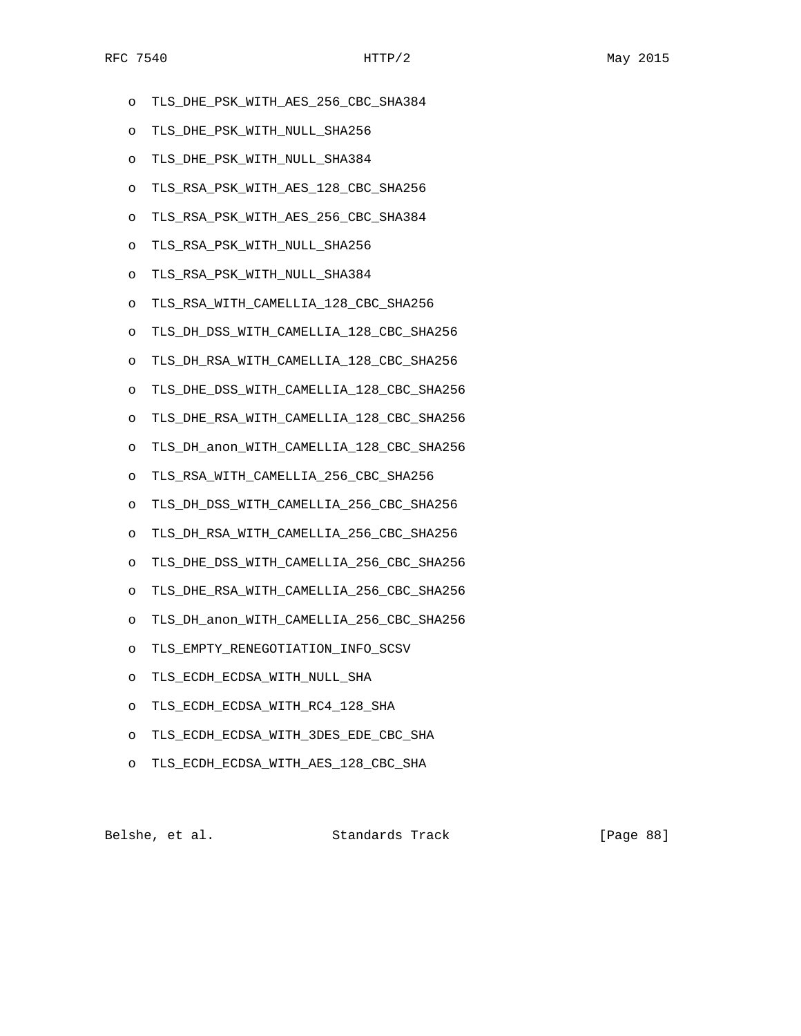- TLS_DHE_PSK_WITH_AES_256_CBC_SHA384
- TLS_DHE_PSK_WITH_NULL_SHA256
- TLS_DHE_PSK_WITH_NULL_SHA384
- TLS_RSA_PSK_WITH_AES_128_CBC_SHA256
- TLS_RSA_PSK_WITH_AES_256_CBC_SHA384
- TLS_RSA_PSK_WITH_NULL_SHA256
- TLS_RSA_PSK_WITH_NULL_SHA384
- TLS_RSA_WITH_CAMELLIA_128_CBC_SHA256
- TLS_DH_DSS_WITH_CAMELLIA_128_CBC_SHA256
- TLS_DH_RSA_WITH_CAMELLIA_128_CBC_SHA256
- TLS_DHE_DSS_WITH_CAMELLIA_128_CBC_SHA256
- TLS_DHE_RSA_WITH_CAMELLIA_128_CBC_SHA256
- TLS_DH_anon_WITH_CAMELLIA_128_CBC_SHA256
- TLS_RSA_WITH_CAMELLIA_256_CBC_SHA256
- TLS_DH_DSS_WITH_CAMELLIA_256_CBC_SHA256
- TLS_DH_RSA_WITH_CAMELLIA_256_CBC_SHA256
- TLS_DHE_DSS_WITH_CAMELLIA_256_CBC_SHA256
- TLS_DHE_RSA_WITH_CAMELLIA_256_CBC_SHA256
- TLS_DH_anon_WITH_CAMELLIA_256_CBC_SHA256
- TLS_EMPTY_RENEGOTIATION_INFO_SCSV
- TLS_ECDH_ECDSA_WITH_NULL_SHA
- TLS_ECDH_ECDSA_WITH_RC4_128_SHA
- TLS_ECDH_ECDSA_WITH_3DES_EDE_CBC_SHA
- TLS_ECDH_ECDSA_WITH_AES_128_CBC_SHA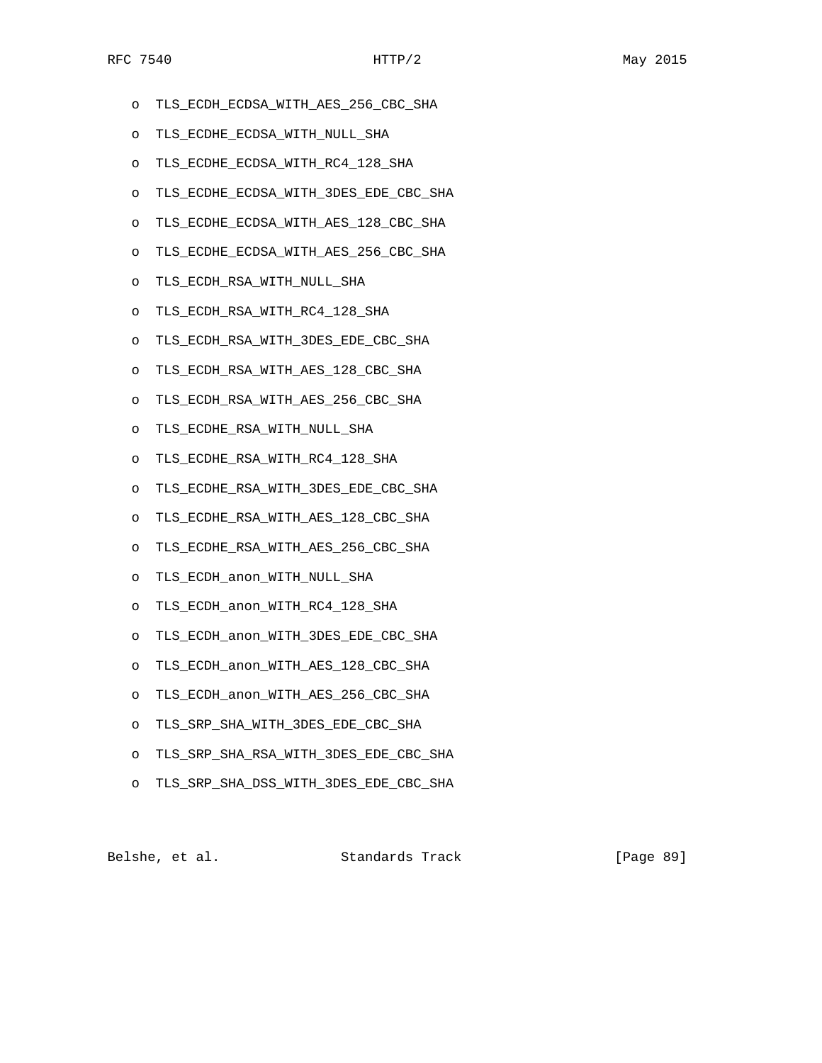- TLS_ECDH_ECDSA_WITH_AES_256_CBC_SHA
- TLS_ECDHE_ECDSA_WITH_NULL_SHA
- TLS_ECDHE_ECDSA_WITH_RC4_128_SHA
- TLS_ECDHE_ECDSA_WITH_3DES_EDE_CBC_SHA
- TLS_ECDHE_ECDSA_WITH_AES_128_CBC_SHA
- TLS_ECDHE_ECDSA_WITH_AES_256_CBC_SHA
- TLS_ECDH_RSA_WITH_NULL_SHA
- TLS_ECDH_RSA_WITH_RC4_128_SHA
- TLS_ECDH_RSA_WITH_3DES_EDE_CBC_SHA
- TLS_ECDH_RSA_WITH_AES_128_CBC_SHA
- TLS_ECDH_RSA_WITH_AES_256_CBC_SHA
- TLS_ECDHE_RSA_WITH_NULL_SHA
- TLS_ECDHE_RSA_WITH_RC4_128_SHA
- TLS_ECDHE_RSA_WITH_3DES_EDE_CBC_SHA
- TLS_ECDHE_RSA_WITH_AES_128_CBC_SHA
- TLS_ECDHE_RSA_WITH_AES_256_CBC_SHA
- TLS_ECDH_anon_WITH_NULL_SHA
- TLS_ECDH_anon_WITH_RC4_128_SHA
- TLS_ECDH_anon_WITH_3DES_EDE_CBC_SHA
- TLS_ECDH_anon_WITH_AES_128_CBC_SHA
- TLS_ECDH_anon_WITH_AES_256_CBC_SHA
- TLS_SRP_SHA_WITH_3DES_EDE_CBC_SHA
- TLS_SRP_SHA_RSA_WITH_3DES_EDE_CBC_SHA
- TLS_SRP_SHA_DSS_WITH_3DES_EDE_CBC_SHA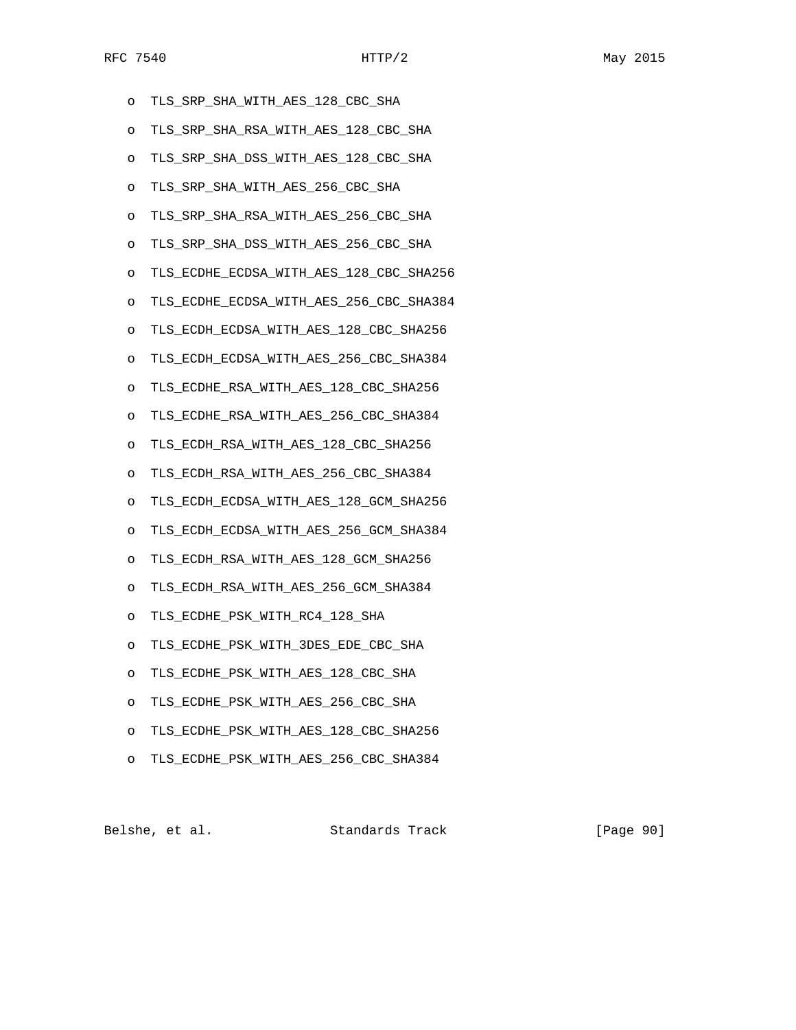- TLS_SRP_SHA_WITH_AES_128_CBC_SHA
- TLS_SRP_SHA_RSA_WITH_AES_128_CBC_SHA
- TLS_SRP_SHA_DSS_WITH_AES_128_CBC_SHA
- TLS_SRP_SHA_WITH_AES_256_CBC_SHA
- TLS_SRP_SHA_RSA_WITH_AES_256_CBC_SHA
- TLS_SRP_SHA_DSS_WITH_AES_256_CBC_SHA
- TLS_ECDHE_ECDSA_WITH_AES_128_CBC_SHA256
- TLS_ECDHE_ECDSA_WITH_AES_256_CBC_SHA384
- TLS_ECDH_ECDSA_WITH_AES_128_CBC_SHA256
- TLS_ECDH_ECDSA_WITH_AES_256_CBC_SHA384
- TLS_ECDHE_RSA_WITH_AES_128_CBC_SHA256
- TLS_ECDHE_RSA_WITH_AES_256_CBC_SHA384
- TLS_ECDH_RSA_WITH_AES_128_CBC_SHA256
- TLS_ECDH_RSA_WITH_AES_256_CBC_SHA384
- TLS_ECDH_ECDSA_WITH_AES_128_GCM_SHA256
- TLS_ECDH_ECDSA_WITH_AES_256_GCM_SHA384
- TLS_ECDH_RSA_WITH_AES_128_GCM_SHA256
- TLS_ECDH_RSA_WITH_AES_256_GCM_SHA384
- TLS_ECDHE_PSK_WITH_RC4_128_SHA
- TLS_ECDHE_PSK_WITH_3DES_EDE_CBC_SHA
- TLS_ECDHE_PSK_WITH_AES_128_CBC_SHA
- TLS_ECDHE_PSK_WITH_AES_256_CBC_SHA
- TLS_ECDHE_PSK_WITH_AES_128_CBC_SHA256
- TLS_ECDHE_PSK_WITH_AES_256_CBC_SHA384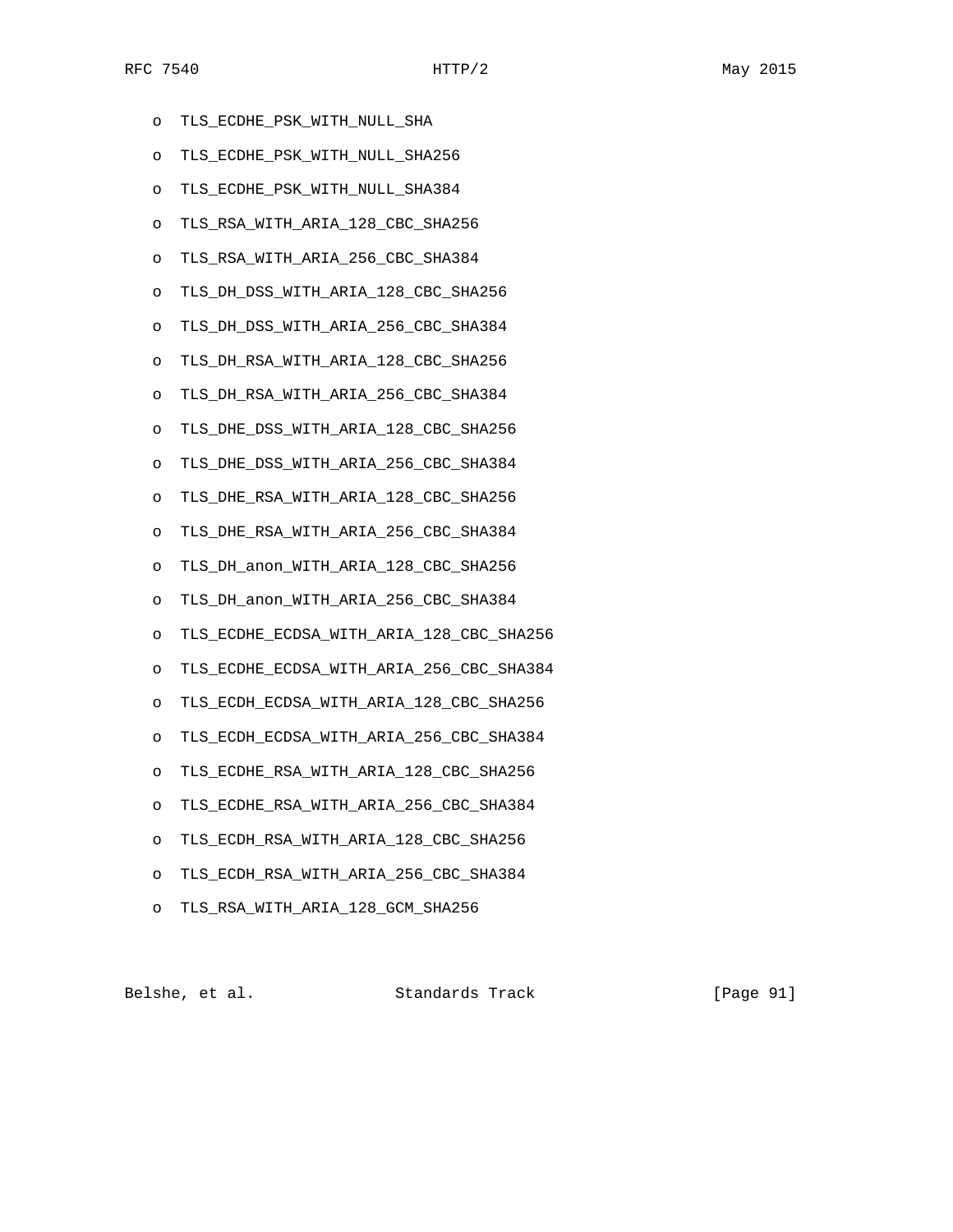- TLS_ECDHE_PSK_WITH_NULL_SHA
- TLS_ECDHE_PSK_WITH_NULL_SHA256
- TLS_ECDHE_PSK_WITH_NULL_SHA384
- TLS_RSA_WITH_ARIA_128_CBC_SHA256
- TLS_RSA_WITH_ARIA_256_CBC_SHA384
- TLS_DH_DSS_WITH_ARIA_128_CBC_SHA256
- TLS_DH_DSS_WITH_ARIA_256_CBC_SHA384
- TLS_DH_RSA_WITH_ARIA_128_CBC_SHA256
- TLS_DH_RSA_WITH_ARIA_256_CBC_SHA384
- TLS_DHE_DSS_WITH_ARIA_128_CBC_SHA256
- TLS_DHE_DSS_WITH_ARIA_256_CBC_SHA384
- TLS_DHE_RSA_WITH_ARIA_128_CBC_SHA256
- TLS_DHE_RSA_WITH_ARIA_256_CBC_SHA384
- TLS_DH_anon_WITH_ARIA_128_CBC_SHA256
- TLS_DH_anon_WITH_ARIA_256_CBC_SHA384
- TLS_ECDHE_ECDSA_WITH_ARIA_128_CBC_SHA256
- TLS_ECDHE_ECDSA_WITH_ARIA_256_CBC_SHA384
- TLS_ECDH_ECDSA_WITH_ARIA_128_CBC_SHA256
- TLS_ECDH_ECDSA_WITH_ARIA_256_CBC_SHA384
- TLS_ECDHE_RSA_WITH_ARIA_128_CBC_SHA256
- TLS_ECDHE_RSA_WITH_ARIA_256_CBC_SHA384
- TLS_ECDH_RSA_WITH_ARIA_128_CBC_SHA256
- TLS_ECDH_RSA_WITH_ARIA_256_CBC_SHA384
- TLS_RSA_WITH_ARIA_128_GCM_SHA256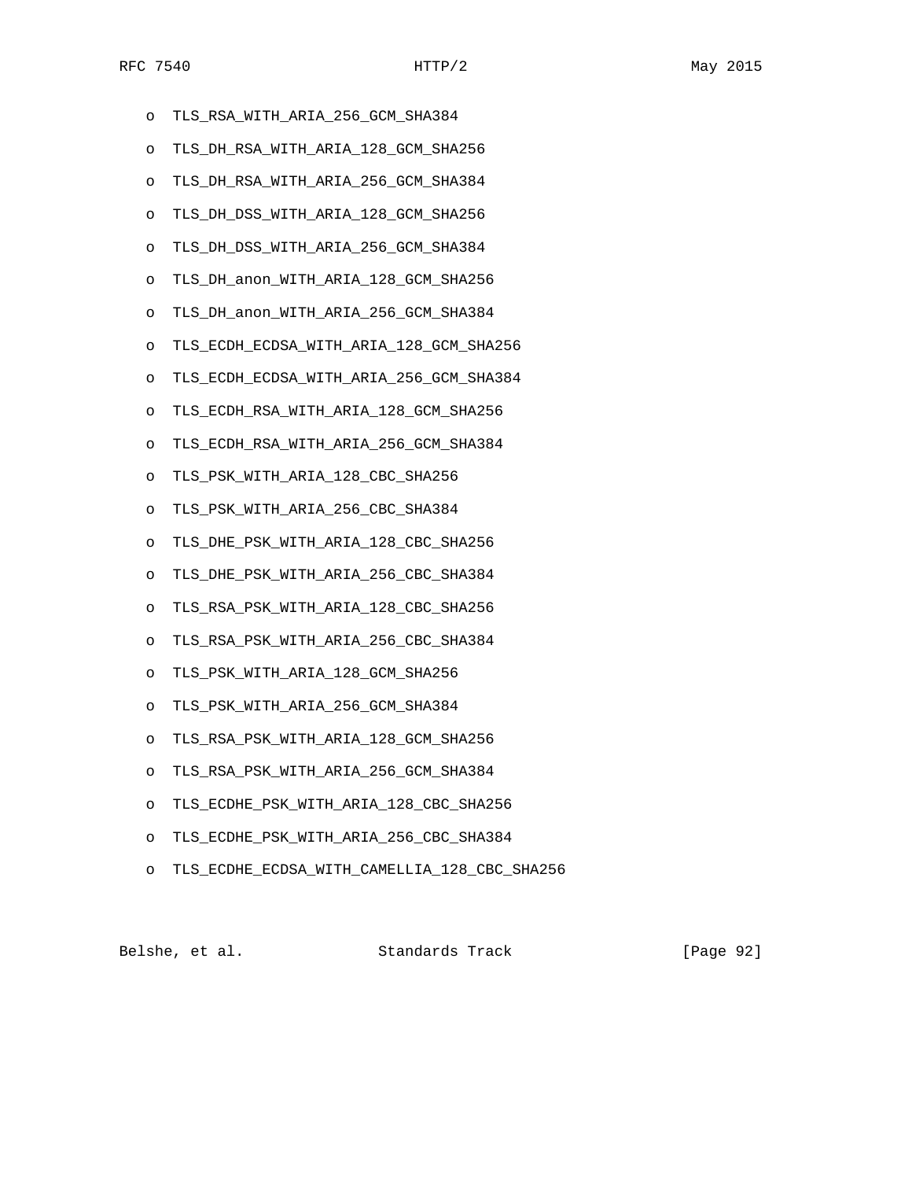- TLS_RSA_WITH_ARIA_256_GCM_SHA384
- TLS_DH_RSA_WITH_ARIA_128_GCM_SHA256
- TLS_DH_RSA_WITH_ARIA_256_GCM_SHA384
- TLS_DH_DSS_WITH_ARIA_128_GCM_SHA256
- TLS_DH_DSS_WITH_ARIA_256_GCM_SHA384
- TLS_DH_anon_WITH_ARIA_128_GCM_SHA256
- TLS_DH_anon_WITH_ARIA_256_GCM_SHA384
- TLS_ECDH_ECDSA_WITH_ARIA_128_GCM_SHA256
- TLS_ECDH_ECDSA_WITH_ARIA_256_GCM_SHA384
- TLS_ECDH_RSA_WITH_ARIA_128_GCM_SHA256
- TLS_ECDH_RSA_WITH_ARIA_256_GCM_SHA384
- TLS_PSK_WITH_ARIA_128_CBC_SHA256
- TLS_PSK_WITH_ARIA_256_CBC_SHA384
- TLS_DHE_PSK_WITH_ARIA_128_CBC_SHA256
- TLS_DHE_PSK_WITH_ARIA_256_CBC_SHA384
- TLS_RSA_PSK_WITH_ARIA_128_CBC_SHA256
- TLS_RSA_PSK_WITH_ARIA_256_CBC_SHA384
- TLS_PSK_WITH_ARIA_128_GCM_SHA256
- TLS_PSK_WITH_ARIA_256_GCM_SHA384
- TLS_RSA_PSK_WITH_ARIA_128_GCM_SHA256
- TLS_RSA_PSK_WITH_ARIA_256_GCM_SHA384
- TLS_ECDHE_PSK_WITH_ARIA_128_CBC_SHA256
- TLS_ECDHE_PSK_WITH_ARIA_256_CBC_SHA384
- TLS_ECDHE_ECDSA_WITH_CAMELLIA_128_CBC_SHA256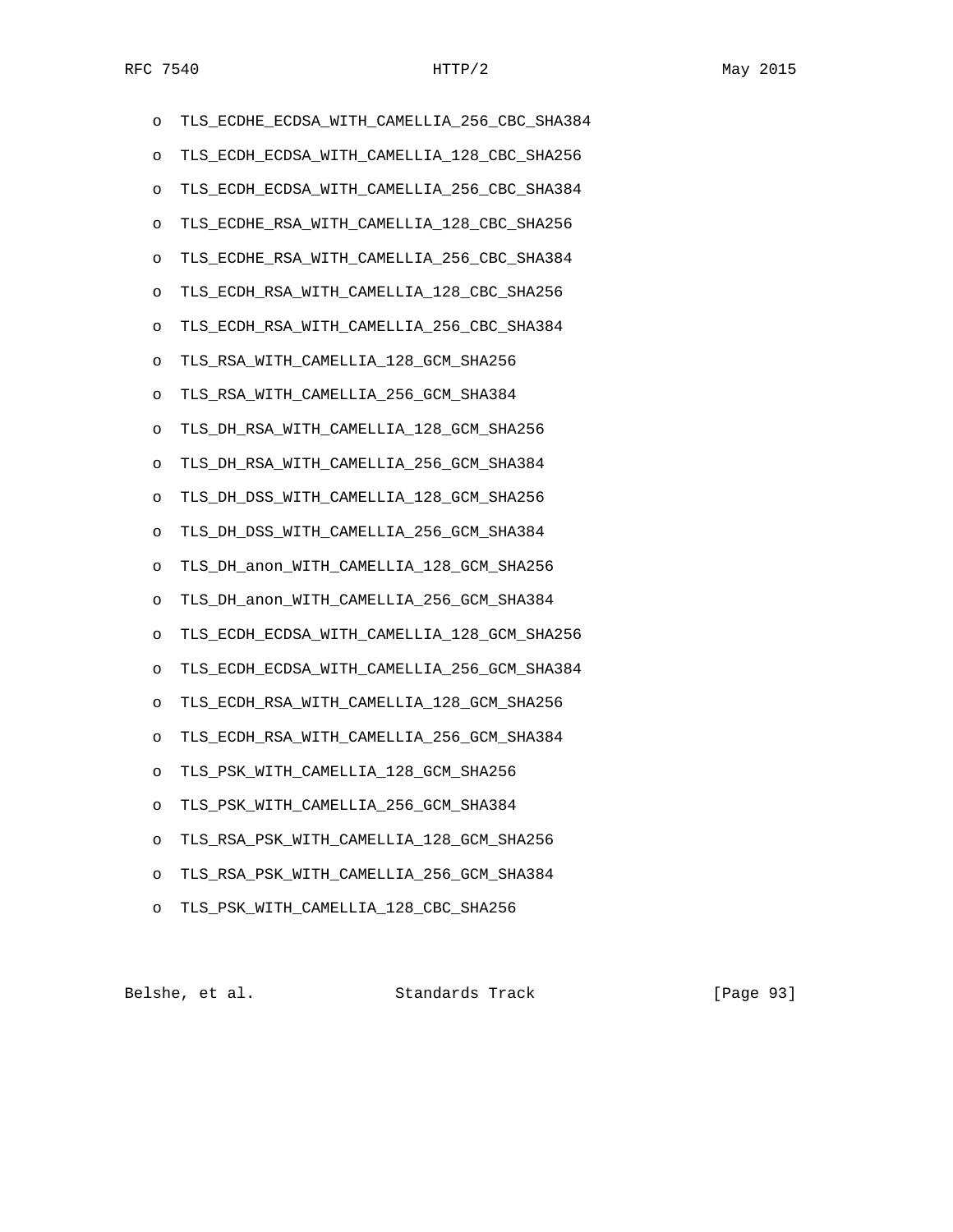- TLS_ECDHE_ECDSA_WITH_CAMELLIA_256_CBC_SHA384
- TLS_ECDH_ECDSA_WITH_CAMELLIA_128_CBC_SHA256
- TLS_ECDH_ECDSA_WITH_CAMELLIA_256_CBC_SHA384
- TLS_ECDHE_RSA_WITH_CAMELLIA_128_CBC_SHA256
- TLS_ECDHE_RSA_WITH_CAMELLIA_256_CBC_SHA384
- TLS_ECDH_RSA_WITH_CAMELLIA_128_CBC_SHA256
- TLS_ECDH_RSA_WITH_CAMELLIA_256_CBC_SHA384
- TLS_RSA_WITH_CAMELLIA_128_GCM_SHA256
- TLS_RSA_WITH_CAMELLIA_256_GCM_SHA384
- TLS_DH_RSA_WITH_CAMELLIA_128_GCM_SHA256
- TLS_DH_RSA_WITH_CAMELLIA_256_GCM_SHA384
- TLS_DH_DSS_WITH_CAMELLIA_128_GCM_SHA256
- TLS_DH_DSS_WITH_CAMELLIA_256_GCM_SHA384
- TLS_DH_anon_WITH_CAMELLIA_128_GCM_SHA256
- TLS_DH_anon_WITH_CAMELLIA_256_GCM_SHA384
- TLS_ECDH_ECDSA_WITH_CAMELLIA_128_GCM_SHA256
- TLS_ECDH_ECDSA_WITH_CAMELLIA_256_GCM_SHA384
- TLS_ECDH_RSA_WITH_CAMELLIA_128_GCM_SHA256
- TLS_ECDH_RSA_WITH_CAMELLIA_256_GCM_SHA384
- TLS_PSK_WITH_CAMELLIA_128_GCM_SHA256
- TLS_PSK_WITH_CAMELLIA_256_GCM_SHA384
- TLS_RSA_PSK_WITH_CAMELLIA_128_GCM_SHA256
- TLS_RSA_PSK_WITH_CAMELLIA_256_GCM_SHA384
- TLS_PSK_WITH_CAMELLIA_128_CBC_SHA256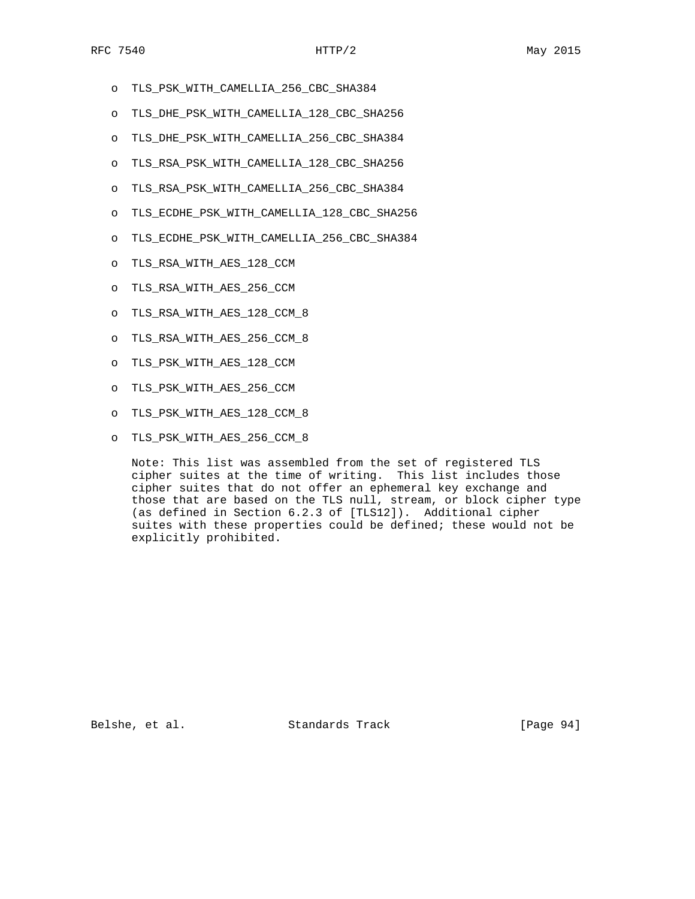- TLS_PSK_WITH_CAMELLIA_256_CBC_SHA384
- TLS_DHE_PSK_WITH_CAMELLIA_128_CBC_SHA256
- TLS_DHE_PSK_WITH_CAMELLIA_256_CBC_SHA384
- TLS_RSA_PSK_WITH_CAMELLIA_128_CBC_SHA256
- TLS_RSA_PSK_WITH_CAMELLIA_256_CBC_SHA384
- TLS_ECDHE_PSK_WITH_CAMELLIA_128_CBC_SHA256
- TLS_ECDHE_PSK_WITH_CAMELLIA_256_CBC_SHA384
- TLS_RSA_WITH_AES_128_CCM
- TLS_RSA_WITH_AES_256_CCM
- TLS_RSA_WITH_AES_128_CCM_8
- TLS_RSA_WITH_AES_256_CCM_8
- TLS_PSK_WITH_AES_128_CCM
- TLS_PSK_WITH_AES_256_CCM
- TLS_PSK_WITH_AES_128_CCM_8
- TLS_PSK_WITH_AES_256_CCM_8

Note: This list was assembled from the set of registered TLS cipher suites at the time of writing. This list includes those cipher suites that do not offer an ephemeral key exchange and those that are based on the TLS null, stream, or block cipher type (as defined in Section 6.2.3 of [TLS12]). Additional cipher suites with these properties could be defined; these would not be explicitly prohibited.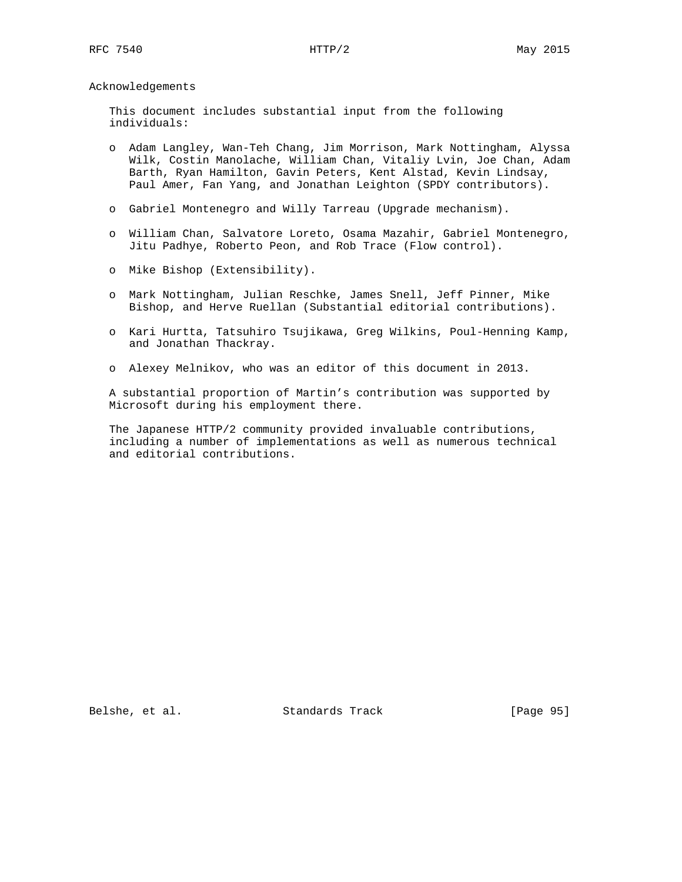# Acknowledgements

This document includes substantial input from the following individuals:

- Adam Langley, Wan-Teh Chang, Jim Morrison, Mark Nottingham, Alyssa Wilk, Costin Manolache, William Chan, Vitaliy Lvin, Joe Chan, Adam Barth, Ryan Hamilton, Gavin Peters, Kent Alstad, Kevin Lindsay, Paul Amer, Fan Yang, and Jonathan Leighton (SPDY contributors).

- Gabriel Montenegro and Willy Tarreau (Upgrade mechanism).

- William Chan, Salvatore Loreto, Osama Mazahir, Gabriel Montenegro, Jitu Padhye, Roberto Peon, and Rob Trace (Flow control).

- Mike Bishop (Extensibility).

- Mark Nottingham, Julian Reschke, James Snell, Jeff Pinner, Mike Bishop, and Herve Ruellan (Substantial editorial contributions).

- Kari Hurtta, Tatsuhiro Tsujikawa, Greg Wilkins, Poul-Henning Kamp, and Jonathan Thackray.

- Alexey Melnikov, who was an editor of this document in 2013.

A substantial proportion of Martin's contribution was supported by Microsoft during his employment there.

The Japanese HTTP/2 community provided invaluable contributions, including a number of implementations as well as numerous technical and editorial contributions.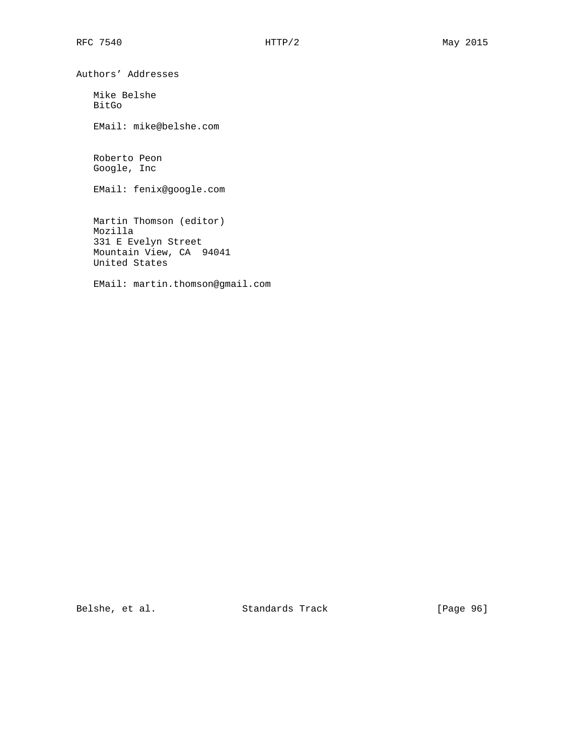# Authors' Addresses

Mike Belshe
BitGo

EMail: mike@belshe.com

Roberto Peon
Google, Inc

EMail: fenix@google.com

Martin Thomson (editor)
Mozilla
331 E Evelyn Street
Mountain View, CA  94041
United States

EMail: martin.thomson@gmail.com